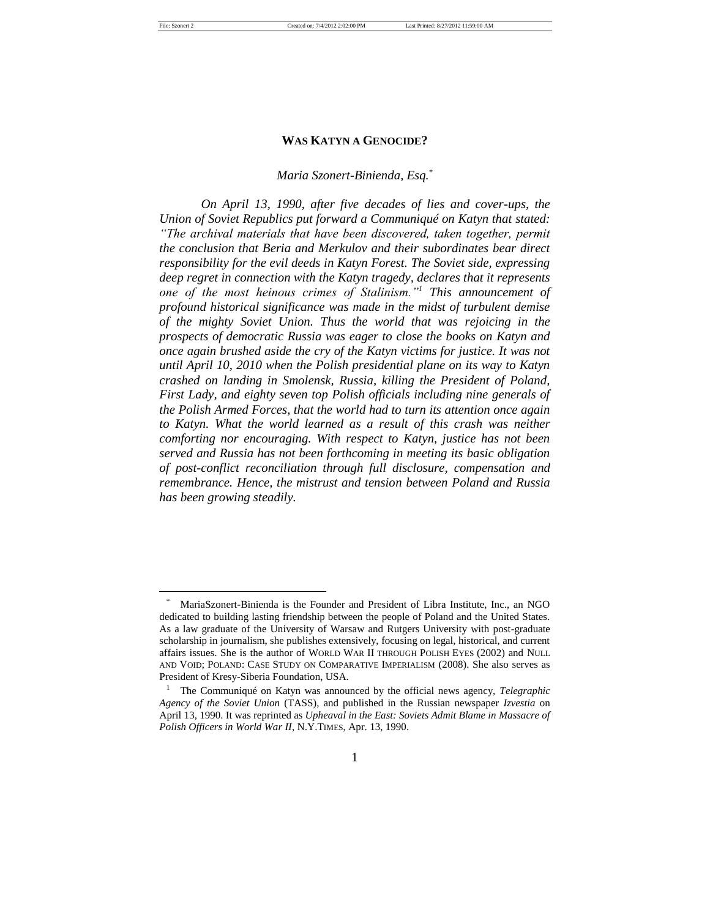# WAS KATYN A GENOCIDE?

*Maria Szonert-Binienda, Esq.*[*]

*On April 13, 1990, after five decades of lies and cover-ups, the Union of Soviet Republics put forward a Communiqué on Katyn that stated: "The archival materials that have been discovered, taken together, permit the conclusion that Beria and Merkulov and their subordinates bear direct responsibility for the evil deeds in Katyn Forest. The Soviet side, expressing deep regret in connection with the Katyn tragedy, declares that it represents one of the most heinous crimes of Stalinism."*[1] *This announcement of profound historical significance was made in the midst of turbulent demise of the mighty Soviet Union. Thus the world that was rejoicing in the prospects of democratic Russia was eager to close the books on Katyn and once again brushed aside the cry of the Katyn victims for justice. It was not until April 10, 2010 when the Polish presidential plane on its way to Katyn crashed on landing in Smolensk, Russia, killing the President of Poland, First Lady, and eighty seven top Polish officials including nine generals of the Polish Armed Forces, that the world had to turn its attention once again to Katyn. What the world learned as a result of this crash was neither comforting nor encouraging. With respect to Katyn, justice has not been served and Russia has not been forthcoming in meeting its basic obligation of post-conflict reconciliation through full disclosure, compensation and remembrance. Hence, the mistrust and tension between Poland and Russia has been growing steadily.*

---

[*] MariaSzonert-Binienda is the Founder and President of Libra Institute, Inc., an NGO dedicated to building lasting friendship between the people of Poland and the United States. As a law graduate of the University of Warsaw and Rutgers University with post-graduate scholarship in journalism, she publishes extensively, focusing on legal, historical, and current affairs issues. She is the author of WORLD WAR II THROUGH POLISH EYES (2002) and NULL AND VOID; POLAND: CASE STUDY ON COMPARATIVE IMPERIALISM (2008). She also serves as President of Kresy-Siberia Foundation, USA.

[1] The Communiqué on Katyn was announced by the official news agency, *Telegraphic Agency of the Soviet Union* (TASS), and published in the Russian newspaper *Izvestia* on April 13, 1990. It was reprinted as *Upheaval in the East: Soviets Admit Blame in Massacre of Polish Officers in World War II*, N.Y.TIMES, Apr. 13, 1990.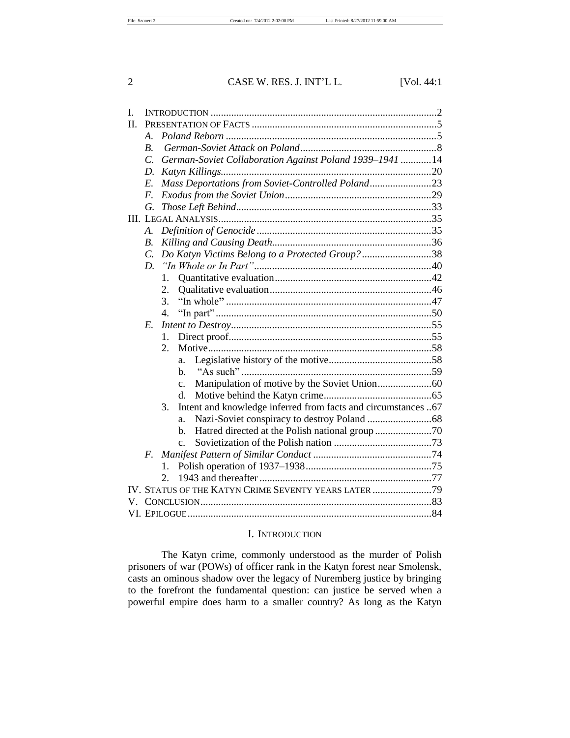- I. INTRODUCTION .......................................................................................2
- II. PRESENTATION OF FACTS .......................................................................5
  - *A. Poland Reborn* .................................................................................5
  - *B. German-Soviet Attack on Poland*.....................................................8
  - *C. German-Soviet Collaboration Against Poland 1939–1941* ............14
  - *D. Katyn Killings*.................................................................................20
  - *E. Mass Deportations from Soviet-Controlled Poland*........................23
  - *F. Exodus from the Soviet Union*.........................................................29
  - *G. Those Left Behind*............................................................................33
- III. LEGAL ANALYSIS...................................................................................35
  - *A. Definition of Genocide* ....................................................................35
  - *B. Killing and Causing Death*..............................................................36
  - *C. Do Katyn Victims Belong to a Protected Group?*...........................38
  - *D. "In Whole or In Part"*.....................................................................40
    - 1. Quantitative evaluation.............................................................42
    - 2. Qualitative evaluation...............................................................46
    - 3. "In whole" ................................................................................47
    - 4. "In part" ...................................................................................50
  - *E. Intent to Destroy*..............................................................................55
    - 1. Direct proof...............................................................................55
    - 2. Motive.......................................................................................58
      - a. Legislative history of the motive........................................58
      - b. "As such" ..........................................................................59
      - c. Manipulation of motive by the Soviet Union.....................60
      - d. Motive behind the Katyn crime..........................................65
    - 3. Intent and knowledge inferred from facts and circumstances ..67
      - a. Nazi-Soviet conspiracy to destroy Poland .........................68
      - b. Hatred directed at the Polish national group ......................70
      - c. Sovietization of the Polish nation ......................................73
  - *F. Manifest Pattern of Similar Conduct* ..............................................74
    - 1. Polish operation of 1937–1938.................................................75
    - 2. 1943 and thereafter ...................................................................77
- IV. STATUS OF THE KATYN CRIME SEVENTY YEARS LATER .......................79
- V. CONCLUSION.........................................................................................83
- VI. EPILOGUE..............................................................................................84

## I. INTRODUCTION

The Katyn crime, commonly understood as the murder of Polish prisoners of war (POWs) of officer rank in the Katyn forest near Smolensk, casts an ominous shadow over the legacy of Nuremberg justice by bringing to the forefront the fundamental question: can justice be served when a powerful empire does harm to a smaller country? As long as the Katyn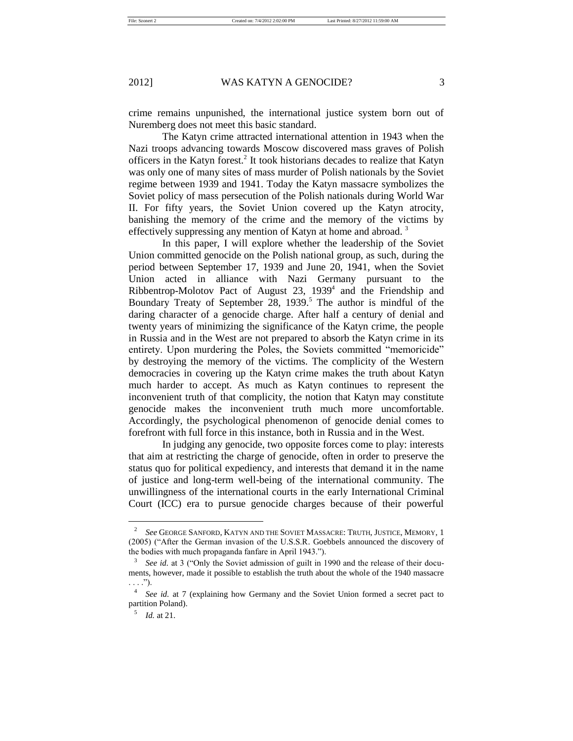crime remains unpunished, the international justice system born out of Nuremberg does not meet this basic standard.

The Katyn crime attracted international attention in 1943 when the Nazi troops advancing towards Moscow discovered mass graves of Polish officers in the Katyn forest.[2] It took historians decades to realize that Katyn was only one of many sites of mass murder of Polish nationals by the Soviet regime between 1939 and 1941. Today the Katyn massacre symbolizes the Soviet policy of mass persecution of the Polish nationals during World War II. For fifty years, the Soviet Union covered up the Katyn atrocity, banishing the memory of the crime and the memory of the victims by effectively suppressing any mention of Katyn at home and abroad.[3]

In this paper, I will explore whether the leadership of the Soviet Union committed genocide on the Polish national group, as such, during the period between September 17, 1939 and June 20, 1941, when the Soviet Union acted in alliance with Nazi Germany pursuant to the Ribbentrop-Molotov Pact of August 23, 1939[4] and the Friendship and Boundary Treaty of September 28, 1939.[5] The author is mindful of the daring character of a genocide charge. After half a century of denial and twenty years of minimizing the significance of the Katyn crime, the people in Russia and in the West are not prepared to absorb the Katyn crime in its entirety. Upon murdering the Poles, the Soviets committed "memoricide" by destroying the memory of the victims. The complicity of the Western democracies in covering up the Katyn crime makes the truth about Katyn much harder to accept. As much as Katyn continues to represent the inconvenient truth of that complicity, the notion that Katyn may constitute genocide makes the inconvenient truth much more uncomfortable. Accordingly, the psychological phenomenon of genocide denial comes to forefront with full force in this instance, both in Russia and in the West.

In judging any genocide, two opposite forces come to play: interests that aim at restricting the charge of genocide, often in order to preserve the status quo for political expediency, and interests that demand it in the name of justice and long-term well-being of the international community. The unwillingness of the international courts in the early International Criminal Court (ICC) era to pursue genocide charges because of their powerful

---

[2] *See* GEORGE SANFORD, KATYN AND THE SOVIET MASSACRE: TRUTH, JUSTICE, MEMORY, 1 (2005) ("After the German invasion of the U.S.S.R. Goebbels announced the discovery of the bodies with much propaganda fanfare in April 1943.").

[3] *See id.* at 3 ("Only the Soviet admission of guilt in 1990 and the release of their documents, however, made it possible to establish the truth about the whole of the 1940 massacre . . . .").

[4] *See id.* at 7 (explaining how Germany and the Soviet Union formed a secret pact to partition Poland).

[5] *Id.* at 21.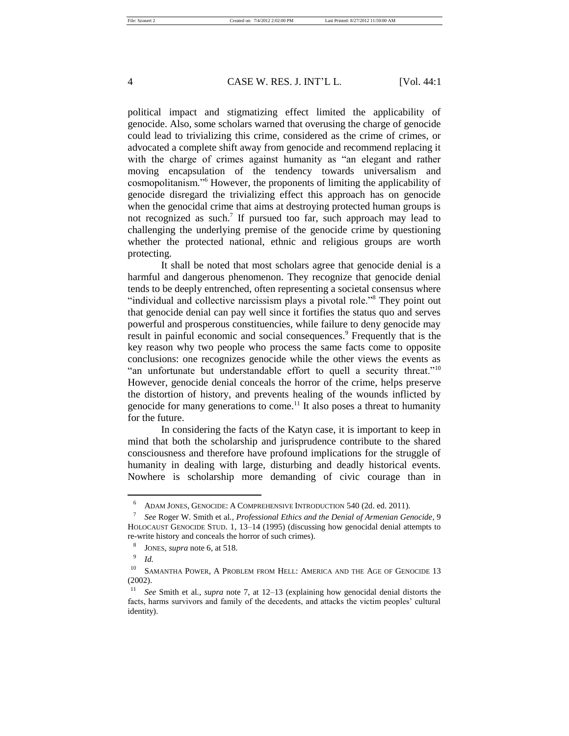political impact and stigmatizing effect limited the applicability of genocide. Also, some scholars warned that overusing the charge of genocide could lead to trivializing this crime, considered as the crime of crimes, or advocated a complete shift away from genocide and recommend replacing it with the charge of crimes against humanity as "an elegant and rather moving encapsulation of the tendency towards universalism and cosmopolitanism."[6] However, the proponents of limiting the applicability of genocide disregard the trivializing effect this approach has on genocide when the genocidal crime that aims at destroying protected human groups is not recognized as such.[7] If pursued too far, such approach may lead to challenging the underlying premise of the genocide crime by questioning whether the protected national, ethnic and religious groups are worth protecting.

It shall be noted that most scholars agree that genocide denial is a harmful and dangerous phenomenon. They recognize that genocide denial tends to be deeply entrenched, often representing a societal consensus where "individual and collective narcissism plays a pivotal role."[8] They point out that genocide denial can pay well since it fortifies the status quo and serves powerful and prosperous constituencies, while failure to deny genocide may result in painful economic and social consequences.[9] Frequently that is the key reason why two people who process the same facts come to opposite conclusions: one recognizes genocide while the other views the events as "an unfortunate but understandable effort to quell a security threat."[10] However, genocide denial conceals the horror of the crime, helps preserve the distortion of history, and prevents healing of the wounds inflicted by genocide for many generations to come.[11] It also poses a threat to humanity for the future.

In considering the facts of the Katyn case, it is important to keep in mind that both the scholarship and jurisprudence contribute to the shared consciousness and therefore have profound implications for the struggle of humanity in dealing with large, disturbing and deadly historical events. Nowhere is scholarship more demanding of civic courage than in

---

[6] ADAM JONES, GENOCIDE: A COMPREHENSIVE INTRODUCTION 540 (2d. ed. 2011).

[7] *See* Roger W. Smith et al., *Professional Ethics and the Denial of Armenian Genocide*, 9 HOLOCAUST GENOCIDE STUD. 1, 13–14 (1995) (discussing how genocidal denial attempts to re-write history and conceals the horror of such crimes).

[8] JONES, *supra* note 6, at 518.

[9] *Id.*

[10] SAMANTHA POWER, A PROBLEM FROM HELL: AMERICA AND THE AGE OF GENOCIDE 13 (2002).

[11] *See* Smith et al., *supra* note 7, at 12–13 (explaining how genocidal denial distorts the facts, harms survivors and family of the decedents, and attacks the victim peoples' cultural identity).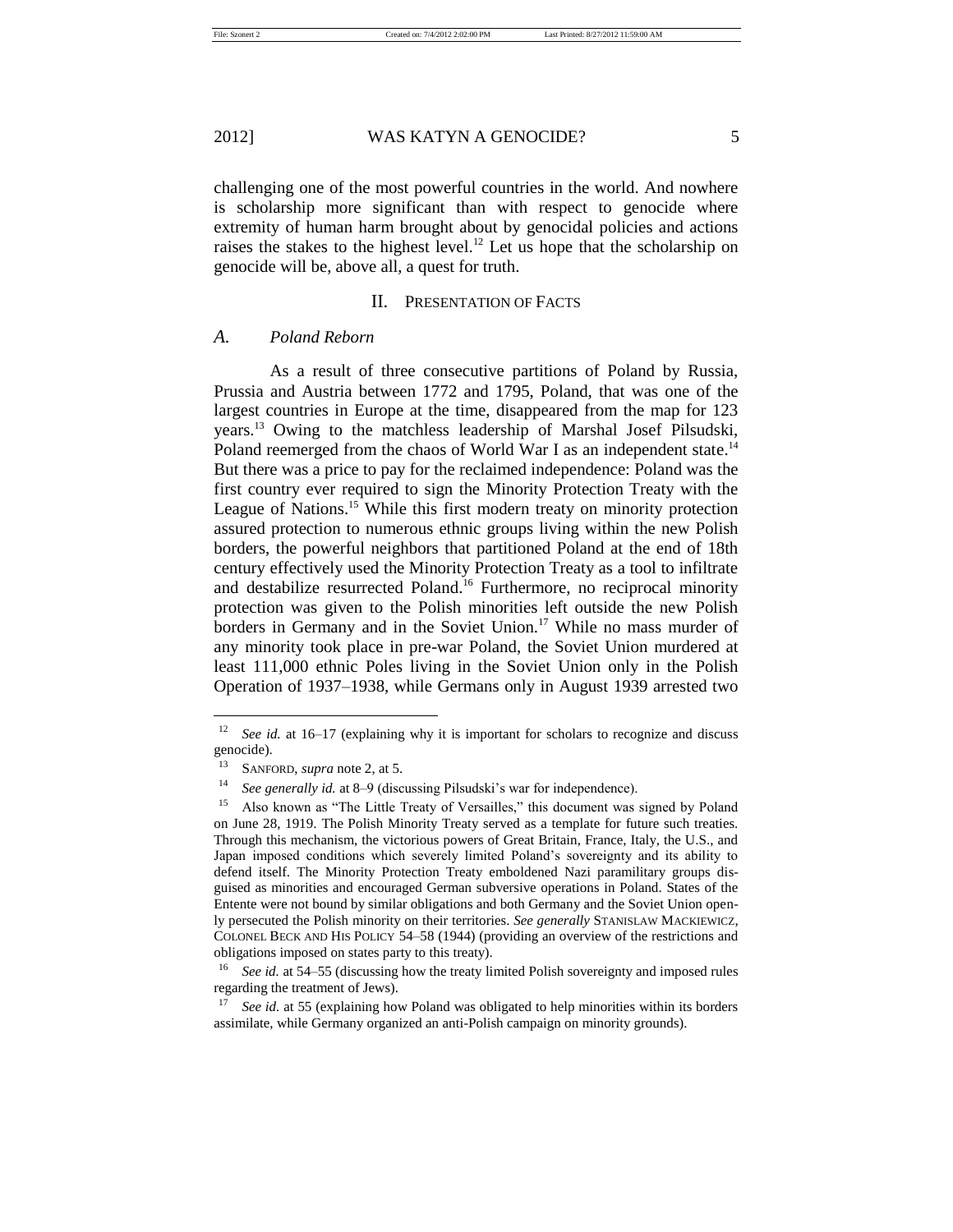challenging one of the most powerful countries in the world. And nowhere is scholarship more significant than with respect to genocide where extremity of human harm brought about by genocidal policies and actions raises the stakes to the highest level.[12] Let us hope that the scholarship on genocide will be, above all, a quest for truth.

## II. Presentation of Facts

### *A. Poland Reborn*

As a result of three consecutive partitions of Poland by Russia, Prussia and Austria between 1772 and 1795, Poland, that was one of the largest countries in Europe at the time, disappeared from the map for 123 years.[13] Owing to the matchless leadership of Marshal Josef Pilsudski, Poland reemerged from the chaos of World War I as an independent state.[14] But there was a price to pay for the reclaimed independence: Poland was the first country ever required to sign the Minority Protection Treaty with the League of Nations.[15] While this first modern treaty on minority protection assured protection to numerous ethnic groups living within the new Polish borders, the powerful neighbors that partitioned Poland at the end of 18th century effectively used the Minority Protection Treaty as a tool to infiltrate and destabilize resurrected Poland.[16] Furthermore, no reciprocal minority protection was given to the Polish minorities left outside the new Polish borders in Germany and in the Soviet Union.[17] While no mass murder of any minority took place in pre-war Poland, the Soviet Union murdered at least 111,000 ethnic Poles living in the Soviet Union only in the Polish Operation of 1937–1938, while Germans only in August 1939 arrested two

---

[12] *See id.* at 16–17 (explaining why it is important for scholars to recognize and discuss genocide).

[13] SANFORD, *supra* note 2, at 5.

[14] *See generally id.* at 8–9 (discussing Pilsudski's war for independence).

[15] Also known as "The Little Treaty of Versailles," this document was signed by Poland on June 28, 1919. The Polish Minority Treaty served as a template for future such treaties. Through this mechanism, the victorious powers of Great Britain, France, Italy, the U.S., and Japan imposed conditions which severely limited Poland's sovereignty and its ability to defend itself. The Minority Protection Treaty emboldened Nazi paramilitary groups disguised as minorities and encouraged German subversive operations in Poland. States of the Entente were not bound by similar obligations and both Germany and the Soviet Union openly persecuted the Polish minority on their territories. *See generally* STANISLAW MACKIEWICZ, COLONEL BECK AND HIS POLICY 54–58 (1944) (providing an overview of the restrictions and obligations imposed on states party to this treaty).

[16] *See id.* at 54–55 (discussing how the treaty limited Polish sovereignty and imposed rules regarding the treatment of Jews).

[17] *See id.* at 55 (explaining how Poland was obligated to help minorities within its borders assimilate, while Germany organized an anti-Polish campaign on minority grounds).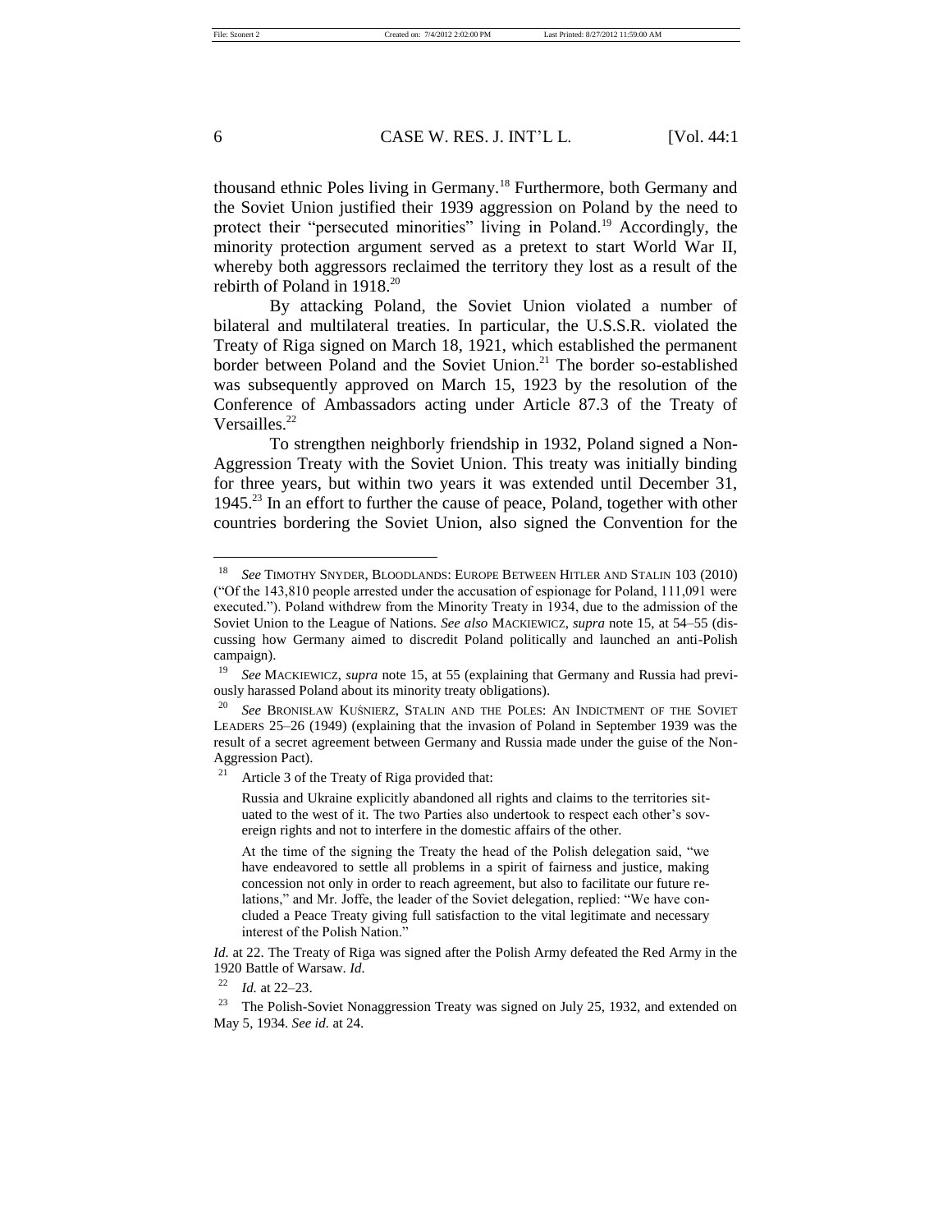thousand ethnic Poles living in Germany.[18] Furthermore, both Germany and the Soviet Union justified their 1939 aggression on Poland by the need to protect their "persecuted minorities" living in Poland.[19] Accordingly, the minority protection argument served as a pretext to start World War II, whereby both aggressors reclaimed the territory they lost as a result of the rebirth of Poland in 1918.[20]

By attacking Poland, the Soviet Union violated a number of bilateral and multilateral treaties. In particular, the U.S.S.R. violated the Treaty of Riga signed on March 18, 1921, which established the permanent border between Poland and the Soviet Union.[21] The border so-established was subsequently approved on March 15, 1923 by the resolution of the Conference of Ambassadors acting under Article 87.3 of the Treaty of Versailles.[22]

To strengthen neighborly friendship in 1932, Poland signed a Non-Aggression Treaty with the Soviet Union. This treaty was initially binding for three years, but within two years it was extended until December 31, 1945.[23] In an effort to further the cause of peace, Poland, together with other countries bordering the Soviet Union, also signed the Convention for the

---

[18] *See* TIMOTHY SNYDER, BLOODLANDS: EUROPE BETWEEN HITLER AND STALIN 103 (2010) ("Of the 143,810 people arrested under the accusation of espionage for Poland, 111,091 were executed."). Poland withdrew from the Minority Treaty in 1934, due to the admission of the Soviet Union to the League of Nations. *See also* MACKIEWICZ, *supra* note 15, at 54–55 (discussing how Germany aimed to discredit Poland politically and launched an anti-Polish campaign).

[19] *See* MACKIEWICZ, *supra* note 15, at 55 (explaining that Germany and Russia had previously harassed Poland about its minority treaty obligations).

[20] *See* BRONISŁAW KUŚNIERZ, STALIN AND THE POLES: AN INDICTMENT OF THE SOVIET LEADERS 25–26 (1949) (explaining that the invasion of Poland in September 1939 was the result of a secret agreement between Germany and Russia made under the guise of the Non-Aggression Pact).

[21] Article 3 of the Treaty of Riga provided that:

> Russia and Ukraine explicitly abandoned all rights and claims to the territories situated to the west of it. The two Parties also undertook to respect each other's sovereign rights and not to interfere in the domestic affairs of the other.
>
> At the time of the signing the Treaty the head of the Polish delegation said, "we have endeavored to settle all problems in a spirit of fairness and justice, making concession not only in order to reach agreement, but also to facilitate our future relations," and Mr. Joffe, the leader of the Soviet delegation, replied: "We have concluded a Peace Treaty giving full satisfaction to the vital legitimate and necessary interest of the Polish Nation."

*Id.* at 22. The Treaty of Riga was signed after the Polish Army defeated the Red Army in the 1920 Battle of Warsaw. *Id.*

[22] *Id.* at 22–23.

[23] The Polish-Soviet Nonaggression Treaty was signed on July 25, 1932, and extended on May 5, 1934. *See id.* at 24.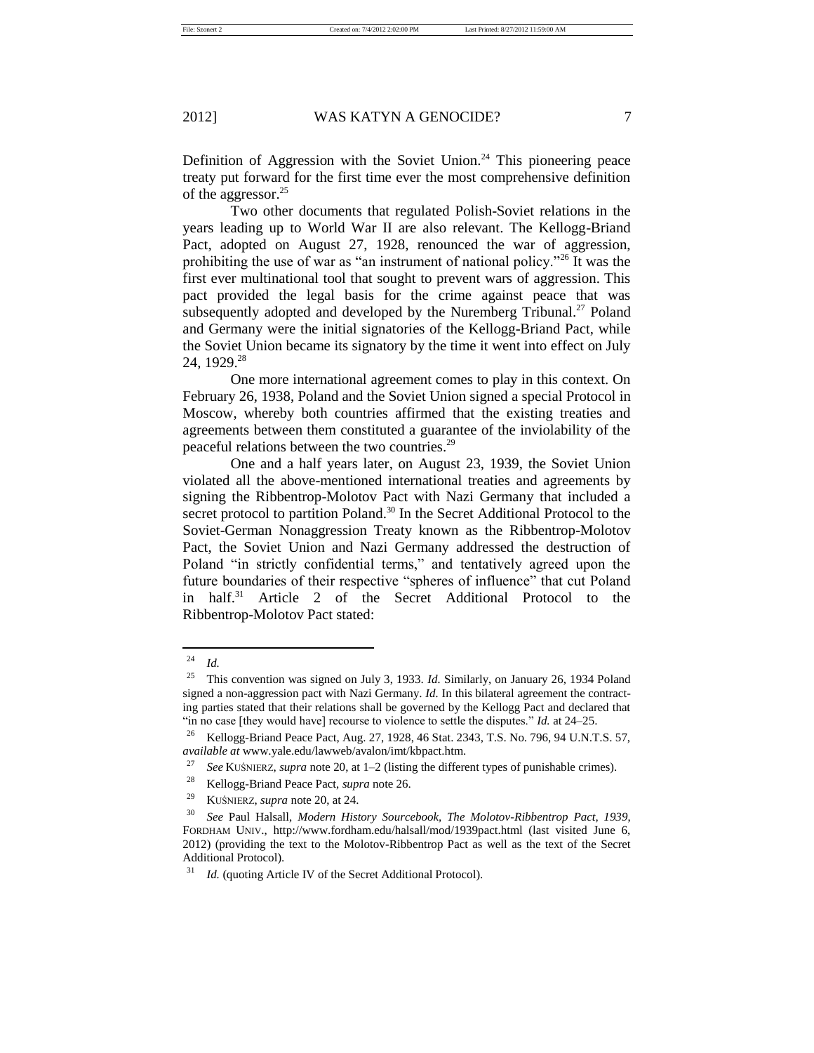Definition of Aggression with the Soviet Union.[24] This pioneering peace treaty put forward for the first time ever the most comprehensive definition of the aggressor.[25]

Two other documents that regulated Polish-Soviet relations in the years leading up to World War II are also relevant. The Kellogg-Briand Pact, adopted on August 27, 1928, renounced the war of aggression, prohibiting the use of war as "an instrument of national policy."[26] It was the first ever multinational tool that sought to prevent wars of aggression. This pact provided the legal basis for the crime against peace that was subsequently adopted and developed by the Nuremberg Tribunal.[27] Poland and Germany were the initial signatories of the Kellogg-Briand Pact, while the Soviet Union became its signatory by the time it went into effect on July 24, 1929.[28]

One more international agreement comes to play in this context. On February 26, 1938, Poland and the Soviet Union signed a special Protocol in Moscow, whereby both countries affirmed that the existing treaties and agreements between them constituted a guarantee of the inviolability of the peaceful relations between the two countries.[29]

One and a half years later, on August 23, 1939, the Soviet Union violated all the above-mentioned international treaties and agreements by signing the Ribbentrop-Molotov Pact with Nazi Germany that included a secret protocol to partition Poland.[30] In the Secret Additional Protocol to the Soviet-German Nonaggression Treaty known as the Ribbentrop-Molotov Pact, the Soviet Union and Nazi Germany addressed the destruction of Poland "in strictly confidential terms," and tentatively agreed upon the future boundaries of their respective "spheres of influence" that cut Poland in half.[31] Article 2 of the Secret Additional Protocol to the Ribbentrop-Molotov Pact stated:

---

[24] *Id.*

[25] This convention was signed on July 3, 1933. *Id.* Similarly, on January 26, 1934 Poland signed a non-aggression pact with Nazi Germany. *Id.* In this bilateral agreement the contracting parties stated that their relations shall be governed by the Kellogg Pact and declared that "in no case [they would have] recourse to violence to settle the disputes." *Id.* at 24–25.

[26] Kellogg-Briand Peace Pact, Aug. 27, 1928, 46 Stat. 2343, T.S. No. 796, 94 U.N.T.S. 57, *available at* www.yale.edu/lawweb/avalon/imt/kbpact.htm.

[27] *See* KUŚNIERZ, *supra* note 20, at 1–2 (listing the different types of punishable crimes).

[28] Kellogg-Briand Peace Pact, *supra* note 26.

[29] KUŚNIERZ, *supra* note 20, at 24.

[30] *See* Paul Halsall, *Modern History Sourcebook, The Molotov-Ribbentrop Pact, 1939*, FORDHAM UNIV., http://www.fordham.edu/halsall/mod/1939pact.html (last visited June 6, 2012) (providing the text to the Molotov-Ribbentrop Pact as well as the text of the Secret Additional Protocol).

[31] *Id.* (quoting Article IV of the Secret Additional Protocol).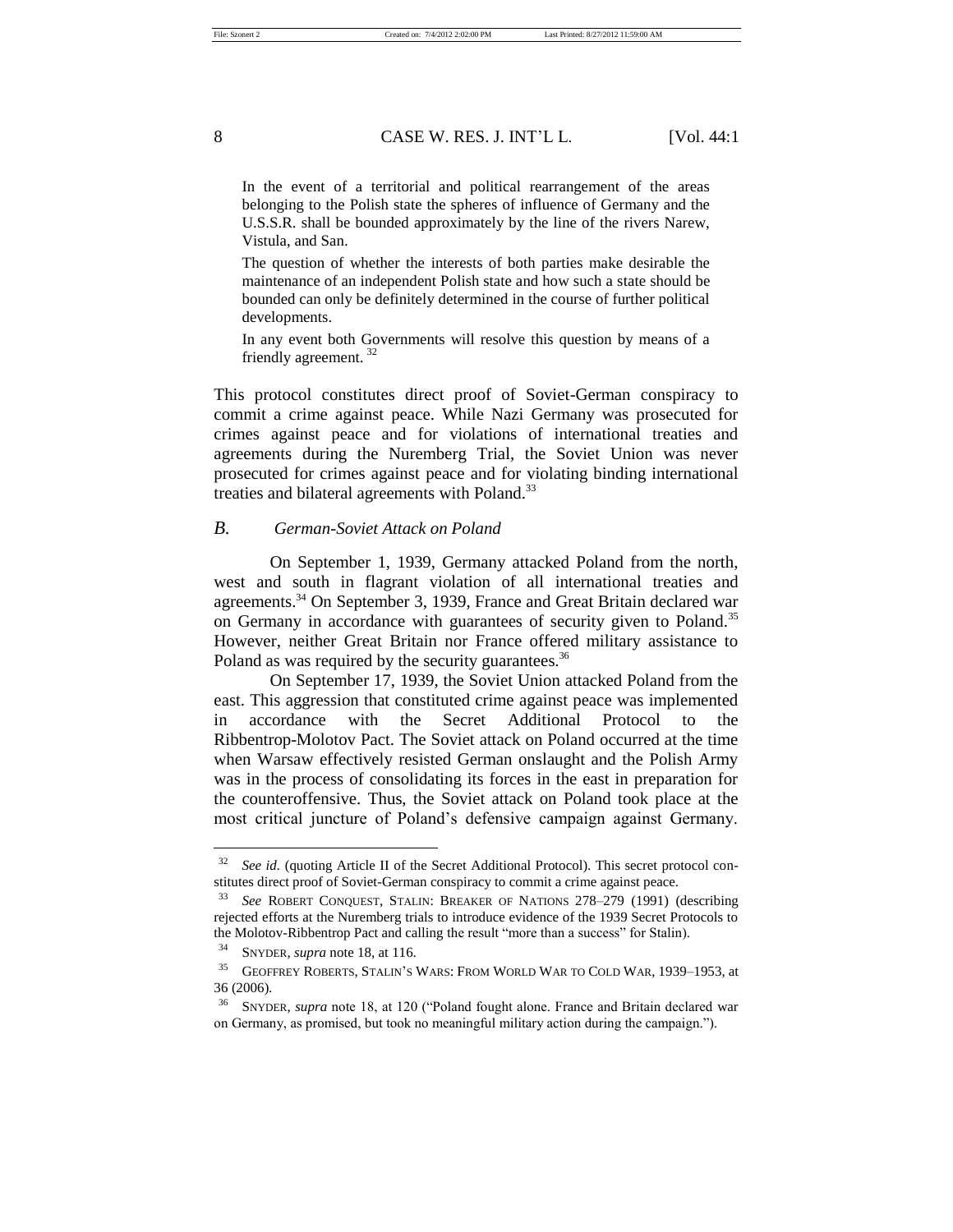> In the event of a territorial and political rearrangement of the areas belonging to the Polish state the spheres of influence of Germany and the U.S.S.R. shall be bounded approximately by the line of the rivers Narew, Vistula, and San.
>
> The question of whether the interests of both parties make desirable the maintenance of an independent Polish state and how such a state should be bounded can only be definitely determined in the course of further political developments.
>
> In any event both Governments will resolve this question by means of a friendly agreement. [32]

This protocol constitutes direct proof of Soviet-German conspiracy to commit a crime against peace. While Nazi Germany was prosecuted for crimes against peace and for violations of international treaties and agreements during the Nuremberg Trial, the Soviet Union was never prosecuted for crimes against peace and for violating binding international treaties and bilateral agreements with Poland.[33]

### *B. German-Soviet Attack on Poland*

On September 1, 1939, Germany attacked Poland from the north, west and south in flagrant violation of all international treaties and agreements.[34] On September 3, 1939, France and Great Britain declared war on Germany in accordance with guarantees of security given to Poland.[35] However, neither Great Britain nor France offered military assistance to Poland as was required by the security guarantees.[36]

On September 17, 1939, the Soviet Union attacked Poland from the east. This aggression that constituted crime against peace was implemented in accordance with the Secret Additional Protocol to the Ribbentrop-Molotov Pact. The Soviet attack on Poland occurred at the time when Warsaw effectively resisted German onslaught and the Polish Army was in the process of consolidating its forces in the east in preparation for the counteroffensive. Thus, the Soviet attack on Poland took place at the most critical juncture of Poland's defensive campaign against Germany.

---

[32] *See id.* (quoting Article II of the Secret Additional Protocol). This secret protocol constitutes direct proof of Soviet-German conspiracy to commit a crime against peace.

[33] *See* ROBERT CONQUEST, STALIN: BREAKER OF NATIONS 278–279 (1991) (describing rejected efforts at the Nuremberg trials to introduce evidence of the 1939 Secret Protocols to the Molotov-Ribbentrop Pact and calling the result "more than a success" for Stalin).

[34] SNYDER, *supra* note 18, at 116.

[35] GEOFFREY ROBERTS, STALIN'S WARS: FROM WORLD WAR TO COLD WAR, 1939–1953, at 36 (2006).

[36] SNYDER, *supra* note 18, at 120 ("Poland fought alone. France and Britain declared war on Germany, as promised, but took no meaningful military action during the campaign.").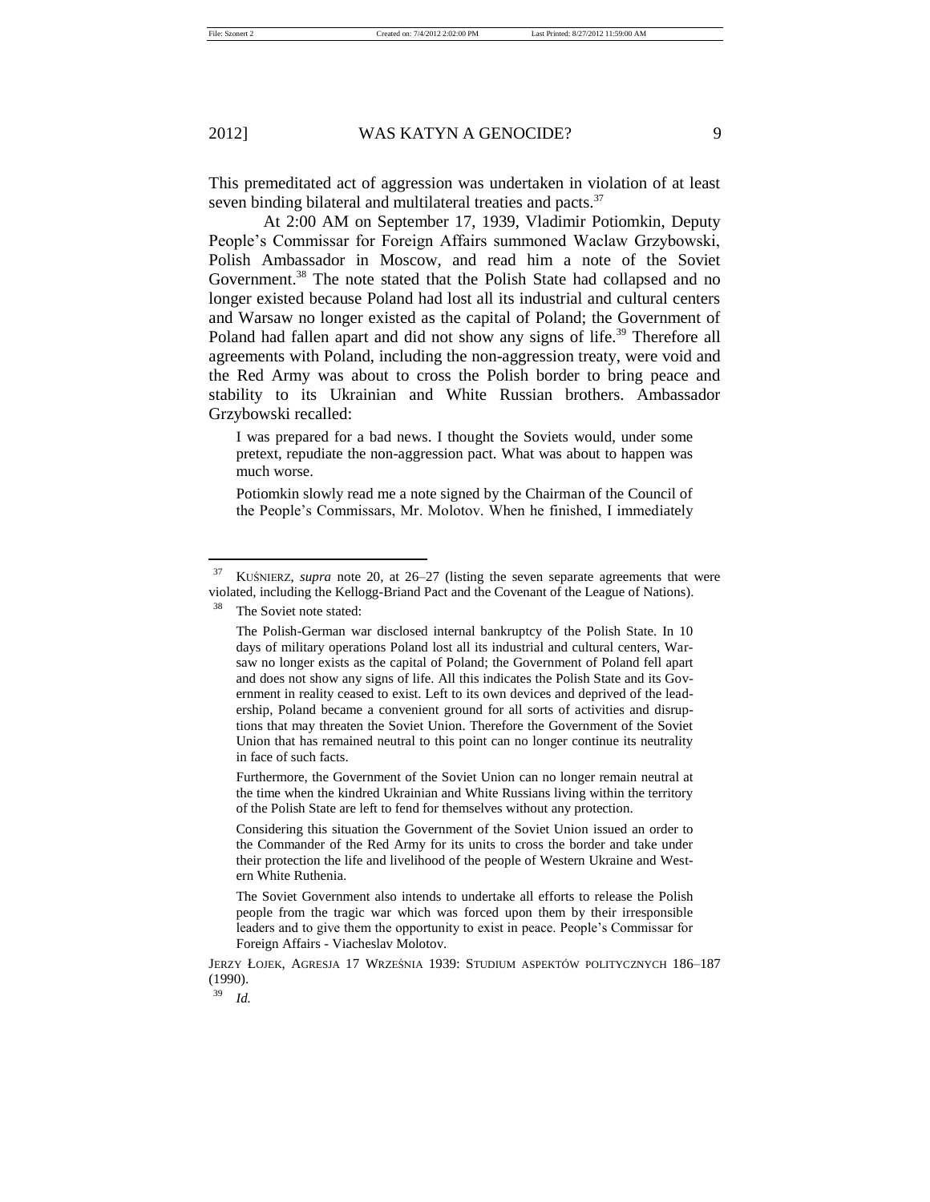This premeditated act of aggression was undertaken in violation of at least seven binding bilateral and multilateral treaties and pacts.[37]

At 2:00 AM on September 17, 1939, Vladimir Potiomkin, Deputy People's Commissar for Foreign Affairs summoned Waclaw Grzybowski, Polish Ambassador in Moscow, and read him a note of the Soviet Government.[38] The note stated that the Polish State had collapsed and no longer existed because Poland had lost all its industrial and cultural centers and Warsaw no longer existed as the capital of Poland; the Government of Poland had fallen apart and did not show any signs of life.[39] Therefore all agreements with Poland, including the non-aggression treaty, were void and the Red Army was about to cross the Polish border to bring peace and stability to its Ukrainian and White Russian brothers. Ambassador Grzybowski recalled:

> I was prepared for a bad news. I thought the Soviets would, under some pretext, repudiate the non-aggression pact. What was about to happen was much worse.
>
> Potiomkin slowly read me a note signed by the Chairman of the Council of the People's Commissars, Mr. Molotov. When he finished, I immediately

---

[37] KUŚNIERZ, *supra* note 20, at 26–27 (listing the seven separate agreements that were violated, including the Kellogg-Briand Pact and the Covenant of the League of Nations).

[38] The Soviet note stated:

> The Polish-German war disclosed internal bankruptcy of the Polish State. In 10 days of military operations Poland lost all its industrial and cultural centers, Warsaw no longer exists as the capital of Poland; the Government of Poland fell apart and does not show any signs of life. All this indicates the Polish State and its Government in reality ceased to exist. Left to its own devices and deprived of the leadership, Poland became a convenient ground for all sorts of activities and disruptions that may threaten the Soviet Union. Therefore the Government of the Soviet Union that has remained neutral to this point can no longer continue its neutrality in face of such facts.
>
> Furthermore, the Government of the Soviet Union can no longer remain neutral at the time when the kindred Ukrainian and White Russians living within the territory of the Polish State are left to fend for themselves without any protection.
>
> Considering this situation the Government of the Soviet Union issued an order to the Commander of the Red Army for its units to cross the border and take under their protection the life and livelihood of the people of Western Ukraine and Western White Ruthenia.
>
> The Soviet Government also intends to undertake all efforts to release the Polish people from the tragic war which was forced upon them by their irresponsible leaders and to give them the opportunity to exist in peace. People's Commissar for Foreign Affairs - Viacheslav Molotov.

JERZY ŁOJEK, AGRESJA 17 WRZEŚNIA 1939: STUDIUM ASPEKTÓW POLITYCZNYCH 186–187 (1990).

[39] *Id.*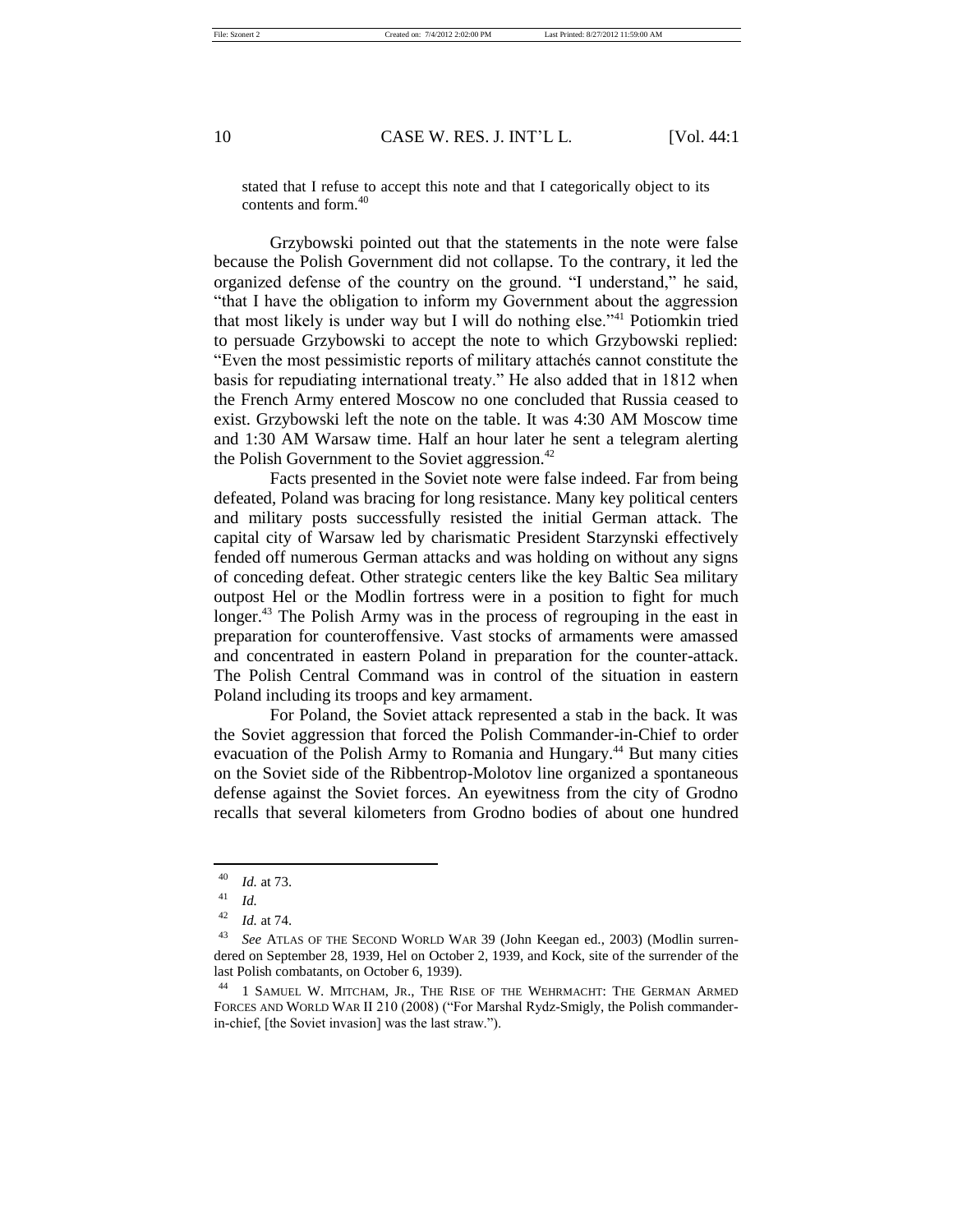> stated that I refuse to accept this note and that I categorically object to its contents and form.[40]

Grzybowski pointed out that the statements in the note were false because the Polish Government did not collapse. To the contrary, it led the organized defense of the country on the ground. "I understand," he said, "that I have the obligation to inform my Government about the aggression that most likely is under way but I will do nothing else."[41] Potiomkin tried to persuade Grzybowski to accept the note to which Grzybowski replied: "Even the most pessimistic reports of military attachés cannot constitute the basis for repudiating international treaty." He also added that in 1812 when the French Army entered Moscow no one concluded that Russia ceased to exist. Grzybowski left the note on the table. It was 4:30 AM Moscow time and 1:30 AM Warsaw time. Half an hour later he sent a telegram alerting the Polish Government to the Soviet aggression.[42]

Facts presented in the Soviet note were false indeed. Far from being defeated, Poland was bracing for long resistance. Many key political centers and military posts successfully resisted the initial German attack. The capital city of Warsaw led by charismatic President Starzynski effectively fended off numerous German attacks and was holding on without any signs of conceding defeat. Other strategic centers like the key Baltic Sea military outpost Hel or the Modlin fortress were in a position to fight for much longer.[43] The Polish Army was in the process of regrouping in the east in preparation for counteroffensive. Vast stocks of armaments were amassed and concentrated in eastern Poland in preparation for the counter-attack. The Polish Central Command was in control of the situation in eastern Poland including its troops and key armament.

For Poland, the Soviet attack represented a stab in the back. It was the Soviet aggression that forced the Polish Commander-in-Chief to order evacuation of the Polish Army to Romania and Hungary.[44] But many cities on the Soviet side of the Ribbentrop-Molotov line organized a spontaneous defense against the Soviet forces. An eyewitness from the city of Grodno recalls that several kilometers from Grodno bodies of about one hundred

---

[40] *Id.* at 73.

[41] *Id.*

[42] *Id.* at 74.

[43] *See* ATLAS OF THE SECOND WORLD WAR 39 (John Keegan ed., 2003) (Modlin surrendered on September 28, 1939, Hel on October 2, 1939, and Kock, site of the surrender of the last Polish combatants, on October 6, 1939).

[44] 1 SAMUEL W. MITCHAM, JR., THE RISE OF THE WEHRMACHT: THE GERMAN ARMED FORCES AND WORLD WAR II 210 (2008) ("For Marshal Rydz-Smigly, the Polish commander-in-chief, [the Soviet invasion] was the last straw.").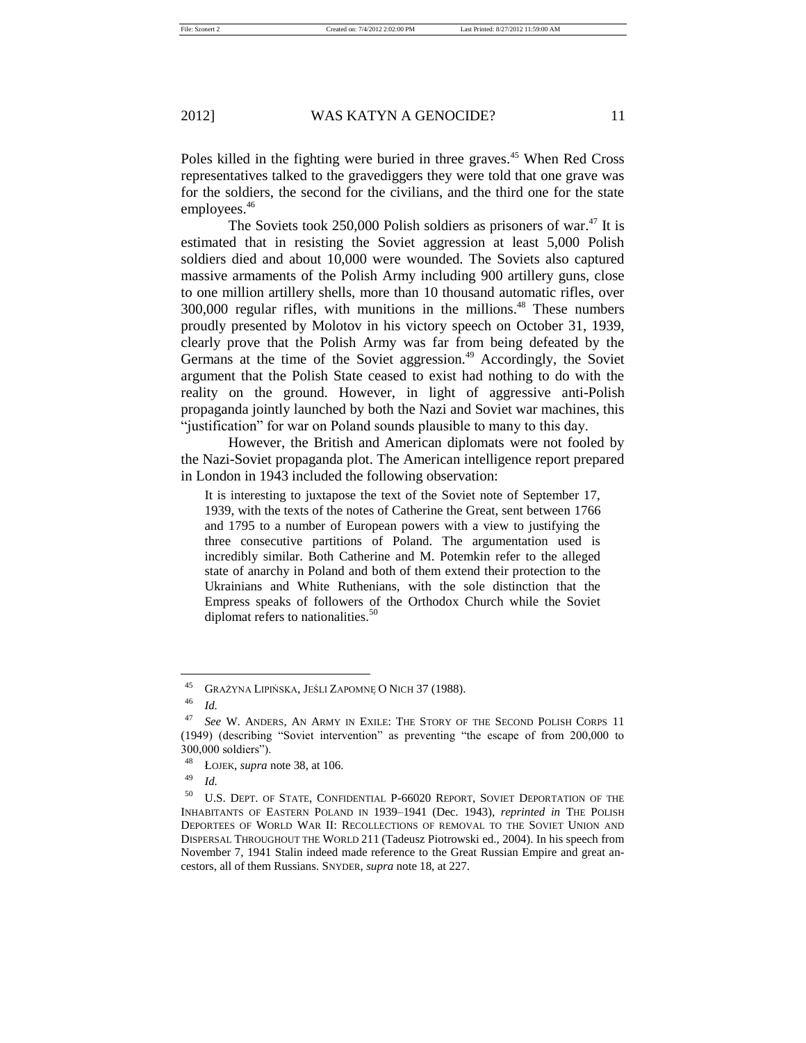Poles killed in the fighting were buried in three graves.[45] When Red Cross representatives talked to the gravediggers they were told that one grave was for the soldiers, the second for the civilians, and the third one for the state employees.[46]

The Soviets took 250,000 Polish soldiers as prisoners of war.[47] It is estimated that in resisting the Soviet aggression at least 5,000 Polish soldiers died and about 10,000 were wounded. The Soviets also captured massive armaments of the Polish Army including 900 artillery guns, close to one million artillery shells, more than 10 thousand automatic rifles, over 300,000 regular rifles, with munitions in the millions.[48] These numbers proudly presented by Molotov in his victory speech on October 31, 1939, clearly prove that the Polish Army was far from being defeated by the Germans at the time of the Soviet aggression.[49] Accordingly, the Soviet argument that the Polish State ceased to exist had nothing to do with the reality on the ground. However, in light of aggressive anti-Polish propaganda jointly launched by both the Nazi and Soviet war machines, this "justification" for war on Poland sounds plausible to many to this day.

However, the British and American diplomats were not fooled by the Nazi-Soviet propaganda plot. The American intelligence report prepared in London in 1943 included the following observation:

> It is interesting to juxtapose the text of the Soviet note of September 17, 1939, with the texts of the notes of Catherine the Great, sent between 1766 and 1795 to a number of European powers with a view to justifying the three consecutive partitions of Poland. The argumentation used is incredibly similar. Both Catherine and M. Potemkin refer to the alleged state of anarchy in Poland and both of them extend their protection to the Ukrainians and White Ruthenians, with the sole distinction that the Empress speaks of followers of the Orthodox Church while the Soviet diplomat refers to nationalities.[50]

---

[45] GRAŻYNA LIPIŃSKA, JEŚLI ZAPOMNĘ O NICH 37 (1988).

[46] *Id.*

[47] *See* W. ANDERS, AN ARMY IN EXILE: THE STORY OF THE SECOND POLISH CORPS 11 (1949) (describing "Soviet intervention" as preventing "the escape of from 200,000 to 300,000 soldiers").

[48] ŁOJEK, *supra* note 38, at 106.

[49] *Id.*

[50] U.S. DEPT. OF STATE, CONFIDENTIAL P-66020 REPORT, SOVIET DEPORTATION OF THE INHABITANTS OF EASTERN POLAND IN 1939–1941 (Dec. 1943), *reprinted in* THE POLISH DEPORTEES OF WORLD WAR II: RECOLLECTIONS OF REMOVAL TO THE SOVIET UNION AND DISPERSAL THROUGHOUT THE WORLD 211 (Tadeusz Piotrowski ed., 2004). In his speech from November 7, 1941 Stalin indeed made reference to the Great Russian Empire and great ancestors, all of them Russians. SNYDER, *supra* note 18, at 227.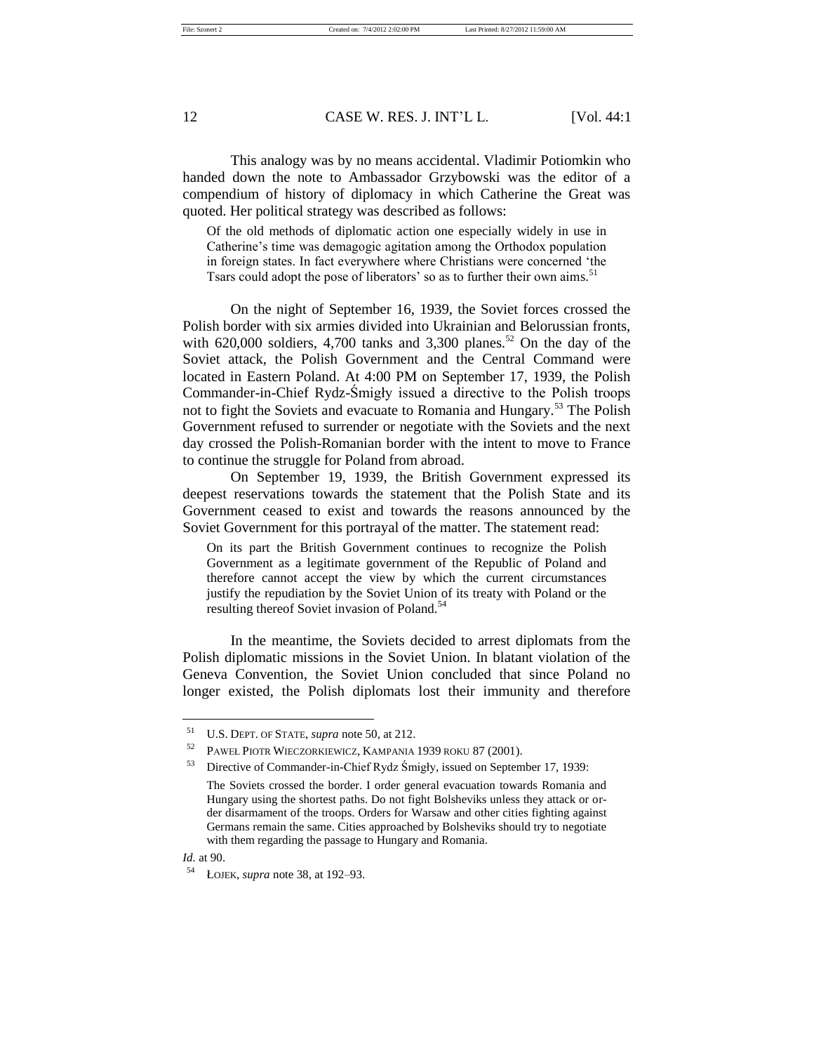This analogy was by no means accidental. Vladimir Potiomkin who handed down the note to Ambassador Grzybowski was the editor of a compendium of history of diplomacy in which Catherine the Great was quoted. Her political strategy was described as follows:

> Of the old methods of diplomatic action one especially widely in use in Catherine's time was demagogic agitation among the Orthodox population in foreign states. In fact everywhere where Christians were concerned 'the Tsars could adopt the pose of liberators' so as to further their own aims.[51]

On the night of September 16, 1939, the Soviet forces crossed the Polish border with six armies divided into Ukrainian and Belorussian fronts, with 620,000 soldiers, 4,700 tanks and 3,300 planes.[52] On the day of the Soviet attack, the Polish Government and the Central Command were located in Eastern Poland. At 4:00 PM on September 17, 1939, the Polish Commander-in-Chief Rydz-Śmigły issued a directive to the Polish troops not to fight the Soviets and evacuate to Romania and Hungary.[53] The Polish Government refused to surrender or negotiate with the Soviets and the next day crossed the Polish-Romanian border with the intent to move to France to continue the struggle for Poland from abroad.

On September 19, 1939, the British Government expressed its deepest reservations towards the statement that the Polish State and its Government ceased to exist and towards the reasons announced by the Soviet Government for this portrayal of the matter. The statement read:

> On its part the British Government continues to recognize the Polish Government as a legitimate government of the Republic of Poland and therefore cannot accept the view by which the current circumstances justify the repudiation by the Soviet Union of its treaty with Poland or the resulting thereof Soviet invasion of Poland.[54]

In the meantime, the Soviets decided to arrest diplomats from the Polish diplomatic missions in the Soviet Union. In blatant violation of the Geneva Convention, the Soviet Union concluded that since Poland no longer existed, the Polish diplomats lost their immunity and therefore

---

[51] U.S. DEPT. OF STATE, *supra* note 50, at 212.

[52] PAWEŁ PIOTR WIECZORKIEWICZ, KAMPANIA 1939 ROKU 87 (2001).

[53] Directive of Commander-in-Chief Rydz Śmigły, issued on September 17, 1939:

> The Soviets crossed the border. I order general evacuation towards Romania and Hungary using the shortest paths. Do not fight Bolsheviks unless they attack or order disarmament of the troops. Orders for Warsaw and other cities fighting against Germans remain the same. Cities approached by Bolsheviks should try to negotiate with them regarding the passage to Hungary and Romania.

*Id.* at 90.

[54] ŁOJEK, *supra* note 38, at 192–93.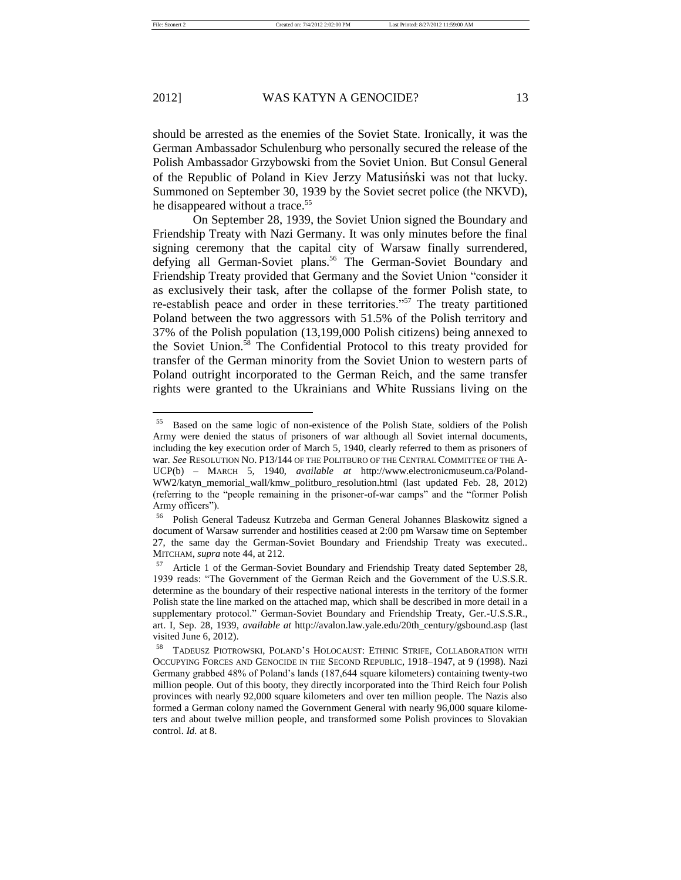should be arrested as the enemies of the Soviet State. Ironically, it was the German Ambassador Schulenburg who personally secured the release of the Polish Ambassador Grzybowski from the Soviet Union. But Consul General of the Republic of Poland in Kiev Jerzy Matusiński was not that lucky. Summoned on September 30, 1939 by the Soviet secret police (the NKVD), he disappeared without a trace.[55]

On September 28, 1939, the Soviet Union signed the Boundary and Friendship Treaty with Nazi Germany. It was only minutes before the final signing ceremony that the capital city of Warsaw finally surrendered, defying all German-Soviet plans.[56] The German-Soviet Boundary and Friendship Treaty provided that Germany and the Soviet Union "consider it as exclusively their task, after the collapse of the former Polish state, to re-establish peace and order in these territories."[57] The treaty partitioned Poland between the two aggressors with 51.5% of the Polish territory and 37% of the Polish population (13,199,000 Polish citizens) being annexed to the Soviet Union.[58] The Confidential Protocol to this treaty provided for transfer of the German minority from the Soviet Union to western parts of Poland outright incorporated to the German Reich, and the same transfer rights were granted to the Ukrainians and White Russians living on the

---

[55] Based on the same logic of non-existence of the Polish State, soldiers of the Polish Army were denied the status of prisoners of war although all Soviet internal documents, including the key execution order of March 5, 1940, clearly referred to them as prisoners of war. *See* RESOLUTION NO. P13/144 OF THE POLITBURO OF THE CENTRAL COMMITTEE OF THE A-UCP(b) – MARCH 5, 1940, *available at* http://www.electronicmuseum.ca/Poland-WW2/katyn_memorial_wall/kmw_politburo_resolution.html (last updated Feb. 28, 2012) (referring to the "people remaining in the prisoner-of-war camps" and the "former Polish Army officers").

[56] Polish General Tadeusz Kutrzeba and German General Johannes Blaskowitz signed a document of Warsaw surrender and hostilities ceased at 2:00 pm Warsaw time on September 27, the same day the German-Soviet Boundary and Friendship Treaty was executed.. MITCHAM, *supra* note 44, at 212.

[57] Article 1 of the German-Soviet Boundary and Friendship Treaty dated September 28, 1939 reads: "The Government of the German Reich and the Government of the U.S.S.R. determine as the boundary of their respective national interests in the territory of the former Polish state the line marked on the attached map, which shall be described in more detail in a supplementary protocol." German-Soviet Boundary and Friendship Treaty, Ger.-U.S.S.R., art. I, Sep. 28, 1939, *available at* http://avalon.law.yale.edu/20th_century/gsbound.asp (last visited June 6, 2012).

[58] TADEUSZ PIOTROWSKI, POLAND'S HOLOCAUST: ETHNIC STRIFE, COLLABORATION WITH OCCUPYING FORCES AND GENOCIDE IN THE SECOND REPUBLIC, 1918–1947, at 9 (1998). Nazi Germany grabbed 48% of Poland's lands (187,644 square kilometers) containing twenty-two million people. Out of this booty, they directly incorporated into the Third Reich four Polish provinces with nearly 92,000 square kilometers and over ten million people. The Nazis also formed a German colony named the Government General with nearly 96,000 square kilometers and about twelve million people, and transformed some Polish provinces to Slovakian control. *Id.* at 8.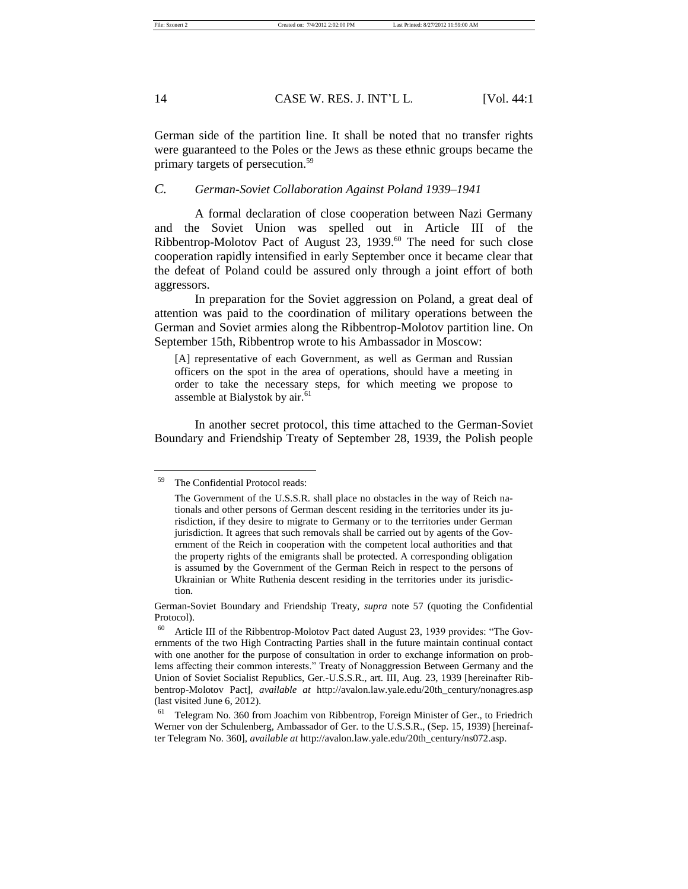German side of the partition line. It shall be noted that no transfer rights were guaranteed to the Poles or the Jews as these ethnic groups became the primary targets of persecution.[59]

### C. *German-Soviet Collaboration Against Poland 1939–1941*

A formal declaration of close cooperation between Nazi Germany and the Soviet Union was spelled out in Article III of the Ribbentrop-Molotov Pact of August 23, 1939.[60] The need for such close cooperation rapidly intensified in early September once it became clear that the defeat of Poland could be assured only through a joint effort of both aggressors.

In preparation for the Soviet aggression on Poland, a great deal of attention was paid to the coordination of military operations between the German and Soviet armies along the Ribbentrop-Molotov partition line. On September 15th, Ribbentrop wrote to his Ambassador in Moscow:

> [A] representative of each Government, as well as German and Russian officers on the spot in the area of operations, should have a meeting in order to take the necessary steps, for which meeting we propose to assemble at Bialystok by air.[61]

In another secret protocol, this time attached to the German-Soviet Boundary and Friendship Treaty of September 28, 1939, the Polish people

---

[59] The Confidential Protocol reads:

> The Government of the U.S.S.R. shall place no obstacles in the way of Reich nationals and other persons of German descent residing in the territories under its jurisdiction, if they desire to migrate to Germany or to the territories under German jurisdiction. It agrees that such removals shall be carried out by agents of the Government of the Reich in cooperation with the competent local authorities and that the property rights of the emigrants shall be protected. A corresponding obligation is assumed by the Government of the German Reich in respect to the persons of Ukrainian or White Ruthenia descent residing in the territories under its jurisdiction.

German-Soviet Boundary and Friendship Treaty, *supra* note 57 (quoting the Confidential Protocol).

[60] Article III of the Ribbentrop-Molotov Pact dated August 23, 1939 provides: "The Governments of the two High Contracting Parties shall in the future maintain continual contact with one another for the purpose of consultation in order to exchange information on problems affecting their common interests." Treaty of Nonaggression Between Germany and the Union of Soviet Socialist Republics, Ger.-U.S.S.R., art. III, Aug. 23, 1939 [hereinafter Ribbentrop-Molotov Pact], *available at* http://avalon.law.yale.edu/20th_century/nonagres.asp (last visited June 6, 2012).

[61] Telegram No. 360 from Joachim von Ribbentrop, Foreign Minister of Ger., to Friedrich Werner von der Schulenberg, Ambassador of Ger. to the U.S.S.R., (Sep. 15, 1939) [hereinafter Telegram No. 360], *available at* http://avalon.law.yale.edu/20th_century/ns072.asp.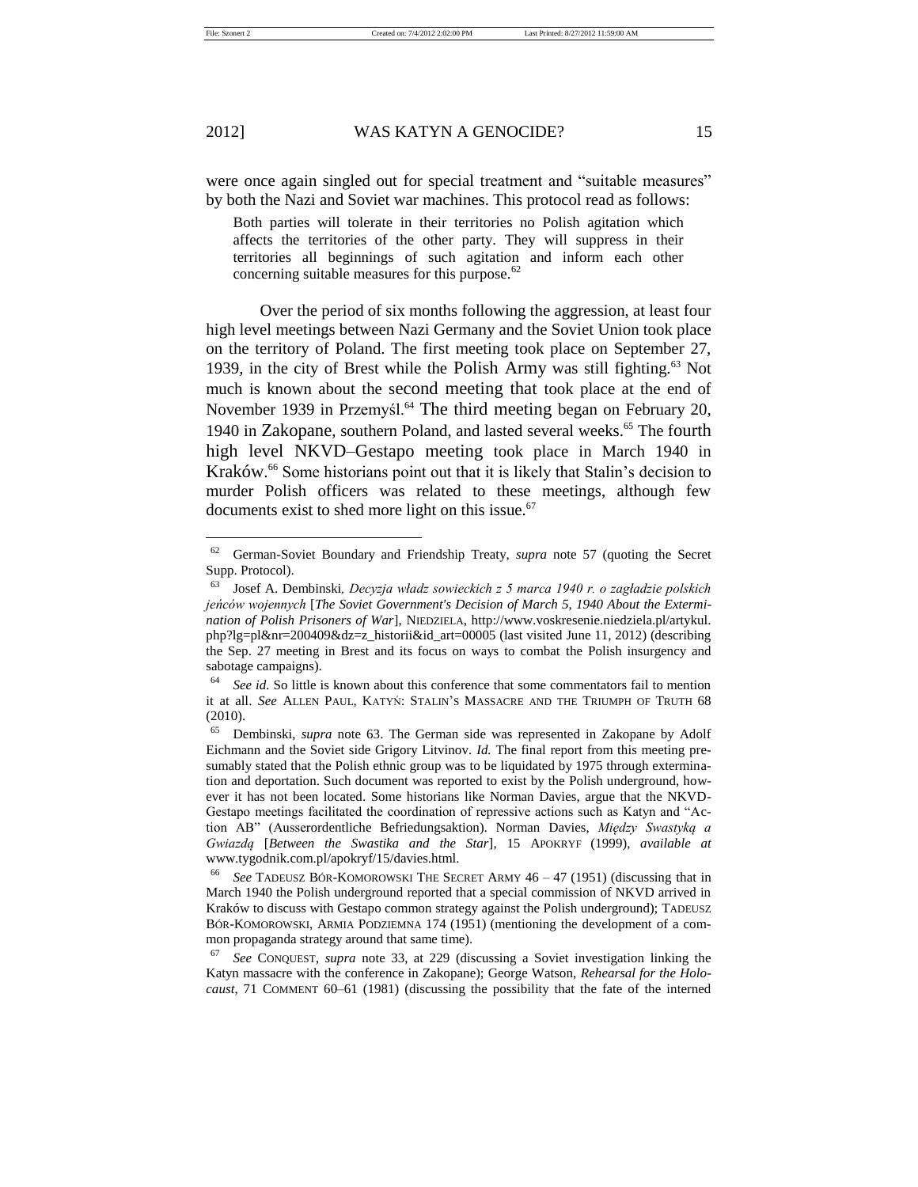were once again singled out for special treatment and "suitable measures" by both the Nazi and Soviet war machines. This protocol read as follows:

> Both parties will tolerate in their territories no Polish agitation which affects the territories of the other party. They will suppress in their territories all beginnings of such agitation and inform each other concerning suitable measures for this purpose.[62]

Over the period of six months following the aggression, at least four high level meetings between Nazi Germany and the Soviet Union took place on the territory of Poland. The first meeting took place on September 27, 1939, in the city of Brest while the Polish Army was still fighting.[63] Not much is known about the second meeting that took place at the end of November 1939 in Przemyśl.[64] The third meeting began on February 20, 1940 in Zakopane, southern Poland, and lasted several weeks.[65] The fourth high level NKVD–Gestapo meeting took place in March 1940 in Kraków.[66] Some historians point out that it is likely that Stalin's decision to murder Polish officers was related to these meetings, although few documents exist to shed more light on this issue.[67]

---

[62] German-Soviet Boundary and Friendship Treaty, *supra* note 57 (quoting the Secret Supp. Protocol).

[63] Josef A. Dembinski, *Decyzja władz sowieckich z 5 marca 1940 r. o zagładzie polskich jeńców wojennych* [*The Soviet Government's Decision of March 5, 1940 About the Extermination of Polish Prisoners of War*], NIEDZIELA, http://www.voskresenie.niedziela.pl/artykul.php?lg=pl&nr=200409&dz=z_historii&id_art=00005 (last visited June 11, 2012) (describing the Sep. 27 meeting in Brest and its focus on ways to combat the Polish insurgency and sabotage campaigns).

[64] *See id*. So little is known about this conference that some commentators fail to mention it at all. *See* ALLEN PAUL, KATYŃ: STALIN'S MASSACRE AND THE TRIUMPH OF TRUTH 68 (2010).

[65] Dembinski, *supra* note 63. The German side was represented in Zakopane by Adolf Eichmann and the Soviet side Grigory Litvinov. *Id.* The final report from this meeting presumably stated that the Polish ethnic group was to be liquidated by 1975 through extermination and deportation. Such document was reported to exist by the Polish underground, however it has not been located. Some historians like Norman Davies, argue that the NKVD-Gestapo meetings facilitated the coordination of repressive actions such as Katyn and "Action AB" (Ausserordentliche Befriedungsaktion). Norman Davies, *Między Swastyką a Gwiazdą* [*Between the Swastika and the Star*], 15 APOKRYF (1999), *available at* www.tygodnik.com.pl/apokryf/15/davies.html.

[66] *See* TADEUSZ BÓR-KOMOROWSKI THE SECRET ARMY 46 – 47 (1951) (discussing that in March 1940 the Polish underground reported that a special commission of NKVD arrived in Kraków to discuss with Gestapo common strategy against the Polish underground); TADEUSZ BÓR-KOMOROWSKI, ARMIA PODZIEMNA 174 (1951) (mentioning the development of a common propaganda strategy around that same time).

[67] *See* CONQUEST, *supra* note 33, at 229 (discussing a Soviet investigation linking the Katyn massacre with the conference in Zakopane); George Watson, *Rehearsal for the Holocaust*, 71 COMMENT 60–61 (1981) (discussing the possibility that the fate of the interned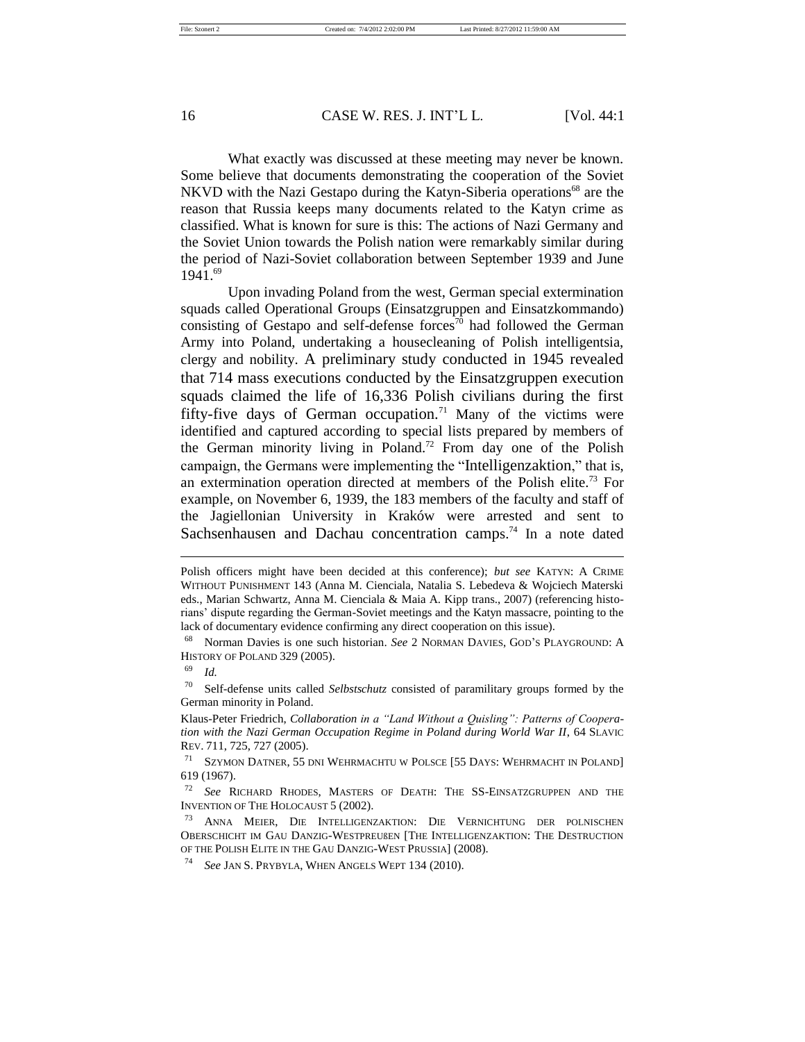What exactly was discussed at these meeting may never be known. Some believe that documents demonstrating the cooperation of the Soviet NKVD with the Nazi Gestapo during the Katyn-Siberia operations[68] are the reason that Russia keeps many documents related to the Katyn crime as classified. What is known for sure is this: The actions of Nazi Germany and the Soviet Union towards the Polish nation were remarkably similar during the period of Nazi-Soviet collaboration between September 1939 and June 1941.[69]

Upon invading Poland from the west, German special extermination squads called Operational Groups (Einsatzgruppen and Einsatzkommando) consisting of Gestapo and self-defense forces[70] had followed the German Army into Poland, undertaking a housecleaning of Polish intelligentsia, clergy and nobility. A preliminary study conducted in 1945 revealed that 714 mass executions conducted by the Einsatzgruppen execution squads claimed the life of 16,336 Polish civilians during the first fifty-five days of German occupation.[71] Many of the victims were identified and captured according to special lists prepared by members of the German minority living in Poland.[72] From day one of the Polish campaign, the Germans were implementing the "Intelligenzaktion," that is, an extermination operation directed at members of the Polish elite.[73] For example, on November 6, 1939, the 183 members of the faculty and staff of the Jagiellonian University in Kraków were arrested and sent to Sachsenhausen and Dachau concentration camps.[74] In a note dated

---

Polish officers might have been decided at this conference); *but see* KATYN: A CRIME WITHOUT PUNISHMENT 143 (Anna M. Cienciala, Natalia S. Lebedeva & Wojciech Materski eds., Marian Schwartz, Anna M. Cienciala & Maia A. Kipp trans., 2007) (referencing historians' dispute regarding the German-Soviet meetings and the Katyn massacre, pointing to the lack of documentary evidence confirming any direct cooperation on this issue).

[68] Norman Davies is one such historian. *See* 2 NORMAN DAVIES, GOD'S PLAYGROUND: A HISTORY OF POLAND 329 (2005).

[69] *Id.*

[70] Self-defense units called *Selbstschutz* consisted of paramilitary groups formed by the German minority in Poland.

Klaus-Peter Friedrich, *Collaboration in a "Land Without a Quisling": Patterns of Cooperation with the Nazi German Occupation Regime in Poland during World War II*, 64 SLAVIC REV. 711, 725, 727 (2005).

[71] SZYMON DATNER, 55 DNI WEHRMACHTU W POLSCE [55 DAYS: WEHRMACHT IN POLAND] 619 (1967).

[72] *See* RICHARD RHODES, MASTERS OF DEATH: THE SS-EINSATZGRUPPEN AND THE INVENTION OF THE HOLOCAUST 5 (2002).

[73] ANNA MEIER, DIE INTELLIGENZAKTION: DIE VERNICHTUNG DER POLNISCHEN OBERSCHICHT IM GAU DANZIG-WESTPREUßEN [THE INTELLIGENZAKTION: THE DESTRUCTION OF THE POLISH ELITE IN THE GAU DANZIG-WEST PRUSSIA] (2008).

[74] *See* JAN S. PRYBYLA, WHEN ANGELS WEPT 134 (2010).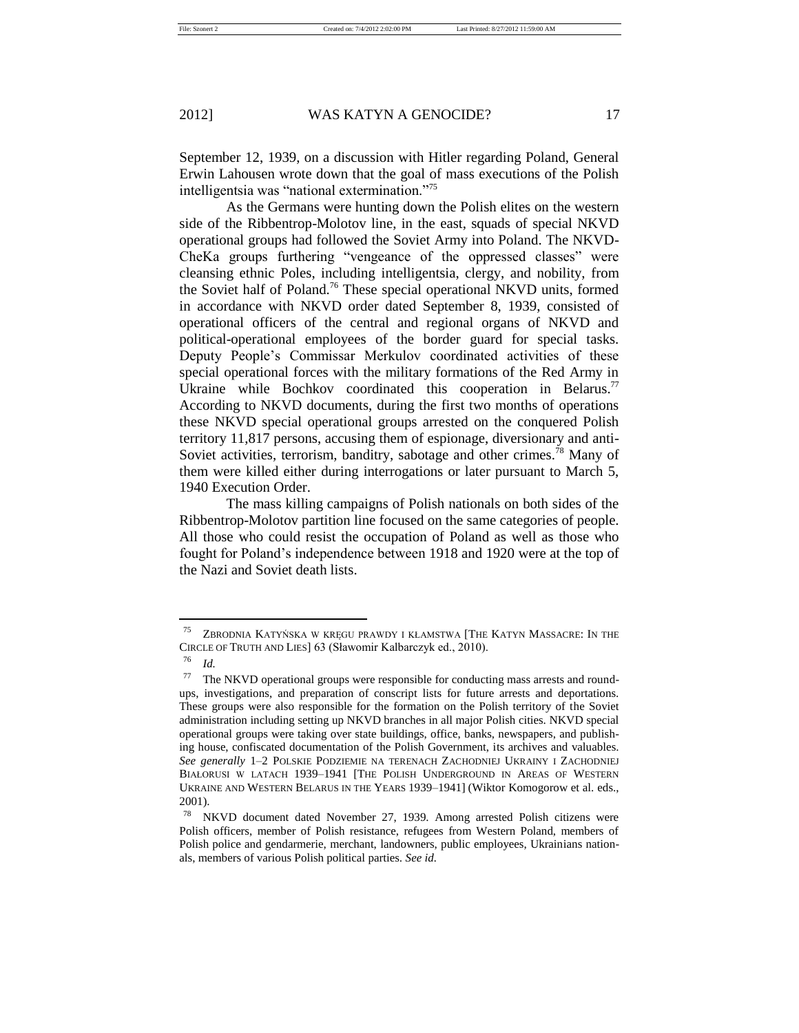September 12, 1939, on a discussion with Hitler regarding Poland, General Erwin Lahousen wrote down that the goal of mass executions of the Polish intelligentsia was "national extermination."[75]

As the Germans were hunting down the Polish elites on the western side of the Ribbentrop-Molotov line, in the east, squads of special NKVD operational groups had followed the Soviet Army into Poland. The NKVD-CheKa groups furthering "vengeance of the oppressed classes" were cleansing ethnic Poles, including intelligentsia, clergy, and nobility, from the Soviet half of Poland.[76] These special operational NKVD units, formed in accordance with NKVD order dated September 8, 1939, consisted of operational officers of the central and regional organs of NKVD and political-operational employees of the border guard for special tasks. Deputy People's Commissar Merkulov coordinated activities of these special operational forces with the military formations of the Red Army in Ukraine while Bochkov coordinated this cooperation in Belarus.[77] According to NKVD documents, during the first two months of operations these NKVD special operational groups arrested on the conquered Polish territory 11,817 persons, accusing them of espionage, diversionary and anti-Soviet activities, terrorism, banditry, sabotage and other crimes.[78] Many of them were killed either during interrogations or later pursuant to March 5, 1940 Execution Order.

The mass killing campaigns of Polish nationals on both sides of the Ribbentrop-Molotov partition line focused on the same categories of people. All those who could resist the occupation of Poland as well as those who fought for Poland's independence between 1918 and 1920 were at the top of the Nazi and Soviet death lists.

---

[75] ZBRODNIA KATYŃSKA W KRĘGU PRAWDY I KŁAMSTWA [THE KATYN MASSACRE: IN THE CIRCLE OF TRUTH AND LIES] 63 (Sławomir Kalbarczyk ed., 2010).

[76] *Id.*

[77] The NKVD operational groups were responsible for conducting mass arrests and round-ups, investigations, and preparation of conscript lists for future arrests and deportations. These groups were also responsible for the formation on the Polish territory of the Soviet administration including setting up NKVD branches in all major Polish cities. NKVD special operational groups were taking over state buildings, office, banks, newspapers, and publishing house, confiscated documentation of the Polish Government, its archives and valuables. *See generally* 1–2 POLSKIE PODZIEMIE NA TERENACH ZACHODNIEJ UKRAINY I ZACHODNIEJ BIAŁORUSI W LATACH 1939–1941 [THE POLISH UNDERGROUND IN AREAS OF WESTERN UKRAINE AND WESTERN BELARUS IN THE YEARS 1939–1941] (Wiktor Komogorow et al. eds., 2001).

[78] NKVD document dated November 27, 1939. Among arrested Polish citizens were Polish officers, member of Polish resistance, refugees from Western Poland, members of Polish police and gendarmerie, merchant, landowners, public employees, Ukrainians nationals, members of various Polish political parties. *See id.*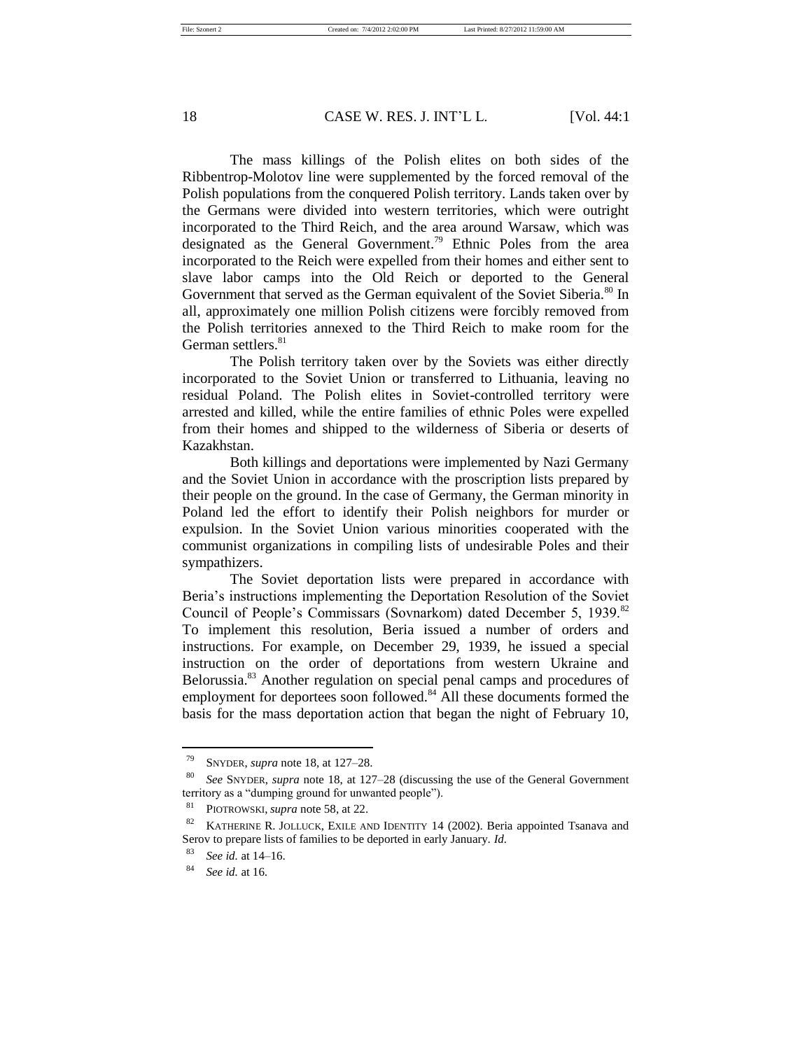The mass killings of the Polish elites on both sides of the Ribbentrop-Molotov line were supplemented by the forced removal of the Polish populations from the conquered Polish territory. Lands taken over by the Germans were divided into western territories, which were outright incorporated to the Third Reich, and the area around Warsaw, which was designated as the General Government.[79] Ethnic Poles from the area incorporated to the Reich were expelled from their homes and either sent to slave labor camps into the Old Reich or deported to the General Government that served as the German equivalent of the Soviet Siberia.[80] In all, approximately one million Polish citizens were forcibly removed from the Polish territories annexed to the Third Reich to make room for the German settlers.[81]

The Polish territory taken over by the Soviets was either directly incorporated to the Soviet Union or transferred to Lithuania, leaving no residual Poland. The Polish elites in Soviet-controlled territory were arrested and killed, while the entire families of ethnic Poles were expelled from their homes and shipped to the wilderness of Siberia or deserts of Kazakhstan.

Both killings and deportations were implemented by Nazi Germany and the Soviet Union in accordance with the proscription lists prepared by their people on the ground. In the case of Germany, the German minority in Poland led the effort to identify their Polish neighbors for murder or expulsion. In the Soviet Union various minorities cooperated with the communist organizations in compiling lists of undesirable Poles and their sympathizers.

The Soviet deportation lists were prepared in accordance with Beria's instructions implementing the Deportation Resolution of the Soviet Council of People's Commissars (Sovnarkom) dated December 5, 1939.[82] To implement this resolution, Beria issued a number of orders and instructions. For example, on December 29, 1939, he issued a special instruction on the order of deportations from western Ukraine and Belorussia.[83] Another regulation on special penal camps and procedures of employment for deportees soon followed.[84] All these documents formed the basis for the mass deportation action that began the night of February 10,

---

[79] SNYDER, *supra* note 18, at 127–28.

[80] *See* SNYDER, *supra* note 18, at 127–28 (discussing the use of the General Government territory as a "dumping ground for unwanted people").

[81] PIOTROWSKI, *supra* note 58, at 22.

[82] KATHERINE R. JOLLUCK, EXILE AND IDENTITY 14 (2002). Beria appointed Tsanava and Serov to prepare lists of families to be deported in early January. *Id.*

[83] *See id.* at 14–16.

[84] *See id.* at 16.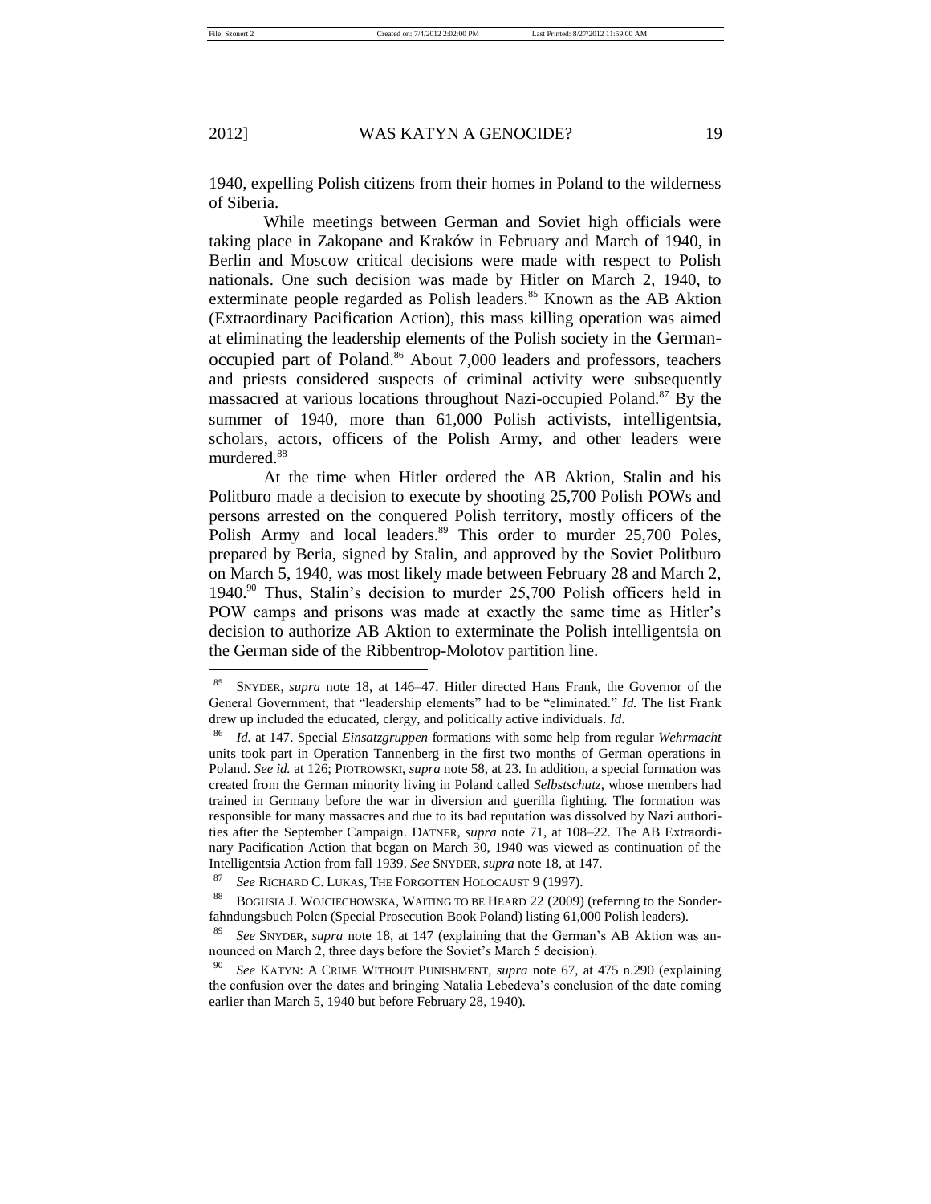1940, expelling Polish citizens from their homes in Poland to the wilderness of Siberia.

While meetings between German and Soviet high officials were taking place in Zakopane and Kraków in February and March of 1940, in Berlin and Moscow critical decisions were made with respect to Polish nationals. One such decision was made by Hitler on March 2, 1940, to exterminate people regarded as Polish leaders.[85] Known as the AB Aktion (Extraordinary Pacification Action), this mass killing operation was aimed at eliminating the leadership elements of the Polish society in the German-occupied part of Poland.[86] About 7,000 leaders and professors, teachers and priests considered suspects of criminal activity were subsequently massacred at various locations throughout Nazi-occupied Poland.[87] By the summer of 1940, more than 61,000 Polish activists, intelligentsia, scholars, actors, officers of the Polish Army, and other leaders were murdered.[88]

At the time when Hitler ordered the AB Aktion, Stalin and his Politburo made a decision to execute by shooting 25,700 Polish POWs and persons arrested on the conquered Polish territory, mostly officers of the Polish Army and local leaders.[89] This order to murder 25,700 Poles, prepared by Beria, signed by Stalin, and approved by the Soviet Politburo on March 5, 1940, was most likely made between February 28 and March 2, 1940.[90] Thus, Stalin's decision to murder 25,700 Polish officers held in POW camps and prisons was made at exactly the same time as Hitler's decision to authorize AB Aktion to exterminate the Polish intelligentsia on the German side of the Ribbentrop-Molotov partition line.

---

[85] SNYDER, *supra* note 18, at 146–47. Hitler directed Hans Frank, the Governor of the General Government, that "leadership elements" had to be "eliminated." *Id.* The list Frank drew up included the educated, clergy, and politically active individuals. *Id.*

[86] *Id.* at 147. Special *Einsatzgruppen* formations with some help from regular *Wehrmacht* units took part in Operation Tannenberg in the first two months of German operations in Poland. *See id.* at 126; PIOTROWSKI, *supra* note 58, at 23. In addition, a special formation was created from the German minority living in Poland called *Selbstschutz*, whose members had trained in Germany before the war in diversion and guerilla fighting. The formation was responsible for many massacres and due to its bad reputation was dissolved by Nazi authorities after the September Campaign. DATNER, *supra* note 71, at 108–22. The AB Extraordinary Pacification Action that began on March 30, 1940 was viewed as continuation of the Intelligentsia Action from fall 1939. *See* SNYDER, *supra* note 18, at 147.

[87] *See* RICHARD C. LUKAS, THE FORGOTTEN HOLOCAUST 9 (1997).

[88] BOGUSIA J. WOJCIECHOWSKA, WAITING TO BE HEARD 22 (2009) (referring to the Sonderfahndungsbuch Polen (Special Prosecution Book Poland) listing 61,000 Polish leaders).

[89] *See* SNYDER, *supra* note 18, at 147 (explaining that the German's AB Aktion was announced on March 2, three days before the Soviet's March 5 decision).

[90] *See* KATYN: A CRIME WITHOUT PUNISHMENT, *supra* note 67, at 475 n.290 (explaining the confusion over the dates and bringing Natalia Lebedeva's conclusion of the date coming earlier than March 5, 1940 but before February 28, 1940).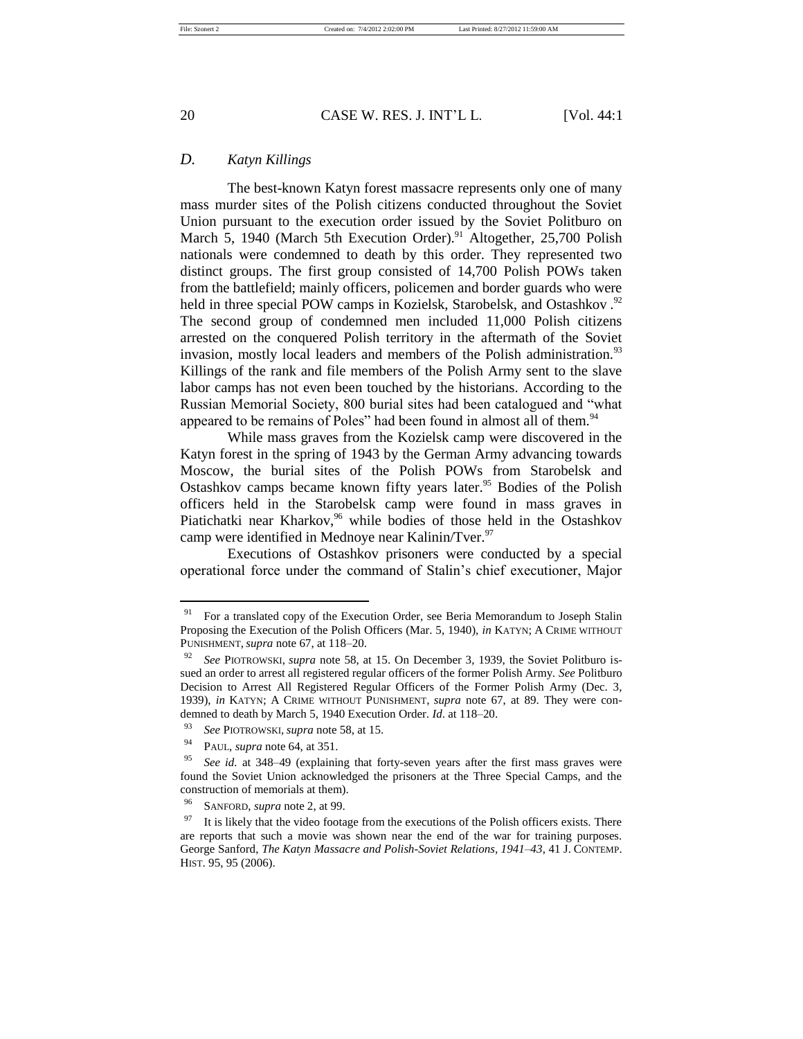## D. *Katyn Killings*

The best-known Katyn forest massacre represents only one of many mass murder sites of the Polish citizens conducted throughout the Soviet Union pursuant to the execution order issued by the Soviet Politburo on March 5, 1940 (March 5th Execution Order).[91] Altogether, 25,700 Polish nationals were condemned to death by this order. They represented two distinct groups. The first group consisted of 14,700 Polish POWs taken from the battlefield; mainly officers, policemen and border guards who were held in three special POW camps in Kozielsk, Starobelsk, and Ostashkov .[92] The second group of condemned men included 11,000 Polish citizens arrested on the conquered Polish territory in the aftermath of the Soviet invasion, mostly local leaders and members of the Polish administration.[93] Killings of the rank and file members of the Polish Army sent to the slave labor camps has not even been touched by the historians. According to the Russian Memorial Society, 800 burial sites had been catalogued and "what appeared to be remains of Poles" had been found in almost all of them.[94]

While mass graves from the Kozielsk camp were discovered in the Katyn forest in the spring of 1943 by the German Army advancing towards Moscow, the burial sites of the Polish POWs from Starobelsk and Ostashkov camps became known fifty years later.[95] Bodies of the Polish officers held in the Starobelsk camp were found in mass graves in Piatichatki near Kharkov,[96] while bodies of those held in the Ostashkov camp were identified in Mednoye near Kalinin/Tver.[97]

Executions of Ostashkov prisoners were conducted by a special operational force under the command of Stalin's chief executioner, Major

---

[91] For a translated copy of the Execution Order, see Beria Memorandum to Joseph Stalin Proposing the Execution of the Polish Officers (Mar. 5, 1940), *in* KATYN; A CRIME WITHOUT PUNISHMENT, *supra* note 67, at 118–20.

[92] *See* PIOTROWSKI, *supra* note 58, at 15. On December 3, 1939, the Soviet Politburo issued an order to arrest all registered regular officers of the former Polish Army. *See* Politburo Decision to Arrest All Registered Regular Officers of the Former Polish Army (Dec. 3, 1939), *in* KATYN; A CRIME WITHOUT PUNISHMENT, *supra* note 67, at 89. They were condemned to death by March 5, 1940 Execution Order. *Id*. at 118–20.

[93] *See* PIOTROWSKI, *supra* note 58, at 15.

[94] PAUL, *supra* note 64, at 351.

[95] *See id.* at 348–49 (explaining that forty-seven years after the first mass graves were found the Soviet Union acknowledged the prisoners at the Three Special Camps, and the construction of memorials at them).

[96] SANFORD, *supra* note 2, at 99.

[97] It is likely that the video footage from the executions of the Polish officers exists. There are reports that such a movie was shown near the end of the war for training purposes. George Sanford, *The Katyn Massacre and Polish-Soviet Relations, 1941–43*, 41 J. CONTEMP. HIST. 95, 95 (2006).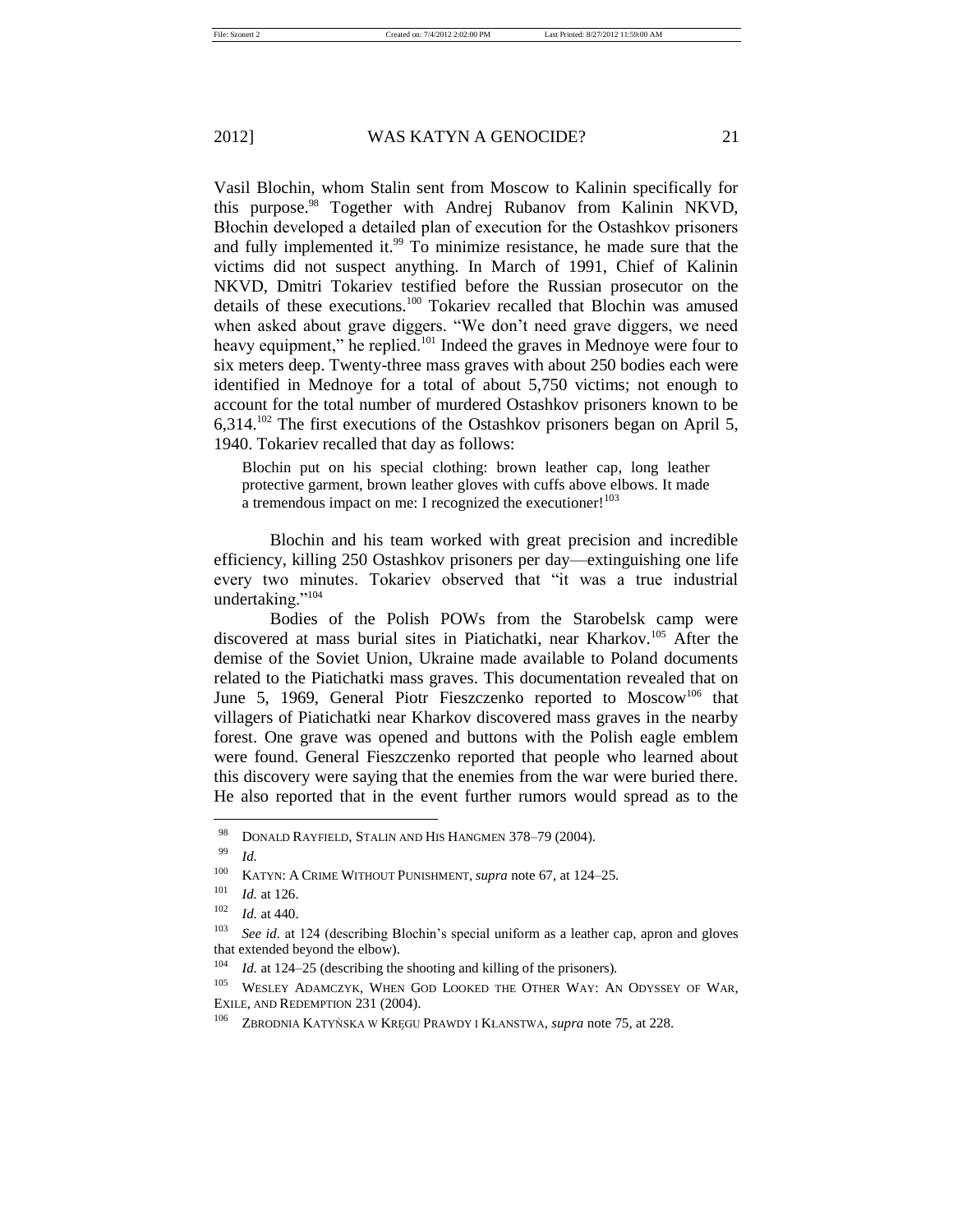Vasil Blochin, whom Stalin sent from Moscow to Kalinin specifically for this purpose.[98] Together with Andrej Rubanov from Kalinin NKVD, Błochin developed a detailed plan of execution for the Ostashkov prisoners and fully implemented it.[99] To minimize resistance, he made sure that the victims did not suspect anything. In March of 1991, Chief of Kalinin NKVD, Dmitri Tokariev testified before the Russian prosecutor on the details of these executions.[100] Tokariev recalled that Blochin was amused when asked about grave diggers. "We don't need grave diggers, we need heavy equipment," he replied.[101] Indeed the graves in Mednoye were four to six meters deep. Twenty-three mass graves with about 250 bodies each were identified in Mednoye for a total of about 5,750 victims; not enough to account for the total number of murdered Ostashkov prisoners known to be 6,314.[102] The first executions of the Ostashkov prisoners began on April 5, 1940. Tokariev recalled that day as follows:

> Blochin put on his special clothing: brown leather cap, long leather protective garment, brown leather gloves with cuffs above elbows. It made a tremendous impact on me: I recognized the executioner![103]

Blochin and his team worked with great precision and incredible efficiency, killing 250 Ostashkov prisoners per day—extinguishing one life every two minutes. Tokariev observed that "it was a true industrial undertaking."[104]

Bodies of the Polish POWs from the Starobelsk camp were discovered at mass burial sites in Piatichatki, near Kharkov.[105] After the demise of the Soviet Union, Ukraine made available to Poland documents related to the Piatichatki mass graves. This documentation revealed that on June 5, 1969, General Piotr Fieszczenko reported to Moscow[106] that villagers of Piatichatki near Kharkov discovered mass graves in the nearby forest. One grave was opened and buttons with the Polish eagle emblem were found. General Fieszczenko reported that people who learned about this discovery were saying that the enemies from the war were buried there. He also reported that in the event further rumors would spread as to the

---

[98] DONALD RAYFIELD, STALIN AND HIS HANGMEN 378–79 (2004).

[99] *Id.*

[100] KATYN: A CRIME WITHOUT PUNISHMENT, *supra* note 67, at 124–25.

[101] *Id.* at 126.

[102] *Id.* at 440.

[103] *See id.* at 124 (describing Blochin's special uniform as a leather cap, apron and gloves that extended beyond the elbow).

[104] *Id.* at 124–25 (describing the shooting and killing of the prisoners).

[105] WESLEY ADAMCZYK, WHEN GOD LOOKED THE OTHER WAY: AN ODYSSEY OF WAR, EXILE, AND REDEMPTION 231 (2004).

[106] ZBRODNIA KATYŃSKA W KRĘGU PRAWDY I KŁANSTWA, *supra* note 75, at 228.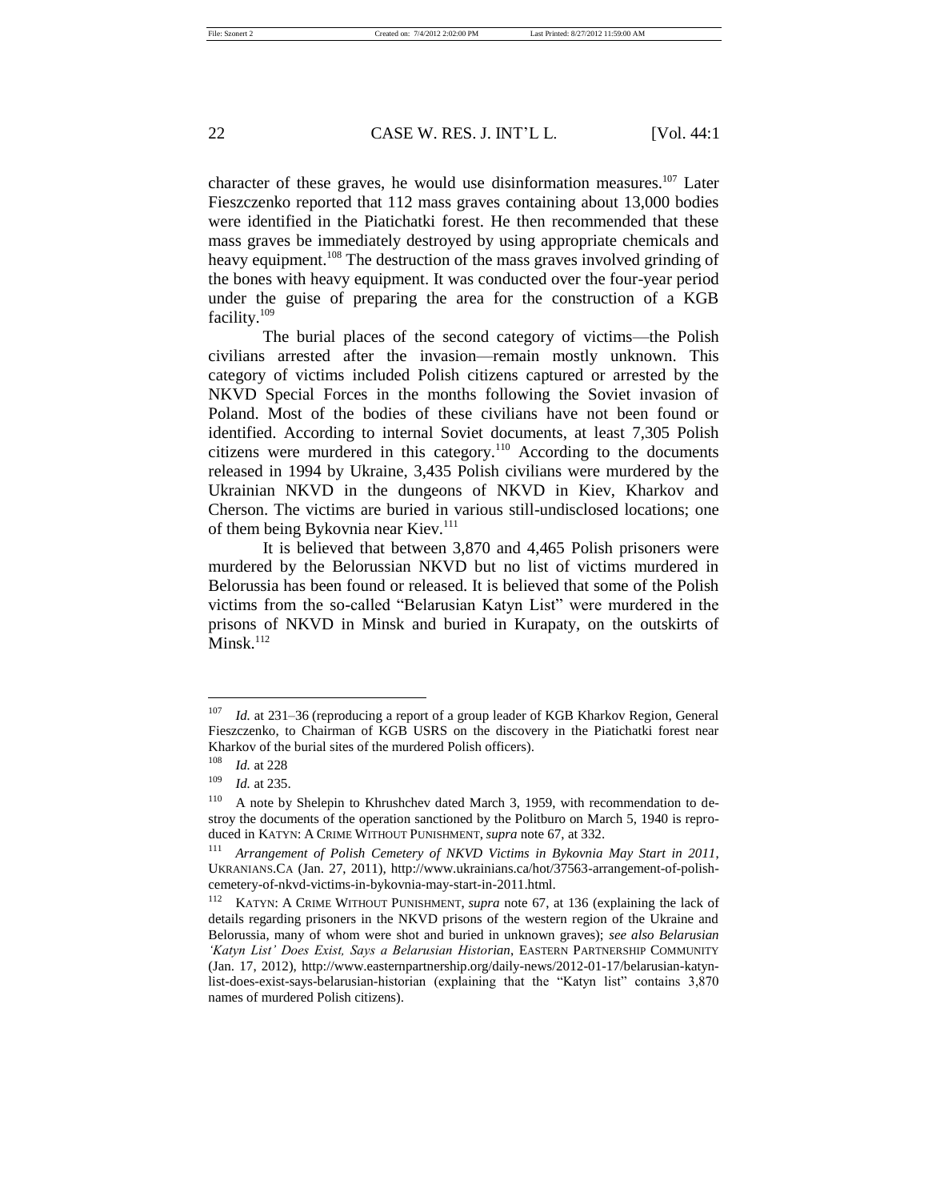character of these graves, he would use disinformation measures.[107] Later Fieszczenko reported that 112 mass graves containing about 13,000 bodies were identified in the Piatichatki forest. He then recommended that these mass graves be immediately destroyed by using appropriate chemicals and heavy equipment.[108] The destruction of the mass graves involved grinding of the bones with heavy equipment. It was conducted over the four-year period under the guise of preparing the area for the construction of a KGB facility.[109]

The burial places of the second category of victims—the Polish civilians arrested after the invasion—remain mostly unknown. This category of victims included Polish citizens captured or arrested by the NKVD Special Forces in the months following the Soviet invasion of Poland. Most of the bodies of these civilians have not been found or identified. According to internal Soviet documents, at least 7,305 Polish citizens were murdered in this category.[110] According to the documents released in 1994 by Ukraine, 3,435 Polish civilians were murdered by the Ukrainian NKVD in the dungeons of NKVD in Kiev, Kharkov and Cherson. The victims are buried in various still-undisclosed locations; one of them being Bykovnia near Kiev.[111]

It is believed that between 3,870 and 4,465 Polish prisoners were murdered by the Belorussian NKVD but no list of victims murdered in Belorussia has been found or released. It is believed that some of the Polish victims from the so-called "Belarusian Katyn List" were murdered in the prisons of NKVD in Minsk and buried in Kurapaty, on the outskirts of Minsk.[112]

---

[107] *Id.* at 231–36 (reproducing a report of a group leader of KGB Kharkov Region, General Fieszczenko, to Chairman of KGB USRS on the discovery in the Piatichatki forest near Kharkov of the burial sites of the murdered Polish officers).

[108] *Id.* at 228

[109] *Id.* at 235.

[110] A note by Shelepin to Khrushchev dated March 3, 1959, with recommendation to destroy the documents of the operation sanctioned by the Politburo on March 5, 1940 is reproduced in KATYN: A CRIME WITHOUT PUNISHMENT, *supra* note 67, at 332.

[111] *Arrangement of Polish Cemetery of NKVD Victims in Bykovnia May Start in 2011*, UKRANIANS.CA (Jan. 27, 2011), http://www.ukrainians.ca/hot/37563-arrangement-of-polish-cemetery-of-nkvd-victims-in-bykovnia-may-start-in-2011.html.

[112] KATYN: A CRIME WITHOUT PUNISHMENT, *supra* note 67, at 136 (explaining the lack of details regarding prisoners in the NKVD prisons of the western region of the Ukraine and Belorussia, many of whom were shot and buried in unknown graves); *see also Belarusian 'Katyn List' Does Exist, Says a Belarusian Historian*, EASTERN PARTNERSHIP COMMUNITY (Jan. 17, 2012), http://www.easternpartnership.org/daily-news/2012-01-17/belarusian-katyn-list-does-exist-says-belarusian-historian (explaining that the "Katyn list" contains 3,870 names of murdered Polish citizens).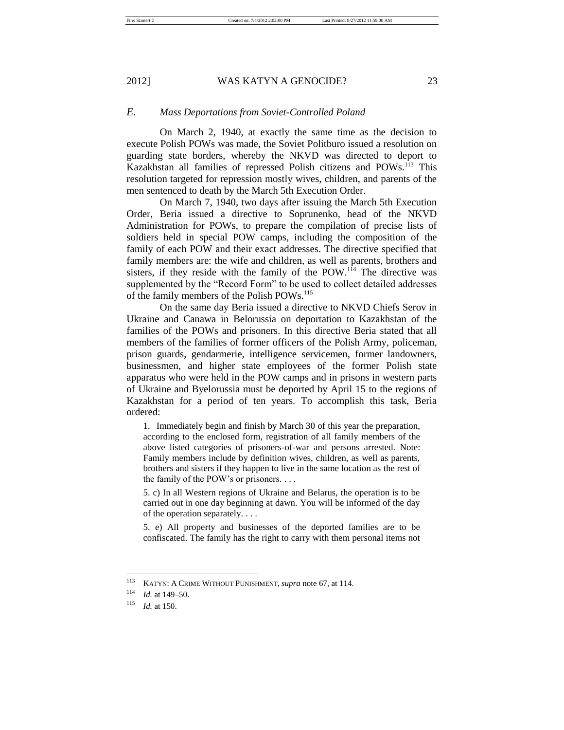### *E. Mass Deportations from Soviet-Controlled Poland*

On March 2, 1940, at exactly the same time as the decision to execute Polish POWs was made, the Soviet Politburo issued a resolution on guarding state borders, whereby the NKVD was directed to deport to Kazakhstan all families of repressed Polish citizens and POWs.[113] This resolution targeted for repression mostly wives, children, and parents of the men sentenced to death by the March 5th Execution Order.

On March 7, 1940, two days after issuing the March 5th Execution Order, Beria issued a directive to Soprunenko, head of the NKVD Administration for POWs, to prepare the compilation of precise lists of soldiers held in special POW camps, including the composition of the family of each POW and their exact addresses. The directive specified that family members are: the wife and children, as well as parents, brothers and sisters, if they reside with the family of the POW.[114] The directive was supplemented by the "Record Form" to be used to collect detailed addresses of the family members of the Polish POWs.[115]

On the same day Beria issued a directive to NKVD Chiefs Serov in Ukraine and Canawa in Belorussia on deportation to Kazakhstan of the families of the POWs and prisoners. In this directive Beria stated that all members of the families of former officers of the Polish Army, policeman, prison guards, gendarmerie, intelligence servicemen, former landowners, businessmen, and higher state employees of the former Polish state apparatus who were held in the POW camps and in prisons in western parts of Ukraine and Byelorussia must be deported by April 15 to the regions of Kazakhstan for a period of ten years. To accomplish this task, Beria ordered:

> 1. Immediately begin and finish by March 30 of this year the preparation, according to the enclosed form, registration of all family members of the above listed categories of prisoners-of-war and persons arrested. Note: Family members include by definition wives, children, as well as parents, brothers and sisters if they happen to live in the same location as the rest of the family of the POW's or prisoners. . . .
>
> 5. c) In all Western regions of Ukraine and Belarus, the operation is to be carried out in one day beginning at dawn. You will be informed of the day of the operation separately. . . .
>
> 5. e) All property and businesses of the deported families are to be confiscated. The family has the right to carry with them personal items not

---

[113] KATYN: A CRIME WITHOUT PUNISHMENT, *supra* note 67, at 114.

[114] *Id.* at 149–50.

[115] *Id.* at 150.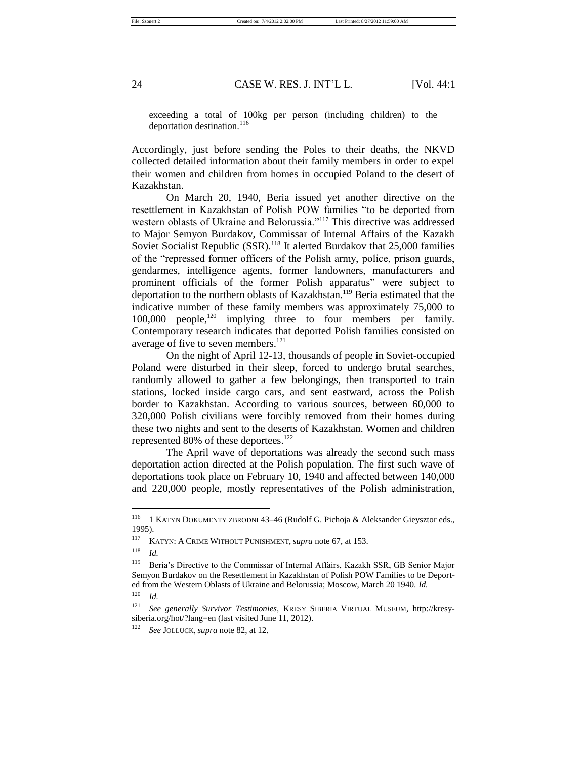exceeding a total of 100kg per person (including children) to the deportation destination.[116]

Accordingly, just before sending the Poles to their deaths, the NKVD collected detailed information about their family members in order to expel their women and children from homes in occupied Poland to the desert of Kazakhstan.

On March 20, 1940, Beria issued yet another directive on the resettlement in Kazakhstan of Polish POW families "to be deported from western oblasts of Ukraine and Belorussia."[117] This directive was addressed to Major Semyon Burdakov, Commissar of Internal Affairs of the Kazakh Soviet Socialist Republic (SSR).[118] It alerted Burdakov that 25,000 families of the "repressed former officers of the Polish army, police, prison guards, gendarmes, intelligence agents, former landowners, manufacturers and prominent officials of the former Polish apparatus" were subject to deportation to the northern oblasts of Kazakhstan.[119] Beria estimated that the indicative number of these family members was approximately 75,000 to 100,000 people,[120] implying three to four members per family. Contemporary research indicates that deported Polish families consisted on average of five to seven members.[121]

On the night of April 12-13, thousands of people in Soviet-occupied Poland were disturbed in their sleep, forced to undergo brutal searches, randomly allowed to gather a few belongings, then transported to train stations, locked inside cargo cars, and sent eastward, across the Polish border to Kazakhstan. According to various sources, between 60,000 to 320,000 Polish civilians were forcibly removed from their homes during these two nights and sent to the deserts of Kazakhstan. Women and children represented 80% of these deportees.[122]

The April wave of deportations was already the second such mass deportation action directed at the Polish population. The first such wave of deportations took place on February 10, 1940 and affected between 140,000 and 220,000 people, mostly representatives of the Polish administration,

---

[116] 1 KATYN DOKUMENTY ZBRODNI 43–46 (Rudolf G. Pichoja & Aleksander Gieysztor eds., 1995).

[117] KATYN: A CRIME WITHOUT PUNISHMENT, *supra* note 67, at 153.

[118] *Id.*

[119] Beria's Directive to the Commissar of Internal Affairs, Kazakh SSR, GB Senior Major Semyon Burdakov on the Resettlement in Kazakhstan of Polish POW Families to be Deported from the Western Oblasts of Ukraine and Belorussia; Moscow, March 20 1940. *Id.*

[120] *Id.*

[121] *See generally Survivor Testimonies*, KRESY SIBERIA VIRTUAL MUSEUM, http://kresy-siberia.org/hot/?lang=en (last visited June 11, 2012).

[122] *See* JOLLUCK, *supra* note 82, at 12.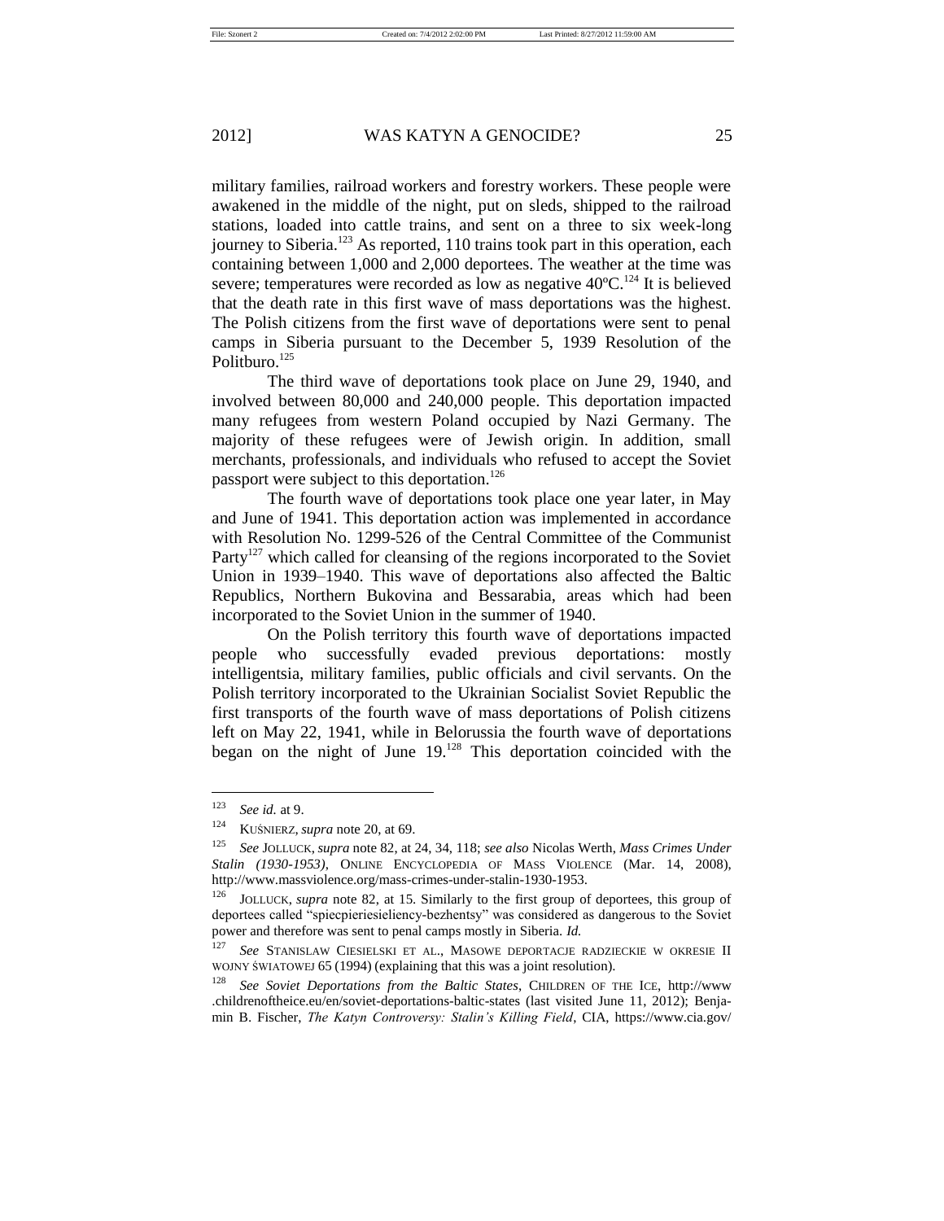military families, railroad workers and forestry workers. These people were awakened in the middle of the night, put on sleds, shipped to the railroad stations, loaded into cattle trains, and sent on a three to six week-long journey to Siberia.[123] As reported, 110 trains took part in this operation, each containing between 1,000 and 2,000 deportees. The weather at the time was severe; temperatures were recorded as low as negative 40ºC.[124] It is believed that the death rate in this first wave of mass deportations was the highest. The Polish citizens from the first wave of deportations were sent to penal camps in Siberia pursuant to the December 5, 1939 Resolution of the Politburo.[125]

The third wave of deportations took place on June 29, 1940, and involved between 80,000 and 240,000 people. This deportation impacted many refugees from western Poland occupied by Nazi Germany. The majority of these refugees were of Jewish origin. In addition, small merchants, professionals, and individuals who refused to accept the Soviet passport were subject to this deportation.[126]

The fourth wave of deportations took place one year later, in May and June of 1941. This deportation action was implemented in accordance with Resolution No. 1299-526 of the Central Committee of the Communist Party[127] which called for cleansing of the regions incorporated to the Soviet Union in 1939–1940. This wave of deportations also affected the Baltic Republics, Northern Bukovina and Bessarabia, areas which had been incorporated to the Soviet Union in the summer of 1940.

On the Polish territory this fourth wave of deportations impacted people who successfully evaded previous deportations: mostly intelligentsia, military families, public officials and civil servants. On the Polish territory incorporated to the Ukrainian Socialist Soviet Republic the first transports of the fourth wave of mass deportations of Polish citizens left on May 22, 1941, while in Belorussia the fourth wave of deportations began on the night of June 19.[128] This deportation coincided with the

---

[123] *See id.* at 9.

[124] KUŚNIERZ, *supra* note 20, at 69.

[125] *See* JOLLUCK, *supra* note 82, at 24, 34, 118; *see also* Nicolas Werth, *Mass Crimes Under Stalin (1930-1953)*, ONLINE ENCYCLOPEDIA OF MASS VIOLENCE (Mar. 14, 2008), http://www.massviolence.org/mass-crimes-under-stalin-1930-1953.

[126] JOLLUCK, *supra* note 82, at 15. Similarly to the first group of deportees, this group of deportees called "spiecpieriesieliency-bezhentsy" was considered as dangerous to the Soviet power and therefore was sent to penal camps mostly in Siberia. *Id.*

[127] *See* STANISLAW CIESIELSKI ET AL., MASOWE DEPORTACJE RADZIECKIE W OKRESIE II WOJNY ŚWIATOWEJ 65 (1994) (explaining that this was a joint resolution).

[128] *See Soviet Deportations from the Baltic States*, CHILDREN OF THE ICE, http://www.childrenoftheice.eu/en/soviet-deportations-baltic-states (last visited June 11, 2012); Benjamin B. Fischer, *The Katyn Controversy: Stalin's Killing Field*, CIA, https://www.cia.gov/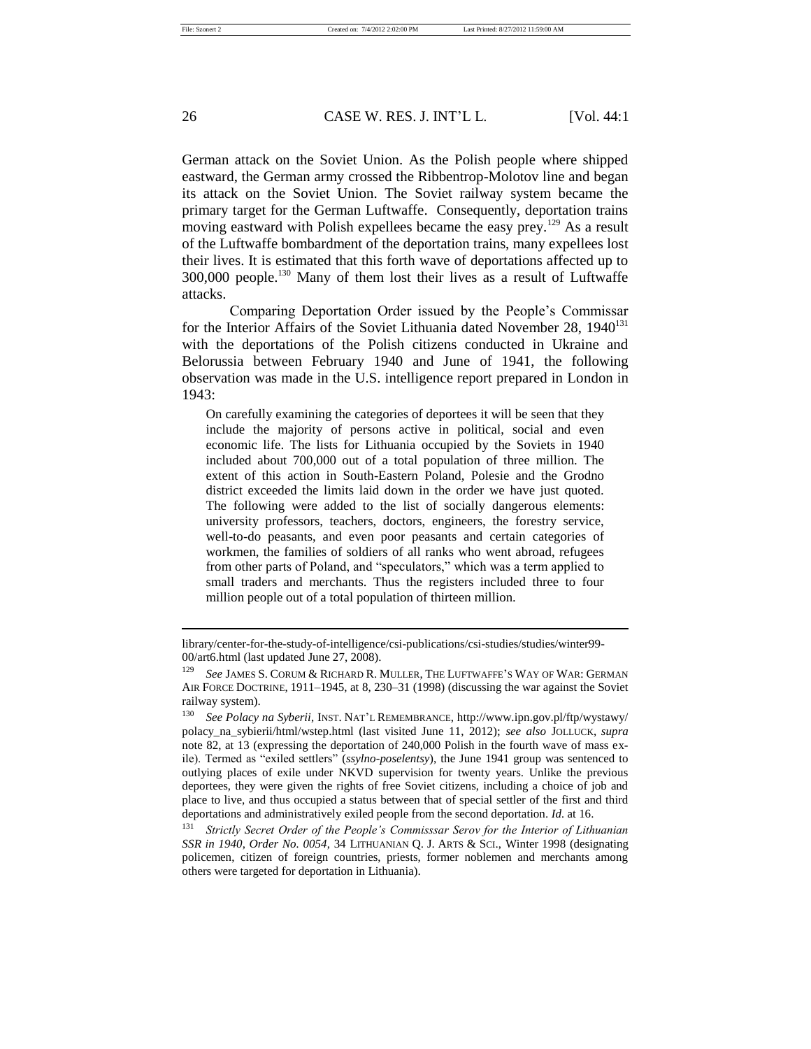German attack on the Soviet Union. As the Polish people where shipped eastward, the German army crossed the Ribbentrop-Molotov line and began its attack on the Soviet Union. The Soviet railway system became the primary target for the German Luftwaffe. Consequently, deportation trains moving eastward with Polish expellees became the easy prey.[129] As a result of the Luftwaffe bombardment of the deportation trains, many expellees lost their lives. It is estimated that this forth wave of deportations affected up to 300,000 people.[130] Many of them lost their lives as a result of Luftwaffe attacks.

Comparing Deportation Order issued by the People's Commissar for the Interior Affairs of the Soviet Lithuania dated November 28, 1940[131] with the deportations of the Polish citizens conducted in Ukraine and Belorussia between February 1940 and June of 1941, the following observation was made in the U.S. intelligence report prepared in London in 1943:

> On carefully examining the categories of deportees it will be seen that they include the majority of persons active in political, social and even economic life. The lists for Lithuania occupied by the Soviets in 1940 included about 700,000 out of a total population of three million. The extent of this action in South-Eastern Poland, Polesie and the Grodno district exceeded the limits laid down in the order we have just quoted. The following were added to the list of socially dangerous elements: university professors, teachers, doctors, engineers, the forestry service, well-to-do peasants, and even poor peasants and certain categories of workmen, the families of soldiers of all ranks who went abroad, refugees from other parts of Poland, and "speculators," which was a term applied to small traders and merchants. Thus the registers included three to four million people out of a total population of thirteen million.

---

library/center-for-the-study-of-intelligence/csi-publications/csi-studies/studies/winter99-00/art6.html (last updated June 27, 2008).

[129] *See* JAMES S. CORUM & RICHARD R. MULLER, THE LUFTWAFFE'S WAY OF WAR: GERMAN AIR FORCE DOCTRINE, 1911–1945, at 8, 230–31 (1998) (discussing the war against the Soviet railway system).

[130] *See Polacy na Syberii*, INST. NAT'L REMEMBRANCE, http://www.ipn.gov.pl/ftp/wystawy/polacy_na_sybierii/html/wstep.html (last visited June 11, 2012); *see also* JOLLUCK, *supra* note 82, at 13 (expressing the deportation of 240,000 Polish in the fourth wave of mass exile). Termed as "exiled settlers" (*ssylno-poselentsy*), the June 1941 group was sentenced to outlying places of exile under NKVD supervision for twenty years. Unlike the previous deportees, they were given the rights of free Soviet citizens, including a choice of job and place to live, and thus occupied a status between that of special settler of the first and third deportations and administratively exiled people from the second deportation. *Id.* at 16.

[131] *Strictly Secret Order of the People's Commisssar Serov for the Interior of Lithuanian SSR in 1940, Order No. 0054*, 34 LITHUANIAN Q. J. ARTS & SCI., Winter 1998 (designating policemen, citizen of foreign countries, priests, former noblemen and merchants among others were targeted for deportation in Lithuania).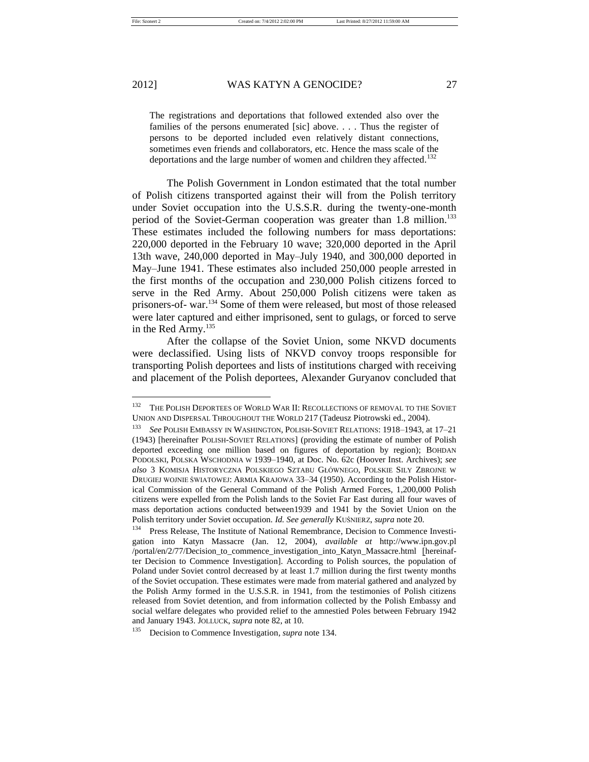> The registrations and deportations that followed extended also over the families of the persons enumerated [sic] above. . . . Thus the register of persons to be deported included even relatively distant connections, sometimes even friends and collaborators, etc. Hence the mass scale of the deportations and the large number of women and children they affected.[132]

The Polish Government in London estimated that the total number of Polish citizens transported against their will from the Polish territory under Soviet occupation into the U.S.S.R. during the twenty-one-month period of the Soviet-German cooperation was greater than 1.8 million.[133] These estimates included the following numbers for mass deportations: 220,000 deported in the February 10 wave; 320,000 deported in the April 13th wave, 240,000 deported in May–July 1940, and 300,000 deported in May–June 1941. These estimates also included 250,000 people arrested in the first months of the occupation and 230,000 Polish citizens forced to serve in the Red Army. About 250,000 Polish citizens were taken as prisoners-of- war.[134] Some of them were released, but most of those released were later captured and either imprisoned, sent to gulags, or forced to serve in the Red Army.[135]

After the collapse of the Soviet Union, some NKVD documents were declassified. Using lists of NKVD convoy troops responsible for transporting Polish deportees and lists of institutions charged with receiving and placement of the Polish deportees, Alexander Guryanov concluded that

---

[132] THE POLISH DEPORTEES OF WORLD WAR II: RECOLLECTIONS OF REMOVAL TO THE SOVIET UNION AND DISPERSAL THROUGHOUT THE WORLD 217 (Tadeusz Piotrowski ed., 2004).

[133] *See* POLISH EMBASSY IN WASHINGTON, POLISH-SOVIET RELATIONS: 1918–1943, at 17–21 (1943) [hereinafter POLISH-SOVIET RELATIONS] (providing the estimate of number of Polish deported exceeding one million based on figures of deportation by region); BOHDAN PODOLSKI, POLSKA WSCHODNIA W 1939–1940, at Doc. No. 62c (Hoover Inst. Archives); *see also* 3 KOMISJA HISTORYCZNA POLSKIEGO SZTABU GŁÓWNEGO, POLSKIE SILY ZBROJNE W DRUGIEJ WOJNIE ŚWIATOWEJ: ARMIA KRAJOWA 33–34 (1950). According to the Polish Historical Commission of the General Command of the Polish Armed Forces, 1,200,000 Polish citizens were expelled from the Polish lands to the Soviet Far East during all four waves of mass deportation actions conducted between1939 and 1941 by the Soviet Union on the Polish territory under Soviet occupation. *Id. See generally* KUŚNIERZ, *supra* note 20.

[134] Press Release, The Institute of National Remembrance, Decision to Commence Investigation into Katyn Massacre (Jan. 12, 2004), *available at* http://www.ipn.gov.pl/portal/en/2/77/Decision_to_commence_investigation_into_Katyn_Massacre.html [hereinafter Decision to Commence Investigation]. According to Polish sources, the population of Poland under Soviet control decreased by at least 1.7 million during the first twenty months of the Soviet occupation. These estimates were made from material gathered and analyzed by the Polish Army formed in the U.S.S.R. in 1941, from the testimonies of Polish citizens released from Soviet detention, and from information collected by the Polish Embassy and social welfare delegates who provided relief to the amnestied Poles between February 1942 and January 1943. JOLLUCK, *supra* note 82, at 10.

[135] Decision to Commence Investigation, *supra* note 134.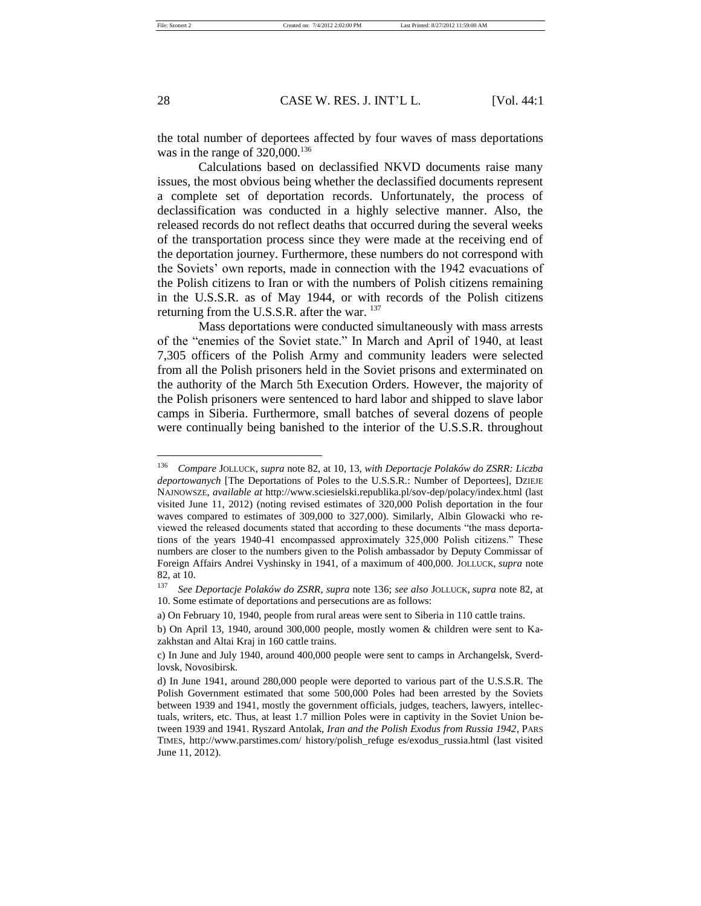the total number of deportees affected by four waves of mass deportations was in the range of 320,000.[136]

Calculations based on declassified NKVD documents raise many issues, the most obvious being whether the declassified documents represent a complete set of deportation records. Unfortunately, the process of declassification was conducted in a highly selective manner. Also, the released records do not reflect deaths that occurred during the several weeks of the transportation process since they were made at the receiving end of the deportation journey. Furthermore, these numbers do not correspond with the Soviets' own reports, made in connection with the 1942 evacuations of the Polish citizens to Iran or with the numbers of Polish citizens remaining in the U.S.S.R. as of May 1944, or with records of the Polish citizens returning from the U.S.S.R. after the war.[137]

Mass deportations were conducted simultaneously with mass arrests of the "enemies of the Soviet state." In March and April of 1940, at least 7,305 officers of the Polish Army and community leaders were selected from all the Polish prisoners held in the Soviet prisons and exterminated on the authority of the March 5th Execution Orders. However, the majority of the Polish prisoners were sentenced to hard labor and shipped to slave labor camps in Siberia. Furthermore, small batches of several dozens of people were continually being banished to the interior of the U.S.S.R. throughout

---

[136] *Compare* JOLLUCK, *supra* note 82, at 10, 13, *with Deportacje Polaków do ZSRR: Liczba deportowanych* [The Deportations of Poles to the U.S.S.R.: Number of Deportees], DZIEJE NAJNOWSZE, *available at* http://www.sciesielski.republika.pl/sov-dep/polacy/index.html (last visited June 11, 2012) (noting revised estimates of 320,000 Polish deportation in the four waves compared to estimates of 309,000 to 327,000). Similarly, Albin Glowacki who reviewed the released documents stated that according to these documents "the mass deportations of the years 1940-41 encompassed approximately 325,000 Polish citizens." These numbers are closer to the numbers given to the Polish ambassador by Deputy Commissar of Foreign Affairs Andrei Vyshinsky in 1941, of a maximum of 400,000. JOLLUCK, *supra* note 82, at 10.

[137] *See Deportacje Polaków do ZSRR*, *supra* note 136; *see also* JOLLUCK, *supra* note 82, at 10. Some estimate of deportations and persecutions are as follows:

a) On February 10, 1940, people from rural areas were sent to Siberia in 110 cattle trains.

b) On April 13, 1940, around 300,000 people, mostly women & children were sent to Kazakhstan and Altai Kraj in 160 cattle trains.

c) In June and July 1940, around 400,000 people were sent to camps in Archangelsk, Sverdlovsk, Novosibirsk.

d) In June 1941, around 280,000 people were deported to various part of the U.S.S.R. The Polish Government estimated that some 500,000 Poles had been arrested by the Soviets between 1939 and 1941, mostly the government officials, judges, teachers, lawyers, intellectuals, writers, etc. Thus, at least 1.7 million Poles were in captivity in the Soviet Union between 1939 and 1941. Ryszard Antolak, *Iran and the Polish Exodus from Russia 1942*, PARS TIMES, http://www.parstimes.com/ history/polish_refuge es/exodus_russia.html (last visited June 11, 2012).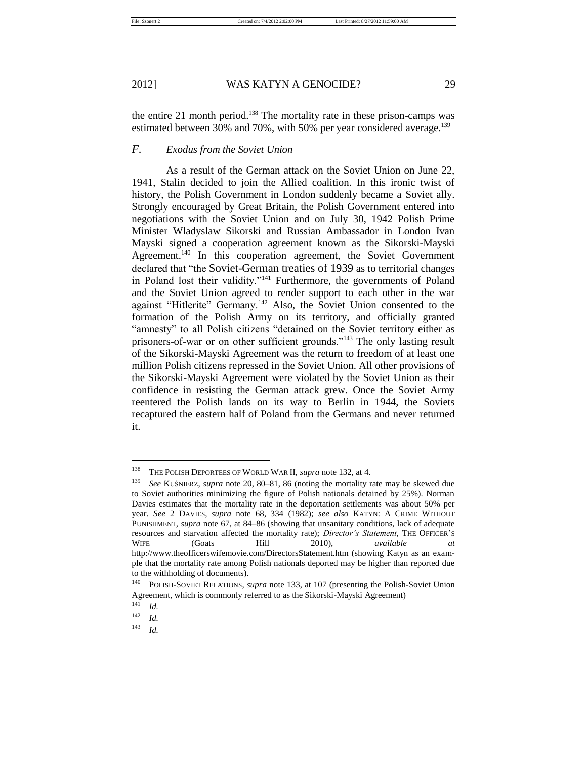the entire 21 month period.[138] The mortality rate in these prison-camps was estimated between 30% and 70%, with 50% per year considered average.[139]

### *F. Exodus from the Soviet Union*

As a result of the German attack on the Soviet Union on June 22, 1941, Stalin decided to join the Allied coalition. In this ironic twist of history, the Polish Government in London suddenly became a Soviet ally. Strongly encouraged by Great Britain, the Polish Government entered into negotiations with the Soviet Union and on July 30, 1942 Polish Prime Minister Wladyslaw Sikorski and Russian Ambassador in London Ivan Mayski signed a cooperation agreement known as the Sikorski-Mayski Agreement.[140] In this cooperation agreement, the Soviet Government declared that "the Soviet-German treaties of 1939 as to territorial changes in Poland lost their validity."[141] Furthermore, the governments of Poland and the Soviet Union agreed to render support to each other in the war against "Hitlerite" Germany.[142] Also, the Soviet Union consented to the formation of the Polish Army on its territory, and officially granted "amnesty" to all Polish citizens "detained on the Soviet territory either as prisoners-of-war or on other sufficient grounds."[143] The only lasting result of the Sikorski-Mayski Agreement was the return to freedom of at least one million Polish citizens repressed in the Soviet Union. All other provisions of the Sikorski-Mayski Agreement were violated by the Soviet Union as their confidence in resisting the German attack grew. Once the Soviet Army reentered the Polish lands on its way to Berlin in 1944, the Soviets recaptured the eastern half of Poland from the Germans and never returned it.

---

[138] THE POLISH DEPORTEES OF WORLD WAR II, *supra* note 132, at 4.

[139] *See* KUŚNIERZ, *supra* note 20, 80–81, 86 (noting the mortality rate may be skewed due to Soviet authorities minimizing the figure of Polish nationals detained by 25%). Norman Davies estimates that the mortality rate in the deportation settlements was about 50% per year. *See* 2 DAVIES, *supra* note 68, 334 (1982); *see also* KATYN: A CRIME WITHOUT PUNISHMENT, *supra* note 67, at 84–86 (showing that unsanitary conditions, lack of adequate resources and starvation affected the mortality rate); *Director's Statement*, THE OFFICER'S WIFE (Goats Hill 2010), *available at* http://www.theofficerswifemovie.com/DirectorsStatement.htm (showing Katyn as an example that the mortality rate among Polish nationals deported may be higher than reported due to the withholding of documents).

[140] POLISH-SOVIET RELATIONS, *supra* note 133, at 107 (presenting the Polish-Soviet Union Agreement, which is commonly referred to as the Sikorski-Mayski Agreement)

[141] *Id.*

[142] *Id.*

[143] *Id.*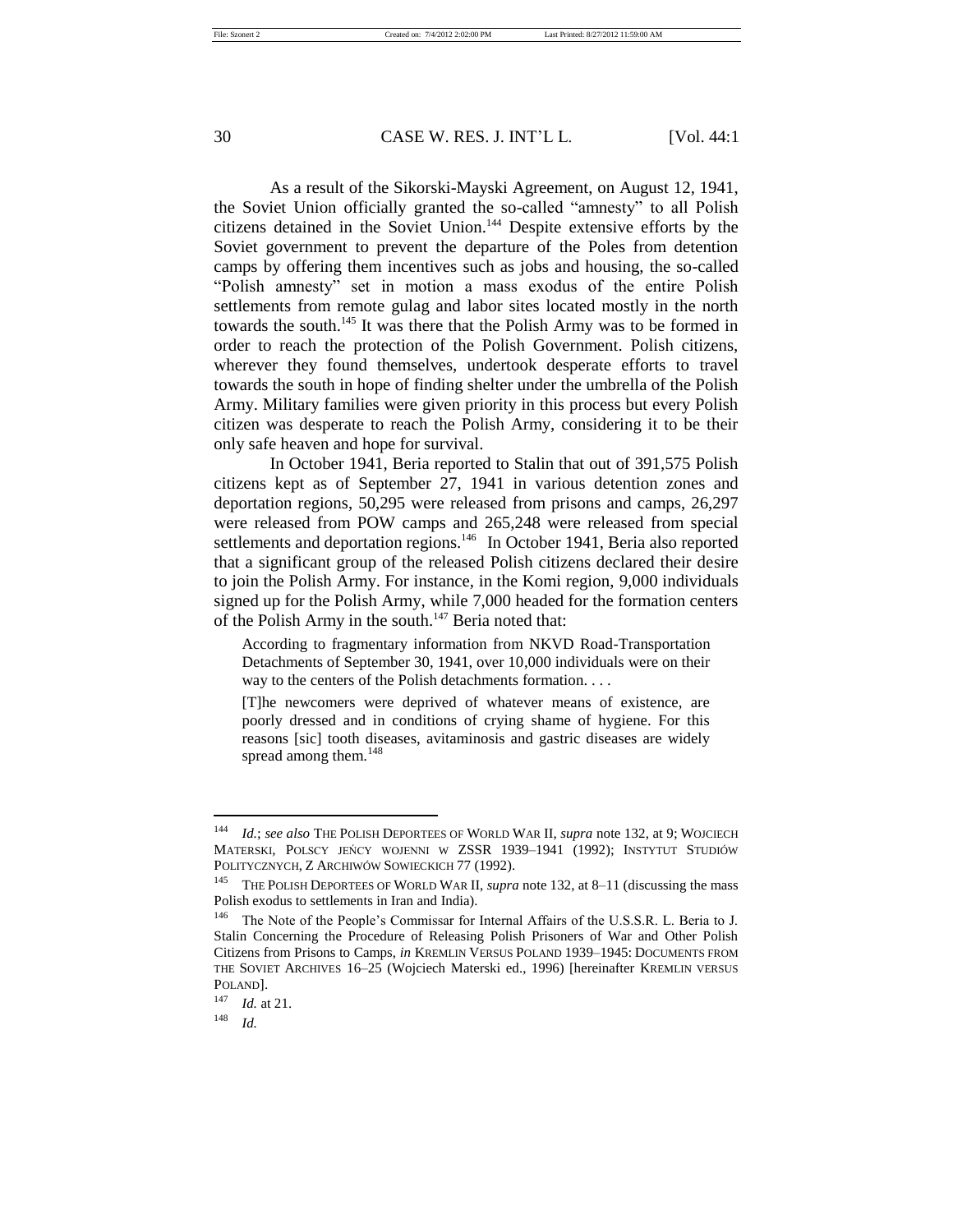As a result of the Sikorski-Mayski Agreement, on August 12, 1941, the Soviet Union officially granted the so-called "amnesty" to all Polish citizens detained in the Soviet Union.[144] Despite extensive efforts by the Soviet government to prevent the departure of the Poles from detention camps by offering them incentives such as jobs and housing, the so-called "Polish amnesty" set in motion a mass exodus of the entire Polish settlements from remote gulag and labor sites located mostly in the north towards the south.[145] It was there that the Polish Army was to be formed in order to reach the protection of the Polish Government. Polish citizens, wherever they found themselves, undertook desperate efforts to travel towards the south in hope of finding shelter under the umbrella of the Polish Army. Military families were given priority in this process but every Polish citizen was desperate to reach the Polish Army, considering it to be their only safe heaven and hope for survival.

In October 1941, Beria reported to Stalin that out of 391,575 Polish citizens kept as of September 27, 1941 in various detention zones and deportation regions, 50,295 were released from prisons and camps, 26,297 were released from POW camps and 265,248 were released from special settlements and deportation regions.[146] In October 1941, Beria also reported that a significant group of the released Polish citizens declared their desire to join the Polish Army. For instance, in the Komi region, 9,000 individuals signed up for the Polish Army, while 7,000 headed for the formation centers of the Polish Army in the south.[147] Beria noted that:

> According to fragmentary information from NKVD Road-Transportation Detachments of September 30, 1941, over 10,000 individuals were on their way to the centers of the Polish detachments formation. . . .
>
> [T]he newcomers were deprived of whatever means of existence, are poorly dressed and in conditions of crying shame of hygiene. For this reasons [sic] tooth diseases, avitaminosis and gastric diseases are widely spread among them.[148]

---

[144] *Id.*; *see also* THE POLISH DEPORTEES OF WORLD WAR II, *supra* note 132, at 9; WOJCIECH MATERSKI, POLSCY JEŃCY WOJENNI W ZSSR 1939–1941 (1992); INSTYTUT STUDIÓW POLITYCZNYCH, Z ARCHIWÓW SOWIECKICH 77 (1992).

[145] THE POLISH DEPORTEES OF WORLD WAR II, *supra* note 132, at 8–11 (discussing the mass Polish exodus to settlements in Iran and India).

[146] The Note of the People's Commissar for Internal Affairs of the U.S.S.R. L. Beria to J. Stalin Concerning the Procedure of Releasing Polish Prisoners of War and Other Polish Citizens from Prisons to Camps, *in* KREMLIN VERSUS POLAND 1939–1945: DOCUMENTS FROM THE SOVIET ARCHIVES 16–25 (Wojciech Materski ed., 1996) [hereinafter KREMLIN VERSUS POLAND].

[147] *Id.* at 21.

[148] *Id.*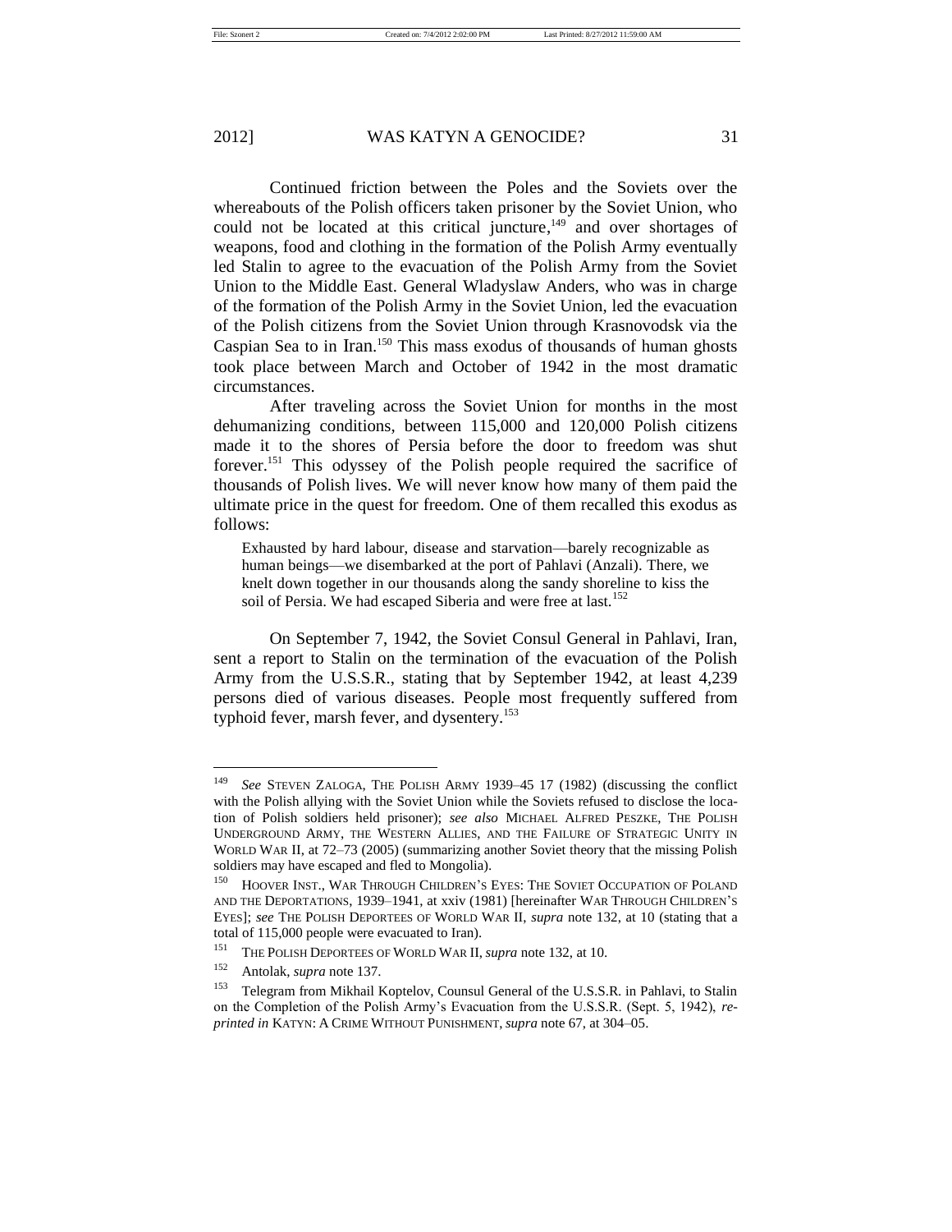Continued friction between the Poles and the Soviets over the whereabouts of the Polish officers taken prisoner by the Soviet Union, who could not be located at this critical juncture,[149] and over shortages of weapons, food and clothing in the formation of the Polish Army eventually led Stalin to agree to the evacuation of the Polish Army from the Soviet Union to the Middle East. General Wladyslaw Anders, who was in charge of the formation of the Polish Army in the Soviet Union, led the evacuation of the Polish citizens from the Soviet Union through Krasnovodsk via the Caspian Sea to in Iran.[150] This mass exodus of thousands of human ghosts took place between March and October of 1942 in the most dramatic circumstances.

After traveling across the Soviet Union for months in the most dehumanizing conditions, between 115,000 and 120,000 Polish citizens made it to the shores of Persia before the door to freedom was shut forever.[151] This odyssey of the Polish people required the sacrifice of thousands of Polish lives. We will never know how many of them paid the ultimate price in the quest for freedom. One of them recalled this exodus as follows:

> Exhausted by hard labour, disease and starvation—barely recognizable as human beings—we disembarked at the port of Pahlavi (Anzali). There, we knelt down together in our thousands along the sandy shoreline to kiss the soil of Persia. We had escaped Siberia and were free at last.[152]

On September 7, 1942, the Soviet Consul General in Pahlavi, Iran, sent a report to Stalin on the termination of the evacuation of the Polish Army from the U.S.S.R., stating that by September 1942, at least 4,239 persons died of various diseases. People most frequently suffered from typhoid fever, marsh fever, and dysentery.[153]

---

[149] *See* STEVEN ZALOGA, THE POLISH ARMY 1939–45 17 (1982) (discussing the conflict with the Polish allying with the Soviet Union while the Soviets refused to disclose the location of Polish soldiers held prisoner); *see also* MICHAEL ALFRED PESZKE, THE POLISH UNDERGROUND ARMY, THE WESTERN ALLIES, AND THE FAILURE OF STRATEGIC UNITY IN WORLD WAR II, at 72–73 (2005) (summarizing another Soviet theory that the missing Polish soldiers may have escaped and fled to Mongolia).

[150] HOOVER INST., WAR THROUGH CHILDREN'S EYES: THE SOVIET OCCUPATION OF POLAND AND THE DEPORTATIONS, 1939–1941, at xxiv (1981) [hereinafter WAR THROUGH CHILDREN'S EYES]; *see* THE POLISH DEPORTEES OF WORLD WAR II, *supra* note 132, at 10 (stating that a total of 115,000 people were evacuated to Iran).

[151] THE POLISH DEPORTEES OF WORLD WAR II, *supra* note 132, at 10.

[152] Antolak, *supra* note 137.

[153] Telegram from Mikhail Koptelov, Counsul General of the U.S.S.R. in Pahlavi, to Stalin on the Completion of the Polish Army's Evacuation from the U.S.S.R. (Sept. 5, 1942), *reprinted in* KATYN: A CRIME WITHOUT PUNISHMENT, *supra* note 67, at 304–05.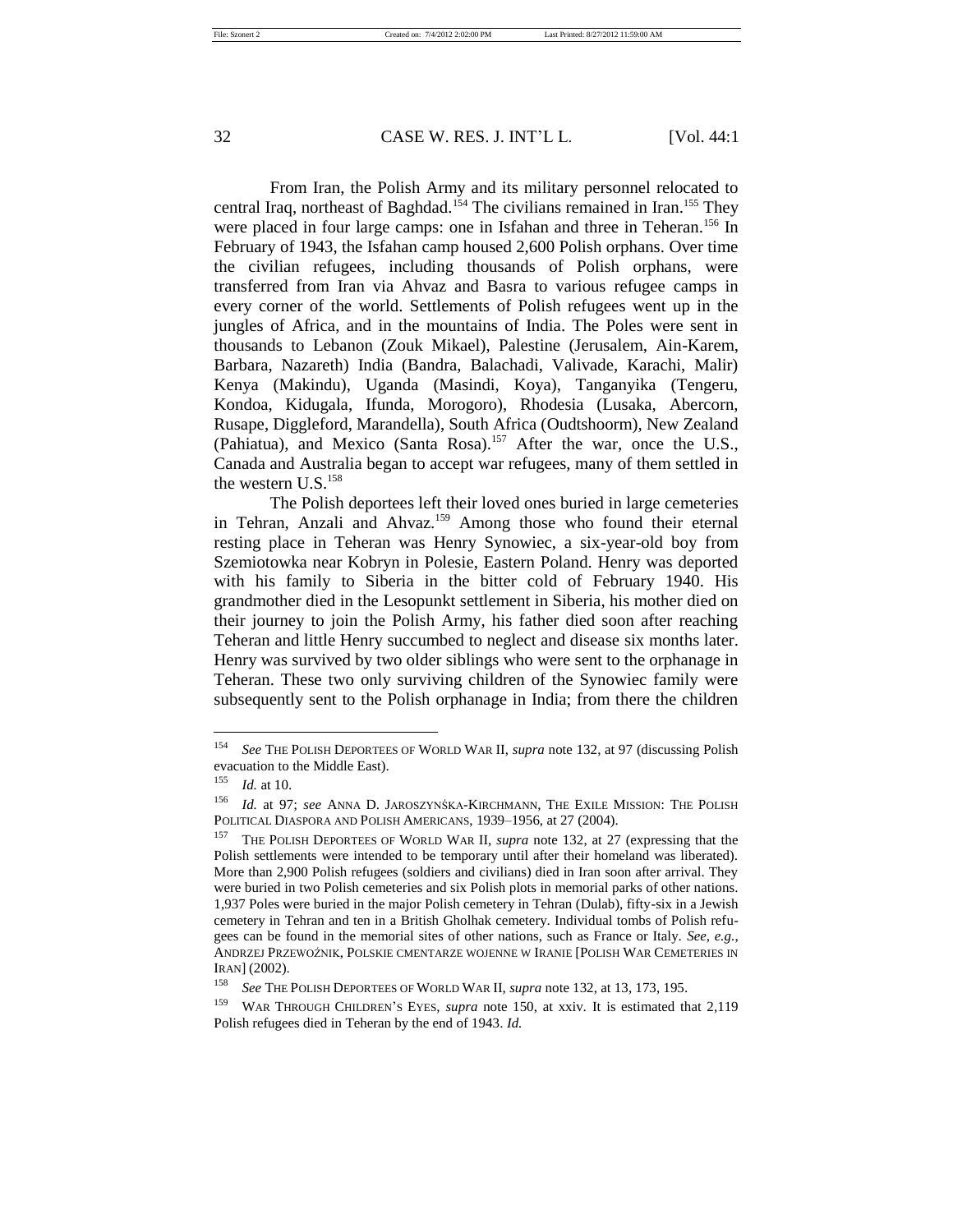From Iran, the Polish Army and its military personnel relocated to central Iraq, northeast of Baghdad.[154] The civilians remained in Iran.[155] They were placed in four large camps: one in Isfahan and three in Teheran.[156] In February of 1943, the Isfahan camp housed 2,600 Polish orphans. Over time the civilian refugees, including thousands of Polish orphans, were transferred from Iran via Ahvaz and Basra to various refugee camps in every corner of the world. Settlements of Polish refugees went up in the jungles of Africa, and in the mountains of India. The Poles were sent in thousands to Lebanon (Zouk Mikael), Palestine (Jerusalem, Ain-Karem, Barbara, Nazareth) India (Bandra, Balachadi, Valivade, Karachi, Malir) Kenya (Makindu), Uganda (Masindi, Koya), Tanganyika (Tengeru, Kondoa, Kidugala, Ifunda, Morogoro), Rhodesia (Lusaka, Abercorn, Rusape, Diggleford, Marandella), South Africa (Oudtshoorm), New Zealand (Pahiatua), and Mexico (Santa Rosa).[157] After the war, once the U.S., Canada and Australia began to accept war refugees, many of them settled in the western U.S.[158]

The Polish deportees left their loved ones buried in large cemeteries in Tehran, Anzali and Ahvaz.[159] Among those who found their eternal resting place in Teheran was Henry Synowiec, a six-year-old boy from Szemiotowka near Kobryn in Polesie, Eastern Poland. Henry was deported with his family to Siberia in the bitter cold of February 1940. His grandmother died in the Lesopunkt settlement in Siberia, his mother died on their journey to join the Polish Army, his father died soon after reaching Teheran and little Henry succumbed to neglect and disease six months later. Henry was survived by two older siblings who were sent to the orphanage in Teheran. These two only surviving children of the Synowiec family were subsequently sent to the Polish orphanage in India; from there the children

---

[154] *See* THE POLISH DEPORTEES OF WORLD WAR II, *supra* note 132, at 97 (discussing Polish evacuation to the Middle East).

[155] *Id.* at 10.

[156] *Id.* at 97; *see* ANNA D. JAROSZYŃSKA-KIRCHMANN, THE EXILE MISSION: THE POLISH POLITICAL DIASPORA AND POLISH AMERICANS, 1939–1956, at 27 (2004).

[157] THE POLISH DEPORTEES OF WORLD WAR II, *supra* note 132, at 27 (expressing that the Polish settlements were intended to be temporary until after their homeland was liberated). More than 2,900 Polish refugees (soldiers and civilians) died in Iran soon after arrival. They were buried in two Polish cemeteries and six Polish plots in memorial parks of other nations. 1,937 Poles were buried in the major Polish cemetery in Tehran (Dulab), fifty-six in a Jewish cemetery in Tehran and ten in a British Gholhak cemetery. Individual tombs of Polish refugees can be found in the memorial sites of other nations, such as France or Italy. *See, e.g.*, ANDRZEJ PRZEWOŹNIK, POLSKIE CMENTARZE WOJENNE W IRANIE [POLISH WAR CEMETERIES IN IRAN] (2002).

[158] *See* THE POLISH DEPORTEES OF WORLD WAR II, *supra* note 132, at 13, 173, 195.

[159] WAR THROUGH CHILDREN'S EYES, *supra* note 150, at xxiv. It is estimated that 2,119 Polish refugees died in Teheran by the end of 1943. *Id.*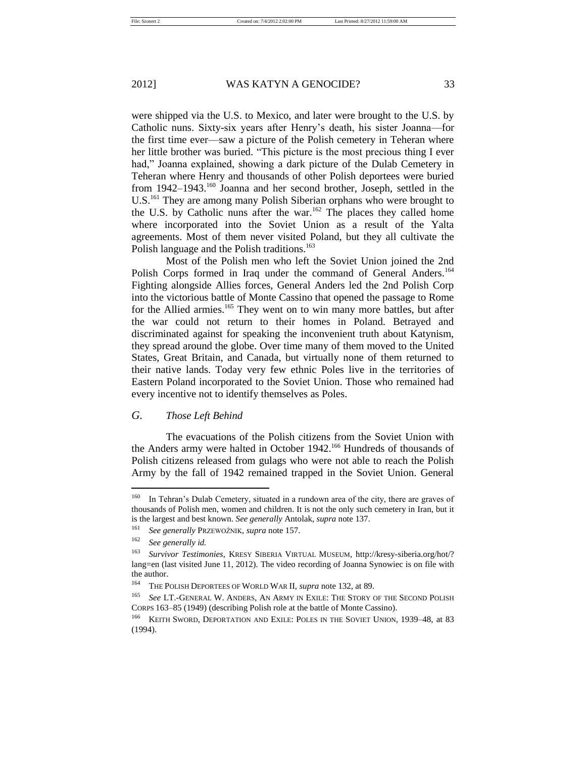were shipped via the U.S. to Mexico, and later were brought to the U.S. by Catholic nuns. Sixty-six years after Henry's death, his sister Joanna—for the first time ever—saw a picture of the Polish cemetery in Teheran where her little brother was buried. "This picture is the most precious thing I ever had," Joanna explained, showing a dark picture of the Dulab Cemetery in Teheran where Henry and thousands of other Polish deportees were buried from 1942–1943.[160] Joanna and her second brother, Joseph, settled in the U.S.[161] They are among many Polish Siberian orphans who were brought to the U.S. by Catholic nuns after the war.[162] The places they called home where incorporated into the Soviet Union as a result of the Yalta agreements. Most of them never visited Poland, but they all cultivate the Polish language and the Polish traditions.[163]

Most of the Polish men who left the Soviet Union joined the 2nd Polish Corps formed in Iraq under the command of General Anders.[164] Fighting alongside Allies forces, General Anders led the 2nd Polish Corp into the victorious battle of Monte Cassino that opened the passage to Rome for the Allied armies.[165] They went on to win many more battles, but after the war could not return to their homes in Poland. Betrayed and discriminated against for speaking the inconvenient truth about Katynism, they spread around the globe. Over time many of them moved to the United States, Great Britain, and Canada, but virtually none of them returned to their native lands. Today very few ethnic Poles live in the territories of Eastern Poland incorporated to the Soviet Union. Those who remained had every incentive not to identify themselves as Poles.

## *G. Those Left Behind*

The evacuations of the Polish citizens from the Soviet Union with the Anders army were halted in October 1942.[166] Hundreds of thousands of Polish citizens released from gulags who were not able to reach the Polish Army by the fall of 1942 remained trapped in the Soviet Union. General

---

[160] In Tehran's Dulab Cemetery, situated in a rundown area of the city, there are graves of thousands of Polish men, women and children. It is not the only such cemetery in Iran, but it is the largest and best known. *See generally* Antolak, *supra* note 137.

[161] *See generally* PRZEWOŹNIK, *supra* note 157.

[162] *See generally id.*

[163] *Survivor Testimonies*, KRESY SIBERIA VIRTUAL MUSEUM, http://kresy-siberia.org/hot/?lang=en (last visited June 11, 2012). The video recording of Joanna Synowiec is on file with the author.

[164] THE POLISH DEPORTEES OF WORLD WAR II, *supra* note 132, at 89.

[165] *See* LT.-GENERAL W. ANDERS, AN ARMY IN EXILE: THE STORY OF THE SECOND POLISH CORPS 163–85 (1949) (describing Polish role at the battle of Monte Cassino).

[166] KEITH SWORD, DEPORTATION AND EXILE: POLES IN THE SOVIET UNION, 1939–48, at 83 (1994).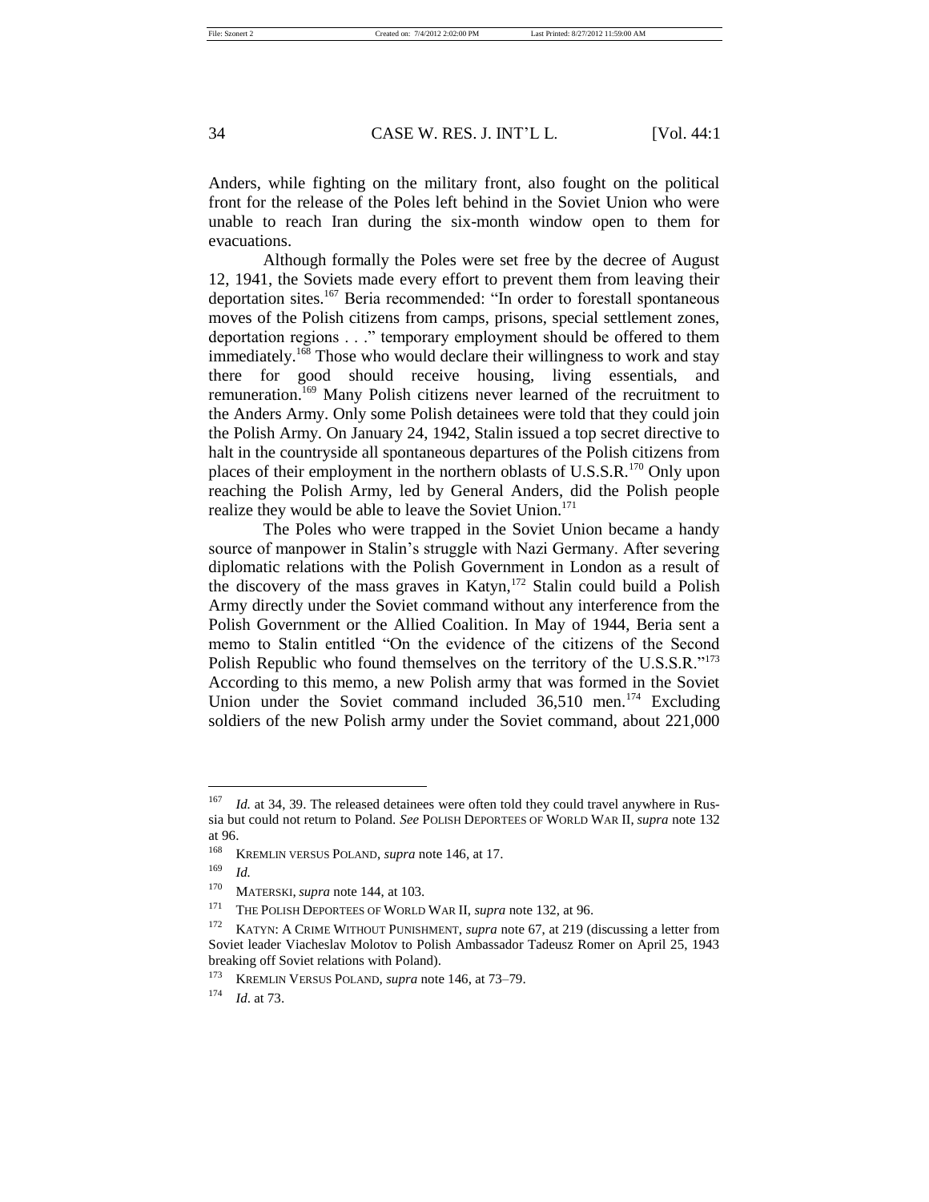Anders, while fighting on the military front, also fought on the political front for the release of the Poles left behind in the Soviet Union who were unable to reach Iran during the six-month window open to them for evacuations.

Although formally the Poles were set free by the decree of August 12, 1941, the Soviets made every effort to prevent them from leaving their deportation sites.[167] Beria recommended: "In order to forestall spontaneous moves of the Polish citizens from camps, prisons, special settlement zones, deportation regions . . ." temporary employment should be offered to them immediately.[168] Those who would declare their willingness to work and stay there for good should receive housing, living essentials, and remuneration.[169] Many Polish citizens never learned of the recruitment to the Anders Army. Only some Polish detainees were told that they could join the Polish Army. On January 24, 1942, Stalin issued a top secret directive to halt in the countryside all spontaneous departures of the Polish citizens from places of their employment in the northern oblasts of U.S.S.R.[170] Only upon reaching the Polish Army, led by General Anders, did the Polish people realize they would be able to leave the Soviet Union.[171]

The Poles who were trapped in the Soviet Union became a handy source of manpower in Stalin's struggle with Nazi Germany. After severing diplomatic relations with the Polish Government in London as a result of the discovery of the mass graves in Katyn,[172] Stalin could build a Polish Army directly under the Soviet command without any interference from the Polish Government or the Allied Coalition. In May of 1944, Beria sent a memo to Stalin entitled "On the evidence of the citizens of the Second Polish Republic who found themselves on the territory of the U.S.S.R."[173] According to this memo, a new Polish army that was formed in the Soviet Union under the Soviet command included 36,510 men.[174] Excluding soldiers of the new Polish army under the Soviet command, about 221,000

---

[167] *Id.* at 34, 39. The released detainees were often told they could travel anywhere in Russia but could not return to Poland. *See* POLISH DEPORTEES OF WORLD WAR II, *supra* note 132 at 96.

[168] KREMLIN VERSUS POLAND, *supra* note 146, at 17.

[169] *Id.*

[170] MATERSKI, *supra* note 144, at 103.

[171] THE POLISH DEPORTEES OF WORLD WAR II, *supra* note 132, at 96.

[172] KATYN: A CRIME WITHOUT PUNISHMENT, *supra* note 67, at 219 (discussing a letter from Soviet leader Viacheslav Molotov to Polish Ambassador Tadeusz Romer on April 25, 1943 breaking off Soviet relations with Poland).

[173] KREMLIN VERSUS POLAND, *supra* note 146, at 73–79.

[174] *Id*. at 73.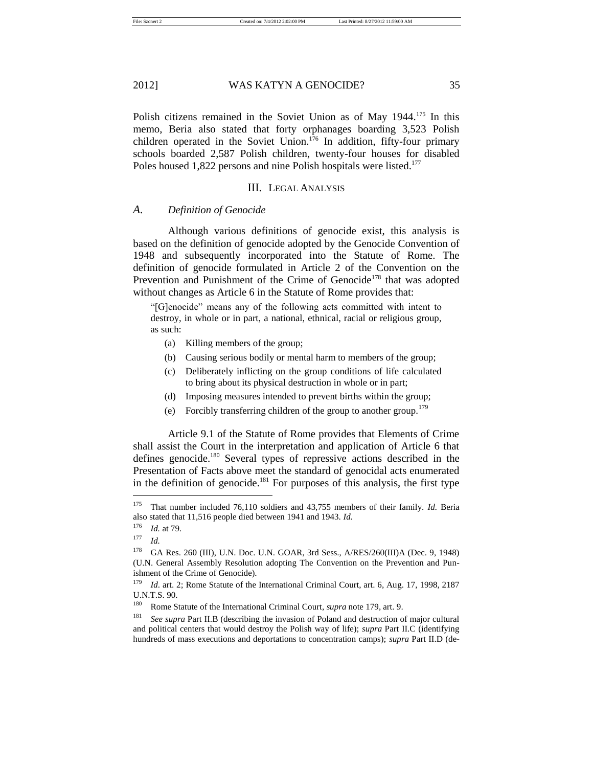Polish citizens remained in the Soviet Union as of May 1944.[175] In this memo, Beria also stated that forty orphanages boarding 3,523 Polish children operated in the Soviet Union.[176] In addition, fifty-four primary schools boarded 2,587 Polish children, twenty-four houses for disabled Poles housed 1,822 persons and nine Polish hospitals were listed.[177]

## III. Legal Analysis

### *A. Definition of Genocide*

Although various definitions of genocide exist, this analysis is based on the definition of genocide adopted by the Genocide Convention of 1948 and subsequently incorporated into the Statute of Rome. The definition of genocide formulated in Article 2 of the Convention on the Prevention and Punishment of the Crime of Genocide[178] that was adopted without changes as Article 6 in the Statute of Rome provides that:

> "[G]enocide" means any of the following acts committed with intent to destroy, in whole or in part, a national, ethnical, racial or religious group, as such:
>
> (a) Killing members of the group;
>
> (b) Causing serious bodily or mental harm to members of the group;
>
> (c) Deliberately inflicting on the group conditions of life calculated to bring about its physical destruction in whole or in part;
>
> (d) Imposing measures intended to prevent births within the group;
>
> (e) Forcibly transferring children of the group to another group.[179]

Article 9.1 of the Statute of Rome provides that Elements of Crime shall assist the Court in the interpretation and application of Article 6 that defines genocide.[180] Several types of repressive actions described in the Presentation of Facts above meet the standard of genocidal acts enumerated in the definition of genocide.[181] For purposes of this analysis, the first type

---

[175] That number included 76,110 soldiers and 43,755 members of their family. *Id.* Beria also stated that 11,516 people died between 1941 and 1943. *Id.*

[176] *Id.* at 79.

[177] *Id.*

[178] GA Res. 260 (III), U.N. Doc. U.N. GOAR, 3rd Sess., A/RES/260(III)A (Dec. 9, 1948) (U.N. General Assembly Resolution adopting The Convention on the Prevention and Punishment of the Crime of Genocide).

[179] *Id.* art. 2; Rome Statute of the International Criminal Court, art. 6, Aug. 17, 1998, 2187 U.N.T.S. 90.

[180] Rome Statute of the International Criminal Court, *supra* note 179, art. 9.

[181] *See supra* Part II.B (describing the invasion of Poland and destruction of major cultural and political centers that would destroy the Polish way of life); *supra* Part II.C (identifying hundreds of mass executions and deportations to concentration camps); *supra* Part II.D (de-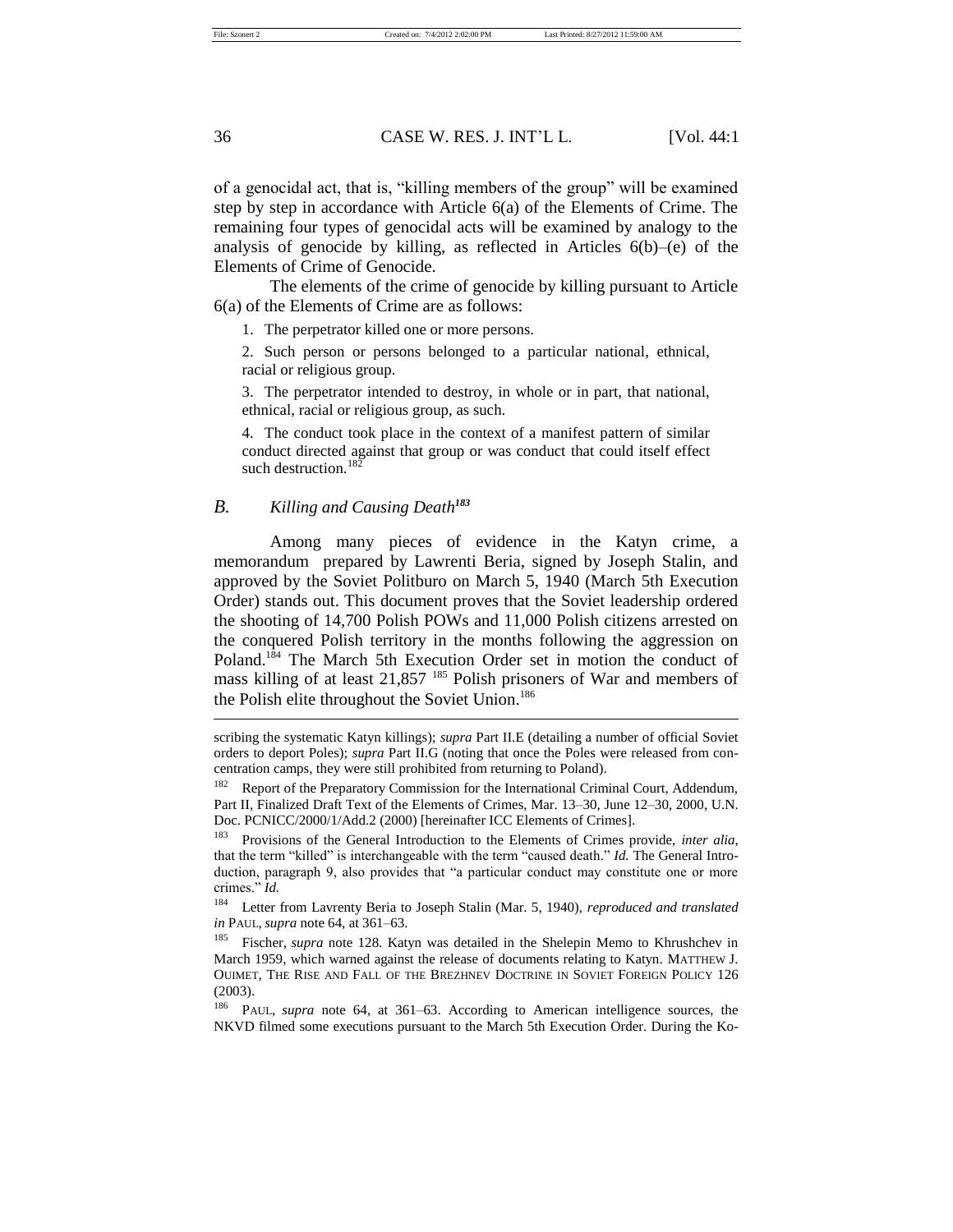of a genocidal act, that is, "killing members of the group" will be examined step by step in accordance with Article 6(a) of the Elements of Crime. The remaining four types of genocidal acts will be examined by analogy to the analysis of genocide by killing, as reflected in Articles 6(b)–(e) of the Elements of Crime of Genocide.

The elements of the crime of genocide by killing pursuant to Article 6(a) of the Elements of Crime are as follows:

> 1. The perpetrator killed one or more persons.
>
> 2. Such person or persons belonged to a particular national, ethnical, racial or religious group.
>
> 3. The perpetrator intended to destroy, in whole or in part, that national, ethnical, racial or religious group, as such.
>
> 4. The conduct took place in the context of a manifest pattern of similar conduct directed against that group or was conduct that could itself effect such destruction.[182]

## *B. Killing and Causing Death*[183]

Among many pieces of evidence in the Katyn crime, a memorandum prepared by Lawrenti Beria, signed by Joseph Stalin, and approved by the Soviet Politburo on March 5, 1940 (March 5th Execution Order) stands out. This document proves that the Soviet leadership ordered the shooting of 14,700 Polish POWs and 11,000 Polish citizens arrested on the conquered Polish territory in the months following the aggression on Poland.[184] The March 5th Execution Order set in motion the conduct of mass killing of at least 21,857 [185] Polish prisoners of War and members of the Polish elite throughout the Soviet Union.[186]

---

scribing the systematic Katyn killings); *supra* Part II.E (detailing a number of official Soviet orders to deport Poles); *supra* Part II.G (noting that once the Poles were released from concentration camps, they were still prohibited from returning to Poland).

[182] Report of the Preparatory Commission for the International Criminal Court, Addendum, Part II, Finalized Draft Text of the Elements of Crimes, Mar. 13–30, June 12–30, 2000, U.N. Doc. PCNICC/2000/1/Add.2 (2000) [hereinafter ICC Elements of Crimes].

[183] Provisions of the General Introduction to the Elements of Crimes provide, *inter alia*, that the term "killed" is interchangeable with the term "caused death." *Id.* The General Introduction, paragraph 9, also provides that "a particular conduct may constitute one or more crimes." *Id.*

[184] Letter from Lavrenty Beria to Joseph Stalin (Mar. 5, 1940), *reproduced and translated in* PAUL, *supra* note 64, at 361–63.

[185] Fischer, *supra* note 128. Katyn was detailed in the Shelepin Memo to Khrushchev in March 1959, which warned against the release of documents relating to Katyn. MATTHEW J. OUIMET, THE RISE AND FALL OF THE BREZHNEV DOCTRINE IN SOVIET FOREIGN POLICY 126 (2003).

[186] PAUL, *supra* note 64, at 361–63. According to American intelligence sources, the NKVD filmed some executions pursuant to the March 5th Execution Order. During the Ko-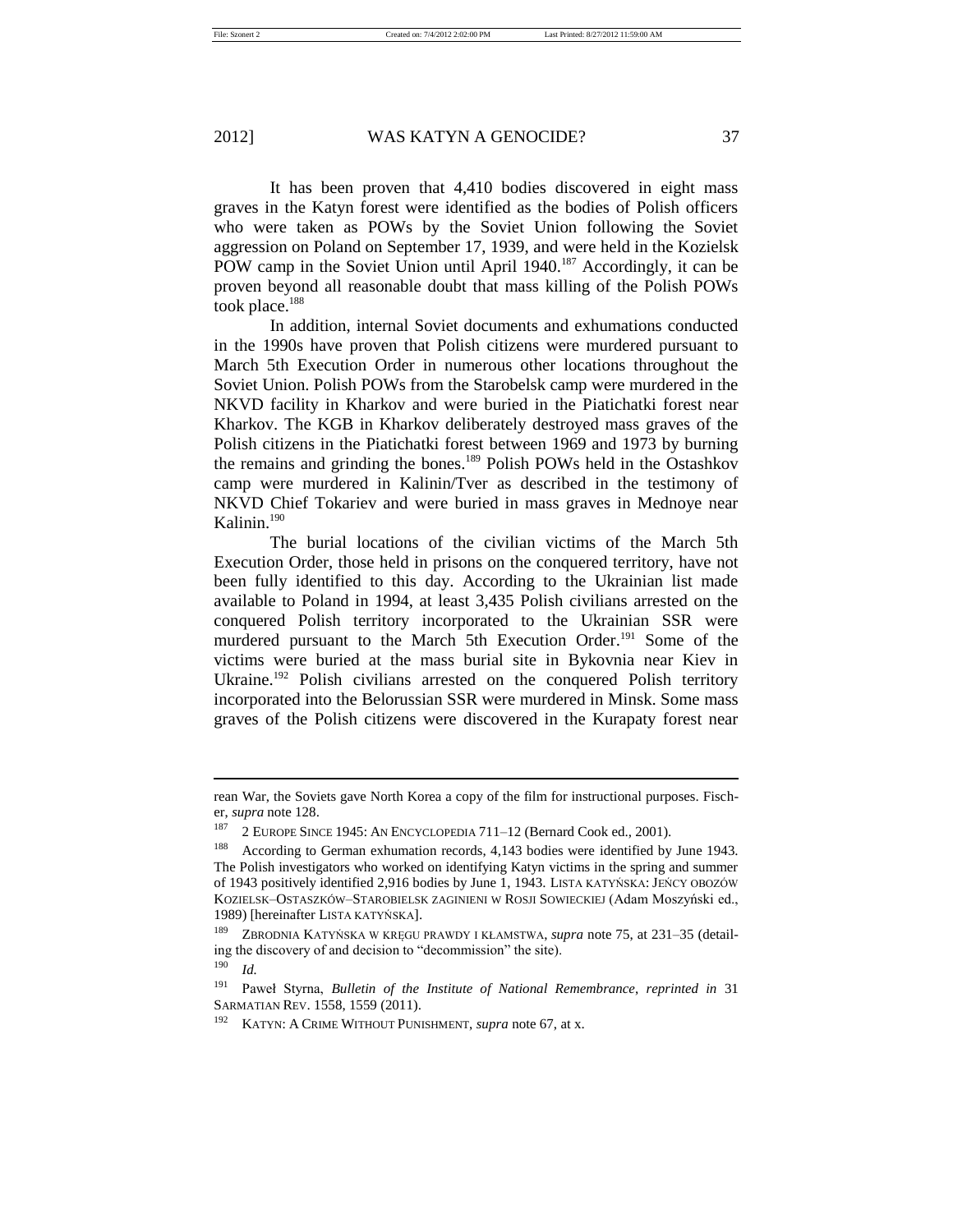It has been proven that 4,410 bodies discovered in eight mass graves in the Katyn forest were identified as the bodies of Polish officers who were taken as POWs by the Soviet Union following the Soviet aggression on Poland on September 17, 1939, and were held in the Kozielsk POW camp in the Soviet Union until April 1940.[187] Accordingly, it can be proven beyond all reasonable doubt that mass killing of the Polish POWs took place.[188]

In addition, internal Soviet documents and exhumations conducted in the 1990s have proven that Polish citizens were murdered pursuant to March 5th Execution Order in numerous other locations throughout the Soviet Union. Polish POWs from the Starobelsk camp were murdered in the NKVD facility in Kharkov and were buried in the Piatichatki forest near Kharkov. The KGB in Kharkov deliberately destroyed mass graves of the Polish citizens in the Piatichatki forest between 1969 and 1973 by burning the remains and grinding the bones.[189] Polish POWs held in the Ostashkov camp were murdered in Kalinin/Tver as described in the testimony of NKVD Chief Tokariev and were buried in mass graves in Mednoye near Kalinin.[190]

The burial locations of the civilian victims of the March 5th Execution Order, those held in prisons on the conquered territory, have not been fully identified to this day. According to the Ukrainian list made available to Poland in 1994, at least 3,435 Polish civilians arrested on the conquered Polish territory incorporated to the Ukrainian SSR were murdered pursuant to the March 5th Execution Order.[191] Some of the victims were buried at the mass burial site in Bykovnia near Kiev in Ukraine.[192] Polish civilians arrested on the conquered Polish territory incorporated into the Belorussian SSR were murdered in Minsk. Some mass graves of the Polish citizens were discovered in the Kurapaty forest near

---

rean War, the Soviets gave North Korea a copy of the film for instructional purposes. Fischer, *supra* note 128.

[187] 2 EUROPE SINCE 1945: AN ENCYCLOPEDIA 711–12 (Bernard Cook ed., 2001).

[188] According to German exhumation records, 4,143 bodies were identified by June 1943. The Polish investigators who worked on identifying Katyn victims in the spring and summer of 1943 positively identified 2,916 bodies by June 1, 1943. LISTA KATYŃSKA: JEŃCY OBOZÓW KOZIELSK–OSTASZKÓW–STAROBIELSK ZAGINIENI W ROSJI SOWIECKIEJ (Adam Moszyński ed., 1989) [hereinafter LISTA KATYŃSKA].

[189] ZBRODNIA KATYŃSKA W KRĘGU PRAWDY I KŁAMSTWA, *supra* note 75, at 231–35 (detailing the discovery of and decision to "decommission" the site).

[190] *Id.*

[191] Paweł Styrna, *Bulletin of the Institute of National Remembrance*, *reprinted in* 31 SARMATIAN REV. 1558, 1559 (2011).

[192] KATYN: A CRIME WITHOUT PUNISHMENT, *supra* note 67, at x.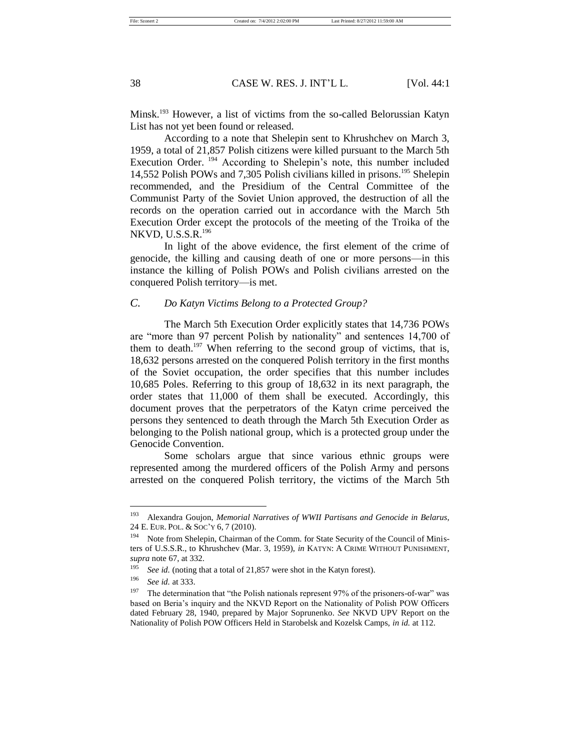Minsk.[193] However, a list of victims from the so-called Belorussian Katyn List has not yet been found or released.

According to a note that Shelepin sent to Khrushchev on March 3, 1959, a total of 21,857 Polish citizens were killed pursuant to the March 5th Execution Order.[194] According to Shelepin's note, this number included 14,552 Polish POWs and 7,305 Polish civilians killed in prisons.[195] Shelepin recommended, and the Presidium of the Central Committee of the Communist Party of the Soviet Union approved, the destruction of all the records on the operation carried out in accordance with the March 5th Execution Order except the protocols of the meeting of the Troika of the NKVD, U.S.S.R.[196]

In light of the above evidence, the first element of the crime of genocide, the killing and causing death of one or more persons—in this instance the killing of Polish POWs and Polish civilians arrested on the conquered Polish territory—is met.

### *C. Do Katyn Victims Belong to a Protected Group?*

The March 5th Execution Order explicitly states that 14,736 POWs are "more than 97 percent Polish by nationality" and sentences 14,700 of them to death.[197] When referring to the second group of victims, that is, 18,632 persons arrested on the conquered Polish territory in the first months of the Soviet occupation, the order specifies that this number includes 10,685 Poles. Referring to this group of 18,632 in its next paragraph, the order states that 11,000 of them shall be executed. Accordingly, this document proves that the perpetrators of the Katyn crime perceived the persons they sentenced to death through the March 5th Execution Order as belonging to the Polish national group, which is a protected group under the Genocide Convention.

Some scholars argue that since various ethnic groups were represented among the murdered officers of the Polish Army and persons arrested on the conquered Polish territory, the victims of the March 5th

---

[193] Alexandra Goujon, *Memorial Narratives of WWII Partisans and Genocide in Belarus*, 24 E. EUR. POL. & SOC'Y 6, 7 (2010).

[194] Note from Shelepin, Chairman of the Comm. for State Security of the Council of Ministers of U.S.S.R., to Khrushchev (Mar. 3, 1959), *in* KATYN: A CRIME WITHOUT PUNISHMENT, *supra* note 67, at 332.

[195] *See id.* (noting that a total of 21,857 were shot in the Katyn forest).

[196] *See id.* at 333.

[197] The determination that "the Polish nationals represent 97% of the prisoners-of-war" was based on Beria's inquiry and the NKVD Report on the Nationality of Polish POW Officers dated February 28, 1940, prepared by Major Soprunenko. *See* NKVD UPV Report on the Nationality of Polish POW Officers Held in Starobelsk and Kozelsk Camps, *in id.* at 112.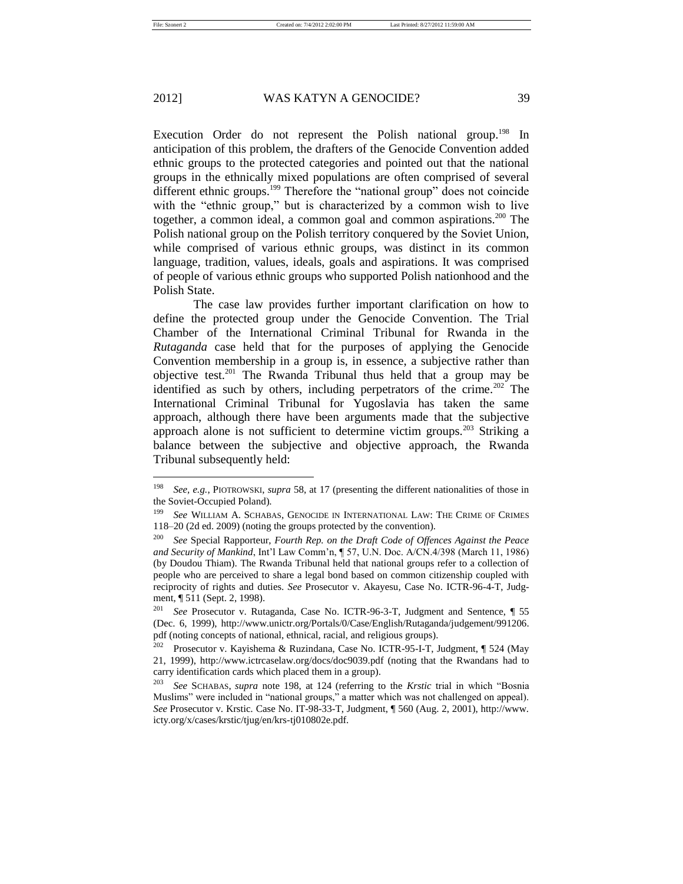Execution Order do not represent the Polish national group.[198] In anticipation of this problem, the drafters of the Genocide Convention added ethnic groups to the protected categories and pointed out that the national groups in the ethnically mixed populations are often comprised of several different ethnic groups.[199] Therefore the "national group" does not coincide with the "ethnic group," but is characterized by a common wish to live together, a common ideal, a common goal and common aspirations.[200] The Polish national group on the Polish territory conquered by the Soviet Union, while comprised of various ethnic groups, was distinct in its common language, tradition, values, ideals, goals and aspirations. It was comprised of people of various ethnic groups who supported Polish nationhood and the Polish State.

The case law provides further important clarification on how to define the protected group under the Genocide Convention. The Trial Chamber of the International Criminal Tribunal for Rwanda in the *Rutaganda* case held that for the purposes of applying the Genocide Convention membership in a group is, in essence, a subjective rather than objective test.[201] The Rwanda Tribunal thus held that a group may be identified as such by others, including perpetrators of the crime.[202] The International Criminal Tribunal for Yugoslavia has taken the same approach, although there have been arguments made that the subjective approach alone is not sufficient to determine victim groups.[203] Striking a balance between the subjective and objective approach, the Rwanda Tribunal subsequently held:

---

[198] *See, e.g.*, PIOTROWSKI, *supra* 58, at 17 (presenting the different nationalities of those in the Soviet-Occupied Poland).

[199] *See* WILLIAM A. SCHABAS, GENOCIDE IN INTERNATIONAL LAW: THE CRIME OF CRIMES 118–20 (2d ed. 2009) (noting the groups protected by the convention).

[200] *See* Special Rapporteur, *Fourth Rep. on the Draft Code of Offences Against the Peace and Security of Mankind*, Int'l Law Comm'n, ¶ 57, U.N. Doc. A/CN.4/398 (March 11, 1986) (by Doudou Thiam). The Rwanda Tribunal held that national groups refer to a collection of people who are perceived to share a legal bond based on common citizenship coupled with reciprocity of rights and duties. *See* Prosecutor v. Akayesu, Case No. ICTR-96-4-T, Judgment, ¶ 511 (Sept. 2, 1998).

[201] *See* Prosecutor v. Rutaganda, Case No. ICTR-96-3-T, Judgment and Sentence, ¶ 55 (Dec. 6, 1999), http://www.unictr.org/Portals/0/Case/English/Rutaganda/judgement/991206.pdf (noting concepts of national, ethnical, racial, and religious groups).

[202] Prosecutor v. Kayishema & Ruzindana, Case No. ICTR-95-I-T, Judgment, ¶ 524 (May 21, 1999), http://www.ictrcaselaw.org/docs/doc9039.pdf (noting that the Rwandans had to carry identification cards which placed them in a group).

[203] *See* SCHABAS, *supra* note 198, at 124 (referring to the *Krstic* trial in which "Bosnia Muslims" were included in "national groups," a matter which was not challenged on appeal). *See* Prosecutor v. Krstic. Case No. IT-98-33-T, Judgment, ¶ 560 (Aug. 2, 2001), http://www.icty.org/x/cases/krstic/tjug/en/krs-tj010802e.pdf.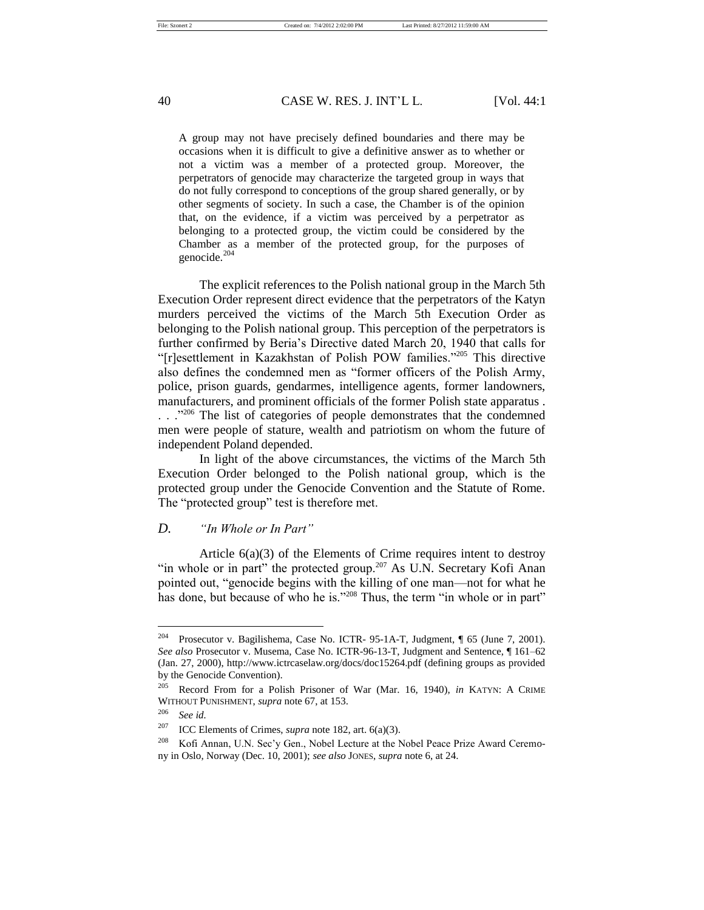> A group may not have precisely defined boundaries and there may be occasions when it is difficult to give a definitive answer as to whether or not a victim was a member of a protected group. Moreover, the perpetrators of genocide may characterize the targeted group in ways that do not fully correspond to conceptions of the group shared generally, or by other segments of society. In such a case, the Chamber is of the opinion that, on the evidence, if a victim was perceived by a perpetrator as belonging to a protected group, the victim could be considered by the Chamber as a member of the protected group, for the purposes of genocide.[204]

The explicit references to the Polish national group in the March 5th Execution Order represent direct evidence that the perpetrators of the Katyn murders perceived the victims of the March 5th Execution Order as belonging to the Polish national group. This perception of the perpetrators is further confirmed by Beria's Directive dated March 20, 1940 that calls for "[r]esettlement in Kazakhstan of Polish POW families."[205] This directive also defines the condemned men as "former officers of the Polish Army, police, prison guards, gendarmes, intelligence agents, former landowners, manufacturers, and prominent officials of the former Polish state apparatus . . . ."[206] The list of categories of people demonstrates that the condemned men were people of stature, wealth and patriotism on whom the future of independent Poland depended.

In light of the above circumstances, the victims of the March 5th Execution Order belonged to the Polish national group, which is the protected group under the Genocide Convention and the Statute of Rome. The "protected group" test is therefore met.

### *D. "In Whole or In Part"*

Article 6(a)(3) of the Elements of Crime requires intent to destroy "in whole or in part" the protected group.[207] As U.N. Secretary Kofi Anan pointed out, "genocide begins with the killing of one man—not for what he has done, but because of who he is."[208] Thus, the term "in whole or in part"

---

[204] Prosecutor v. Bagilishema, Case No. ICTR- 95-1A-T, Judgment, ¶ 65 (June 7, 2001). *See also* Prosecutor v. Musema, Case No. ICTR-96-13-T, Judgment and Sentence, ¶ 161–62 (Jan. 27, 2000), http://www.ictrcaselaw.org/docs/doc15264.pdf (defining groups as provided by the Genocide Convention).

[205] Record From for a Polish Prisoner of War (Mar. 16, 1940), *in* KATYN: A CRIME WITHOUT PUNISHMENT, *supra* note 67, at 153.

[206] *See id.*

[207] ICC Elements of Crimes, *supra* note 182, art. 6(a)(3).

[208] Kofi Annan, U.N. Sec'y Gen., Nobel Lecture at the Nobel Peace Prize Award Ceremony in Oslo, Norway (Dec. 10, 2001); *see also* JONES, *supra* note 6, at 24.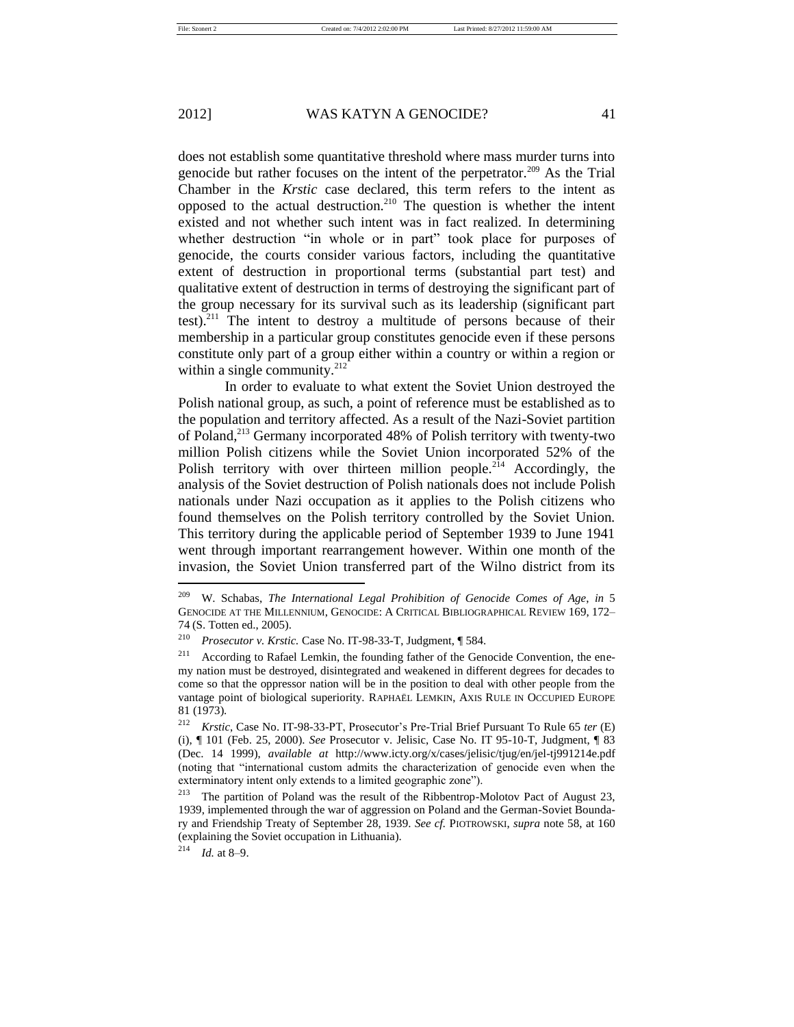does not establish some quantitative threshold where mass murder turns into genocide but rather focuses on the intent of the perpetrator.[209] As the Trial Chamber in the *Krstic* case declared, this term refers to the intent as opposed to the actual destruction.[210] The question is whether the intent existed and not whether such intent was in fact realized. In determining whether destruction "in whole or in part" took place for purposes of genocide, the courts consider various factors, including the quantitative extent of destruction in proportional terms (substantial part test) and qualitative extent of destruction in terms of destroying the significant part of the group necessary for its survival such as its leadership (significant part test).[211] The intent to destroy a multitude of persons because of their membership in a particular group constitutes genocide even if these persons constitute only part of a group either within a country or within a region or within a single community.[212]

In order to evaluate to what extent the Soviet Union destroyed the Polish national group, as such, a point of reference must be established as to the population and territory affected. As a result of the Nazi-Soviet partition of Poland,[213] Germany incorporated 48% of Polish territory with twenty-two million Polish citizens while the Soviet Union incorporated 52% of the Polish territory with over thirteen million people.[214] Accordingly, the analysis of the Soviet destruction of Polish nationals does not include Polish nationals under Nazi occupation as it applies to the Polish citizens who found themselves on the Polish territory controlled by the Soviet Union. This territory during the applicable period of September 1939 to June 1941 went through important rearrangement however. Within one month of the invasion, the Soviet Union transferred part of the Wilno district from its

---

[209] W. Schabas, *The International Legal Prohibition of Genocide Comes of Age*, *in* 5 GENOCIDE AT THE MILLENNIUM, GENOCIDE: A CRITICAL BIBLIOGRAPHICAL REVIEW 169, 172–74 (S. Totten ed., 2005).

[210] *Prosecutor v. Krstic.* Case No. IT-98-33-T, Judgment, ¶ 584.

[211] According to Rafael Lemkin, the founding father of the Genocide Convention, the enemy nation must be destroyed, disintegrated and weakened in different degrees for decades to come so that the oppressor nation will be in the position to deal with other people from the vantage point of biological superiority. RAPHAËL LEMKIN, AXIS RULE IN OCCUPIED EUROPE 81 (1973).

[212] *Krstic*, Case No. IT-98-33-PT, Prosecutor's Pre-Trial Brief Pursuant To Rule 65 *ter* (E) (i), ¶ 101 (Feb. 25, 2000). *See* Prosecutor v. Jelisic, Case No. IT 95-10-T, Judgment, ¶ 83 (Dec. 14 1999), *available at* http://www.icty.org/x/cases/jelisic/tjug/en/jel-tj991214e.pdf (noting that "international custom admits the characterization of genocide even when the exterminatory intent only extends to a limited geographic zone").

[213] The partition of Poland was the result of the Ribbentrop-Molotov Pact of August 23, 1939, implemented through the war of aggression on Poland and the German-Soviet Boundary and Friendship Treaty of September 28, 1939. *See cf.* PIOTROWSKI, *supra* note 58, at 160 (explaining the Soviet occupation in Lithuania).

[214] *Id.* at 8–9.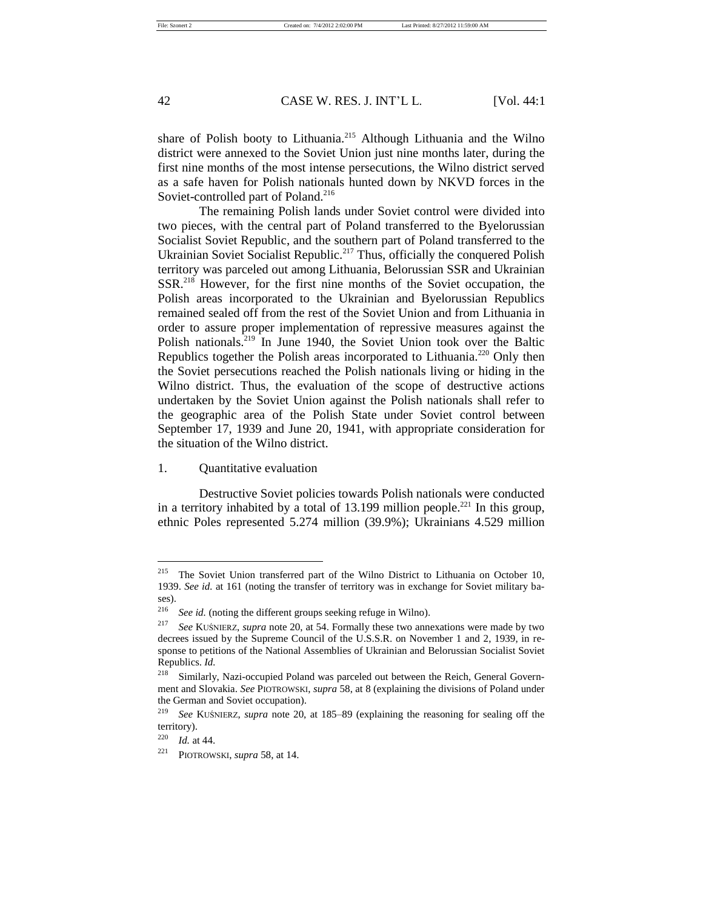share of Polish booty to Lithuania.[215] Although Lithuania and the Wilno district were annexed to the Soviet Union just nine months later, during the first nine months of the most intense persecutions, the Wilno district served as a safe haven for Polish nationals hunted down by NKVD forces in the Soviet-controlled part of Poland.[216]

The remaining Polish lands under Soviet control were divided into two pieces, with the central part of Poland transferred to the Byelorussian Socialist Soviet Republic, and the southern part of Poland transferred to the Ukrainian Soviet Socialist Republic.[217] Thus, officially the conquered Polish territory was parceled out among Lithuania, Belorussian SSR and Ukrainian SSR.[218] However, for the first nine months of the Soviet occupation, the Polish areas incorporated to the Ukrainian and Byelorussian Republics remained sealed off from the rest of the Soviet Union and from Lithuania in order to assure proper implementation of repressive measures against the Polish nationals.[219] In June 1940, the Soviet Union took over the Baltic Republics together the Polish areas incorporated to Lithuania.[220] Only then the Soviet persecutions reached the Polish nationals living or hiding in the Wilno district. Thus, the evaluation of the scope of destructive actions undertaken by the Soviet Union against the Polish nationals shall refer to the geographic area of the Polish State under Soviet control between September 17, 1939 and June 20, 1941, with appropriate consideration for the situation of the Wilno district.

1. Quantitative evaluation

Destructive Soviet policies towards Polish nationals were conducted in a territory inhabited by a total of 13.199 million people.[221] In this group, ethnic Poles represented 5.274 million (39.9%); Ukrainians 4.529 million

---

[215] The Soviet Union transferred part of the Wilno District to Lithuania on October 10, 1939. *See id.* at 161 (noting the transfer of territory was in exchange for Soviet military bases).

[216] *See id.* (noting the different groups seeking refuge in Wilno).

[217] *See* KUŚNIERZ, *supra* note 20, at 54. Formally these two annexations were made by two decrees issued by the Supreme Council of the U.S.S.R. on November 1 and 2, 1939, in response to petitions of the National Assemblies of Ukrainian and Belorussian Socialist Soviet Republics. *Id.*

[218] Similarly, Nazi-occupied Poland was parceled out between the Reich, General Government and Slovakia. *See* PIOTROWSKI, *supra* 58, at 8 (explaining the divisions of Poland under the German and Soviet occupation).

[219] *See* KUŚNIERZ, *supra* note 20, at 185–89 (explaining the reasoning for sealing off the territory).

[220] *Id.* at 44.

[221] PIOTROWSKI, *supra* 58, at 14.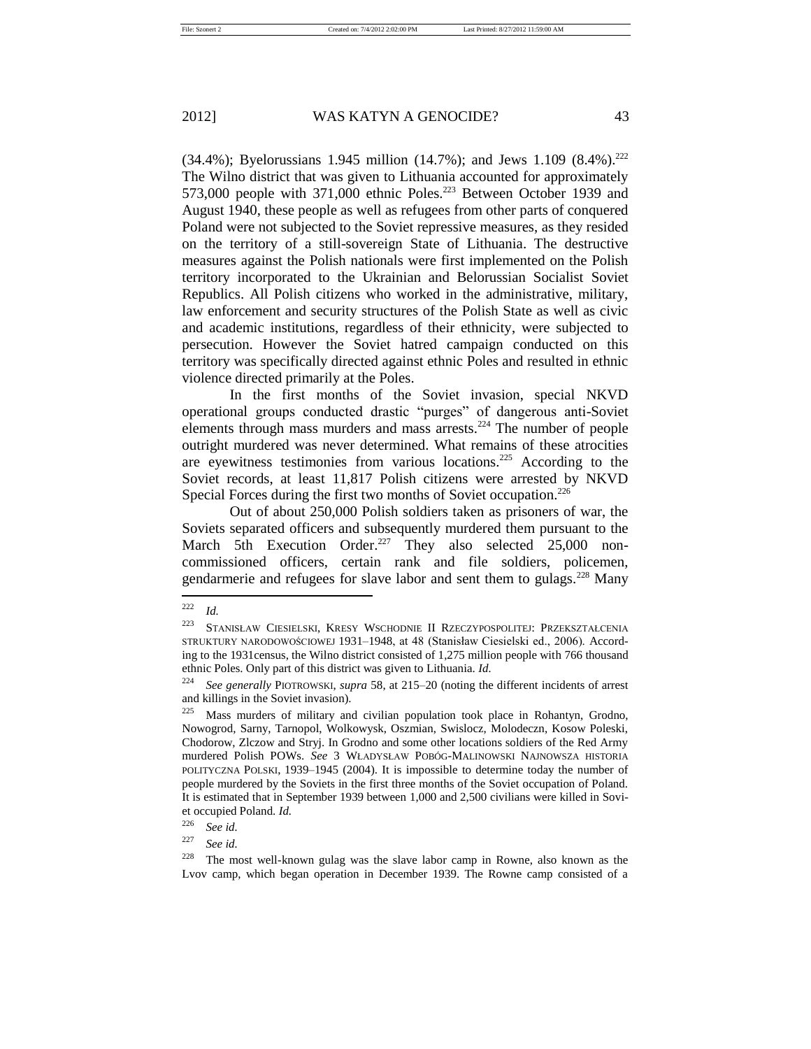(34.4%); Byelorussians 1.945 million (14.7%); and Jews 1.109 (8.4%).[222] The Wilno district that was given to Lithuania accounted for approximately 573,000 people with 371,000 ethnic Poles.[223] Between October 1939 and August 1940, these people as well as refugees from other parts of conquered Poland were not subjected to the Soviet repressive measures, as they resided on the territory of a still-sovereign State of Lithuania. The destructive measures against the Polish nationals were first implemented on the Polish territory incorporated to the Ukrainian and Belorussian Socialist Soviet Republics. All Polish citizens who worked in the administrative, military, law enforcement and security structures of the Polish State as well as civic and academic institutions, regardless of their ethnicity, were subjected to persecution. However the Soviet hatred campaign conducted on this territory was specifically directed against ethnic Poles and resulted in ethnic violence directed primarily at the Poles.

In the first months of the Soviet invasion, special NKVD operational groups conducted drastic "purges" of dangerous anti-Soviet elements through mass murders and mass arrests.[224] The number of people outright murdered was never determined. What remains of these atrocities are eyewitness testimonies from various locations.[225] According to the Soviet records, at least 11,817 Polish citizens were arrested by NKVD Special Forces during the first two months of Soviet occupation.[226]

Out of about 250,000 Polish soldiers taken as prisoners of war, the Soviets separated officers and subsequently murdered them pursuant to the March 5th Execution Order.[227] They also selected 25,000 non-commissioned officers, certain rank and file soldiers, policemen, gendarmerie and refugees for slave labor and sent them to gulags.[228] Many

---

[222] *Id.*

[223] STANISŁAW CIESIELSKI, KRESY WSCHODNIE II RZECZYPOSPOLITEJ: PRZEKSZTAŁCENIA STRUKTURY NARODOWOŚCIOWEJ 1931–1948, at 48 (Stanisław Ciesielski ed., 2006). According to the 1931census, the Wilno district consisted of 1,275 million people with 766 thousand ethnic Poles. Only part of this district was given to Lithuania. *Id.*

[224] *See generally* PIOTROWSKI, *supra* 58, at 215–20 (noting the different incidents of arrest and killings in the Soviet invasion).

[225] Mass murders of military and civilian population took place in Rohantyn, Grodno, Nowogrod, Sarny, Tarnopol, Wolkowysk, Oszmian, Swislocz, Molodeczn, Kosow Poleski, Chodorow, Zlczow and Stryj. In Grodno and some other locations soldiers of the Red Army murdered Polish POWs. *See* 3 WŁADYSŁAW POBÓG-MALINOWSKI NAJNOWSZA HISTORIA POLITYCZNA POLSKI, 1939–1945 (2004). It is impossible to determine today the number of people murdered by the Soviets in the first three months of the Soviet occupation of Poland. It is estimated that in September 1939 between 1,000 and 2,500 civilians were killed in Soviet occupied Poland. *Id.*

[226] *See id.*

[227] *See id.*

[228] The most well-known gulag was the slave labor camp in Rowne, also known as the Lvov camp, which began operation in December 1939. The Rowne camp consisted of a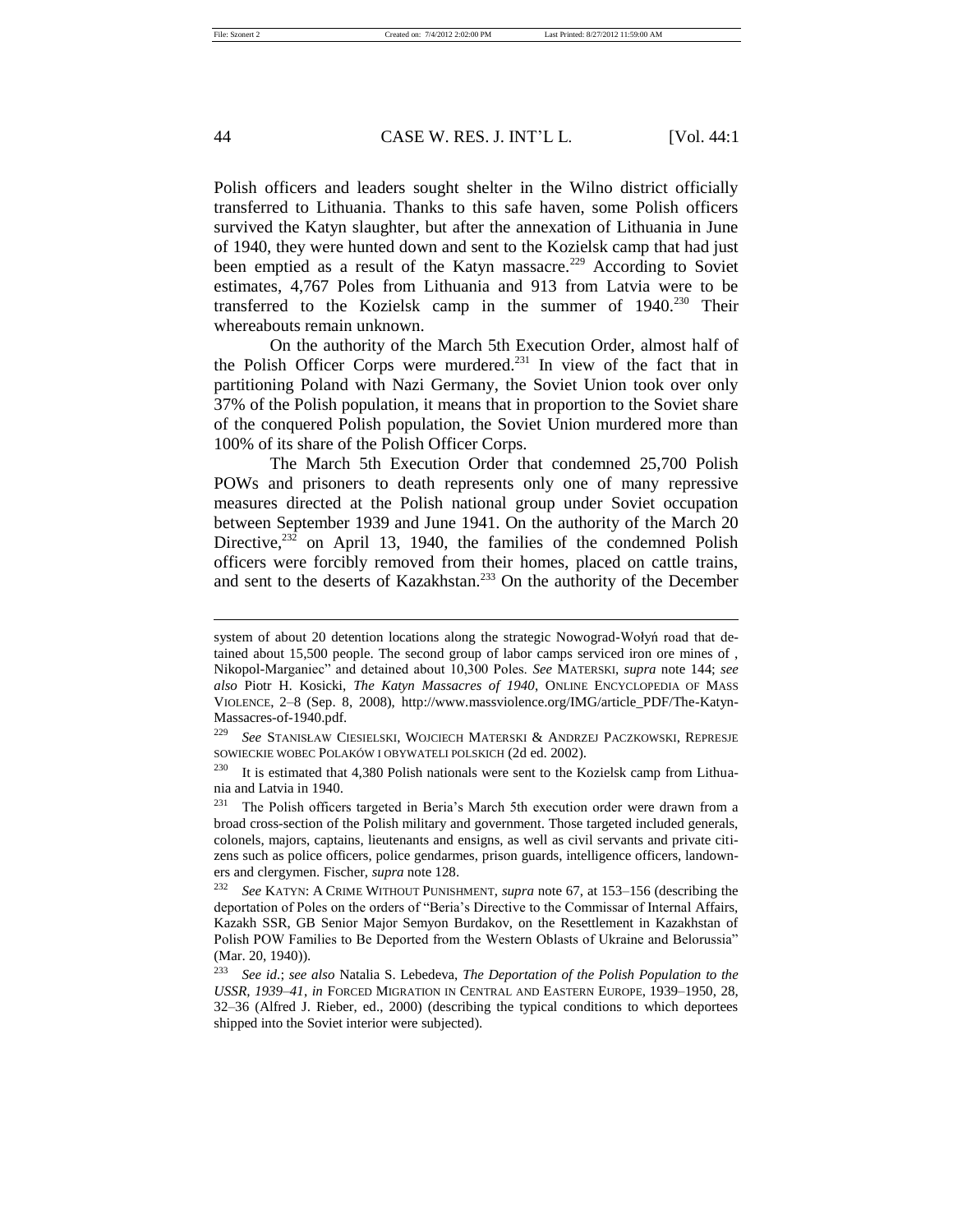Polish officers and leaders sought shelter in the Wilno district officially transferred to Lithuania. Thanks to this safe haven, some Polish officers survived the Katyn slaughter, but after the annexation of Lithuania in June of 1940, they were hunted down and sent to the Kozielsk camp that had just been emptied as a result of the Katyn massacre.[229] According to Soviet estimates, 4,767 Poles from Lithuania and 913 from Latvia were to be transferred to the Kozielsk camp in the summer of 1940.[230] Their whereabouts remain unknown.

On the authority of the March 5th Execution Order, almost half of the Polish Officer Corps were murdered.[231] In view of the fact that in partitioning Poland with Nazi Germany, the Soviet Union took over only 37% of the Polish population, it means that in proportion to the Soviet share of the conquered Polish population, the Soviet Union murdered more than 100% of its share of the Polish Officer Corps.

The March 5th Execution Order that condemned 25,700 Polish POWs and prisoners to death represents only one of many repressive measures directed at the Polish national group under Soviet occupation between September 1939 and June 1941. On the authority of the March 20 Directive,[232] on April 13, 1940, the families of the condemned Polish officers were forcibly removed from their homes, placed on cattle trains, and sent to the deserts of Kazakhstan.[233] On the authority of the December

---

system of about 20 detention locations along the strategic Nowograd-Wołyń road that detained about 15,500 people. The second group of labor camps serviced iron ore mines of , Nikopol-Marganiec" and detained about 10,300 Poles. *See* MATERSKI, *supra* note 144; *see also* Piotr H. Kosicki, *The Katyn Massacres of 1940*, ONLINE ENCYCLOPEDIA OF MASS VIOLENCE, 2–8 (Sep. 8, 2008), http://www.massviolence.org/IMG/article_PDF/The-Katyn-Massacres-of-1940.pdf.

[229] *See* STANISŁAW CIESIELSKI, WOJCIECH MATERSKI & ANDRZEJ PACZKOWSKI, REPRESJE SOWIECKIE WOBEC POLAKÓW I OBYWATELI POLSKICH (2d ed. 2002).

[230] It is estimated that 4,380 Polish nationals were sent to the Kozielsk camp from Lithuania and Latvia in 1940.

[231] The Polish officers targeted in Beria's March 5th execution order were drawn from a broad cross-section of the Polish military and government. Those targeted included generals, colonels, majors, captains, lieutenants and ensigns, as well as civil servants and private citizens such as police officers, police gendarmes, prison guards, intelligence officers, landowners and clergymen. Fischer, *supra* note 128.

[232] *See* KATYN: A CRIME WITHOUT PUNISHMENT, *supra* note 67, at 153–156 (describing the deportation of Poles on the orders of "Beria's Directive to the Commissar of Internal Affairs, Kazakh SSR, GB Senior Major Semyon Burdakov, on the Resettlement in Kazakhstan of Polish POW Families to Be Deported from the Western Oblasts of Ukraine and Belorussia" (Mar. 20, 1940)).

[233] *See id.*; *see also* Natalia S. Lebedeva, *The Deportation of the Polish Population to the USSR, 1939–41*, *in* FORCED MIGRATION IN CENTRAL AND EASTERN EUROPE, 1939–1950, 28, 32–36 (Alfred J. Rieber, ed., 2000) (describing the typical conditions to which deportees shipped into the Soviet interior were subjected).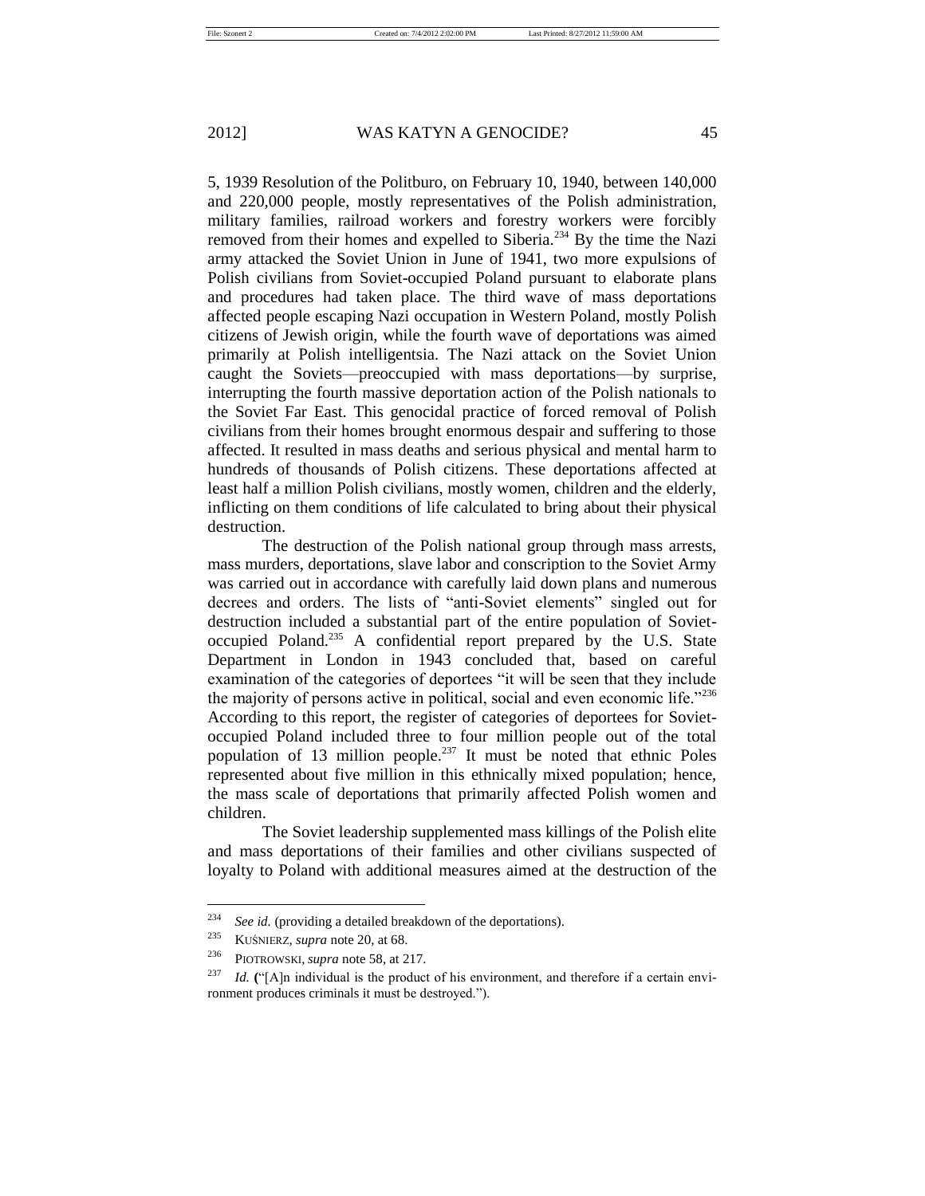5, 1939 Resolution of the Politburo, on February 10, 1940, between 140,000 and 220,000 people, mostly representatives of the Polish administration, military families, railroad workers and forestry workers were forcibly removed from their homes and expelled to Siberia.[234] By the time the Nazi army attacked the Soviet Union in June of 1941, two more expulsions of Polish civilians from Soviet-occupied Poland pursuant to elaborate plans and procedures had taken place. The third wave of mass deportations affected people escaping Nazi occupation in Western Poland, mostly Polish citizens of Jewish origin, while the fourth wave of deportations was aimed primarily at Polish intelligentsia. The Nazi attack on the Soviet Union caught the Soviets—preoccupied with mass deportations—by surprise, interrupting the fourth massive deportation action of the Polish nationals to the Soviet Far East. This genocidal practice of forced removal of Polish civilians from their homes brought enormous despair and suffering to those affected. It resulted in mass deaths and serious physical and mental harm to hundreds of thousands of Polish citizens. These deportations affected at least half a million Polish civilians, mostly women, children and the elderly, inflicting on them conditions of life calculated to bring about their physical destruction.

The destruction of the Polish national group through mass arrests, mass murders, deportations, slave labor and conscription to the Soviet Army was carried out in accordance with carefully laid down plans and numerous decrees and orders. The lists of "anti-Soviet elements" singled out for destruction included a substantial part of the entire population of Soviet-occupied Poland.[235] A confidential report prepared by the U.S. State Department in London in 1943 concluded that, based on careful examination of the categories of deportees "it will be seen that they include the majority of persons active in political, social and even economic life."[236] According to this report, the register of categories of deportees for Soviet-occupied Poland included three to four million people out of the total population of 13 million people.[237] It must be noted that ethnic Poles represented about five million in this ethnically mixed population; hence, the mass scale of deportations that primarily affected Polish women and children.

The Soviet leadership supplemented mass killings of the Polish elite and mass deportations of their families and other civilians suspected of loyalty to Poland with additional measures aimed at the destruction of the

---

[234] *See id.* (providing a detailed breakdown of the deportations).

[235] KUŚNIERZ, *supra* note 20, at 68.

[236] PIOTROWSKI, *supra* note 58, at 217.

[237] *Id.* ("[A]n individual is the product of his environment, and therefore if a certain environment produces criminals it must be destroyed.").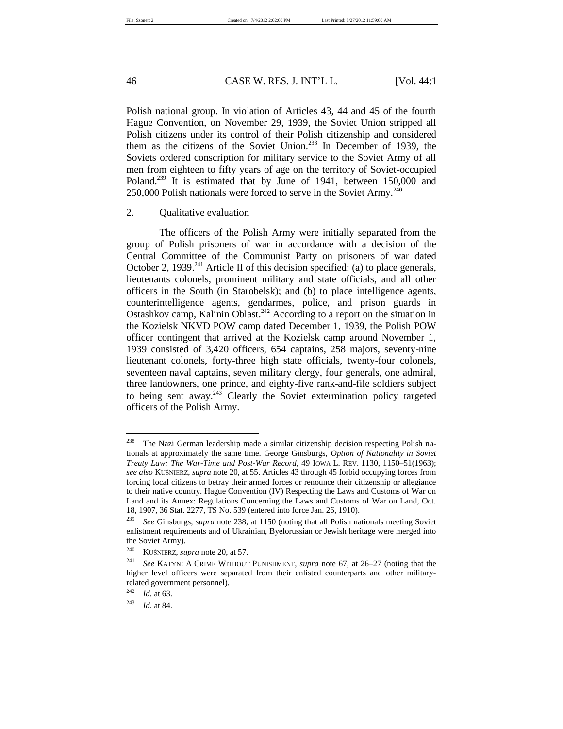Polish national group. In violation of Articles 43, 44 and 45 of the fourth Hague Convention, on November 29, 1939, the Soviet Union stripped all Polish citizens under its control of their Polish citizenship and considered them as the citizens of the Soviet Union.[238] In December of 1939, the Soviets ordered conscription for military service to the Soviet Army of all men from eighteen to fifty years of age on the territory of Soviet-occupied Poland.[239] It is estimated that by June of 1941, between 150,000 and 250,000 Polish nationals were forced to serve in the Soviet Army.[240]

### 2. Qualitative evaluation

The officers of the Polish Army were initially separated from the group of Polish prisoners of war in accordance with a decision of the Central Committee of the Communist Party on prisoners of war dated October 2, 1939.[241] Article II of this decision specified: (a) to place generals, lieutenants colonels, prominent military and state officials, and all other officers in the South (in Starobelsk); and (b) to place intelligence agents, counterintelligence agents, gendarmes, police, and prison guards in Ostashkov camp, Kalinin Oblast.[242] According to a report on the situation in the Kozielsk NKVD POW camp dated December 1, 1939, the Polish POW officer contingent that arrived at the Kozielsk camp around November 1, 1939 consisted of 3,420 officers, 654 captains, 258 majors, seventy-nine lieutenant colonels, forty-three high state officials, twenty-four colonels, seventeen naval captains, seven military clergy, four generals, one admiral, three landowners, one prince, and eighty-five rank-and-file soldiers subject to being sent away.[243] Clearly the Soviet extermination policy targeted officers of the Polish Army.

---

[238] The Nazi German leadership made a similar citizenship decision respecting Polish nationals at approximately the same time. George Ginsburgs, *Option of Nationality in Soviet Treaty Law: The War-Time and Post-War Record*, 49 IOWA L. REV. 1130, 1150–51(1963); *see also* KUŚNIERZ, *supra* note 20, at 55. Articles 43 through 45 forbid occupying forces from forcing local citizens to betray their armed forces or renounce their citizenship or allegiance to their native country. Hague Convention (IV) Respecting the Laws and Customs of War on Land and its Annex: Regulations Concerning the Laws and Customs of War on Land, Oct. 18, 1907, 36 Stat. 2277, TS No. 539 (entered into force Jan. 26, 1910).

[239] *See* Ginsburgs, *supra* note 238, at 1150 (noting that all Polish nationals meeting Soviet enlistment requirements and of Ukrainian, Byelorussian or Jewish heritage were merged into the Soviet Army).

[240] KUŚNIERZ, *supra* note 20, at 57.

[241] *See* KATYN: A CRIME WITHOUT PUNISHMENT, *supra* note 67, at 26–27 (noting that the higher level officers were separated from their enlisted counterparts and other military-related government personnel).

[242] *Id.* at 63.

[243] *Id.* at 84.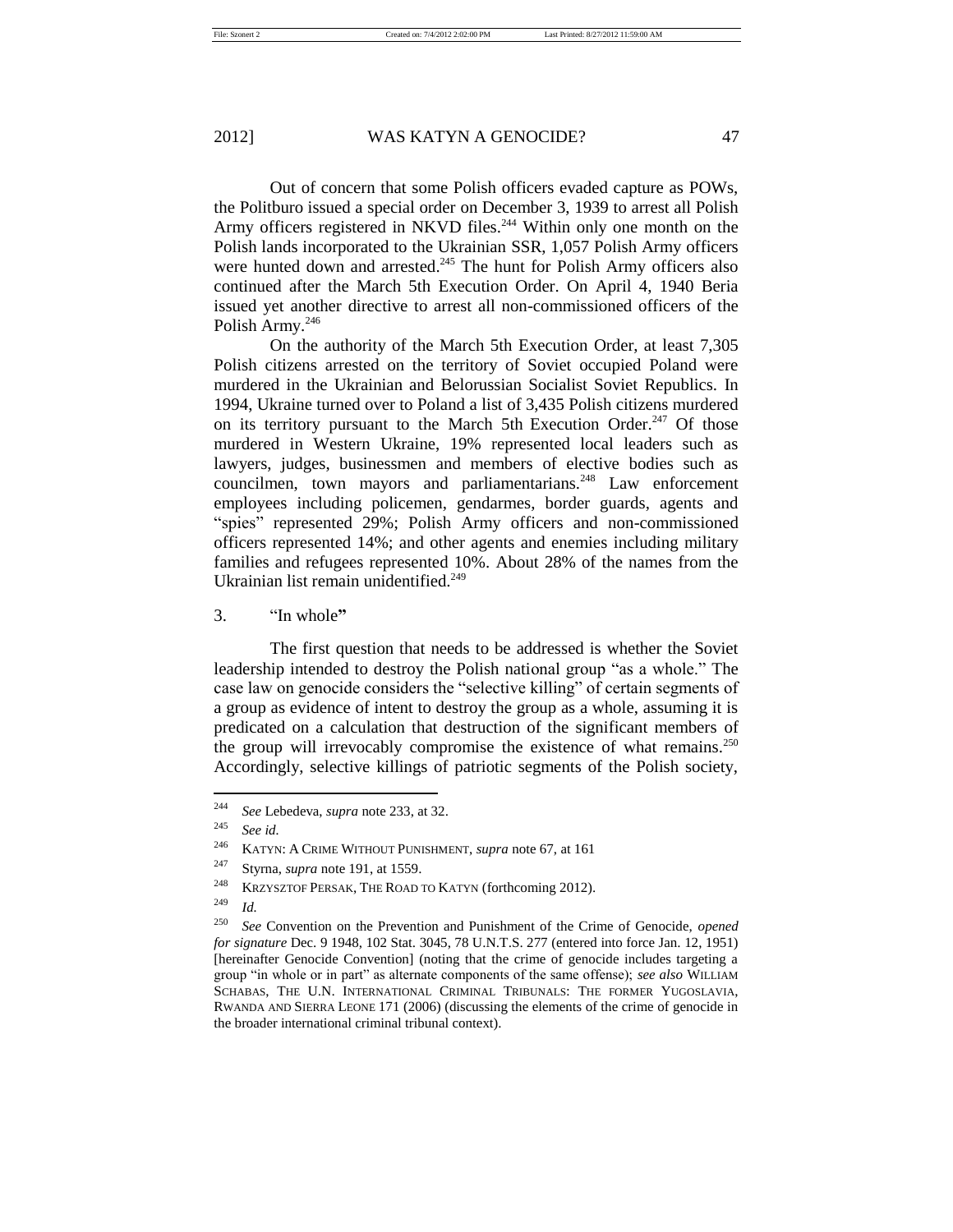Out of concern that some Polish officers evaded capture as POWs, the Politburo issued a special order on December 3, 1939 to arrest all Polish Army officers registered in NKVD files.[244] Within only one month on the Polish lands incorporated to the Ukrainian SSR, 1,057 Polish Army officers were hunted down and arrested.[245] The hunt for Polish Army officers also continued after the March 5th Execution Order. On April 4, 1940 Beria issued yet another directive to arrest all non-commissioned officers of the Polish Army.[246]

On the authority of the March 5th Execution Order, at least 7,305 Polish citizens arrested on the territory of Soviet occupied Poland were murdered in the Ukrainian and Belorussian Socialist Soviet Republics. In 1994, Ukraine turned over to Poland a list of 3,435 Polish citizens murdered on its territory pursuant to the March 5th Execution Order.[247] Of those murdered in Western Ukraine, 19% represented local leaders such as lawyers, judges, businessmen and members of elective bodies such as councilmen, town mayors and parliamentarians.[248] Law enforcement employees including policemen, gendarmes, border guards, agents and "spies" represented 29%; Polish Army officers and non-commissioned officers represented 14%; and other agents and enemies including military families and refugees represented 10%. About 28% of the names from the Ukrainian list remain unidentified.[249]

### 3. "In whole"

The first question that needs to be addressed is whether the Soviet leadership intended to destroy the Polish national group "as a whole." The case law on genocide considers the "selective killing" of certain segments of a group as evidence of intent to destroy the group as a whole, assuming it is predicated on a calculation that destruction of the significant members of the group will irrevocably compromise the existence of what remains.[250] Accordingly, selective killings of patriotic segments of the Polish society,

---

[244] *See* Lebedeva, *supra* note 233, at 32.

[245] *See id.*

[246] KATYN: A CRIME WITHOUT PUNISHMENT, *supra* note 67, at 161

[247] Styrna, *supra* note 191, at 1559.

[248] KRZYSZTOF PERSAK, THE ROAD TO KATYN (forthcoming 2012).

[249] *Id.*

[250] *See* Convention on the Prevention and Punishment of the Crime of Genocide, *opened for signature* Dec. 9 1948, 102 Stat. 3045, 78 U.N.T.S. 277 (entered into force Jan. 12, 1951) [hereinafter Genocide Convention] (noting that the crime of genocide includes targeting a group "in whole or in part" as alternate components of the same offense); *see also* WILLIAM SCHABAS, THE U.N. INTERNATIONAL CRIMINAL TRIBUNALS: THE FORMER YUGOSLAVIA, RWANDA AND SIERRA LEONE 171 (2006) (discussing the elements of the crime of genocide in the broader international criminal tribunal context).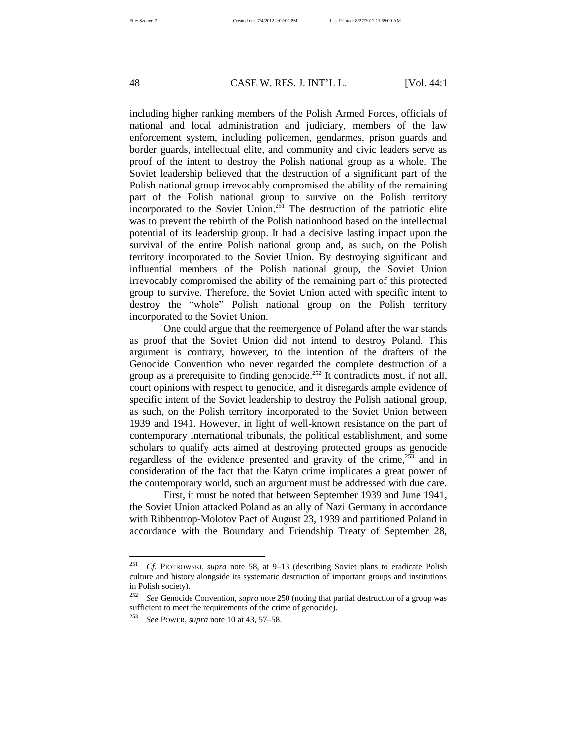including higher ranking members of the Polish Armed Forces, officials of national and local administration and judiciary, members of the law enforcement system, including policemen, gendarmes, prison guards and border guards, intellectual elite, and community and civic leaders serve as proof of the intent to destroy the Polish national group as a whole. The Soviet leadership believed that the destruction of a significant part of the Polish national group irrevocably compromised the ability of the remaining part of the Polish national group to survive on the Polish territory incorporated to the Soviet Union.[251] The destruction of the patriotic elite was to prevent the rebirth of the Polish nationhood based on the intellectual potential of its leadership group. It had a decisive lasting impact upon the survival of the entire Polish national group and, as such, on the Polish territory incorporated to the Soviet Union. By destroying significant and influential members of the Polish national group, the Soviet Union irrevocably compromised the ability of the remaining part of this protected group to survive. Therefore, the Soviet Union acted with specific intent to destroy the "whole" Polish national group on the Polish territory incorporated to the Soviet Union.

One could argue that the reemergence of Poland after the war stands as proof that the Soviet Union did not intend to destroy Poland. This argument is contrary, however, to the intention of the drafters of the Genocide Convention who never regarded the complete destruction of a group as a prerequisite to finding genocide.[252] It contradicts most, if not all, court opinions with respect to genocide, and it disregards ample evidence of specific intent of the Soviet leadership to destroy the Polish national group, as such, on the Polish territory incorporated to the Soviet Union between 1939 and 1941. However, in light of well-known resistance on the part of contemporary international tribunals, the political establishment, and some scholars to qualify acts aimed at destroying protected groups as genocide regardless of the evidence presented and gravity of the crime,[253] and in consideration of the fact that the Katyn crime implicates a great power of the contemporary world, such an argument must be addressed with due care.

First, it must be noted that between September 1939 and June 1941, the Soviet Union attacked Poland as an ally of Nazi Germany in accordance with Ribbentrop-Molotov Pact of August 23, 1939 and partitioned Poland in accordance with the Boundary and Friendship Treaty of September 28,

---

[251] *Cf.* PIOTROWSKI, *supra* note 58, at 9–13 (describing Soviet plans to eradicate Polish culture and history alongside its systematic destruction of important groups and institutions in Polish society).

[252] *See* Genocide Convention, *supra* note 250 (noting that partial destruction of a group was sufficient to meet the requirements of the crime of genocide).

[253] *See* POWER, *supra* note 10 at 43, 57–58.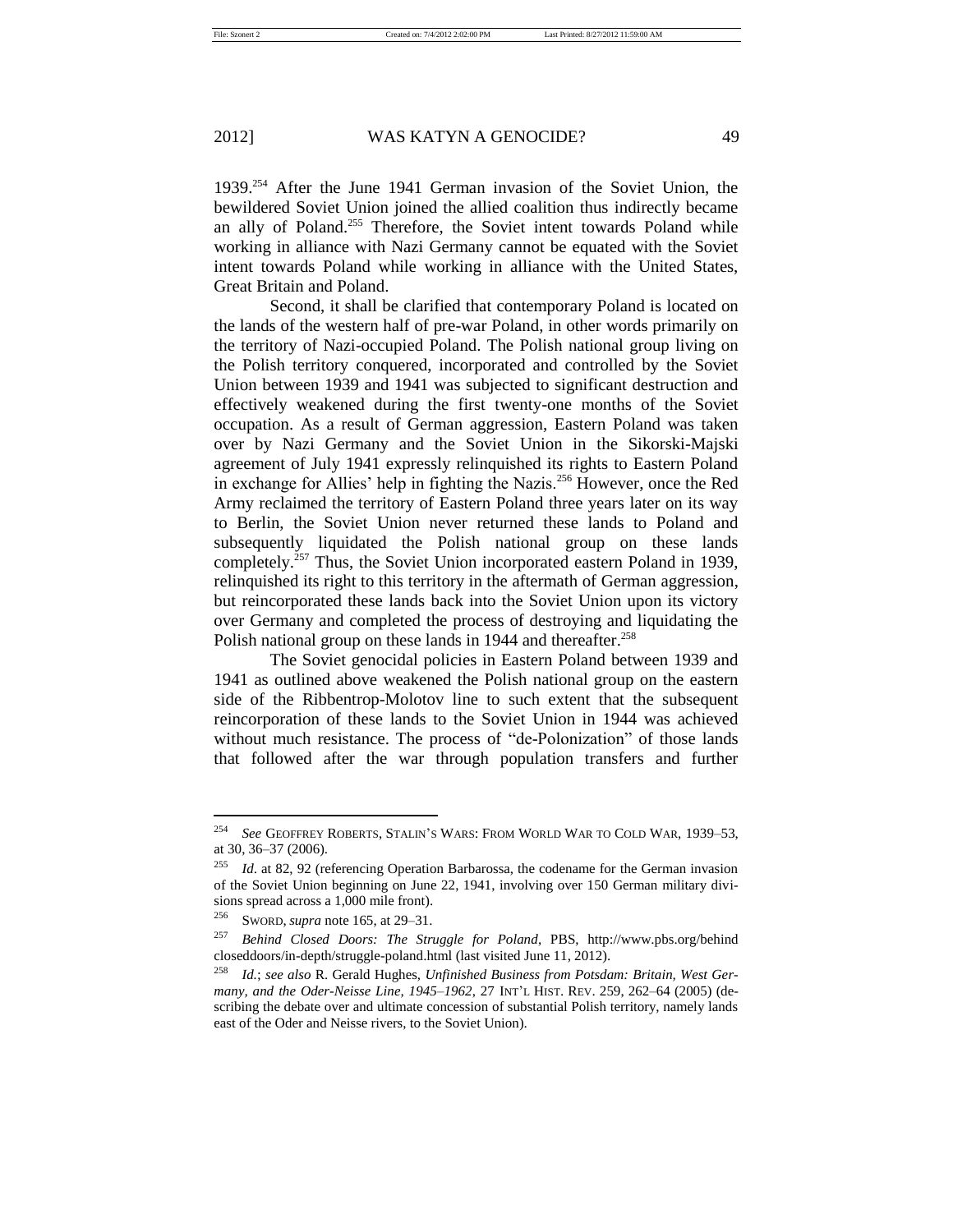1939.[254] After the June 1941 German invasion of the Soviet Union, the bewildered Soviet Union joined the allied coalition thus indirectly became an ally of Poland.[255] Therefore, the Soviet intent towards Poland while working in alliance with Nazi Germany cannot be equated with the Soviet intent towards Poland while working in alliance with the United States, Great Britain and Poland.

Second, it shall be clarified that contemporary Poland is located on the lands of the western half of pre-war Poland, in other words primarily on the territory of Nazi-occupied Poland. The Polish national group living on the Polish territory conquered, incorporated and controlled by the Soviet Union between 1939 and 1941 was subjected to significant destruction and effectively weakened during the first twenty-one months of the Soviet occupation. As a result of German aggression, Eastern Poland was taken over by Nazi Germany and the Soviet Union in the Sikorski-Majski agreement of July 1941 expressly relinquished its rights to Eastern Poland in exchange for Allies' help in fighting the Nazis.[256] However, once the Red Army reclaimed the territory of Eastern Poland three years later on its way to Berlin, the Soviet Union never returned these lands to Poland and subsequently liquidated the Polish national group on these lands completely.[257] Thus, the Soviet Union incorporated eastern Poland in 1939, relinquished its right to this territory in the aftermath of German aggression, but reincorporated these lands back into the Soviet Union upon its victory over Germany and completed the process of destroying and liquidating the Polish national group on these lands in 1944 and thereafter.[258]

The Soviet genocidal policies in Eastern Poland between 1939 and 1941 as outlined above weakened the Polish national group on the eastern side of the Ribbentrop-Molotov line to such extent that the subsequent reincorporation of these lands to the Soviet Union in 1944 was achieved without much resistance. The process of "de-Polonization" of those lands that followed after the war through population transfers and further

---

[254] *See* GEOFFREY ROBERTS, STALIN'S WARS: FROM WORLD WAR TO COLD WAR, 1939–53, at 30, 36–37 (2006).

[255] *Id.* at 82, 92 (referencing Operation Barbarossa, the codename for the German invasion of the Soviet Union beginning on June 22, 1941, involving over 150 German military divisions spread across a 1,000 mile front).

[256] SWORD, *supra* note 165, at 29–31.

[257] *Behind Closed Doors: The Struggle for Poland*, PBS, http://www.pbs.org/behindcloseddoors/in-depth/struggle-poland.html (last visited June 11, 2012).

[258] *Id.*; *see also* R. Gerald Hughes, *Unfinished Business from Potsdam: Britain, West Germany, and the Oder-Neisse Line, 1945–1962*, 27 INT'L HIST. REV. 259, 262–64 (2005) (describing the debate over and ultimate concession of substantial Polish territory, namely lands east of the Oder and Neisse rivers, to the Soviet Union).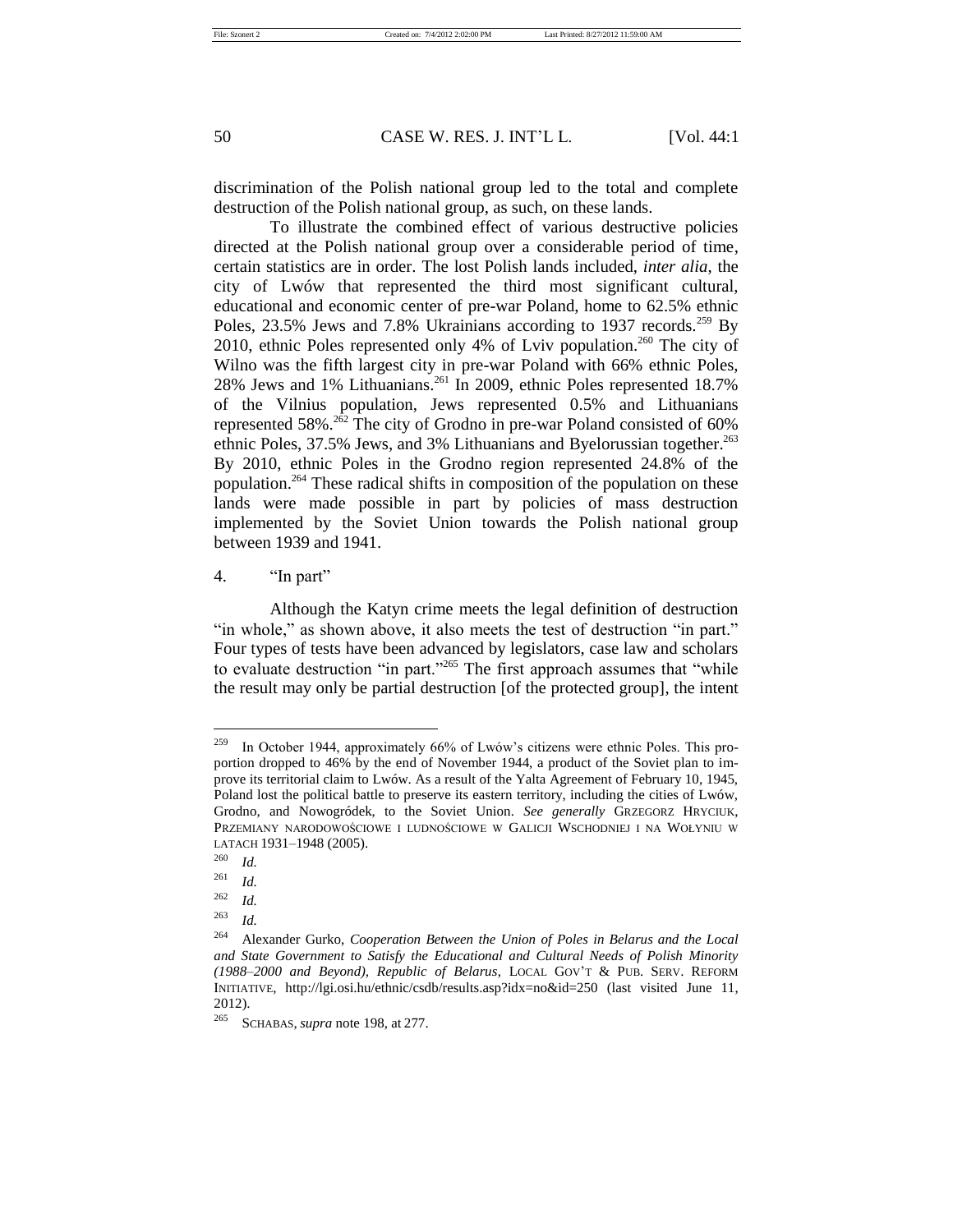discrimination of the Polish national group led to the total and complete destruction of the Polish national group, as such, on these lands.

To illustrate the combined effect of various destructive policies directed at the Polish national group over a considerable period of time, certain statistics are in order. The lost Polish lands included, *inter alia*, the city of Lwów that represented the third most significant cultural, educational and economic center of pre-war Poland, home to 62.5% ethnic Poles, 23.5% Jews and 7.8% Ukrainians according to 1937 records.[259] By 2010, ethnic Poles represented only 4% of Lviv population.[260] The city of Wilno was the fifth largest city in pre-war Poland with 66% ethnic Poles, 28% Jews and 1% Lithuanians.[261] In 2009, ethnic Poles represented 18.7% of the Vilnius population, Jews represented 0.5% and Lithuanians represented 58%.[262] The city of Grodno in pre-war Poland consisted of 60% ethnic Poles, 37.5% Jews, and 3% Lithuanians and Byelorussian together.[263] By 2010, ethnic Poles in the Grodno region represented 24.8% of the population.[264] These radical shifts in composition of the population on these lands were made possible in part by policies of mass destruction implemented by the Soviet Union towards the Polish national group between 1939 and 1941.

4. "In part"

Although the Katyn crime meets the legal definition of destruction "in whole," as shown above, it also meets the test of destruction "in part." Four types of tests have been advanced by legislators, case law and scholars to evaluate destruction "in part."[265] The first approach assumes that "while the result may only be partial destruction [of the protected group], the intent

---

[259] In October 1944, approximately 66% of Lwów's citizens were ethnic Poles. This proportion dropped to 46% by the end of November 1944, a product of the Soviet plan to improve its territorial claim to Lwów. As a result of the Yalta Agreement of February 10, 1945, Poland lost the political battle to preserve its eastern territory, including the cities of Lwów, Grodno, and Nowogródek, to the Soviet Union. *See generally* GRZEGORZ HRYCIUK, PRZEMIANY NARODOWOŚCIOWE I LUDNOŚCIOWE W GALICJI WSCHODNIEJ I NA WOŁYNIU W LATACH 1931–1948 (2005).

[260] *Id.*

[261] *Id.*

[262] *Id.*

[263] *Id.*

[264] Alexander Gurko, *Cooperation Between the Union of Poles in Belarus and the Local and State Government to Satisfy the Educational and Cultural Needs of Polish Minority (1988–2000 and Beyond), Republic of Belarus*, LOCAL GOV'T & PUB. SERV. REFORM INITIATIVE, http://lgi.osi.hu/ethnic/csdb/results.asp?idx=no&id=250 (last visited June 11, 2012).

[265] SCHABAS, *supra* note 198, at 277.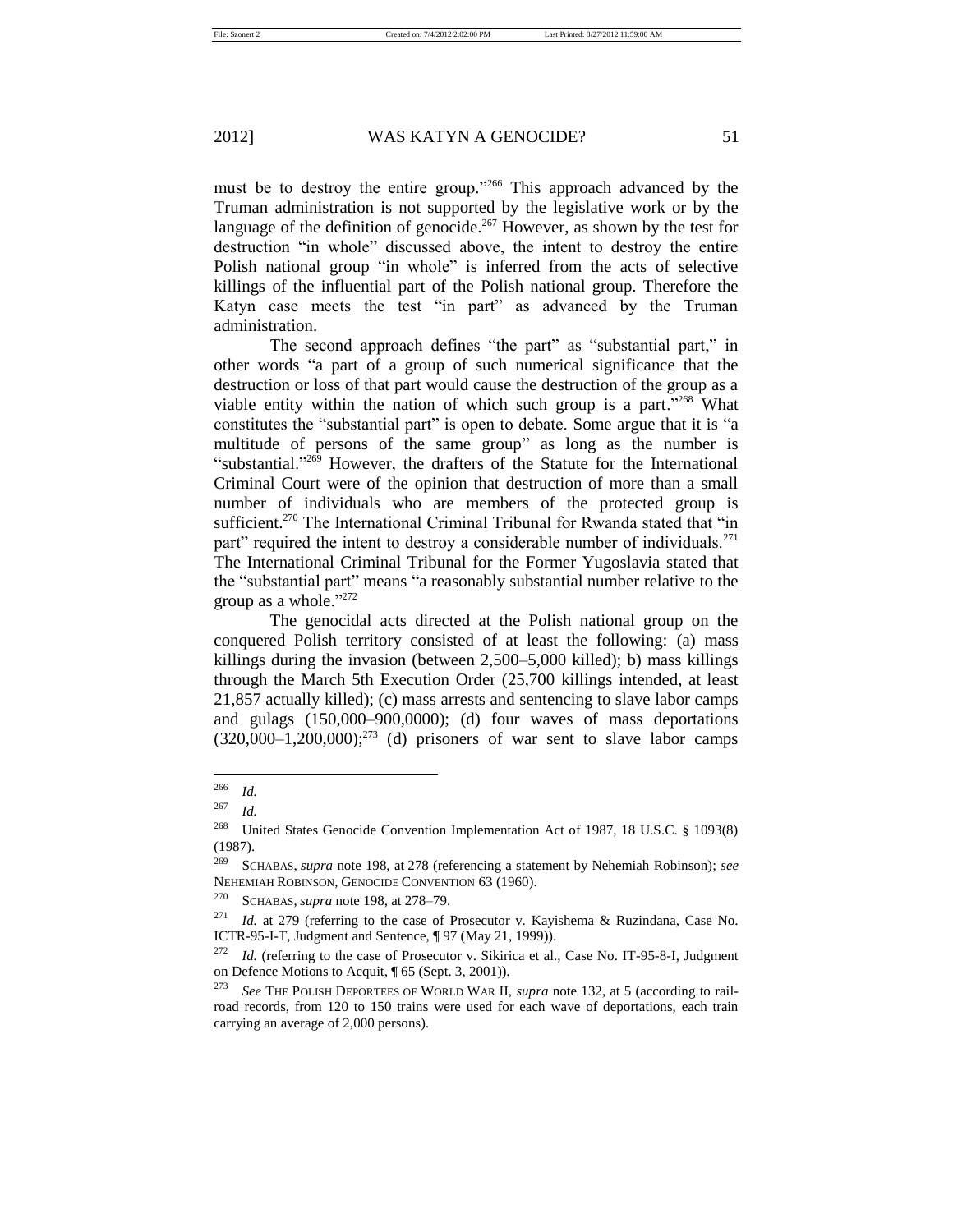must be to destroy the entire group."[266] This approach advanced by the Truman administration is not supported by the legislative work or by the language of the definition of genocide.[267] However, as shown by the test for destruction "in whole" discussed above, the intent to destroy the entire Polish national group "in whole" is inferred from the acts of selective killings of the influential part of the Polish national group. Therefore the Katyn case meets the test "in part" as advanced by the Truman administration.

The second approach defines "the part" as "substantial part," in other words "a part of a group of such numerical significance that the destruction or loss of that part would cause the destruction of the group as a viable entity within the nation of which such group is a part."[268] What constitutes the "substantial part" is open to debate. Some argue that it is "a multitude of persons of the same group" as long as the number is "substantial."[269] However, the drafters of the Statute for the International Criminal Court were of the opinion that destruction of more than a small number of individuals who are members of the protected group is sufficient.[270] The International Criminal Tribunal for Rwanda stated that "in part" required the intent to destroy a considerable number of individuals.[271] The International Criminal Tribunal for the Former Yugoslavia stated that the "substantial part" means "a reasonably substantial number relative to the group as a whole."[272]

The genocidal acts directed at the Polish national group on the conquered Polish territory consisted of at least the following: (a) mass killings during the invasion (between 2,500–5,000 killed); b) mass killings through the March 5th Execution Order (25,700 killings intended, at least 21,857 actually killed); (c) mass arrests and sentencing to slave labor camps and gulags (150,000–900,0000); (d) four waves of mass deportations (320,000–1,200,000);[273] (d) prisoners of war sent to slave labor camps

---

[266] *Id.*

[267] *Id.*

[268] United States Genocide Convention Implementation Act of 1987, 18 U.S.C. § 1093(8) (1987).

[269] SCHABAS, *supra* note 198, at 278 (referencing a statement by Nehemiah Robinson); *see* NEHEMIAH ROBINSON, GENOCIDE CONVENTION 63 (1960).

[270] SCHABAS, *supra* note 198, at 278–79.

[271] *Id.* at 279 (referring to the case of Prosecutor v. Kayishema & Ruzindana, Case No. ICTR-95-I-T, Judgment and Sentence, ¶ 97 (May 21, 1999)).

[272] *Id.* (referring to the case of Prosecutor v. Sikirica et al., Case No. IT-95-8-I, Judgment on Defence Motions to Acquit, ¶ 65 (Sept. 3, 2001)).

[273] *See* THE POLISH DEPORTEES OF WORLD WAR II, *supra* note 132, at 5 (according to rail-road records, from 120 to 150 trains were used for each wave of deportations, each train carrying an average of 2,000 persons).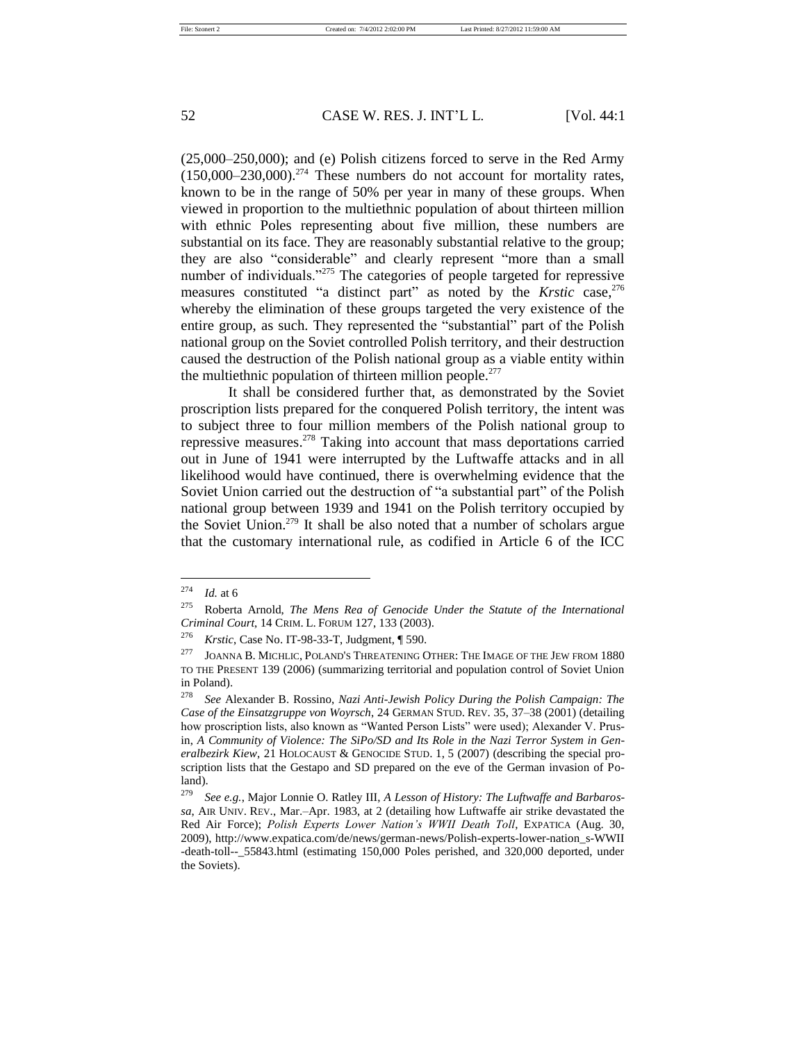(25,000–250,000); and (e) Polish citizens forced to serve in the Red Army (150,000–230,000).[274] These numbers do not account for mortality rates, known to be in the range of 50% per year in many of these groups. When viewed in proportion to the multiethnic population of about thirteen million with ethnic Poles representing about five million, these numbers are substantial on its face. They are reasonably substantial relative to the group; they are also "considerable" and clearly represent "more than a small number of individuals."[275] The categories of people targeted for repressive measures constituted "a distinct part" as noted by the *Krstic* case,[276] whereby the elimination of these groups targeted the very existence of the entire group, as such. They represented the "substantial" part of the Polish national group on the Soviet controlled Polish territory, and their destruction caused the destruction of the Polish national group as a viable entity within the multiethnic population of thirteen million people.[277]

It shall be considered further that, as demonstrated by the Soviet proscription lists prepared for the conquered Polish territory, the intent was to subject three to four million members of the Polish national group to repressive measures.[278] Taking into account that mass deportations carried out in June of 1941 were interrupted by the Luftwaffe attacks and in all likelihood would have continued, there is overwhelming evidence that the Soviet Union carried out the destruction of "a substantial part" of the Polish national group between 1939 and 1941 on the Polish territory occupied by the Soviet Union.[279] It shall be also noted that a number of scholars argue that the customary international rule, as codified in Article 6 of the ICC

---

[274] *Id.* at 6

[275] Roberta Arnold, *The Mens Rea of Genocide Under the Statute of the International Criminal Court*, 14 CRIM. L. FORUM 127, 133 (2003).

[276] *Krstic*, Case No. IT-98-33-T, Judgment, ¶ 590.

[277] JOANNA B. MICHLIC, POLAND'S THREATENING OTHER: THE IMAGE OF THE JEW FROM 1880 TO THE PRESENT 139 (2006) (summarizing territorial and population control of Soviet Union in Poland).

[278] *See* Alexander B. Rossino, *Nazi Anti-Jewish Policy During the Polish Campaign: The Case of the Einsatzgruppe von Woyrsch*, 24 GERMAN STUD. REV. 35, 37–38 (2001) (detailing how proscription lists, also known as "Wanted Person Lists" were used); Alexander V. Prusin, *A Community of Violence: The SiPo/SD and Its Role in the Nazi Terror System in Generalbezirk Kiew*, 21 HOLOCAUST & GENOCIDE STUD. 1, 5 (2007) (describing the special proscription lists that the Gestapo and SD prepared on the eve of the German invasion of Poland).

[279] *See e.g.*, Major Lonnie O. Ratley III, *A Lesson of History: The Luftwaffe and Barbarossa*, AIR UNIV. REV., Mar.–Apr. 1983, at 2 (detailing how Luftwaffe air strike devastated the Red Air Force); *Polish Experts Lower Nation's WWII Death Toll*, EXPATICA (Aug. 30, 2009), http://www.expatica.com/de/news/german-news/Polish-experts-lower-nation_s-WWII-death-toll--_55843.html (estimating 150,000 Poles perished, and 320,000 deported, under the Soviets).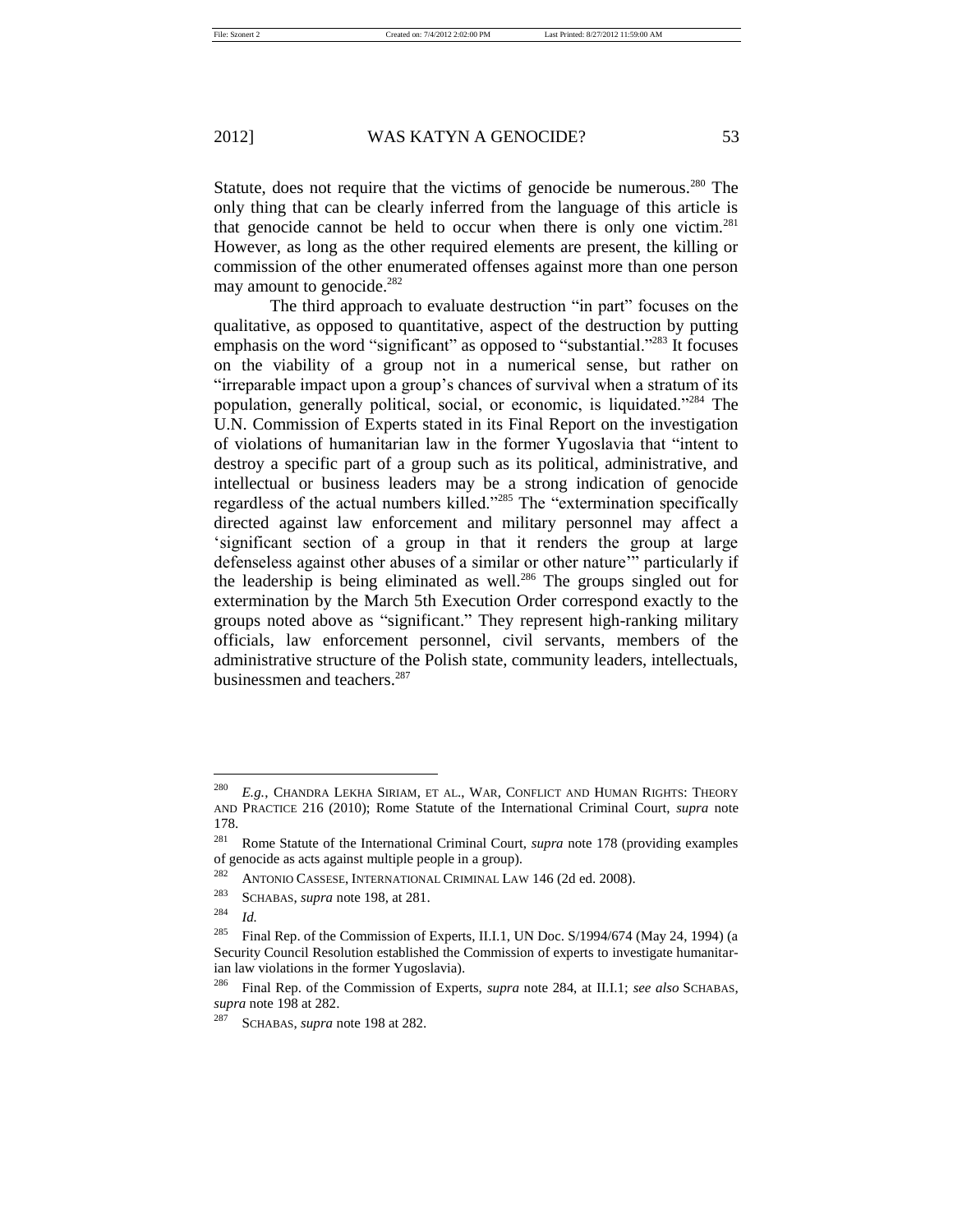Statute, does not require that the victims of genocide be numerous.[280] The only thing that can be clearly inferred from the language of this article is that genocide cannot be held to occur when there is only one victim.[281] However, as long as the other required elements are present, the killing or commission of the other enumerated offenses against more than one person may amount to genocide.[282]

The third approach to evaluate destruction "in part" focuses on the qualitative, as opposed to quantitative, aspect of the destruction by putting emphasis on the word "significant" as opposed to "substantial."[283] It focuses on the viability of a group not in a numerical sense, but rather on "irreparable impact upon a group's chances of survival when a stratum of its population, generally political, social, or economic, is liquidated."[284] The U.N. Commission of Experts stated in its Final Report on the investigation of violations of humanitarian law in the former Yugoslavia that "intent to destroy a specific part of a group such as its political, administrative, and intellectual or business leaders may be a strong indication of genocide regardless of the actual numbers killed."[285] The "extermination specifically directed against law enforcement and military personnel may affect a 'significant section of a group in that it renders the group at large defenseless against other abuses of a similar or other nature'" particularly if the leadership is being eliminated as well.[286] The groups singled out for extermination by the March 5th Execution Order correspond exactly to the groups noted above as "significant." They represent high-ranking military officials, law enforcement personnel, civil servants, members of the administrative structure of the Polish state, community leaders, intellectuals, businessmen and teachers.[287]

---

[280] *E.g.*, CHANDRA LEKHA SIRIAM, ET AL., WAR, CONFLICT AND HUMAN RIGHTS: THEORY AND PRACTICE 216 (2010); Rome Statute of the International Criminal Court, *supra* note 178.

[281] Rome Statute of the International Criminal Court, *supra* note 178 (providing examples of genocide as acts against multiple people in a group).

[282] ANTONIO CASSESE, INTERNATIONAL CRIMINAL LAW 146 (2d ed. 2008).

[283] SCHABAS, *supra* note 198, at 281.

[284] *Id.*

[285] Final Rep. of the Commission of Experts, II.I.1, UN Doc. S/1994/674 (May 24, 1994) (a Security Council Resolution established the Commission of experts to investigate humanitarian law violations in the former Yugoslavia).

[286] Final Rep. of the Commission of Experts, *supra* note 284, at II.I.1; *see also* SCHABAS, *supra* note 198 at 282.

[287] SCHABAS, *supra* note 198 at 282.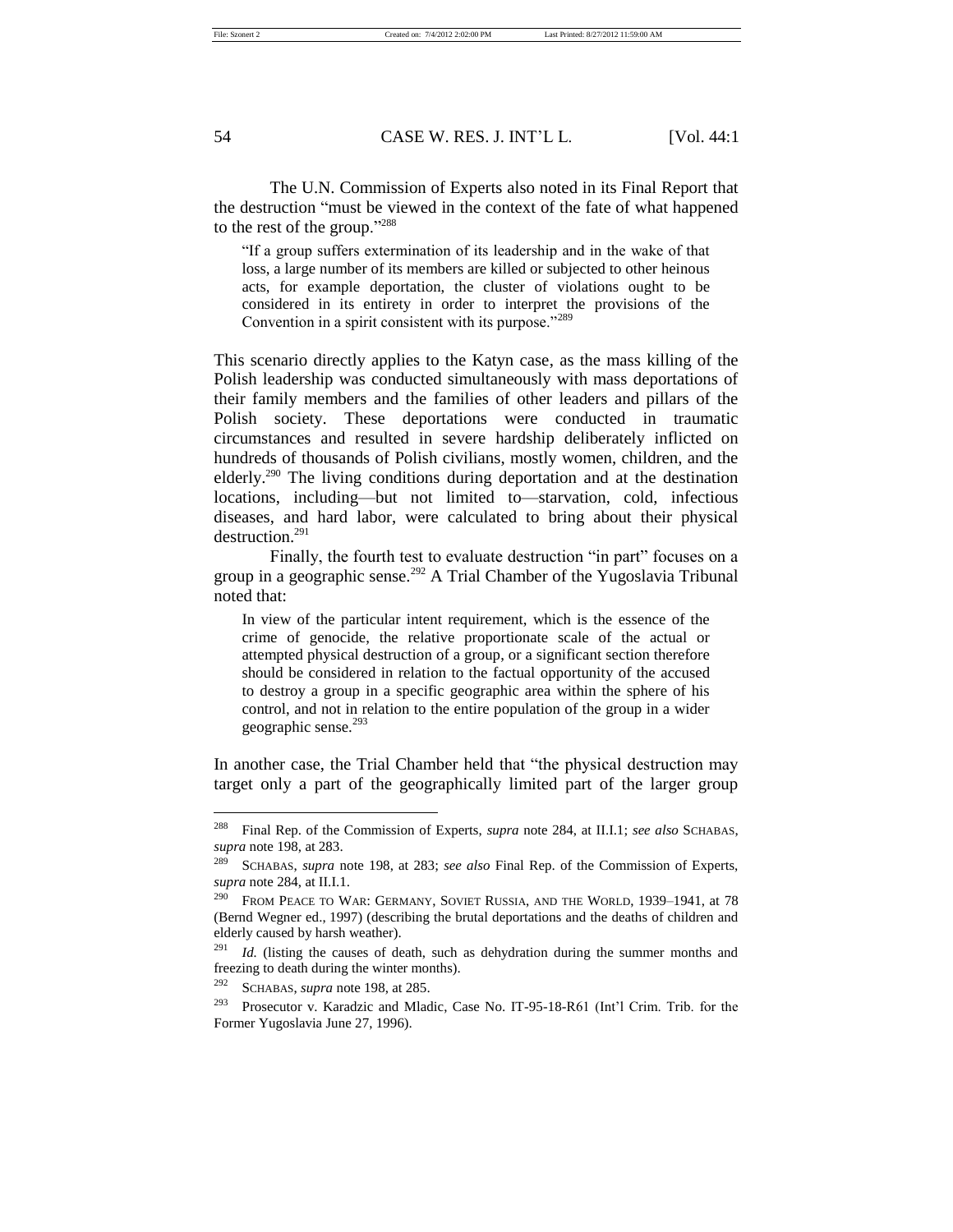The U.N. Commission of Experts also noted in its Final Report that the destruction "must be viewed in the context of the fate of what happened to the rest of the group."[288]

> "If a group suffers extermination of its leadership and in the wake of that loss, a large number of its members are killed or subjected to other heinous acts, for example deportation, the cluster of violations ought to be considered in its entirety in order to interpret the provisions of the Convention in a spirit consistent with its purpose."[289]

This scenario directly applies to the Katyn case, as the mass killing of the Polish leadership was conducted simultaneously with mass deportations of their family members and the families of other leaders and pillars of the Polish society. These deportations were conducted in traumatic circumstances and resulted in severe hardship deliberately inflicted on hundreds of thousands of Polish civilians, mostly women, children, and the elderly.[290] The living conditions during deportation and at the destination locations, including—but not limited to—starvation, cold, infectious diseases, and hard labor, were calculated to bring about their physical destruction.[291]

Finally, the fourth test to evaluate destruction "in part" focuses on a group in a geographic sense.[292] A Trial Chamber of the Yugoslavia Tribunal noted that:

> In view of the particular intent requirement, which is the essence of the crime of genocide, the relative proportionate scale of the actual or attempted physical destruction of a group, or a significant section therefore should be considered in relation to the factual opportunity of the accused to destroy a group in a specific geographic area within the sphere of his control, and not in relation to the entire population of the group in a wider geographic sense.[293]

In another case, the Trial Chamber held that "the physical destruction may target only a part of the geographically limited part of the larger group

---

[288] Final Rep. of the Commission of Experts, *supra* note 284, at II.I.1; *see also* SCHABAS, *supra* note 198, at 283.

[289] SCHABAS, *supra* note 198, at 283; *see also* Final Rep. of the Commission of Experts, *supra* note 284, at II.I.1.

[290] FROM PEACE TO WAR: GERMANY, SOVIET RUSSIA, AND THE WORLD, 1939–1941, at 78 (Bernd Wegner ed., 1997) (describing the brutal deportations and the deaths of children and elderly caused by harsh weather).

[291] *Id.* (listing the causes of death, such as dehydration during the summer months and freezing to death during the winter months).

[292] SCHABAS, *supra* note 198, at 285.

[293] Prosecutor v. Karadzic and Mladic, Case No. IT-95-18-R61 (Int'l Crim. Trib. for the Former Yugoslavia June 27, 1996).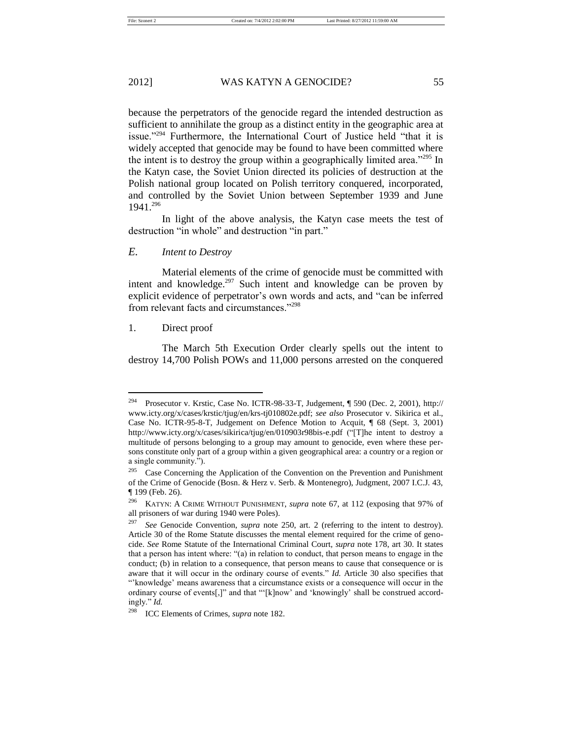because the perpetrators of the genocide regard the intended destruction as sufficient to annihilate the group as a distinct entity in the geographic area at issue."[294] Furthermore, the International Court of Justice held "that it is widely accepted that genocide may be found to have been committed where the intent is to destroy the group within a geographically limited area."[295] In the Katyn case, the Soviet Union directed its policies of destruction at the Polish national group located on Polish territory conquered, incorporated, and controlled by the Soviet Union between September 1939 and June 1941.[296]

In light of the above analysis, the Katyn case meets the test of destruction "in whole" and destruction "in part."

### *E. Intent to Destroy*

Material elements of the crime of genocide must be committed with intent and knowledge.[297] Such intent and knowledge can be proven by explicit evidence of perpetrator's own words and acts, and "can be inferred from relevant facts and circumstances."[298]

#### 1. Direct proof

The March 5th Execution Order clearly spells out the intent to destroy 14,700 Polish POWs and 11,000 persons arrested on the conquered

---

[294] Prosecutor v. Krstic, Case No. ICTR-98-33-T, Judgement, ¶ 590 (Dec. 2, 2001), http://www.icty.org/x/cases/krstic/tjug/en/krs-tj010802e.pdf; *see also* Prosecutor v. Sikirica et al., Case No. ICTR-95-8-T, Judgement on Defence Motion to Acquit, ¶ 68 (Sept. 3, 2001) http://www.icty.org/x/cases/sikirica/tjug/en/010903r98bis-e.pdf ("[T]he intent to destroy a multitude of persons belonging to a group may amount to genocide, even where these persons constitute only part of a group within a given geographical area: a country or a region or a single community.").

[295] Case Concerning the Application of the Convention on the Prevention and Punishment of the Crime of Genocide (Bosn. & Herz v. Serb. & Montenegro), Judgment, 2007 I.C.J. 43, ¶ 199 (Feb. 26).

[296] KATYN: A CRIME WITHOUT PUNISHMENT, *supra* note 67, at 112 (exposing that 97% of all prisoners of war during 1940 were Poles).

[297] *See* Genocide Convention, *supra* note 250, art. 2 (referring to the intent to destroy). Article 30 of the Rome Statute discusses the mental element required for the crime of genocide. *See* Rome Statute of the International Criminal Court, *supra* note 178, art 30. It states that a person has intent where: "(a) in relation to conduct, that person means to engage in the conduct; (b) in relation to a consequence, that person means to cause that consequence or is aware that it will occur in the ordinary course of events." *Id.* Article 30 also specifies that "'knowledge' means awareness that a circumstance exists or a consequence will occur in the ordinary course of events[,]" and that "'[k]now' and 'knowingly' shall be construed accordingly." *Id.*

[298] ICC Elements of Crimes, *supra* note 182.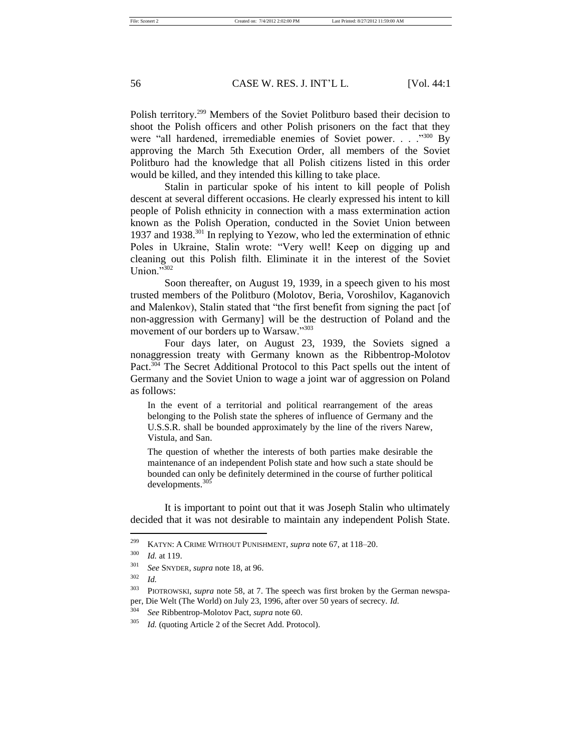Polish territory.[299] Members of the Soviet Politburo based their decision to shoot the Polish officers and other Polish prisoners on the fact that they were "all hardened, irremediable enemies of Soviet power. . . ."[300] By approving the March 5th Execution Order, all members of the Soviet Politburo had the knowledge that all Polish citizens listed in this order would be killed, and they intended this killing to take place.

Stalin in particular spoke of his intent to kill people of Polish descent at several different occasions. He clearly expressed his intent to kill people of Polish ethnicity in connection with a mass extermination action known as the Polish Operation, conducted in the Soviet Union between 1937 and 1938.[301] In replying to Yezow, who led the extermination of ethnic Poles in Ukraine, Stalin wrote: "Very well! Keep on digging up and cleaning out this Polish filth. Eliminate it in the interest of the Soviet Union."[302]

Soon thereafter, on August 19, 1939, in a speech given to his most trusted members of the Politburo (Molotov, Beria, Voroshilov, Kaganovich and Malenkov), Stalin stated that "the first benefit from signing the pact [of non-aggression with Germany] will be the destruction of Poland and the movement of our borders up to Warsaw."[303]

Four days later, on August 23, 1939, the Soviets signed a nonaggression treaty with Germany known as the Ribbentrop-Molotov Pact.[304] The Secret Additional Protocol to this Pact spells out the intent of Germany and the Soviet Union to wage a joint war of aggression on Poland as follows:

> In the event of a territorial and political rearrangement of the areas belonging to the Polish state the spheres of influence of Germany and the U.S.S.R. shall be bounded approximately by the line of the rivers Narew, Vistula, and San.
>
> The question of whether the interests of both parties make desirable the maintenance of an independent Polish state and how such a state should be bounded can only be definitely determined in the course of further political developments.[305]

It is important to point out that it was Joseph Stalin who ultimately decided that it was not desirable to maintain any independent Polish State.

---

[299] KATYN: A CRIME WITHOUT PUNISHMENT, *supra* note 67, at 118–20.

[300] *Id.* at 119.

[301] *See* SNYDER, *supra* note 18, at 96.

[302] *Id.*

[303] PIOTROWSKI, *supra* note 58, at 7. The speech was first broken by the German newspaper, Die Welt (The World) on July 23, 1996, after over 50 years of secrecy. *Id.*

[304] *See* Ribbentrop-Molotov Pact, *supra* note 60.

[305] *Id.* (quoting Article 2 of the Secret Add. Protocol).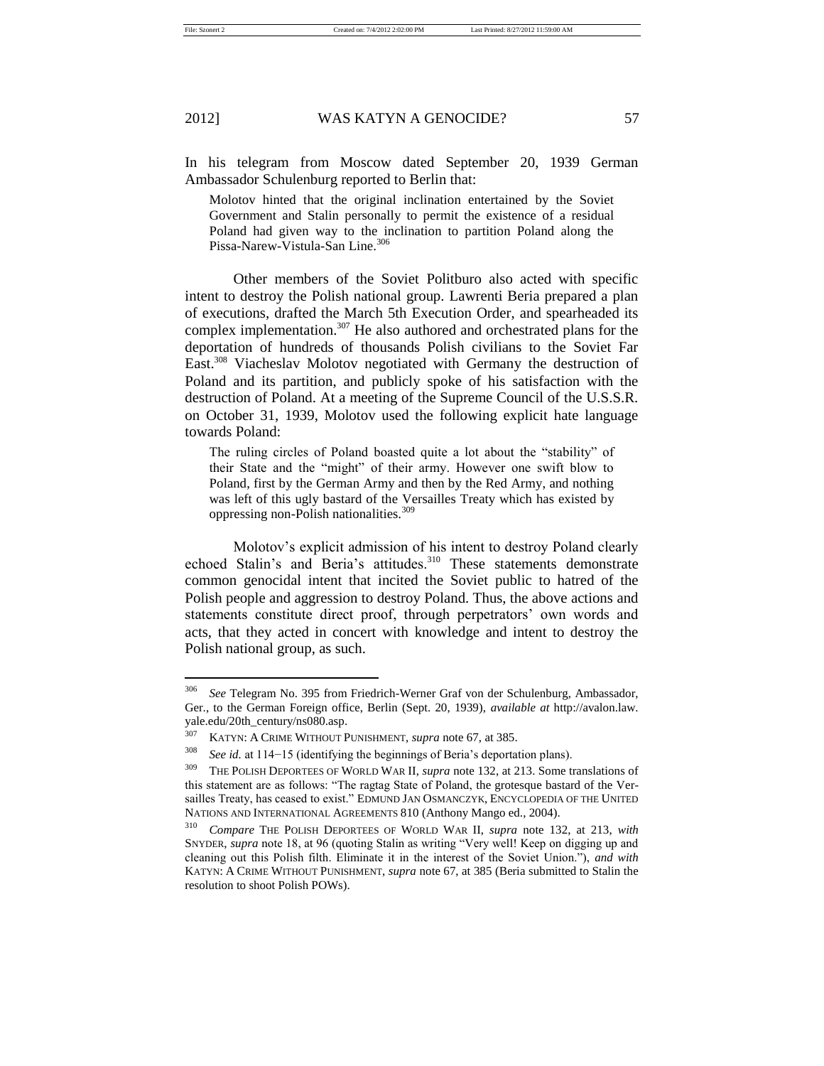In his telegram from Moscow dated September 20, 1939 German Ambassador Schulenburg reported to Berlin that:

> Molotov hinted that the original inclination entertained by the Soviet Government and Stalin personally to permit the existence of a residual Poland had given way to the inclination to partition Poland along the Pissa-Narew-Vistula-San Line.[306]

Other members of the Soviet Politburo also acted with specific intent to destroy the Polish national group. Lawrenti Beria prepared a plan of executions, drafted the March 5th Execution Order, and spearheaded its complex implementation.[307] He also authored and orchestrated plans for the deportation of hundreds of thousands Polish civilians to the Soviet Far East.[308] Viacheslav Molotov negotiated with Germany the destruction of Poland and its partition, and publicly spoke of his satisfaction with the destruction of Poland. At a meeting of the Supreme Council of the U.S.S.R. on October 31, 1939, Molotov used the following explicit hate language towards Poland:

> The ruling circles of Poland boasted quite a lot about the "stability" of their State and the "might" of their army. However one swift blow to Poland, first by the German Army and then by the Red Army, and nothing was left of this ugly bastard of the Versailles Treaty which has existed by oppressing non-Polish nationalities.[309]

Molotov's explicit admission of his intent to destroy Poland clearly echoed Stalin's and Beria's attitudes.[310] These statements demonstrate common genocidal intent that incited the Soviet public to hatred of the Polish people and aggression to destroy Poland. Thus, the above actions and statements constitute direct proof, through perpetrators' own words and acts, that they acted in concert with knowledge and intent to destroy the Polish national group, as such.

---

[306] *See* Telegram No. 395 from Friedrich-Werner Graf von der Schulenburg, Ambassador, Ger., to the German Foreign office, Berlin (Sept. 20, 1939), *available at* http://avalon.law.yale.edu/20th_century/ns080.asp.

[307] KATYN: A CRIME WITHOUT PUNISHMENT, *supra* note 67, at 385.

[308] *See id.* at 114−15 (identifying the beginnings of Beria's deportation plans).

[309] THE POLISH DEPORTEES OF WORLD WAR II, *supra* note 132, at 213. Some translations of this statement are as follows: "The ragtag State of Poland, the grotesque bastard of the Versailles Treaty, has ceased to exist." EDMUND JAN OSMANCZYK, ENCYCLOPEDIA OF THE UNITED NATIONS AND INTERNATIONAL AGREEMENTS 810 (Anthony Mango ed., 2004).

[310] *Compare* THE POLISH DEPORTEES OF WORLD WAR II, *supra* note 132, at 213, *with* SNYDER, *supra* note 18, at 96 (quoting Stalin as writing "Very well! Keep on digging up and cleaning out this Polish filth. Eliminate it in the interest of the Soviet Union."), *and with* KATYN: A CRIME WITHOUT PUNISHMENT, *supra* note 67, at 385 (Beria submitted to Stalin the resolution to shoot Polish POWs).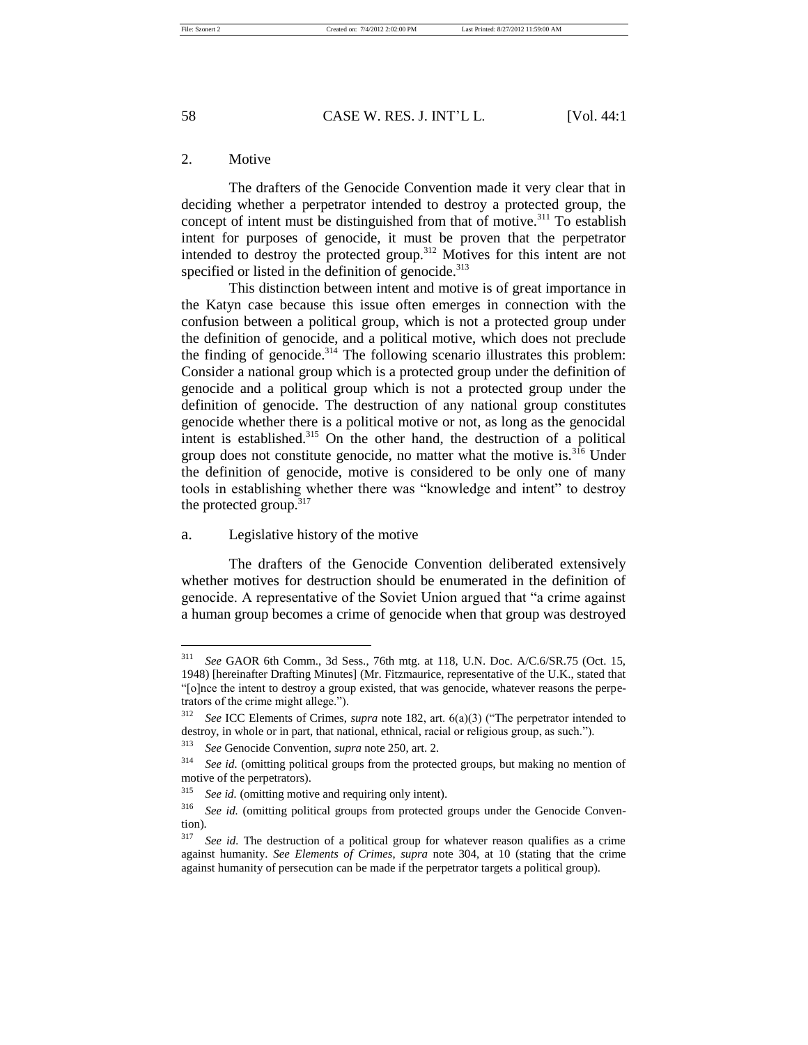### 2. Motive

The drafters of the Genocide Convention made it very clear that in deciding whether a perpetrator intended to destroy a protected group, the concept of intent must be distinguished from that of motive.[311] To establish intent for purposes of genocide, it must be proven that the perpetrator intended to destroy the protected group.[312] Motives for this intent are not specified or listed in the definition of genocide.[313]

This distinction between intent and motive is of great importance in the Katyn case because this issue often emerges in connection with the confusion between a political group, which is not a protected group under the definition of genocide, and a political motive, which does not preclude the finding of genocide.[314] The following scenario illustrates this problem: Consider a national group which is a protected group under the definition of genocide and a political group which is not a protected group under the definition of genocide. The destruction of any national group constitutes genocide whether there is a political motive or not, as long as the genocidal intent is established.[315] On the other hand, the destruction of a political group does not constitute genocide, no matter what the motive is.[316] Under the definition of genocide, motive is considered to be only one of many tools in establishing whether there was "knowledge and intent" to destroy the protected group.[317]

#### a. Legislative history of the motive

The drafters of the Genocide Convention deliberated extensively whether motives for destruction should be enumerated in the definition of genocide. A representative of the Soviet Union argued that "a crime against a human group becomes a crime of genocide when that group was destroyed

---

[311] *See* GAOR 6th Comm., 3d Sess., 76th mtg. at 118, U.N. Doc. A/C.6/SR.75 (Oct. 15, 1948) [hereinafter Drafting Minutes] (Mr. Fitzmaurice, representative of the U.K., stated that "[o]nce the intent to destroy a group existed, that was genocide, whatever reasons the perpetrators of the crime might allege.").

[312] *See* ICC Elements of Crimes, *supra* note 182, art. 6(a)(3) ("The perpetrator intended to destroy, in whole or in part, that national, ethnical, racial or religious group, as such.").

[313] *See* Genocide Convention, *supra* note 250, art. 2.

[314] *See id.* (omitting political groups from the protected groups, but making no mention of motive of the perpetrators).

[315] *See id.* (omitting motive and requiring only intent).

[316] *See id.* (omitting political groups from protected groups under the Genocide Convention).

[317] *See id.* The destruction of a political group for whatever reason qualifies as a crime against humanity. *See Elements of Crimes*, *supra* note 304, at 10 (stating that the crime against humanity of persecution can be made if the perpetrator targets a political group).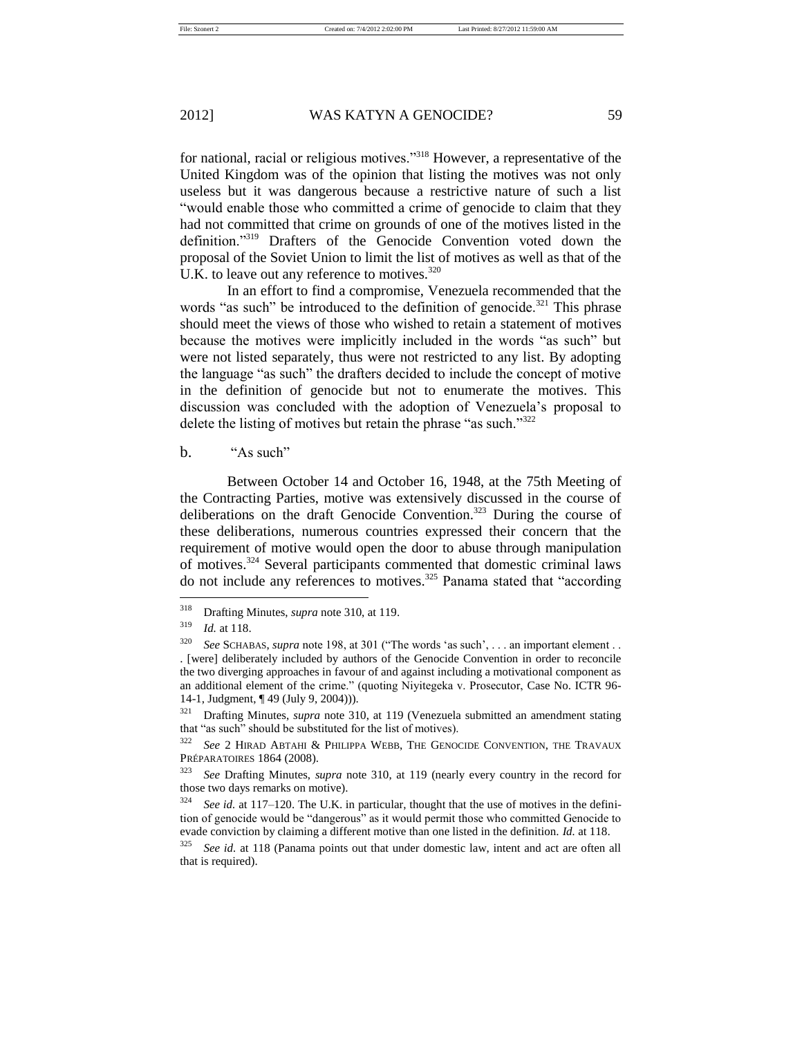for national, racial or religious motives."[318] However, a representative of the United Kingdom was of the opinion that listing the motives was not only useless but it was dangerous because a restrictive nature of such a list "would enable those who committed a crime of genocide to claim that they had not committed that crime on grounds of one of the motives listed in the definition."[319] Drafters of the Genocide Convention voted down the proposal of the Soviet Union to limit the list of motives as well as that of the U.K. to leave out any reference to motives.[320]

In an effort to find a compromise, Venezuela recommended that the words "as such" be introduced to the definition of genocide.[321] This phrase should meet the views of those who wished to retain a statement of motives because the motives were implicitly included in the words "as such" but were not listed separately, thus were not restricted to any list. By adopting the language "as such" the drafters decided to include the concept of motive in the definition of genocide but not to enumerate the motives. This discussion was concluded with the adoption of Venezuela's proposal to delete the listing of motives but retain the phrase "as such."[322]

b. "As such"

Between October 14 and October 16, 1948, at the 75th Meeting of the Contracting Parties, motive was extensively discussed in the course of deliberations on the draft Genocide Convention.[323] During the course of these deliberations, numerous countries expressed their concern that the requirement of motive would open the door to abuse through manipulation of motives.[324] Several participants commented that domestic criminal laws do not include any references to motives.[325] Panama stated that "according

---

[318] Drafting Minutes, *supra* note 310, at 119.

[319] *Id.* at 118.

[320] *See* SCHABAS, *supra* note 198, at 301 ("The words 'as such', . . . an important element . . . [were] deliberately included by authors of the Genocide Convention in order to reconcile the two diverging approaches in favour of and against including a motivational component as an additional element of the crime." (quoting Niyitegeka v. Prosecutor, Case No. ICTR 96-14-1, Judgment, ¶ 49 (July 9, 2004))).

[321] Drafting Minutes, *supra* note 310, at 119 (Venezuela submitted an amendment stating that "as such" should be substituted for the list of motives).

[322] *See* 2 HIRAD ABTAHI & PHILIPPA WEBB, THE GENOCIDE CONVENTION, THE TRAVAUX PRÉPARATOIRES 1864 (2008).

[323] *See* Drafting Minutes, *supra* note 310, at 119 (nearly every country in the record for those two days remarks on motive).

[324] *See id.* at 117–120. The U.K. in particular, thought that the use of motives in the definition of genocide would be "dangerous" as it would permit those who committed Genocide to evade conviction by claiming a different motive than one listed in the definition. *Id.* at 118.

[325] *See id.* at 118 (Panama points out that under domestic law, intent and act are often all that is required).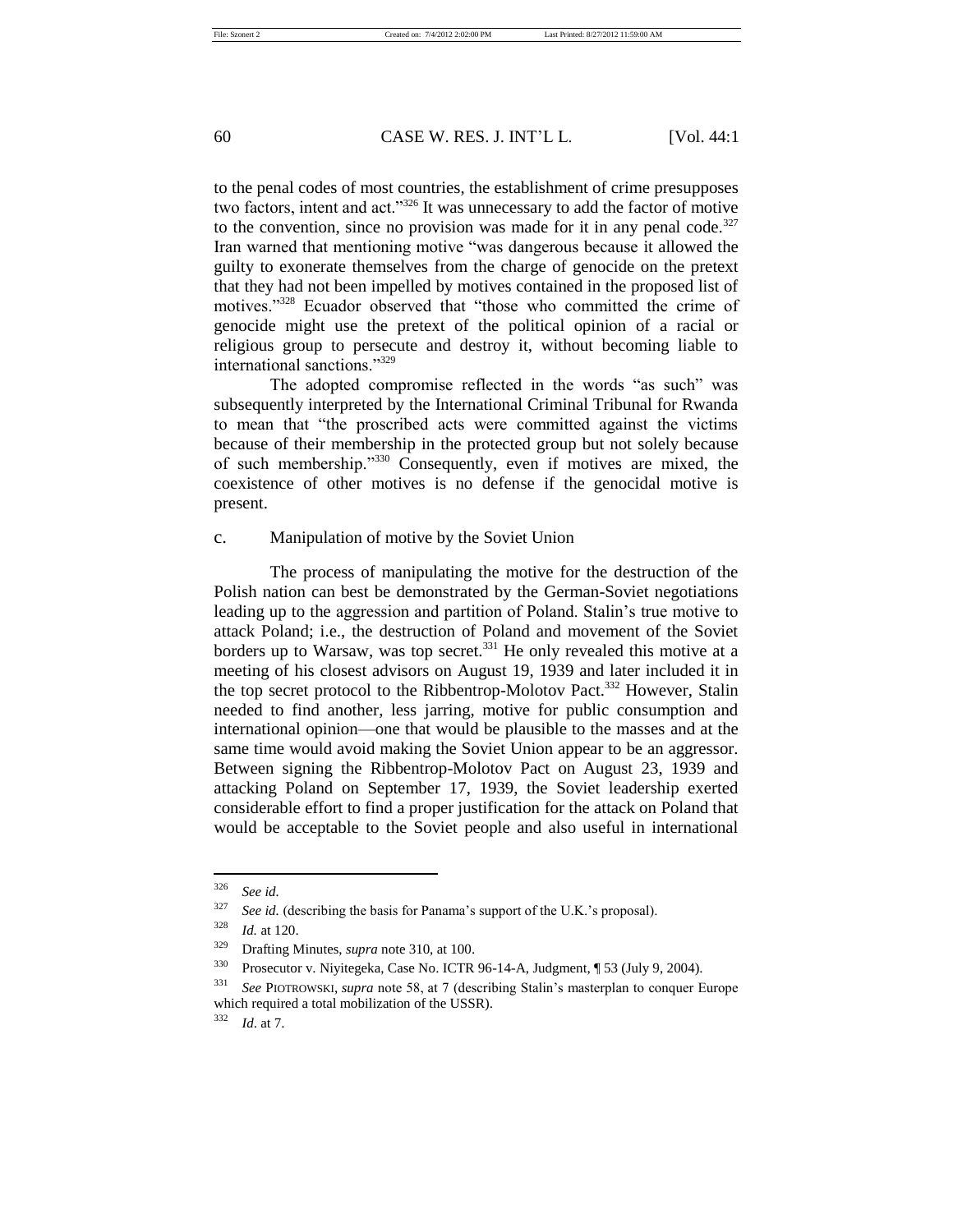to the penal codes of most countries, the establishment of crime presupposes two factors, intent and act."[326] It was unnecessary to add the factor of motive to the convention, since no provision was made for it in any penal code.[327] Iran warned that mentioning motive "was dangerous because it allowed the guilty to exonerate themselves from the charge of genocide on the pretext that they had not been impelled by motives contained in the proposed list of motives."[328] Ecuador observed that "those who committed the crime of genocide might use the pretext of the political opinion of a racial or religious group to persecute and destroy it, without becoming liable to international sanctions."[329]

The adopted compromise reflected in the words "as such" was subsequently interpreted by the International Criminal Tribunal for Rwanda to mean that "the proscribed acts were committed against the victims because of their membership in the protected group but not solely because of such membership."[330] Consequently, even if motives are mixed, the coexistence of other motives is no defense if the genocidal motive is present.

c. Manipulation of motive by the Soviet Union

The process of manipulating the motive for the destruction of the Polish nation can best be demonstrated by the German-Soviet negotiations leading up to the aggression and partition of Poland. Stalin's true motive to attack Poland; i.e., the destruction of Poland and movement of the Soviet borders up to Warsaw, was top secret.[331] He only revealed this motive at a meeting of his closest advisors on August 19, 1939 and later included it in the top secret protocol to the Ribbentrop-Molotov Pact.[332] However, Stalin needed to find another, less jarring, motive for public consumption and international opinion—one that would be plausible to the masses and at the same time would avoid making the Soviet Union appear to be an aggressor. Between signing the Ribbentrop-Molotov Pact on August 23, 1939 and attacking Poland on September 17, 1939, the Soviet leadership exerted considerable effort to find a proper justification for the attack on Poland that would be acceptable to the Soviet people and also useful in international

---

[326] *See id.*

[327] *See id.* (describing the basis for Panama's support of the U.K.'s proposal).

[328] *Id.* at 120.

[329] Drafting Minutes, *supra* note 310, at 100.

[330] Prosecutor v. Niyitegeka, Case No. ICTR 96-14-A, Judgment, ¶ 53 (July 9, 2004).

[331] *See* PIOTROWSKI, *supra* note 58, at 7 (describing Stalin's masterplan to conquer Europe which required a total mobilization of the USSR).

[332] *Id*. at 7.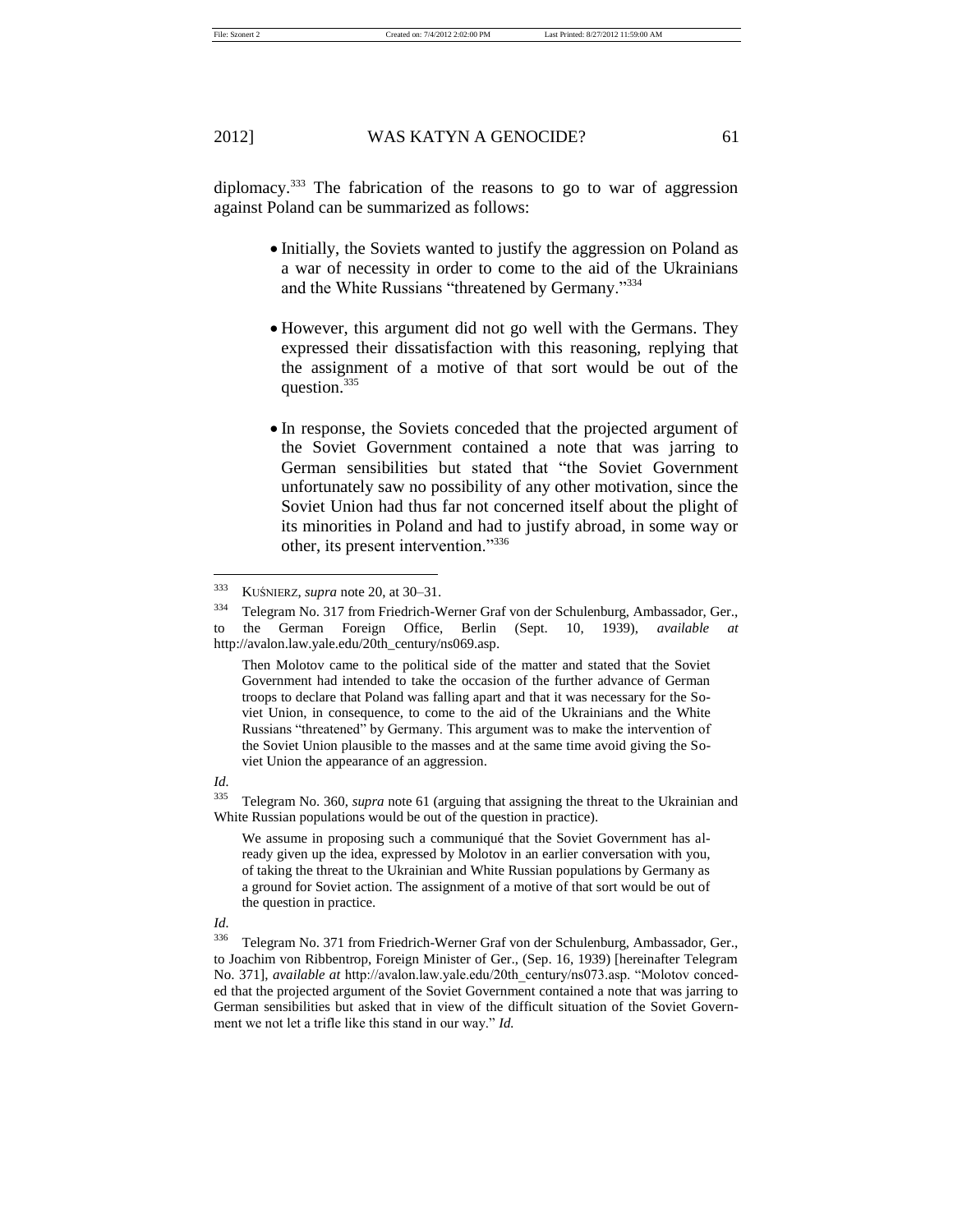diplomacy.[333] The fabrication of the reasons to go to war of aggression against Poland can be summarized as follows:

- Initially, the Soviets wanted to justify the aggression on Poland as a war of necessity in order to come to the aid of the Ukrainians and the White Russians "threatened by Germany."[334]
- However, this argument did not go well with the Germans. They expressed their dissatisfaction with this reasoning, replying that the assignment of a motive of that sort would be out of the question.[335]
- In response, the Soviets conceded that the projected argument of the Soviet Government contained a note that was jarring to German sensibilities but stated that "the Soviet Government unfortunately saw no possibility of any other motivation, since the Soviet Union had thus far not concerned itself about the plight of its minorities in Poland and had to justify abroad, in some way or other, its present intervention."[336]

---

[333] KUŚNIERZ, *supra* note 20, at 30–31.

[334] Telegram No. 317 from Friedrich-Werner Graf von der Schulenburg, Ambassador, Ger., to the German Foreign Office, Berlin (Sept. 10, 1939), *available at* http://avalon.law.yale.edu/20th_century/ns069.asp.

> Then Molotov came to the political side of the matter and stated that the Soviet Government had intended to take the occasion of the further advance of German troops to declare that Poland was falling apart and that it was necessary for the Soviet Union, in consequence, to come to the aid of the Ukrainians and the White Russians "threatened" by Germany. This argument was to make the intervention of the Soviet Union plausible to the masses and at the same time avoid giving the Soviet Union the appearance of an aggression.

*Id.*

[335] Telegram No. 360, *supra* note 61 (arguing that assigning the threat to the Ukrainian and White Russian populations would be out of the question in practice).

> We assume in proposing such a communiqué that the Soviet Government has already given up the idea, expressed by Molotov in an earlier conversation with you, of taking the threat to the Ukrainian and White Russian populations by Germany as a ground for Soviet action. The assignment of a motive of that sort would be out of the question in practice.

*Id.*

[336] Telegram No. 371 from Friedrich-Werner Graf von der Schulenburg, Ambassador, Ger., to Joachim von Ribbentrop, Foreign Minister of Ger., (Sep. 16, 1939) [hereinafter Telegram No. 371], *available at* http://avalon.law.yale.edu/20th_century/ns073.asp. "Molotov conceded that the projected argument of the Soviet Government contained a note that was jarring to German sensibilities but asked that in view of the difficult situation of the Soviet Government we not let a trifle like this stand in our way." *Id.*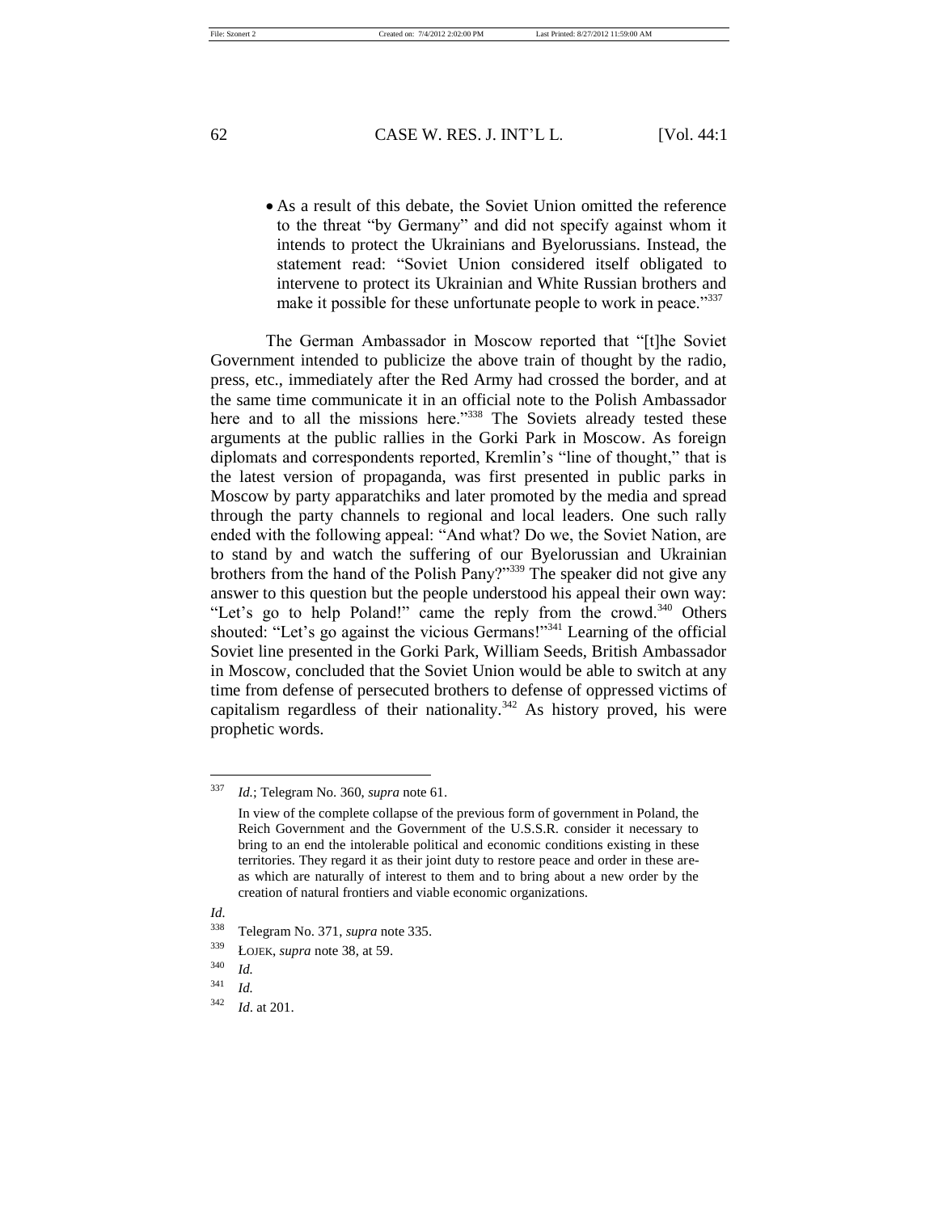- As a result of this debate, the Soviet Union omitted the reference to the threat "by Germany" and did not specify against whom it intends to protect the Ukrainians and Byelorussians. Instead, the statement read: "Soviet Union considered itself obligated to intervene to protect its Ukrainian and White Russian brothers and make it possible for these unfortunate people to work in peace."[337]

The German Ambassador in Moscow reported that "[t]he Soviet Government intended to publicize the above train of thought by the radio, press, etc., immediately after the Red Army had crossed the border, and at the same time communicate it in an official note to the Polish Ambassador here and to all the missions here."[338] The Soviets already tested these arguments at the public rallies in the Gorki Park in Moscow. As foreign diplomats and correspondents reported, Kremlin's "line of thought," that is the latest version of propaganda, was first presented in public parks in Moscow by party apparatchiks and later promoted by the media and spread through the party channels to regional and local leaders. One such rally ended with the following appeal: "And what? Do we, the Soviet Nation, are to stand by and watch the suffering of our Byelorussian and Ukrainian brothers from the hand of the Polish Pany?"[339] The speaker did not give any answer to this question but the people understood his appeal their own way: "Let's go to help Poland!" came the reply from the crowd.[340] Others shouted: "Let's go against the vicious Germans!"[341] Learning of the official Soviet line presented in the Gorki Park, William Seeds, British Ambassador in Moscow, concluded that the Soviet Union would be able to switch at any time from defense of persecuted brothers to defense of oppressed victims of capitalism regardless of their nationality.[342] As history proved, his were prophetic words.

---

[337] *Id.*; Telegram No. 360, *supra* note 61.

In view of the complete collapse of the previous form of government in Poland, the Reich Government and the Government of the U.S.S.R. consider it necessary to bring to an end the intolerable political and economic conditions existing in these territories. They regard it as their joint duty to restore peace and order in these areas which are naturally of interest to them and to bring about a new order by the creation of natural frontiers and viable economic organizations.

*Id.*

[338] Telegram No. 371, *supra* note 335.

[339] ŁOJEK, *supra* note 38, at 59.

[340] *Id.*

[341] *Id.*

[342] *Id.* at 201.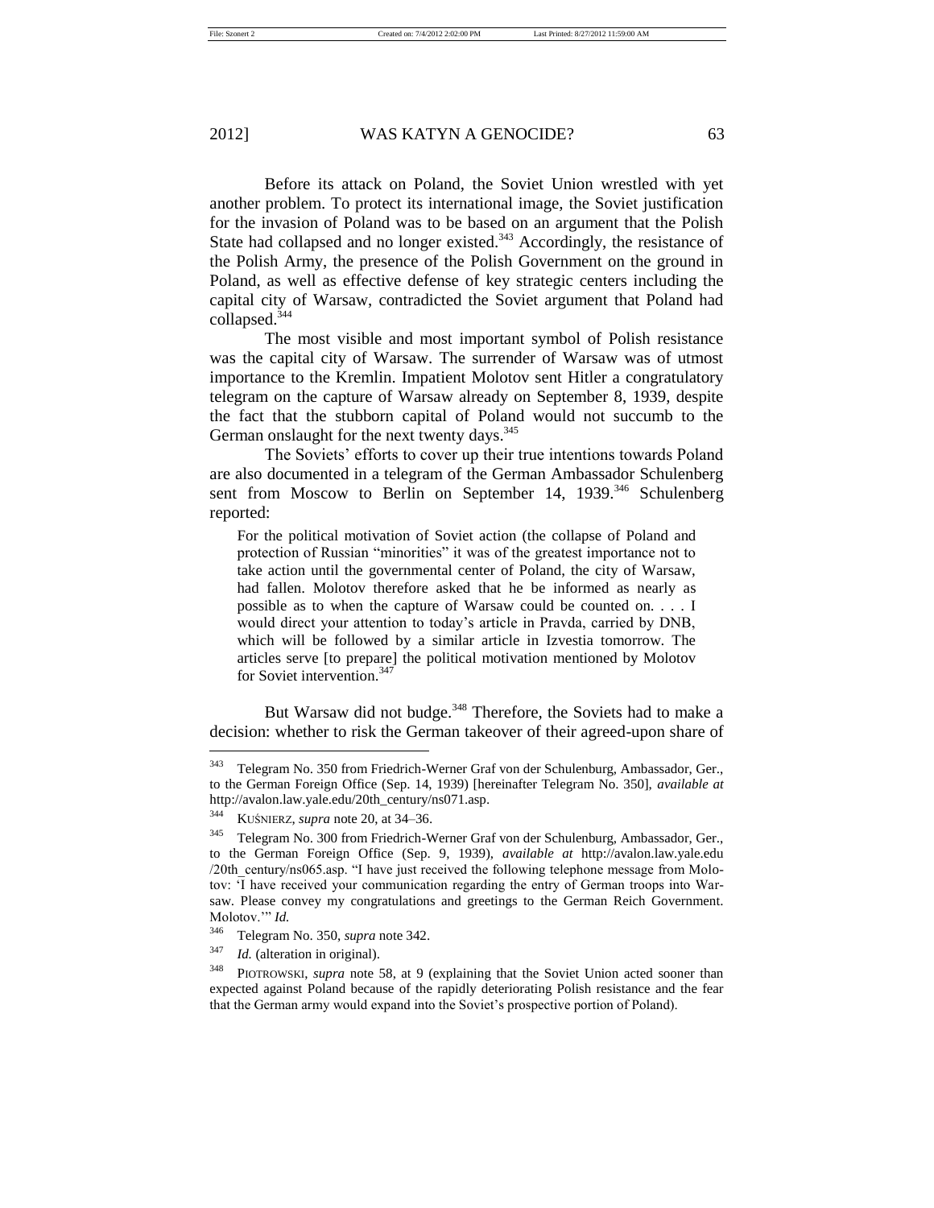Before its attack on Poland, the Soviet Union wrestled with yet another problem. To protect its international image, the Soviet justification for the invasion of Poland was to be based on an argument that the Polish State had collapsed and no longer existed.[343] Accordingly, the resistance of the Polish Army, the presence of the Polish Government on the ground in Poland, as well as effective defense of key strategic centers including the capital city of Warsaw, contradicted the Soviet argument that Poland had collapsed.[344]

The most visible and most important symbol of Polish resistance was the capital city of Warsaw. The surrender of Warsaw was of utmost importance to the Kremlin. Impatient Molotov sent Hitler a congratulatory telegram on the capture of Warsaw already on September 8, 1939, despite the fact that the stubborn capital of Poland would not succumb to the German onslaught for the next twenty days.[345]

The Soviets' efforts to cover up their true intentions towards Poland are also documented in a telegram of the German Ambassador Schulenberg sent from Moscow to Berlin on September 14, 1939.[346] Schulenberg reported:

> For the political motivation of Soviet action (the collapse of Poland and protection of Russian "minorities" it was of the greatest importance not to take action until the governmental center of Poland, the city of Warsaw, had fallen. Molotov therefore asked that he be informed as nearly as possible as to when the capture of Warsaw could be counted on. . . . I would direct your attention to today's article in Pravda, carried by DNB, which will be followed by a similar article in Izvestia tomorrow. The articles serve [to prepare] the political motivation mentioned by Molotov for Soviet intervention.[347]

But Warsaw did not budge.[348] Therefore, the Soviets had to make a decision: whether to risk the German takeover of their agreed-upon share of

---

[343] Telegram No. 350 from Friedrich-Werner Graf von der Schulenburg, Ambassador, Ger., to the German Foreign Office (Sep. 14, 1939) [hereinafter Telegram No. 350], *available at* http://avalon.law.yale.edu/20th_century/ns071.asp.

[344] KUŚNIERZ, *supra* note 20, at 34–36.

[345] Telegram No. 300 from Friedrich-Werner Graf von der Schulenburg, Ambassador, Ger., to the German Foreign Office (Sep. 9, 1939), *available at* http://avalon.law.yale.edu/20th_century/ns065.asp. "I have just received the following telephone message from Molotov: 'I have received your communication regarding the entry of German troops into Warsaw. Please convey my congratulations and greetings to the German Reich Government. Molotov.'" *Id.*

[346] Telegram No. 350, *supra* note 342.

[347] *Id.* (alteration in original).

[348] PIOTROWSKI, *supra* note 58, at 9 (explaining that the Soviet Union acted sooner than expected against Poland because of the rapidly deteriorating Polish resistance and the fear that the German army would expand into the Soviet's prospective portion of Poland).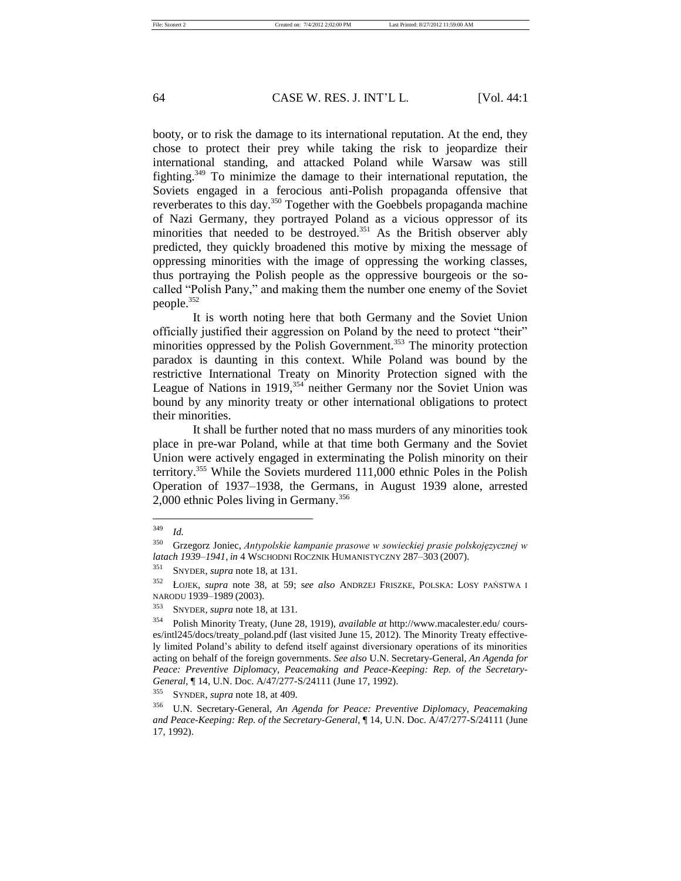booty, or to risk the damage to its international reputation. At the end, they chose to protect their prey while taking the risk to jeopardize their international standing, and attacked Poland while Warsaw was still fighting.[349] To minimize the damage to their international reputation, the Soviets engaged in a ferocious anti-Polish propaganda offensive that reverberates to this day.[350] Together with the Goebbels propaganda machine of Nazi Germany, they portrayed Poland as a vicious oppressor of its minorities that needed to be destroyed.[351] As the British observer ably predicted, they quickly broadened this motive by mixing the message of oppressing minorities with the image of oppressing the working classes, thus portraying the Polish people as the oppressive bourgeois or the so-called "Polish Pany," and making them the number one enemy of the Soviet people.[352]

It is worth noting here that both Germany and the Soviet Union officially justified their aggression on Poland by the need to protect "their" minorities oppressed by the Polish Government.[353] The minority protection paradox is daunting in this context. While Poland was bound by the restrictive International Treaty on Minority Protection signed with the League of Nations in 1919,[354] neither Germany nor the Soviet Union was bound by any minority treaty or other international obligations to protect their minorities.

It shall be further noted that no mass murders of any minorities took place in pre-war Poland, while at that time both Germany and the Soviet Union were actively engaged in exterminating the Polish minority on their territory.[355] While the Soviets murdered 111,000 ethnic Poles in the Polish Operation of 1937–1938, the Germans, in August 1939 alone, arrested 2,000 ethnic Poles living in Germany.[356]

---

[349] *Id.*

[350] Grzegorz Joniec, *Antypolskie kampanie prasowe w sowieckiej prasie polskojęzycznej w latach 1939–1941*, *in* 4 WSCHODNI ROCZNIK HUMANISTYCZNY 287–303 (2007).

[351] SNYDER, *supra* note 18, at 131.

[352] ŁOJEK, *supra* note 38, at 59; *see also* ANDRZEJ FRISZKE, POLSKA: LOSY PAŃSTWA I NARODU 1939–1989 (2003).

[353] SNYDER, *supra* note 18, at 131.

[354] Polish Minority Treaty, (June 28, 1919), *available at* http://www.macalester.edu/ courses/intl245/docs/treaty_poland.pdf (last visited June 15, 2012). The Minority Treaty effectively limited Poland's ability to defend itself against diversionary operations of its minorities acting on behalf of the foreign governments. *See also* U.N. Secretary-General, *An Agenda for Peace: Preventive Diplomacy, Peacemaking and Peace-Keeping: Rep. of the Secretary-General*, ¶ 14, U.N. Doc. A/47/277-S/24111 (June 17, 1992).

[355] SYNDER, *supra* note 18, at 409.

[356] U.N. Secretary-General, *An Agenda for Peace: Preventive Diplomacy, Peacemaking and Peace-Keeping: Rep. of the Secretary-General*, ¶ 14, U.N. Doc. A/47/277-S/24111 (June 17, 1992).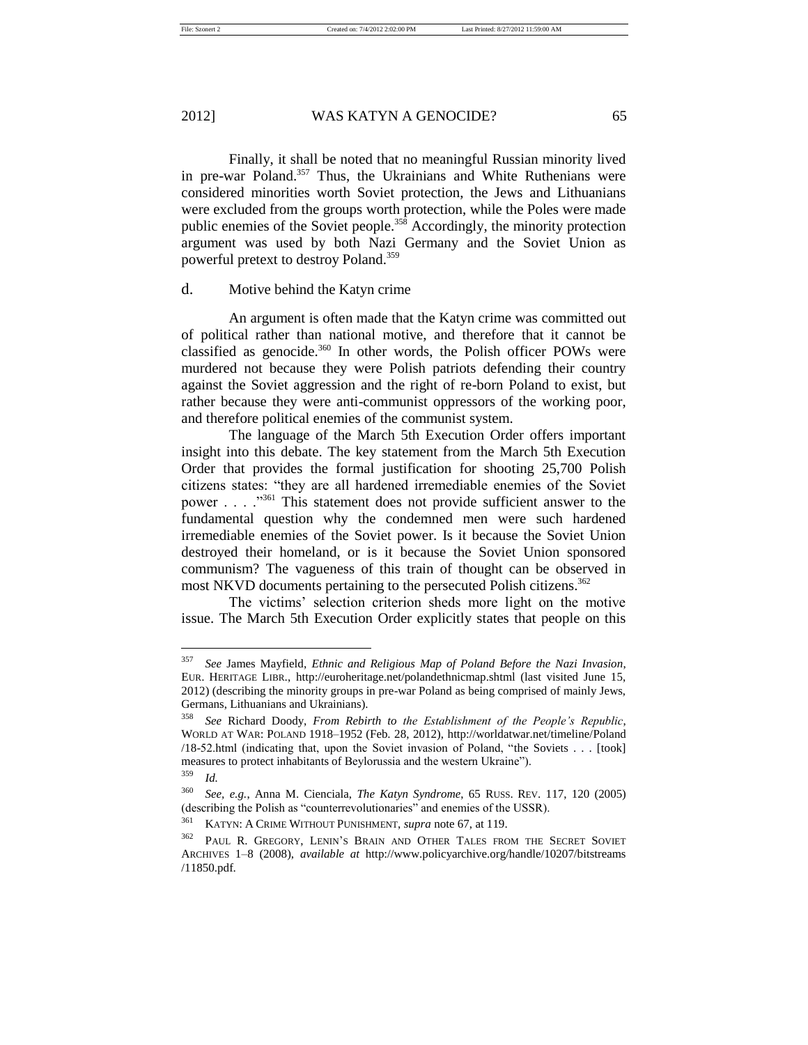Finally, it shall be noted that no meaningful Russian minority lived in pre-war Poland.[357] Thus, the Ukrainians and White Ruthenians were considered minorities worth Soviet protection, the Jews and Lithuanians were excluded from the groups worth protection, while the Poles were made public enemies of the Soviet people.[358] Accordingly, the minority protection argument was used by both Nazi Germany and the Soviet Union as powerful pretext to destroy Poland.[359]

### d. Motive behind the Katyn crime

An argument is often made that the Katyn crime was committed out of political rather than national motive, and therefore that it cannot be classified as genocide.[360] In other words, the Polish officer POWs were murdered not because they were Polish patriots defending their country against the Soviet aggression and the right of re-born Poland to exist, but rather because they were anti-communist oppressors of the working poor, and therefore political enemies of the communist system.

The language of the March 5th Execution Order offers important insight into this debate. The key statement from the March 5th Execution Order that provides the formal justification for shooting 25,700 Polish citizens states: "they are all hardened irremediable enemies of the Soviet power . . . ."[361] This statement does not provide sufficient answer to the fundamental question why the condemned men were such hardened irremediable enemies of the Soviet power. Is it because the Soviet Union destroyed their homeland, or is it because the Soviet Union sponsored communism? The vagueness of this train of thought can be observed in most NKVD documents pertaining to the persecuted Polish citizens.[362]

The victims' selection criterion sheds more light on the motive issue. The March 5th Execution Order explicitly states that people on this

---

[357] *See* James Mayfield, *Ethnic and Religious Map of Poland Before the Nazi Invasion*, EUR. HERITAGE LIBR., http://euroheritage.net/polandethnicmap.shtml (last visited June 15, 2012) (describing the minority groups in pre-war Poland as being comprised of mainly Jews, Germans, Lithuanians and Ukrainians).

[358] *See* Richard Doody, *From Rebirth to the Establishment of the People's Republic*, WORLD AT WAR: POLAND 1918–1952 (Feb. 28, 2012), http://worldatwar.net/timeline/Poland/18-52.html (indicating that, upon the Soviet invasion of Poland, "the Soviets . . . [took] measures to protect inhabitants of Beylorussia and the western Ukraine").

[359] *Id.*

[360] *See, e.g.*, Anna M. Cienciala, *The Katyn Syndrome*, 65 RUSS. REV. 117, 120 (2005) (describing the Polish as "counterrevolutionaries" and enemies of the USSR).

[361] KATYN: A CRIME WITHOUT PUNISHMENT, *supra* note 67, at 119.

[362] PAUL R. GREGORY, LENIN'S BRAIN AND OTHER TALES FROM THE SECRET SOVIET ARCHIVES 1–8 (2008), *available at* http://www.policyarchive.org/handle/10207/bitstreams/11850.pdf.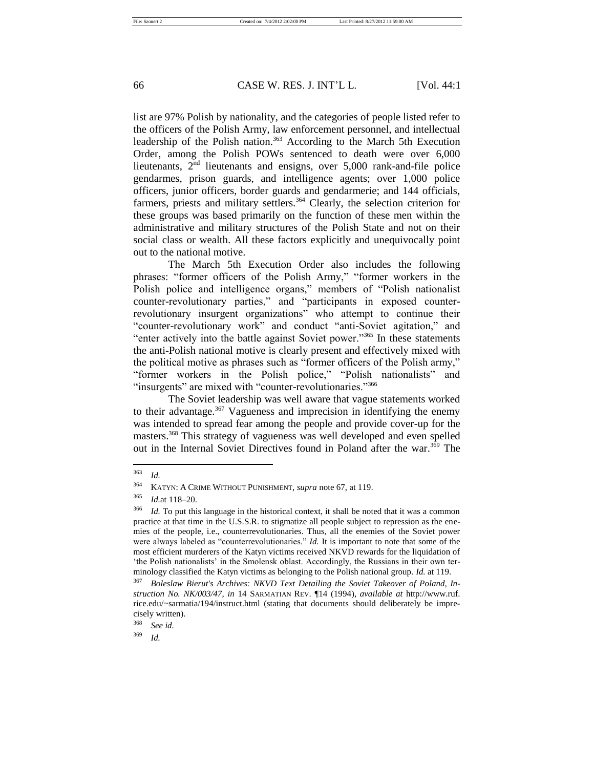list are 97% Polish by nationality, and the categories of people listed refer to the officers of the Polish Army, law enforcement personnel, and intellectual leadership of the Polish nation.[363] According to the March 5th Execution Order, among the Polish POWs sentenced to death were over 6,000 lieutenants, 2nd lieutenants and ensigns, over 5,000 rank-and-file police gendarmes, prison guards, and intelligence agents; over 1,000 police officers, junior officers, border guards and gendarmerie; and 144 officials, farmers, priests and military settlers.[364] Clearly, the selection criterion for these groups was based primarily on the function of these men within the administrative and military structures of the Polish State and not on their social class or wealth. All these factors explicitly and unequivocally point out to the national motive.

The March 5th Execution Order also includes the following phrases: "former officers of the Polish Army," "former workers in the Polish police and intelligence organs," members of "Polish nationalist counter-revolutionary parties," and "participants in exposed counter-revolutionary insurgent organizations" who attempt to continue their "counter-revolutionary work" and conduct "anti-Soviet agitation," and "enter actively into the battle against Soviet power."[365] In these statements the anti-Polish national motive is clearly present and effectively mixed with the political motive as phrases such as "former officers of the Polish army," "former workers in the Polish police," "Polish nationalists" and "insurgents" are mixed with "counter-revolutionaries."[366]

The Soviet leadership was well aware that vague statements worked to their advantage.[367] Vagueness and imprecision in identifying the enemy was intended to spread fear among the people and provide cover-up for the masters.[368] This strategy of vagueness was well developed and even spelled out in the Internal Soviet Directives found in Poland after the war.[369] The

---

[363] *Id.*

[364] KATYN: A CRIME WITHOUT PUNISHMENT, *supra* note 67, at 119.

[365] *Id.*at 118–20.

[366] *Id.* To put this language in the historical context, it shall be noted that it was a common practice at that time in the U.S.S.R. to stigmatize all people subject to repression as the enemies of the people, i.e., counterrevolutionaries. Thus, all the enemies of the Soviet power were always labeled as "counterrevolutionaries." *Id.* It is important to note that some of the most efficient murderers of the Katyn victims received NKVD rewards for the liquidation of 'the Polish nationalists' in the Smolensk oblast. Accordingly, the Russians in their own terminology classified the Katyn victims as belonging to the Polish national group. *Id.* at 119.

[367] *Boleslaw Bierut's Archives: NKVD Text Detailing the Soviet Takeover of Poland, Instruction No. NK/003/47*, *in* 14 SARMATIAN REV. ¶14 (1994), *available at* http://www.ruf.rice.edu/~sarmatia/194/instruct.html (stating that documents should deliberately be imprecisely written).

[368] *See id.*

[369] *Id.*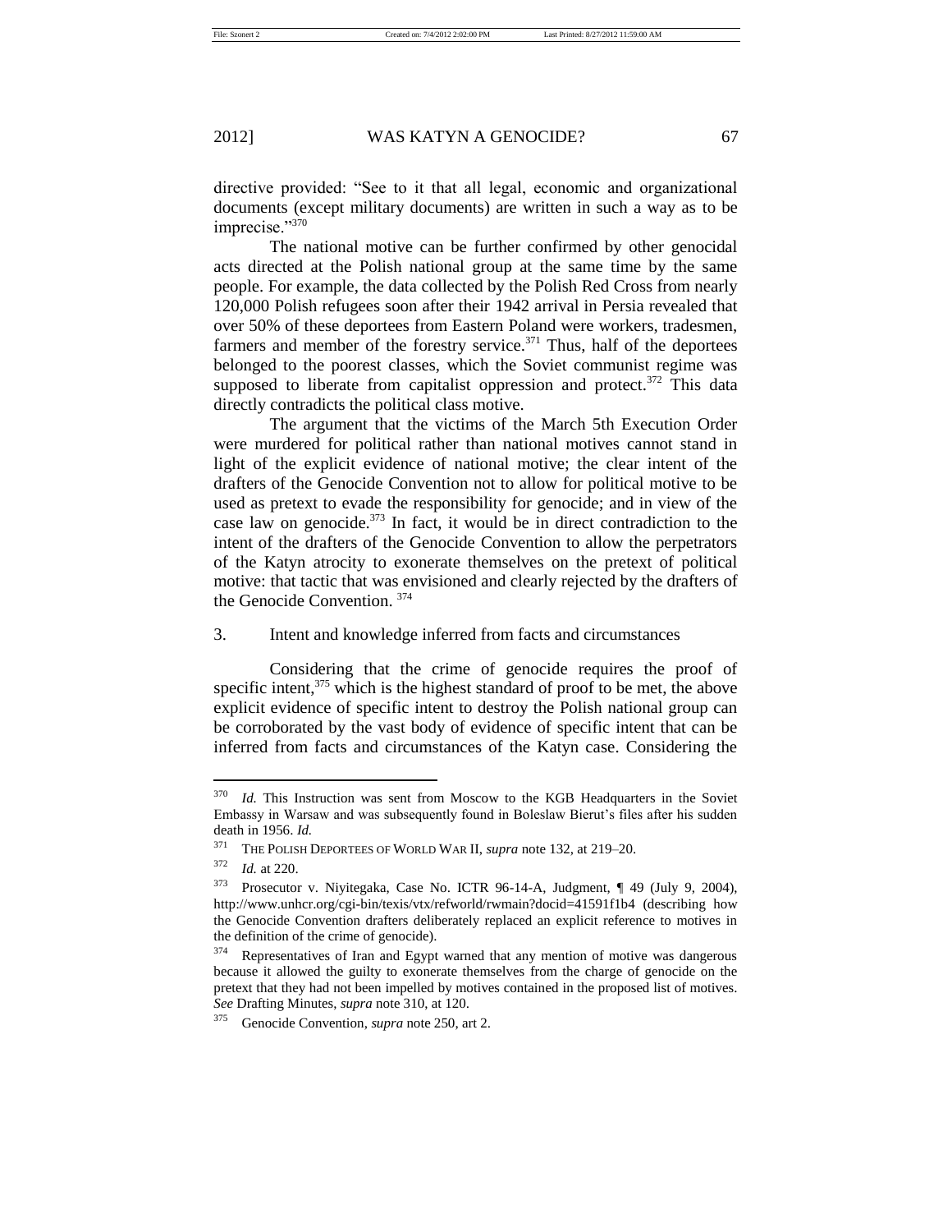directive provided: "See to it that all legal, economic and organizational documents (except military documents) are written in such a way as to be imprecise."[370]

The national motive can be further confirmed by other genocidal acts directed at the Polish national group at the same time by the same people. For example, the data collected by the Polish Red Cross from nearly 120,000 Polish refugees soon after their 1942 arrival in Persia revealed that over 50% of these deportees from Eastern Poland were workers, tradesmen, farmers and member of the forestry service.[371] Thus, half of the deportees belonged to the poorest classes, which the Soviet communist regime was supposed to liberate from capitalist oppression and protect.[372] This data directly contradicts the political class motive.

The argument that the victims of the March 5th Execution Order were murdered for political rather than national motives cannot stand in light of the explicit evidence of national motive; the clear intent of the drafters of the Genocide Convention not to allow for political motive to be used as pretext to evade the responsibility for genocide; and in view of the case law on genocide.[373] In fact, it would be in direct contradiction to the intent of the drafters of the Genocide Convention to allow the perpetrators of the Katyn atrocity to exonerate themselves on the pretext of political motive: that tactic that was envisioned and clearly rejected by the drafters of the Genocide Convention. [374]

3. Intent and knowledge inferred from facts and circumstances

Considering that the crime of genocide requires the proof of specific intent,[375] which is the highest standard of proof to be met, the above explicit evidence of specific intent to destroy the Polish national group can be corroborated by the vast body of evidence of specific intent that can be inferred from facts and circumstances of the Katyn case. Considering the

---

[370] *Id.* This Instruction was sent from Moscow to the KGB Headquarters in the Soviet Embassy in Warsaw and was subsequently found in Boleslaw Bierut's files after his sudden death in 1956. *Id.*

[371] THE POLISH DEPORTEES OF WORLD WAR II, *supra* note 132, at 219–20.

[372] *Id.* at 220.

[373] Prosecutor v. Niyitegaka, Case No. ICTR 96-14-A, Judgment, ¶ 49 (July 9, 2004), http://www.unhcr.org/cgi-bin/texis/vtx/refworld/rwmain?docid=41591f1b4 (describing how the Genocide Convention drafters deliberately replaced an explicit reference to motives in the definition of the crime of genocide).

[374] Representatives of Iran and Egypt warned that any mention of motive was dangerous because it allowed the guilty to exonerate themselves from the charge of genocide on the pretext that they had not been impelled by motives contained in the proposed list of motives. *See* Drafting Minutes, *supra* note 310, at 120.

[375] Genocide Convention, *supra* note 250, art 2.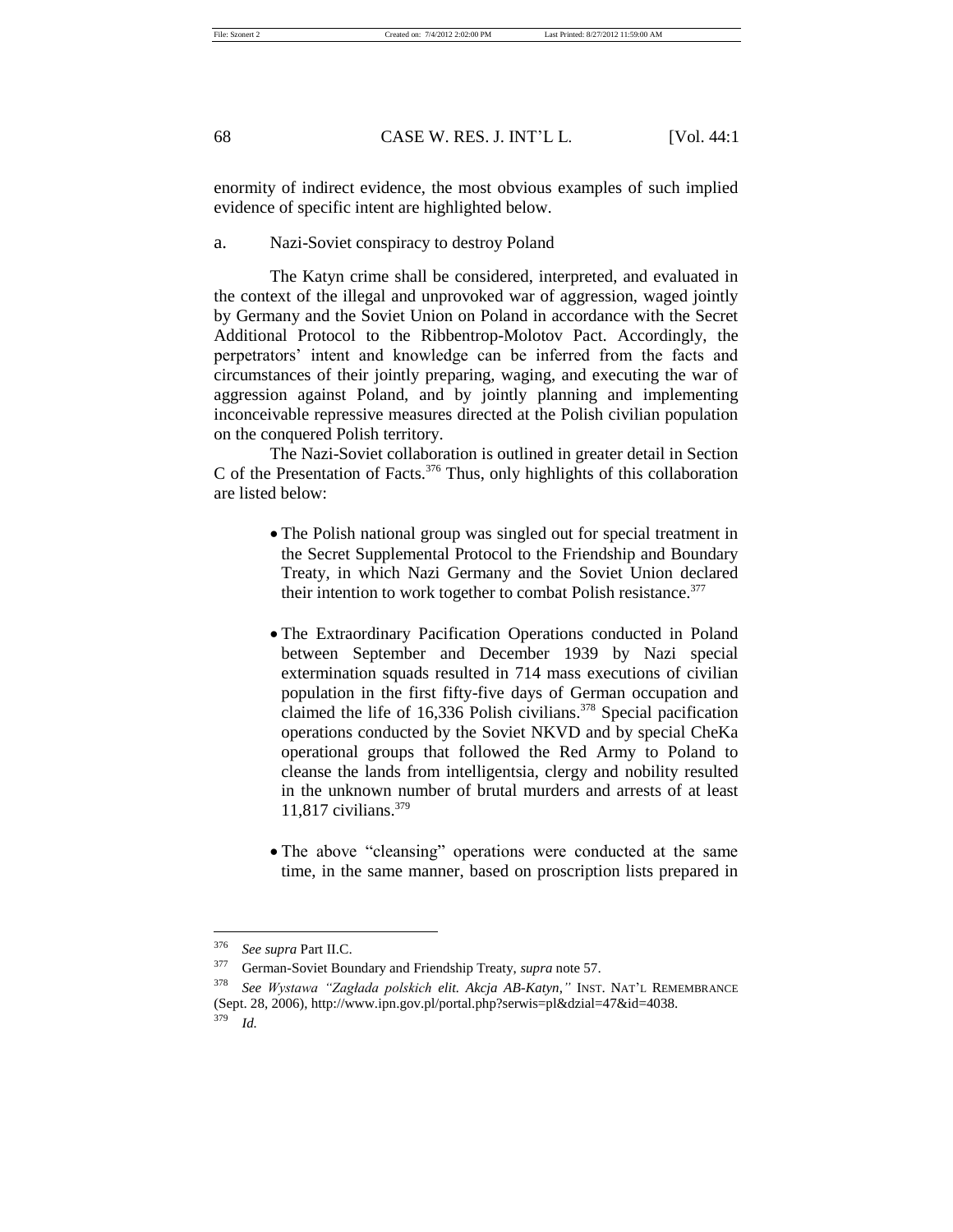enormity of indirect evidence, the most obvious examples of such implied evidence of specific intent are highlighted below.

a. Nazi-Soviet conspiracy to destroy Poland

The Katyn crime shall be considered, interpreted, and evaluated in the context of the illegal and unprovoked war of aggression, waged jointly by Germany and the Soviet Union on Poland in accordance with the Secret Additional Protocol to the Ribbentrop-Molotov Pact. Accordingly, the perpetrators' intent and knowledge can be inferred from the facts and circumstances of their jointly preparing, waging, and executing the war of aggression against Poland, and by jointly planning and implementing inconceivable repressive measures directed at the Polish civilian population on the conquered Polish territory.

The Nazi-Soviet collaboration is outlined in greater detail in Section C of the Presentation of Facts.[376] Thus, only highlights of this collaboration are listed below:

- The Polish national group was singled out for special treatment in the Secret Supplemental Protocol to the Friendship and Boundary Treaty, in which Nazi Germany and the Soviet Union declared their intention to work together to combat Polish resistance.[377]

- The Extraordinary Pacification Operations conducted in Poland between September and December 1939 by Nazi special extermination squads resulted in 714 mass executions of civilian population in the first fifty-five days of German occupation and claimed the life of 16,336 Polish civilians.[378] Special pacification operations conducted by the Soviet NKVD and by special CheKa operational groups that followed the Red Army to Poland to cleanse the lands from intelligentsia, clergy and nobility resulted in the unknown number of brutal murders and arrests of at least 11,817 civilians.[379]

- The above "cleansing" operations were conducted at the same time, in the same manner, based on proscription lists prepared in

---

[376] *See supra* Part II.C.

[377] German-Soviet Boundary and Friendship Treaty, *supra* note 57.

[378] *See Wystawa "Zagłada polskich elit. Akcja AB-Katyn,"* INST. NAT'L REMEMBRANCE (Sept. 28, 2006), http://www.ipn.gov.pl/portal.php?serwis=pl&dzial=47&id=4038.

[379] *Id.*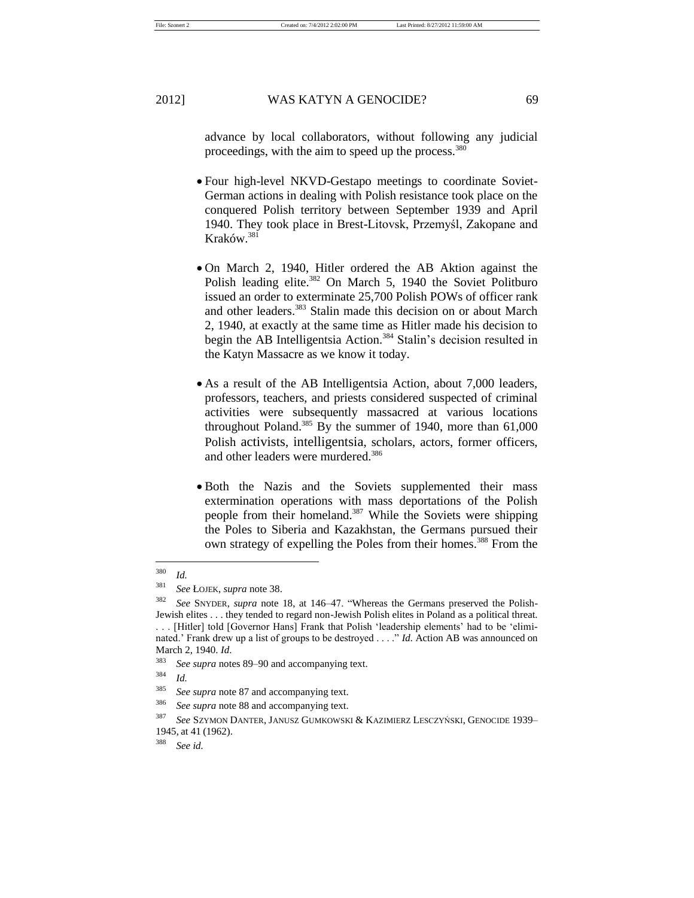advance by local collaborators, without following any judicial proceedings, with the aim to speed up the process.[380]

- Four high-level NKVD-Gestapo meetings to coordinate Soviet-German actions in dealing with Polish resistance took place on the conquered Polish territory between September 1939 and April 1940. They took place in Brest-Litovsk, Przemyśl, Zakopane and Kraków.[381]

- On March 2, 1940, Hitler ordered the AB Aktion against the Polish leading elite.[382] On March 5, 1940 the Soviet Politburo issued an order to exterminate 25,700 Polish POWs of officer rank and other leaders.[383] Stalin made this decision on or about March 2, 1940, at exactly at the same time as Hitler made his decision to begin the AB Intelligentsia Action.[384] Stalin's decision resulted in the Katyn Massacre as we know it today.

- As a result of the AB Intelligentsia Action, about 7,000 leaders, professors, teachers, and priests considered suspected of criminal activities were subsequently massacred at various locations throughout Poland.[385] By the summer of 1940, more than 61,000 Polish activists, intelligentsia, scholars, actors, former officers, and other leaders were murdered.[386]

- Both the Nazis and the Soviets supplemented their mass extermination operations with mass deportations of the Polish people from their homeland.[387] While the Soviets were shipping the Poles to Siberia and Kazakhstan, the Germans pursued their own strategy of expelling the Poles from their homes.[388] From the

---

[380] *Id.*

[381] *See* ŁOJEK, *supra* note 38.

[382] *See* SNYDER, *supra* note 18, at 146–47. "Whereas the Germans preserved the Polish-Jewish elites . . . they tended to regard non-Jewish Polish elites in Poland as a political threat. . . . [Hitler] told [Governor Hans] Frank that Polish 'leadership elements' had to be 'eliminated.' Frank drew up a list of groups to be destroyed . . . ." *Id.* Action AB was announced on March 2, 1940. *Id.*

[383] *See supra* notes 89–90 and accompanying text.

[384] *Id.*

[385] *See supra* note 87 and accompanying text.

[386] *See supra* note 88 and accompanying text.

[387] *See* SZYMON DANTER, JANUSZ GUMKOWSKI & KAZIMIERZ LESCZYŃSKI, GENOCIDE 1939–1945, at 41 (1962).

[388] *See id.*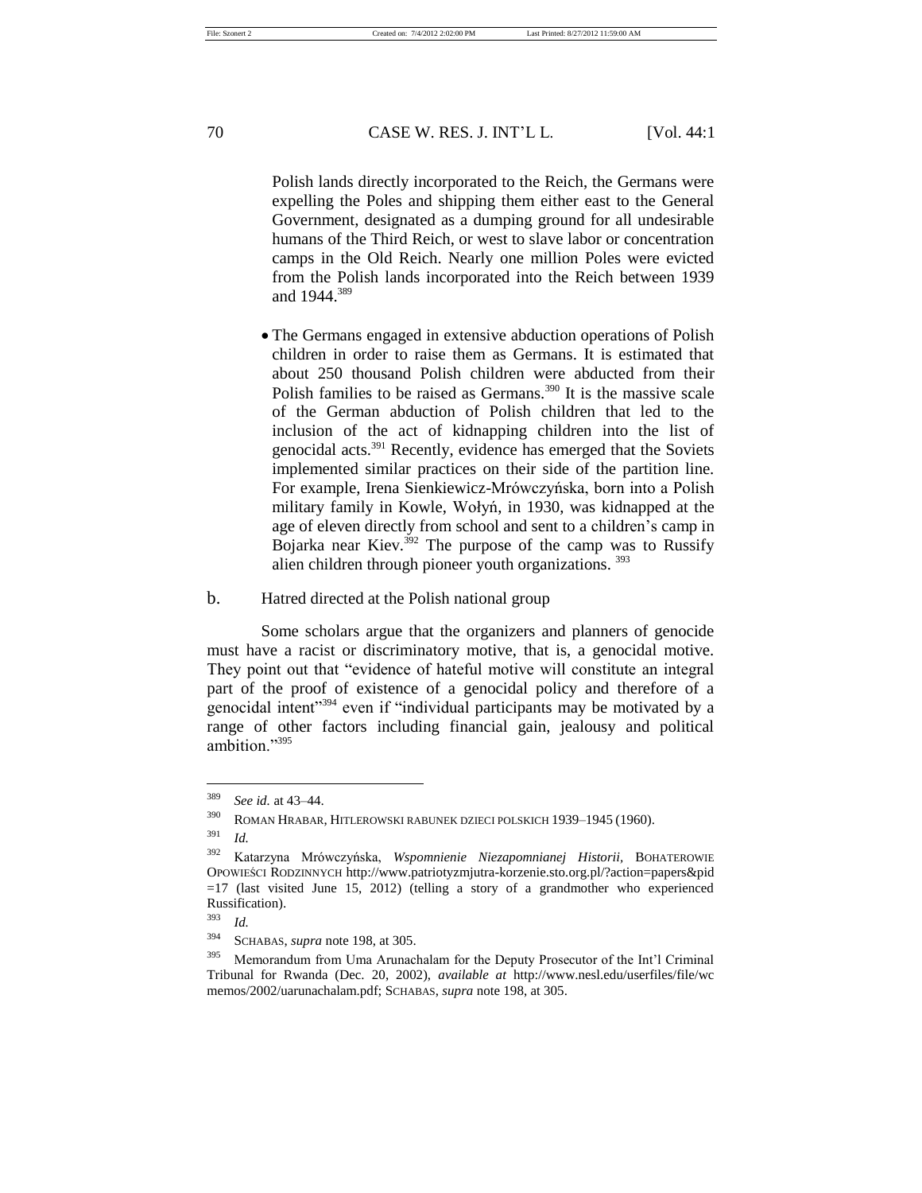Polish lands directly incorporated to the Reich, the Germans were expelling the Poles and shipping them either east to the General Government, designated as a dumping ground for all undesirable humans of the Third Reich, or west to slave labor or concentration camps in the Old Reich. Nearly one million Poles were evicted from the Polish lands incorporated into the Reich between 1939 and 1944.[389]

- The Germans engaged in extensive abduction operations of Polish children in order to raise them as Germans. It is estimated that about 250 thousand Polish children were abducted from their Polish families to be raised as Germans.[390] It is the massive scale of the German abduction of Polish children that led to the inclusion of the act of kidnapping children into the list of genocidal acts.[391] Recently, evidence has emerged that the Soviets implemented similar practices on their side of the partition line. For example, Irena Sienkiewicz-Mrówczyńska, born into a Polish military family in Kowle, Wołyń, in 1930, was kidnapped at the age of eleven directly from school and sent to a children's camp in Bojarka near Kiev.[392] The purpose of the camp was to Russify alien children through pioneer youth organizations.[393]

b. Hatred directed at the Polish national group

Some scholars argue that the organizers and planners of genocide must have a racist or discriminatory motive, that is, a genocidal motive. They point out that "evidence of hateful motive will constitute an integral part of the proof of existence of a genocidal policy and therefore of a genocidal intent"[394] even if "individual participants may be motivated by a range of other factors including financial gain, jealousy and political ambition."[395]

---

[389] *See id.* at 43–44.

[390] ROMAN HRABAR, HITLEROWSKI RABUNEK DZIECI POLSKICH 1939–1945 (1960).

[391] *Id.*

[392] Katarzyna Mrówczyńska, *Wspomnienie Niezapomnianej Historii*, BOHATEROWIE OPOWIEŚCI RODZINNYCH http://www.patriotyzmjutra-korzenie.sto.org.pl/?action=papers&pid=17 (last visited June 15, 2012) (telling a story of a grandmother who experienced Russification).

[393] *Id.*

[394] SCHABAS, *supra* note 198, at 305.

[395] Memorandum from Uma Arunachalam for the Deputy Prosecutor of the Int'l Criminal Tribunal for Rwanda (Dec. 20, 2002), *available at* http://www.nesl.edu/userfiles/file/wcmemos/2002/uarunachalam.pdf; SCHABAS, *supra* note 198, at 305.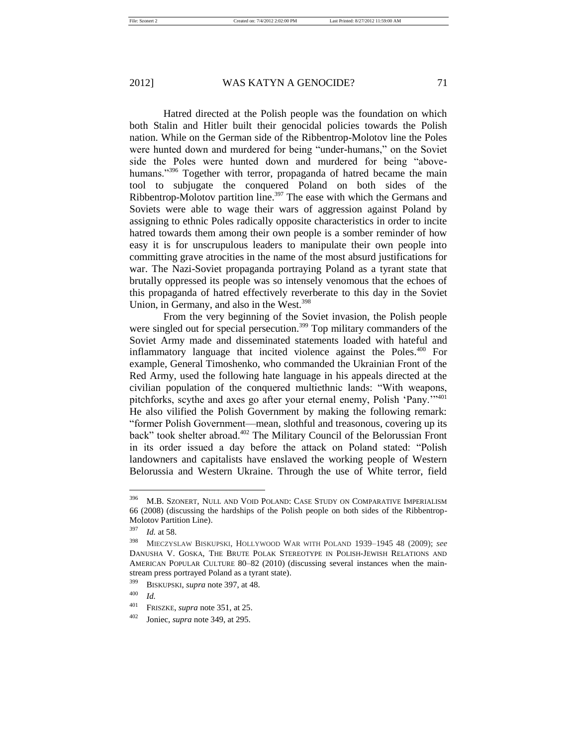Hatred directed at the Polish people was the foundation on which both Stalin and Hitler built their genocidal policies towards the Polish nation. While on the German side of the Ribbentrop-Molotov line the Poles were hunted down and murdered for being "under-humans," on the Soviet side the Poles were hunted down and murdered for being "above-humans."[396] Together with terror, propaganda of hatred became the main tool to subjugate the conquered Poland on both sides of the Ribbentrop-Molotov partition line.[397] The ease with which the Germans and Soviets were able to wage their wars of aggression against Poland by assigning to ethnic Poles radically opposite characteristics in order to incite hatred towards them among their own people is a somber reminder of how easy it is for unscrupulous leaders to manipulate their own people into committing grave atrocities in the name of the most absurd justifications for war. The Nazi-Soviet propaganda portraying Poland as a tyrant state that brutally oppressed its people was so intensely venomous that the echoes of this propaganda of hatred effectively reverberate to this day in the Soviet Union, in Germany, and also in the West.[398]

From the very beginning of the Soviet invasion, the Polish people were singled out for special persecution.[399] Top military commanders of the Soviet Army made and disseminated statements loaded with hateful and inflammatory language that incited violence against the Poles.[400] For example, General Timoshenko, who commanded the Ukrainian Front of the Red Army, used the following hate language in his appeals directed at the civilian population of the conquered multiethnic lands: "With weapons, pitchforks, scythe and axes go after your eternal enemy, Polish 'Pany.'"[401] He also vilified the Polish Government by making the following remark: "former Polish Government—mean, slothful and treasonous, covering up its back" took shelter abroad.[402] The Military Council of the Belorussian Front in its order issued a day before the attack on Poland stated: "Polish landowners and capitalists have enslaved the working people of Western Belorussia and Western Ukraine. Through the use of White terror, field

---

396 M.B. SZONERT, NULL AND VOID POLAND: CASE STUDY ON COMPARATIVE IMPERIALISM 66 (2008) (discussing the hardships of the Polish people on both sides of the Ribbentrop-Molotov Partition Line).

397 *Id.* at 58.

398 MIECZYSLAW BISKUPSKI, HOLLYWOOD WAR WITH POLAND 1939–1945 48 (2009); *see* DANUSHA V. GOSKA, THE BRUTE POLAK STEREOTYPE IN POLISH-JEWISH RELATIONS AND AMERICAN POPULAR CULTURE 80–82 (2010) (discussing several instances when the mainstream press portrayed Poland as a tyrant state).

399 BISKUPSKI, *supra* note 397, at 48.

400 *Id.*

401 FRISZKE, *supra* note 351, at 25.

402 Joniec, *supra* note 349, at 295.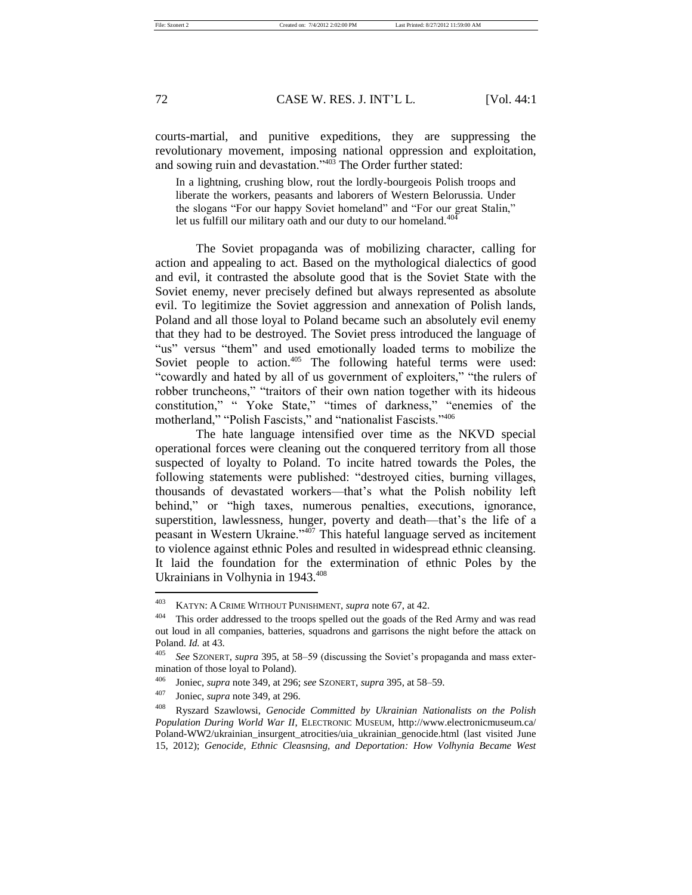courts-martial, and punitive expeditions, they are suppressing the revolutionary movement, imposing national oppression and exploitation, and sowing ruin and devastation."[403] The Order further stated:

> In a lightning, crushing blow, rout the lordly-bourgeois Polish troops and liberate the workers, peasants and laborers of Western Belorussia. Under the slogans "For our happy Soviet homeland" and "For our great Stalin," let us fulfill our military oath and our duty to our homeland.[404]

The Soviet propaganda was of mobilizing character, calling for action and appealing to act. Based on the mythological dialectics of good and evil, it contrasted the absolute good that is the Soviet State with the Soviet enemy, never precisely defined but always represented as absolute evil. To legitimize the Soviet aggression and annexation of Polish lands, Poland and all those loyal to Poland became such an absolutely evil enemy that they had to be destroyed. The Soviet press introduced the language of "us" versus "them" and used emotionally loaded terms to mobilize the Soviet people to action.[405] The following hateful terms were used: "cowardly and hated by all of us government of exploiters," "the rulers of robber truncheons," "traitors of their own nation together with its hideous constitution," " Yoke State," "times of darkness," "enemies of the motherland," "Polish Fascists," and "nationalist Fascists."[406]

The hate language intensified over time as the NKVD special operational forces were cleaning out the conquered territory from all those suspected of loyalty to Poland. To incite hatred towards the Poles, the following statements were published: "destroyed cities, burning villages, thousands of devastated workers—that's what the Polish nobility left behind," or "high taxes, numerous penalties, executions, ignorance, superstition, lawlessness, hunger, poverty and death—that's the life of a peasant in Western Ukraine."[407] This hateful language served as incitement to violence against ethnic Poles and resulted in widespread ethnic cleansing. It laid the foundation for the extermination of ethnic Poles by the Ukrainians in Volhynia in 1943.[408]

---

[403] KATYN: A CRIME WITHOUT PUNISHMENT, *supra* note 67, at 42.

[404] This order addressed to the troops spelled out the goads of the Red Army and was read out loud in all companies, batteries, squadrons and garrisons the night before the attack on Poland. *Id.* at 43.

[405] *See* SZONERT, *supra* 395, at 58–59 (discussing the Soviet's propaganda and mass extermination of those loyal to Poland).

[406] Joniec, *supra* note 349, at 296; *see* SZONERT, *supra* 395, at 58–59.

[407] Joniec, *supra* note 349, at 296.

[408] Ryszard Szawlowsi, *Genocide Committed by Ukrainian Nationalists on the Polish Population During World War II*, ELECTRONIC MUSEUM, http://www.electronicmuseum.ca/Poland-WW2/ukrainian_insurgent_atrocities/uia_ukrainian_genocide.html (last visited June 15, 2012); *Genocide, Ethnic Cleasnsing, and Deportation: How Volhynia Became West*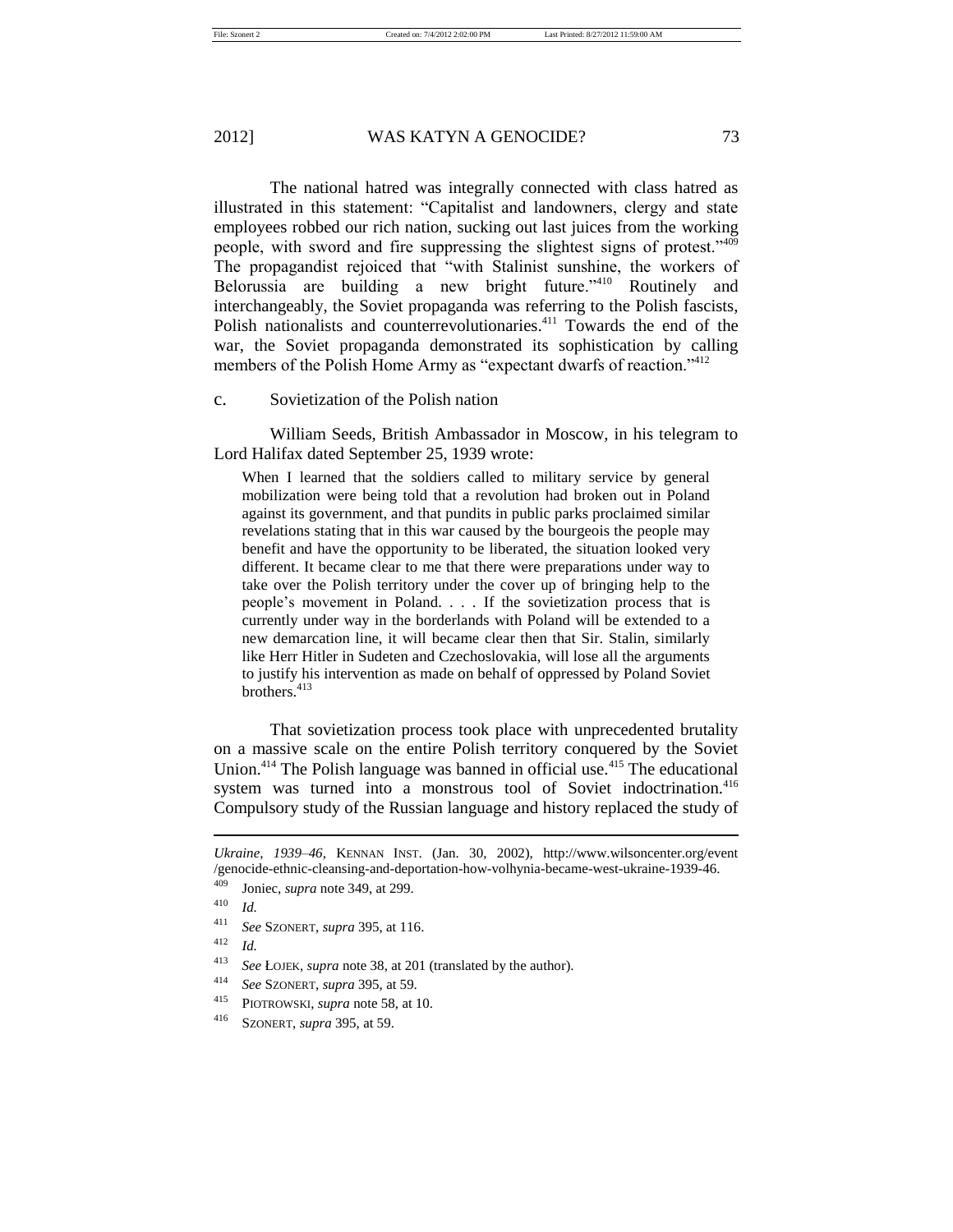The national hatred was integrally connected with class hatred as illustrated in this statement: "Capitalist and landowners, clergy and state employees robbed our rich nation, sucking out last juices from the working people, with sword and fire suppressing the slightest signs of protest."[409] The propagandist rejoiced that "with Stalinist sunshine, the workers of Belorussia are building a new bright future."[410] Routinely and interchangeably, the Soviet propaganda was referring to the Polish fascists, Polish nationalists and counterrevolutionaries.[411] Towards the end of the war, the Soviet propaganda demonstrated its sophistication by calling members of the Polish Home Army as "expectant dwarfs of reaction."[412]

### c. Sovietization of the Polish nation

William Seeds, British Ambassador in Moscow, in his telegram to Lord Halifax dated September 25, 1939 wrote:

> When I learned that the soldiers called to military service by general mobilization were being told that a revolution had broken out in Poland against its government, and that pundits in public parks proclaimed similar revelations stating that in this war caused by the bourgeois the people may benefit and have the opportunity to be liberated, the situation looked very different. It became clear to me that there were preparations under way to take over the Polish territory under the cover up of bringing help to the people's movement in Poland. . . . If the sovietization process that is currently under way in the borderlands with Poland will be extended to a new demarcation line, it will became clear then that Sir. Stalin, similarly like Herr Hitler in Sudeten and Czechoslovakia, will lose all the arguments to justify his intervention as made on behalf of oppressed by Poland Soviet brothers.[413]

That sovietization process took place with unprecedented brutality on a massive scale on the entire Polish territory conquered by the Soviet Union.[414] The Polish language was banned in official use.[415] The educational system was turned into a monstrous tool of Soviet indoctrination.[416] Compulsory study of the Russian language and history replaced the study of

---

*Ukraine, 1939–46*, KENNAN INST. (Jan. 30, 2002), http://www.wilsoncenter.org/event/genocide-ethnic-cleansing-and-deportation-how-volhynia-became-west-ukraine-1939-46.

[409] Joniec, *supra* note 349, at 299.

[410] *Id.*

[411] *See* SZONERT, *supra* 395, at 116.

[412] *Id.*

[413] *See* ŁOJEK, *supra* note 38, at 201 (translated by the author).

[414] *See* SZONERT, *supra* 395, at 59.

[415] PIOTROWSKI, *supra* note 58, at 10.

[416] SZONERT, *supra* 395, at 59.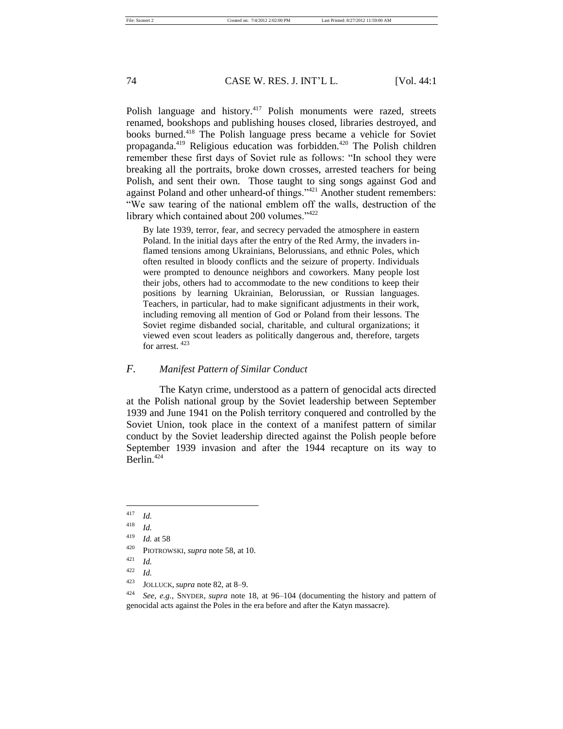Polish language and history.[417] Polish monuments were razed, streets renamed, bookshops and publishing houses closed, libraries destroyed, and books burned.[418] The Polish language press became a vehicle for Soviet propaganda.[419] Religious education was forbidden.[420] The Polish children remember these first days of Soviet rule as follows: "In school they were breaking all the portraits, broke down crosses, arrested teachers for being Polish, and sent their own. Those taught to sing songs against God and against Poland and other unheard-of things."[421] Another student remembers: "We saw tearing of the national emblem off the walls, destruction of the library which contained about 200 volumes."[422]

> By late 1939, terror, fear, and secrecy pervaded the atmosphere in eastern Poland. In the initial days after the entry of the Red Army, the invaders inflamed tensions among Ukrainians, Belorussians, and ethnic Poles, which often resulted in bloody conflicts and the seizure of property. Individuals were prompted to denounce neighbors and coworkers. Many people lost their jobs, others had to accommodate to the new conditions to keep their positions by learning Ukrainian, Belorussian, or Russian languages. Teachers, in particular, had to make significant adjustments in their work, including removing all mention of God or Poland from their lessons. The Soviet regime disbanded social, charitable, and cultural organizations; it viewed even scout leaders as politically dangerous and, therefore, targets for arrest.[423]

### *F. Manifest Pattern of Similar Conduct*

The Katyn crime, understood as a pattern of genocidal acts directed at the Polish national group by the Soviet leadership between September 1939 and June 1941 on the Polish territory conquered and controlled by the Soviet Union, took place in the context of a manifest pattern of similar conduct by the Soviet leadership directed against the Polish people before September 1939 invasion and after the 1944 recapture on its way to Berlin.[424]

---

[417] *Id.*

[418] *Id.*

[419] *Id.* at 58

[420] PIOTROWSKI, *supra* note 58, at 10.

[421] *Id.*

[422] *Id.*

[423] JOLLUCK, *supra* note 82, at 8–9.

[424] *See, e.g.*, SNYDER, *supra* note 18, at 96–104 (documenting the history and pattern of genocidal acts against the Poles in the era before and after the Katyn massacre).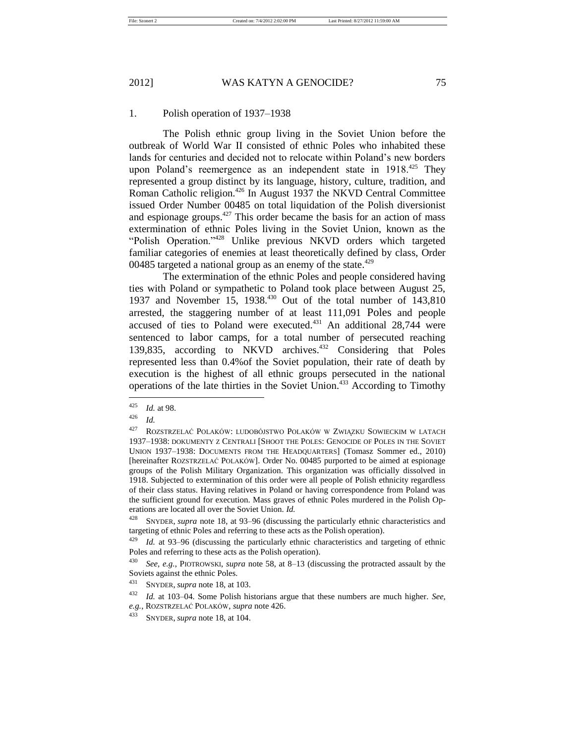### 1. Polish operation of 1937–1938

The Polish ethnic group living in the Soviet Union before the outbreak of World War II consisted of ethnic Poles who inhabited these lands for centuries and decided not to relocate within Poland's new borders upon Poland's reemergence as an independent state in 1918.[425] They represented a group distinct by its language, history, culture, tradition, and Roman Catholic religion.[426] In August 1937 the NKVD Central Committee issued Order Number 00485 on total liquidation of the Polish diversionist and espionage groups.[427] This order became the basis for an action of mass extermination of ethnic Poles living in the Soviet Union, known as the "Polish Operation."[428] Unlike previous NKVD orders which targeted familiar categories of enemies at least theoretically defined by class, Order 00485 targeted a national group as an enemy of the state.[429]

The extermination of the ethnic Poles and people considered having ties with Poland or sympathetic to Poland took place between August 25, 1937 and November 15, 1938.[430] Out of the total number of 143,810 arrested, the staggering number of at least 111,091 Poles and people accused of ties to Poland were executed.[431] An additional 28,744 were sentenced to labor camps, for a total number of persecuted reaching 139,835, according to NKVD archives.[432] Considering that Poles represented less than 0.4%of the Soviet population, their rate of death by execution is the highest of all ethnic groups persecuted in the national operations of the late thirties in the Soviet Union.[433] According to Timothy

---

[425] *Id.* at 98.

[426] *Id.*

[427] ROZSTRZELAĆ POLAKÓW: LUDOBÓJSTWO POLAKÓW W ZWIĄZKU SOWIECKIM W LATACH 1937–1938: DOKUMENTY Z CENTRALI [SHOOT THE POLES: GENOCIDE OF POLES IN THE SOVIET UNION 1937–1938: DOCUMENTS FROM THE HEADQUARTERS] (Tomasz Sommer ed., 2010) [hereinafter ROZSTRZELAĆ POLAKÓW]. Order No. 00485 purported to be aimed at espionage groups of the Polish Military Organization. This organization was officially dissolved in 1918. Subjected to extermination of this order were all people of Polish ethnicity regardless of their class status. Having relatives in Poland or having correspondence from Poland was the sufficient ground for execution. Mass graves of ethnic Poles murdered in the Polish Operations are located all over the Soviet Union. *Id.*

[428] SNYDER, *supra* note 18, at 93–96 (discussing the particularly ethnic characteristics and targeting of ethnic Poles and referring to these acts as the Polish operation).

[429] *Id.* at 93–96 (discussing the particularly ethnic characteristics and targeting of ethnic Poles and referring to these acts as the Polish operation).

[430] *See, e.g.*, PIOTROWSKI, *supra* note 58, at 8–13 (discussing the protracted assault by the Soviets against the ethnic Poles.

[431] SNYDER, *supra* note 18, at 103.

[432] *Id.* at 103–04. Some Polish historians argue that these numbers are much higher. *See, e.g.*, ROZSTRZELAĆ POLAKÓW, *supra* note 426.

[433] SNYDER, *supra* note 18, at 104.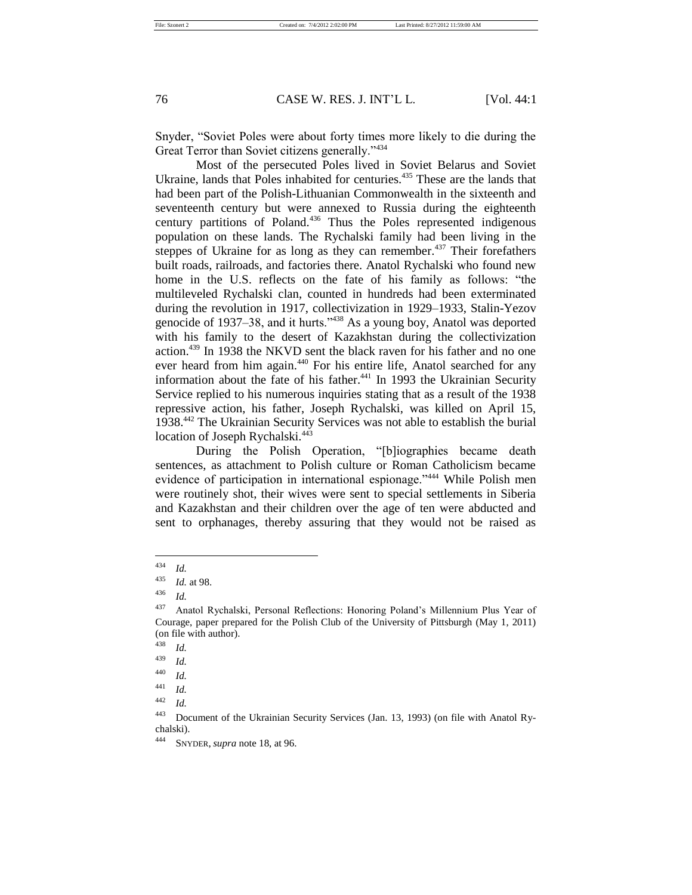Snyder, "Soviet Poles were about forty times more likely to die during the Great Terror than Soviet citizens generally."[434]

Most of the persecuted Poles lived in Soviet Belarus and Soviet Ukraine, lands that Poles inhabited for centuries.[435] These are the lands that had been part of the Polish-Lithuanian Commonwealth in the sixteenth and seventeenth century but were annexed to Russia during the eighteenth century partitions of Poland.[436] Thus the Poles represented indigenous population on these lands. The Rychalski family had been living in the steppes of Ukraine for as long as they can remember.[437] Their forefathers built roads, railroads, and factories there. Anatol Rychalski who found new home in the U.S. reflects on the fate of his family as follows: "the multileveled Rychalski clan, counted in hundreds had been exterminated during the revolution in 1917, collectivization in 1929–1933, Stalin-Yezov genocide of 1937–38, and it hurts."[438] As a young boy, Anatol was deported with his family to the desert of Kazakhstan during the collectivization action.[439] In 1938 the NKVD sent the black raven for his father and no one ever heard from him again.[440] For his entire life, Anatol searched for any information about the fate of his father.[441] In 1993 the Ukrainian Security Service replied to his numerous inquiries stating that as a result of the 1938 repressive action, his father, Joseph Rychalski, was killed on April 15, 1938.[442] The Ukrainian Security Services was not able to establish the burial location of Joseph Rychalski.[443]

During the Polish Operation, "[b]iographies became death sentences, as attachment to Polish culture or Roman Catholicism became evidence of participation in international espionage."[444] While Polish men were routinely shot, their wives were sent to special settlements in Siberia and Kazakhstan and their children over the age of ten were abducted and sent to orphanages, thereby assuring that they would not be raised as

---

[434] *Id.*

[435] *Id.* at 98.

[436] *Id.*

[437] Anatol Rychalski, Personal Reflections: Honoring Poland's Millennium Plus Year of Courage, paper prepared for the Polish Club of the University of Pittsburgh (May 1, 2011) (on file with author).

[438] *Id.*

[439] *Id.*

[440] *Id.*

[441] *Id.*

[442] *Id.*

[443] Document of the Ukrainian Security Services (Jan. 13, 1993) (on file with Anatol Rychalski).

[444] SNYDER, *supra* note 18, at 96.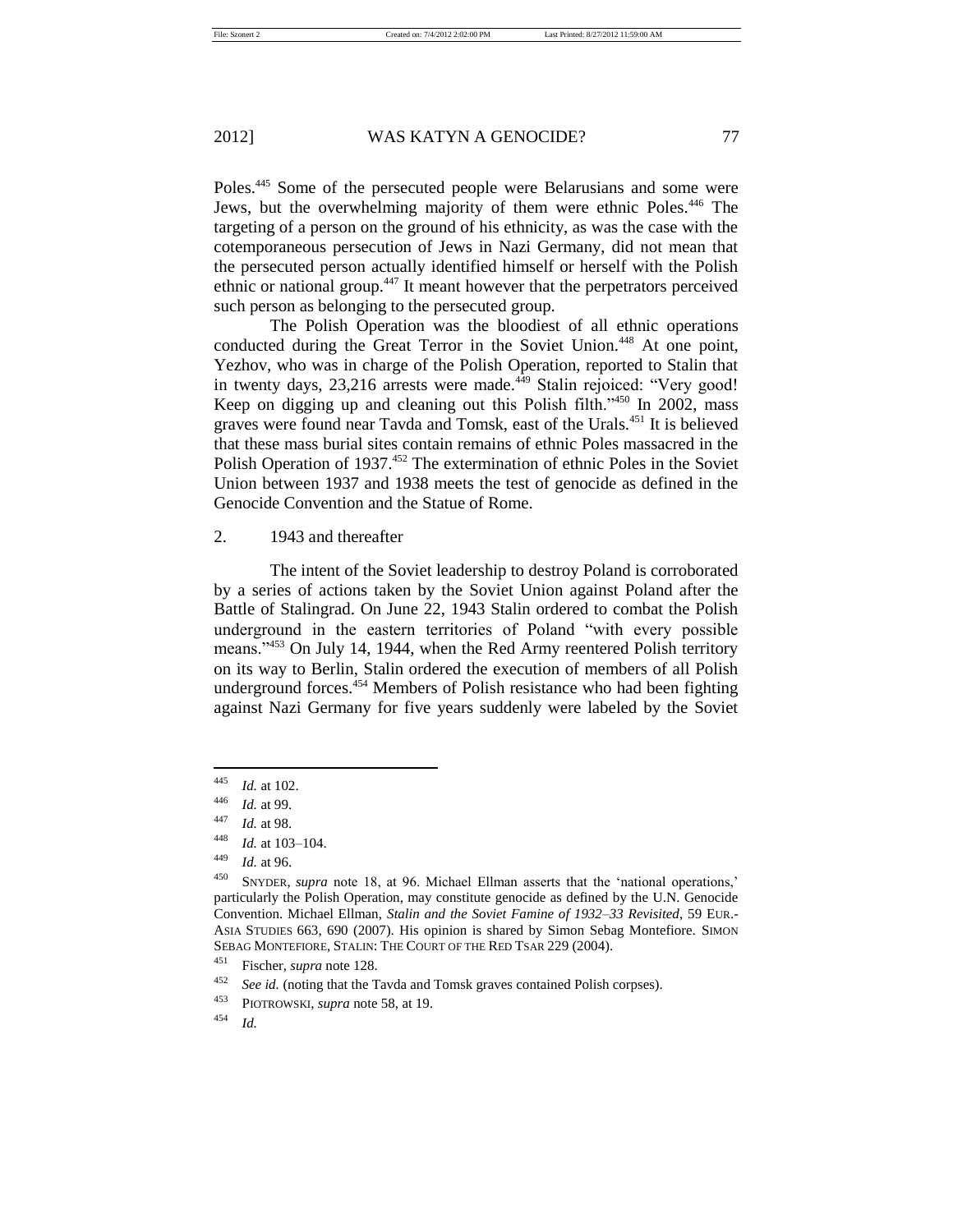Poles.[445] Some of the persecuted people were Belarusians and some were Jews, but the overwhelming majority of them were ethnic Poles.[446] The targeting of a person on the ground of his ethnicity, as was the case with the cotemporaneous persecution of Jews in Nazi Germany, did not mean that the persecuted person actually identified himself or herself with the Polish ethnic or national group.[447] It meant however that the perpetrators perceived such person as belonging to the persecuted group.

The Polish Operation was the bloodiest of all ethnic operations conducted during the Great Terror in the Soviet Union.[448] At one point, Yezhov, who was in charge of the Polish Operation, reported to Stalin that in twenty days, 23,216 arrests were made.[449] Stalin rejoiced: "Very good! Keep on digging up and cleaning out this Polish filth."[450] In 2002, mass graves were found near Tavda and Tomsk, east of the Urals.[451] It is believed that these mass burial sites contain remains of ethnic Poles massacred in the Polish Operation of 1937.[452] The extermination of ethnic Poles in the Soviet Union between 1937 and 1938 meets the test of genocide as defined in the Genocide Convention and the Statue of Rome.

2. 1943 and thereafter

The intent of the Soviet leadership to destroy Poland is corroborated by a series of actions taken by the Soviet Union against Poland after the Battle of Stalingrad. On June 22, 1943 Stalin ordered to combat the Polish underground in the eastern territories of Poland "with every possible means."[453] On July 14, 1944, when the Red Army reentered Polish territory on its way to Berlin, Stalin ordered the execution of members of all Polish underground forces.[454] Members of Polish resistance who had been fighting against Nazi Germany for five years suddenly were labeled by the Soviet

---

[445] *Id.* at 102.

[446] *Id.* at 99.

[447] *Id.* at 98.

[448] *Id.* at 103–104.

[449] *Id.* at 96.

[450] SNYDER, *supra* note 18, at 96. Michael Ellman asserts that the 'national operations,' particularly the Polish Operation, may constitute genocide as defined by the U.N. Genocide Convention. Michael Ellman, *Stalin and the Soviet Famine of 1932–33 Revisited*, 59 EUR.-ASIA STUDIES 663, 690 (2007). His opinion is shared by Simon Sebag Montefiore. SIMON SEBAG MONTEFIORE, STALIN: THE COURT OF THE RED TSAR 229 (2004).

[451] Fischer, *supra* note 128.

[452] *See id.* (noting that the Tavda and Tomsk graves contained Polish corpses).

[453] PIOTROWSKI, *supra* note 58, at 19.

[454] *Id.*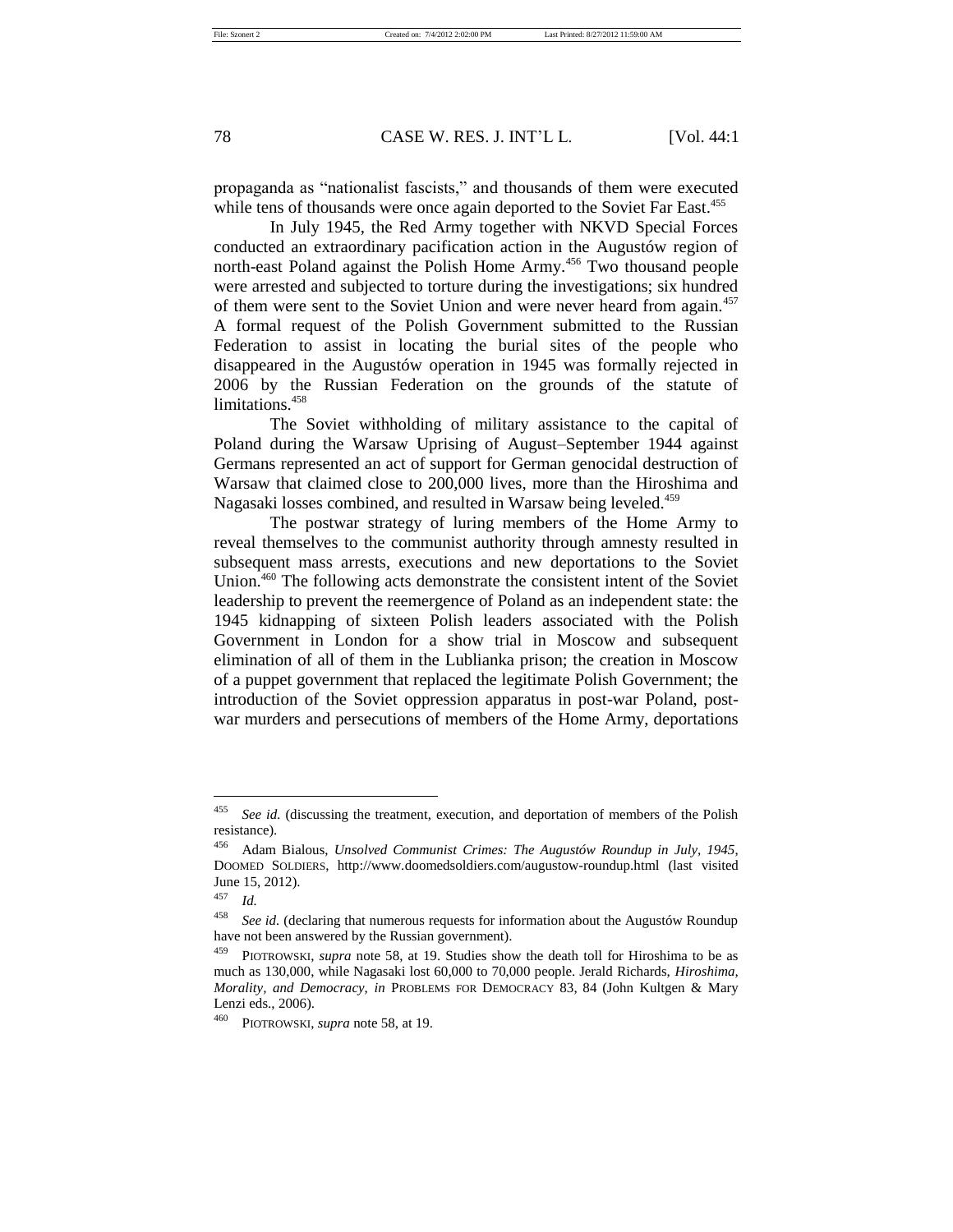propaganda as "nationalist fascists," and thousands of them were executed while tens of thousands were once again deported to the Soviet Far East.[455]

In July 1945, the Red Army together with NKVD Special Forces conducted an extraordinary pacification action in the Augustów region of north-east Poland against the Polish Home Army.[456] Two thousand people were arrested and subjected to torture during the investigations; six hundred of them were sent to the Soviet Union and were never heard from again.[457] A formal request of the Polish Government submitted to the Russian Federation to assist in locating the burial sites of the people who disappeared in the Augustów operation in 1945 was formally rejected in 2006 by the Russian Federation on the grounds of the statute of limitations.[458]

The Soviet withholding of military assistance to the capital of Poland during the Warsaw Uprising of August–September 1944 against Germans represented an act of support for German genocidal destruction of Warsaw that claimed close to 200,000 lives, more than the Hiroshima and Nagasaki losses combined, and resulted in Warsaw being leveled.[459]

The postwar strategy of luring members of the Home Army to reveal themselves to the communist authority through amnesty resulted in subsequent mass arrests, executions and new deportations to the Soviet Union.[460] The following acts demonstrate the consistent intent of the Soviet leadership to prevent the reemergence of Poland as an independent state: the 1945 kidnapping of sixteen Polish leaders associated with the Polish Government in London for a show trial in Moscow and subsequent elimination of all of them in the Lublianka prison; the creation in Moscow of a puppet government that replaced the legitimate Polish Government; the introduction of the Soviet oppression apparatus in post-war Poland, post-war murders and persecutions of members of the Home Army, deportations

---

[455] *See id.* (discussing the treatment, execution, and deportation of members of the Polish resistance).

[456] Adam Bialous, *Unsolved Communist Crimes: The Augustów Roundup in July, 1945*, DOOMED SOLDIERS, http://www.doomedsoldiers.com/augustow-roundup.html (last visited June 15, 2012).

[457] *Id.*

[458] *See id.* (declaring that numerous requests for information about the Augustów Roundup have not been answered by the Russian government).

[459] PIOTROWSKI, *supra* note 58, at 19. Studies show the death toll for Hiroshima to be as much as 130,000, while Nagasaki lost 60,000 to 70,000 people. Jerald Richards, *Hiroshima, Morality, and Democracy*, *in* PROBLEMS FOR DEMOCRACY 83, 84 (John Kultgen & Mary Lenzi eds., 2006).

[460] PIOTROWSKI, *supra* note 58, at 19.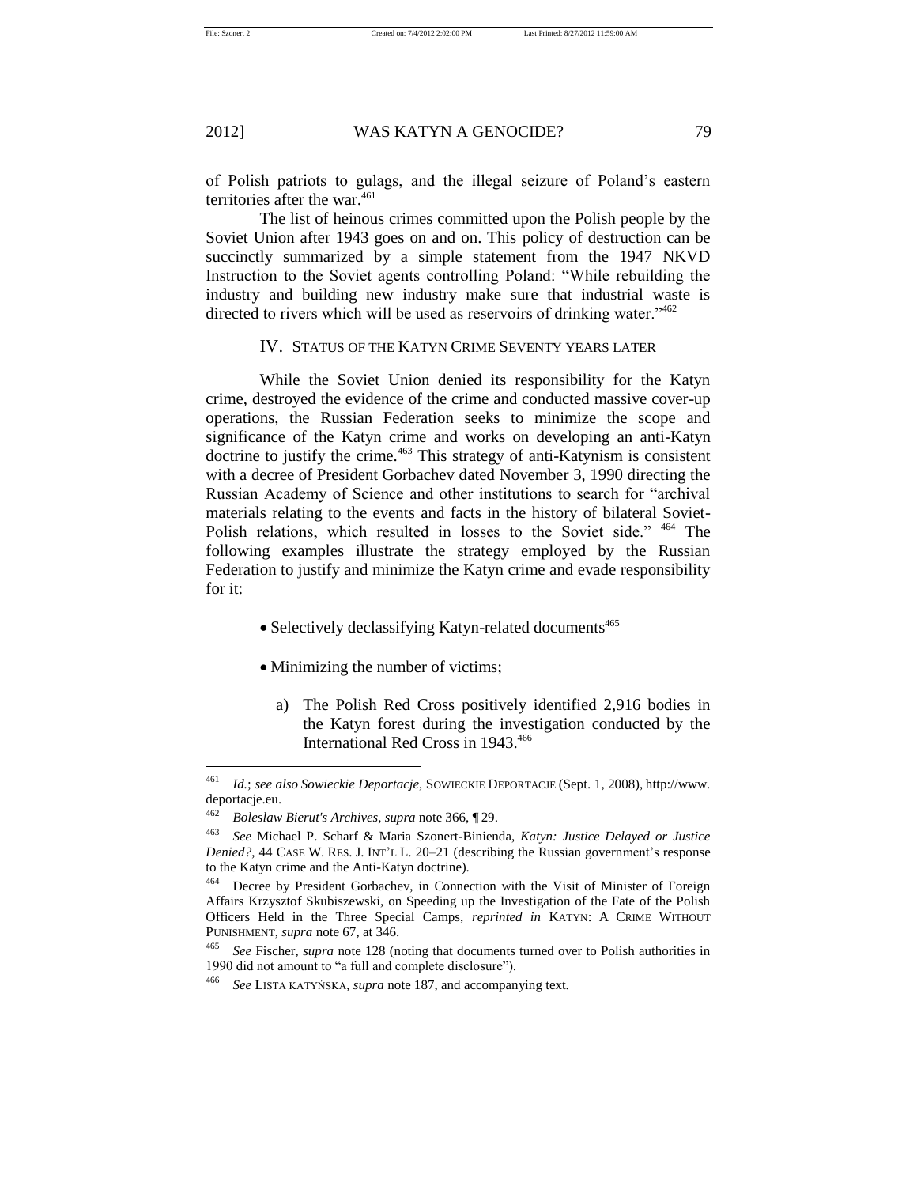of Polish patriots to gulags, and the illegal seizure of Poland's eastern territories after the war.[461]

The list of heinous crimes committed upon the Polish people by the Soviet Union after 1943 goes on and on. This policy of destruction can be succinctly summarized by a simple statement from the 1947 NKVD Instruction to the Soviet agents controlling Poland: "While rebuilding the industry and building new industry make sure that industrial waste is directed to rivers which will be used as reservoirs of drinking water."[462]

## IV. STATUS OF THE KATYN CRIME SEVENTY YEARS LATER

While the Soviet Union denied its responsibility for the Katyn crime, destroyed the evidence of the crime and conducted massive cover-up operations, the Russian Federation seeks to minimize the scope and significance of the Katyn crime and works on developing an anti-Katyn doctrine to justify the crime.[463] This strategy of anti-Katynism is consistent with a decree of President Gorbachev dated November 3, 1990 directing the Russian Academy of Science and other institutions to search for "archival materials relating to the events and facts in the history of bilateral Soviet-Polish relations, which resulted in losses to the Soviet side." [464] The following examples illustrate the strategy employed by the Russian Federation to justify and minimize the Katyn crime and evade responsibility for it:

- Selectively declassifying Katyn-related documents[465]
- Minimizing the number of victims;
  a) The Polish Red Cross positively identified 2,916 bodies in the Katyn forest during the investigation conducted by the International Red Cross in 1943.[466]

---

[461] *Id.*; *see also Sowieckie Deportacje*, SOWIECKIE DEPORTACJE (Sept. 1, 2008), http://www.deportacje.eu.

[462] *Boleslaw Bierut's Archives*, *supra* note 366, ¶ 29.

[463] *See* Michael P. Scharf & Maria Szonert-Binienda, *Katyn: Justice Delayed or Justice Denied?*, 44 CASE W. RES. J. INT'L L. 20–21 (describing the Russian government's response to the Katyn crime and the Anti-Katyn doctrine).

[464] Decree by President Gorbachev, in Connection with the Visit of Minister of Foreign Affairs Krzysztof Skubiszewski, on Speeding up the Investigation of the Fate of the Polish Officers Held in the Three Special Camps, *reprinted in* KATYN: A CRIME WITHOUT PUNISHMENT, *supra* note 67, at 346.

[465] *See* Fischer, *supra* note 128 (noting that documents turned over to Polish authorities in 1990 did not amount to "a full and complete disclosure").

[466] *See* LISTA KATYŃSKA, *supra* note 187, and accompanying text.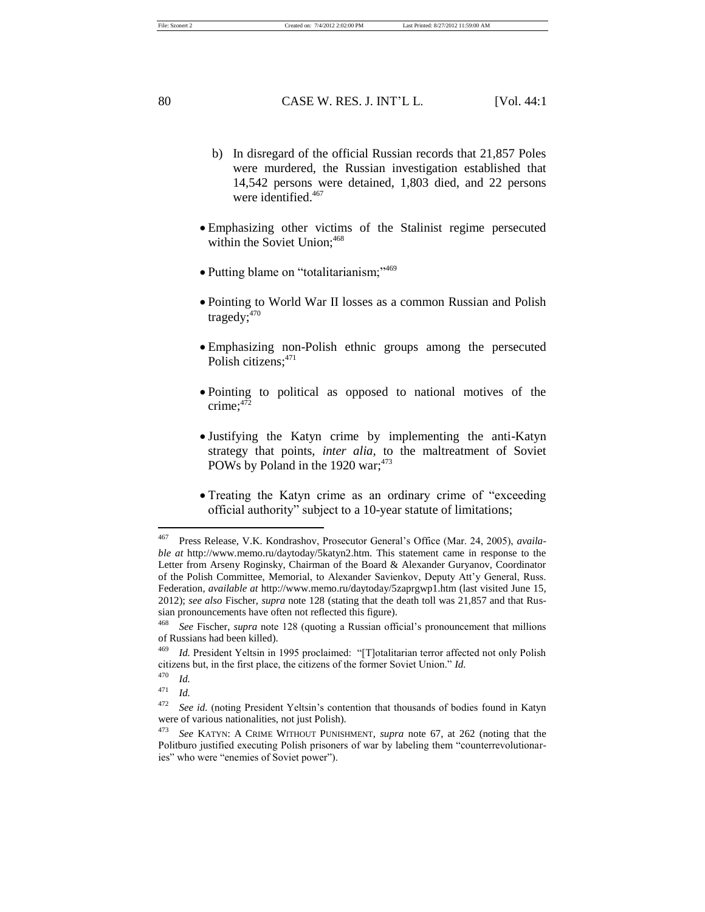b) In disregard of the official Russian records that 21,857 Poles were murdered, the Russian investigation established that 14,542 persons were detained, 1,803 died, and 22 persons were identified.[467]

- Emphasizing other victims of the Stalinist regime persecuted within the Soviet Union;[468]
- Putting blame on "totalitarianism;"[469]
- Pointing to World War II losses as a common Russian and Polish tragedy;[470]
- Emphasizing non-Polish ethnic groups among the persecuted Polish citizens;[471]
- Pointing to political as opposed to national motives of the crime;[472]
- Justifying the Katyn crime by implementing the anti-Katyn strategy that points, *inter alia*, to the maltreatment of Soviet POWs by Poland in the 1920 war;[473]
- Treating the Katyn crime as an ordinary crime of "exceeding official authority" subject to a 10-year statute of limitations;

---

[467] Press Release, V.K. Kondrashov, Prosecutor General's Office (Mar. 24, 2005), *available at* http://www.memo.ru/daytoday/5katyn2.htm. This statement came in response to the Letter from Arseny Roginsky, Chairman of the Board & Alexander Guryanov, Coordinator of the Polish Committee, Memorial, to Alexander Savienkov, Deputy Att'y General, Russ. Federation, *available at* http://www.memo.ru/daytoday/5zaprgwp1.htm (last visited June 15, 2012); *see also* Fischer, *supra* note 128 (stating that the death toll was 21,857 and that Russian pronouncements have often not reflected this figure).

[468] *See* Fischer, *supra* note 128 (quoting a Russian official's pronouncement that millions of Russians had been killed).

[469] *Id.* President Yeltsin in 1995 proclaimed: "[T]otalitarian terror affected not only Polish citizens but, in the first place, the citizens of the former Soviet Union." *Id.*

[470] *Id.*

[471] *Id.*

[472] *See id.* (noting President Yeltsin's contention that thousands of bodies found in Katyn were of various nationalities, not just Polish).

[473] *See* KATYN: A CRIME WITHOUT PUNISHMENT, *supra* note 67, at 262 (noting that the Politburo justified executing Polish prisoners of war by labeling them "counterrevolutionaries" who were "enemies of Soviet power").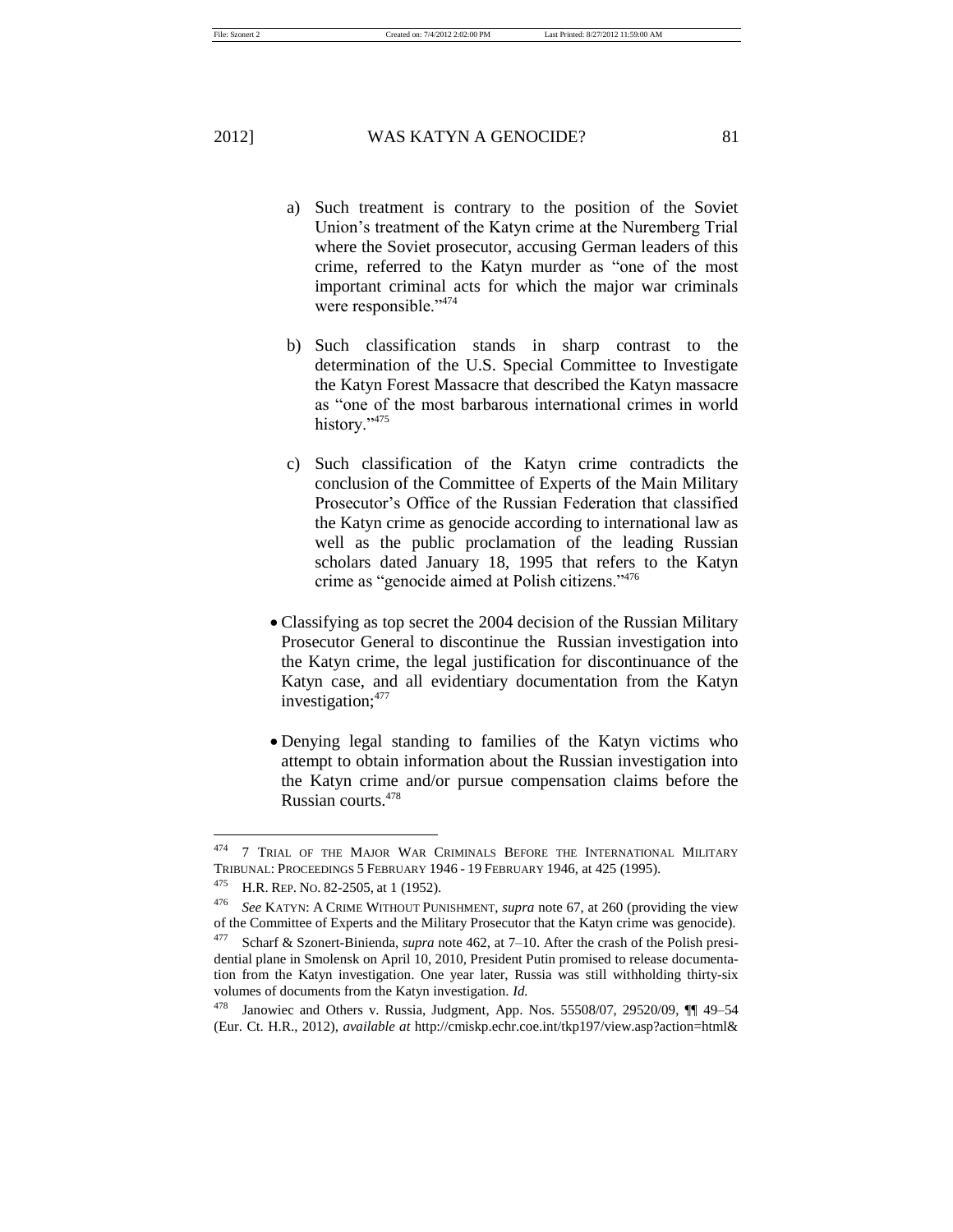a) Such treatment is contrary to the position of the Soviet Union's treatment of the Katyn crime at the Nuremberg Trial where the Soviet prosecutor, accusing German leaders of this crime, referred to the Katyn murder as "one of the most important criminal acts for which the major war criminals were responsible."[474]

b) Such classification stands in sharp contrast to the determination of the U.S. Special Committee to Investigate the Katyn Forest Massacre that described the Katyn massacre as "one of the most barbarous international crimes in world history."[475]

c) Such classification of the Katyn crime contradicts the conclusion of the Committee of Experts of the Main Military Prosecutor's Office of the Russian Federation that classified the Katyn crime as genocide according to international law as well as the public proclamation of the leading Russian scholars dated January 18, 1995 that refers to the Katyn crime as "genocide aimed at Polish citizens."[476]

- Classifying as top secret the 2004 decision of the Russian Military Prosecutor General to discontinue the Russian investigation into the Katyn crime, the legal justification for discontinuance of the Katyn case, and all evidentiary documentation from the Katyn investigation;[477]

- Denying legal standing to families of the Katyn victims who attempt to obtain information about the Russian investigation into the Katyn crime and/or pursue compensation claims before the Russian courts.[478]

---

[474] 7 TRIAL OF THE MAJOR WAR CRIMINALS BEFORE THE INTERNATIONAL MILITARY TRIBUNAL: PROCEEDINGS 5 FEBRUARY 1946 - 19 FEBRUARY 1946, at 425 (1995).

[475] H.R. REP. NO. 82-2505, at 1 (1952).

[476] *See* KATYN: A CRIME WITHOUT PUNISHMENT, *supra* note 67, at 260 (providing the view of the Committee of Experts and the Military Prosecutor that the Katyn crime was genocide).

[477] Scharf & Szonert-Binienda, *supra* note 462, at 7–10. After the crash of the Polish presidential plane in Smolensk on April 10, 2010, President Putin promised to release documentation from the Katyn investigation. One year later, Russia was still withholding thirty-six volumes of documents from the Katyn investigation. *Id.*

[478] Janowiec and Others v. Russia, Judgment, App. Nos. 55508/07, 29520/09, ¶¶ 49–54 (Eur. Ct. H.R., 2012), *available at* http://cmiskp.echr.coe.int/tkp197/view.asp?action=html&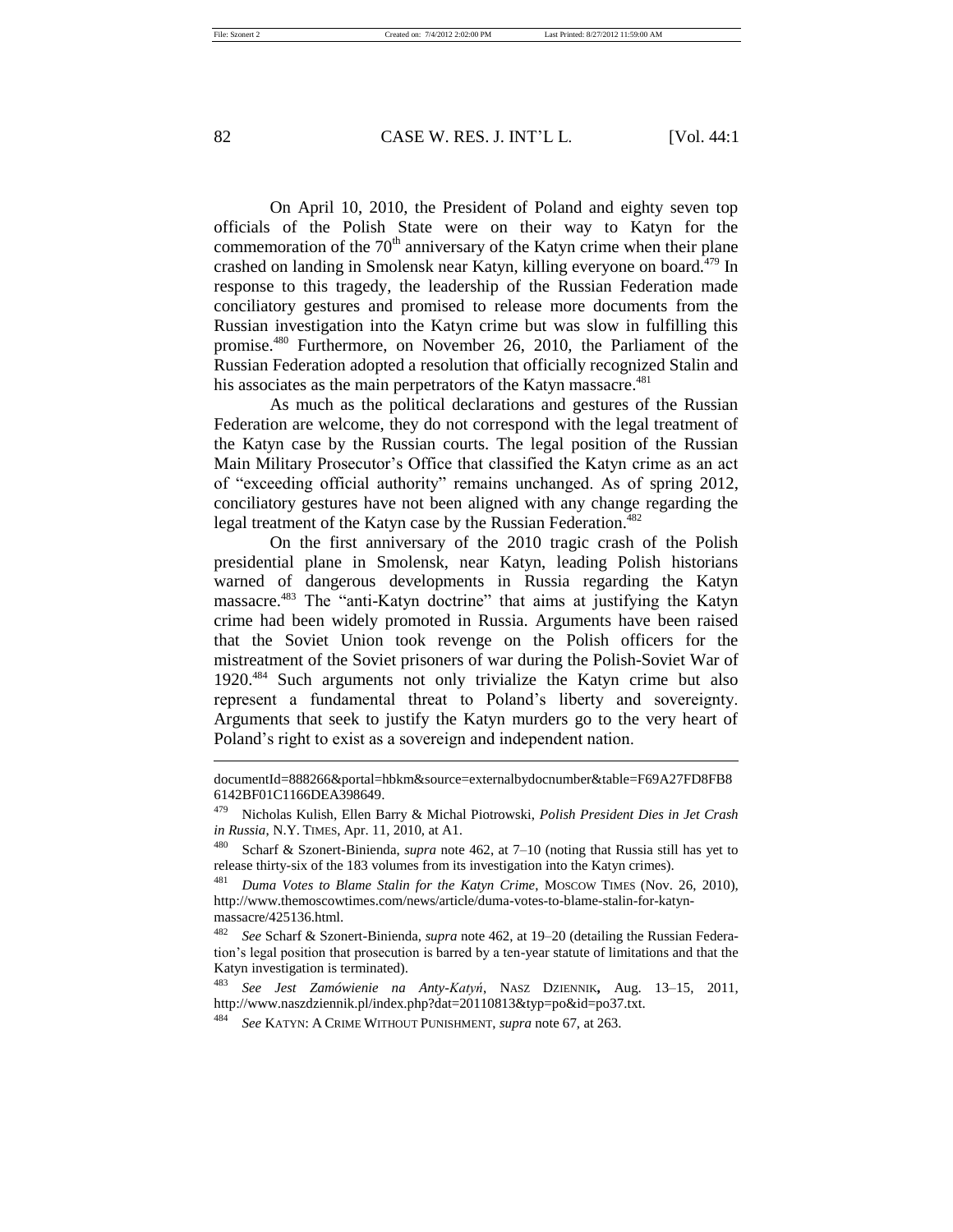On April 10, 2010, the President of Poland and eighty seven top officials of the Polish State were on their way to Katyn for the commemoration of the 70th anniversary of the Katyn crime when their plane crashed on landing in Smolensk near Katyn, killing everyone on board.[479] In response to this tragedy, the leadership of the Russian Federation made conciliatory gestures and promised to release more documents from the Russian investigation into the Katyn crime but was slow in fulfilling this promise.[480] Furthermore, on November 26, 2010, the Parliament of the Russian Federation adopted a resolution that officially recognized Stalin and his associates as the main perpetrators of the Katyn massacre.[481]

As much as the political declarations and gestures of the Russian Federation are welcome, they do not correspond with the legal treatment of the Katyn case by the Russian courts. The legal position of the Russian Main Military Prosecutor's Office that classified the Katyn crime as an act of "exceeding official authority" remains unchanged. As of spring 2012, conciliatory gestures have not been aligned with any change regarding the legal treatment of the Katyn case by the Russian Federation.[482]

On the first anniversary of the 2010 tragic crash of the Polish presidential plane in Smolensk, near Katyn, leading Polish historians warned of dangerous developments in Russia regarding the Katyn massacre.[483] The "anti-Katyn doctrine" that aims at justifying the Katyn crime had been widely promoted in Russia. Arguments have been raised that the Soviet Union took revenge on the Polish officers for the mistreatment of the Soviet prisoners of war during the Polish-Soviet War of 1920.[484] Such arguments not only trivialize the Katyn crime but also represent a fundamental threat to Poland's liberty and sovereignty. Arguments that seek to justify the Katyn murders go to the very heart of Poland's right to exist as a sovereign and independent nation.

---

documentId=888266&portal=hbkm&source=externalbydocnumber&table=F69A27FD8FB86142BF01C1166DEA398649.

[479] Nicholas Kulish, Ellen Barry & Michal Piotrowski, *Polish President Dies in Jet Crash in Russia*, N.Y. TIMES, Apr. 11, 2010, at A1.

[480] Scharf & Szonert-Binienda, *supra* note 462, at 7–10 (noting that Russia still has yet to release thirty-six of the 183 volumes from its investigation into the Katyn crimes).

[481] *Duma Votes to Blame Stalin for the Katyn Crime*, MOSCOW TIMES (Nov. 26, 2010), http://www.themoscowtimes.com/news/article/duma-votes-to-blame-stalin-for-katyn-massacre/425136.html.

[482] *See* Scharf & Szonert-Binienda, *supra* note 462, at 19–20 (detailing the Russian Federation's legal position that prosecution is barred by a ten-year statute of limitations and that the Katyn investigation is terminated).

[483] *See Jest Zamówienie na Anty-Katyń*, NASZ DZIENNIK**,** Aug. 13–15, 2011, http://www.naszdziennik.pl/index.php?dat=20110813&typ=po&id=po37.txt.

[484] *See* KATYN: A CRIME WITHOUT PUNISHMENT, *supra* note 67, at 263.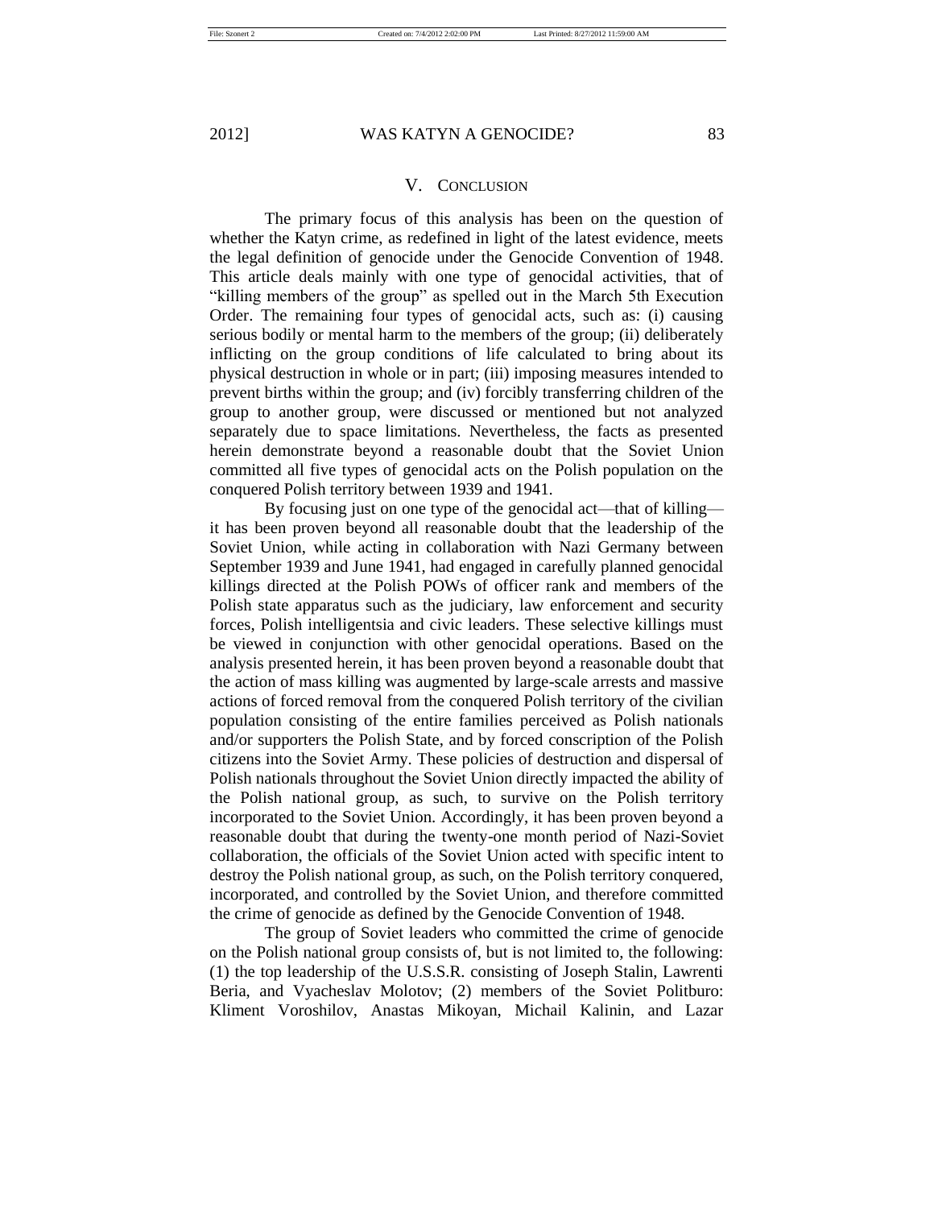## V. CONCLUSION

The primary focus of this analysis has been on the question of whether the Katyn crime, as redefined in light of the latest evidence, meets the legal definition of genocide under the Genocide Convention of 1948. This article deals mainly with one type of genocidal activities, that of "killing members of the group" as spelled out in the March 5th Execution Order. The remaining four types of genocidal acts, such as: (i) causing serious bodily or mental harm to the members of the group; (ii) deliberately inflicting on the group conditions of life calculated to bring about its physical destruction in whole or in part; (iii) imposing measures intended to prevent births within the group; and (iv) forcibly transferring children of the group to another group, were discussed or mentioned but not analyzed separately due to space limitations. Nevertheless, the facts as presented herein demonstrate beyond a reasonable doubt that the Soviet Union committed all five types of genocidal acts on the Polish population on the conquered Polish territory between 1939 and 1941.

By focusing just on one type of the genocidal act—that of killing—it has been proven beyond all reasonable doubt that the leadership of the Soviet Union, while acting in collaboration with Nazi Germany between September 1939 and June 1941, had engaged in carefully planned genocidal killings directed at the Polish POWs of officer rank and members of the Polish state apparatus such as the judiciary, law enforcement and security forces, Polish intelligentsia and civic leaders. These selective killings must be viewed in conjunction with other genocidal operations. Based on the analysis presented herein, it has been proven beyond a reasonable doubt that the action of mass killing was augmented by large-scale arrests and massive actions of forced removal from the conquered Polish territory of the civilian population consisting of the entire families perceived as Polish nationals and/or supporters the Polish State, and by forced conscription of the Polish citizens into the Soviet Army. These policies of destruction and dispersal of Polish nationals throughout the Soviet Union directly impacted the ability of the Polish national group, as such, to survive on the Polish territory incorporated to the Soviet Union. Accordingly, it has been proven beyond a reasonable doubt that during the twenty-one month period of Nazi-Soviet collaboration, the officials of the Soviet Union acted with specific intent to destroy the Polish national group, as such, on the Polish territory conquered, incorporated, and controlled by the Soviet Union, and therefore committed the crime of genocide as defined by the Genocide Convention of 1948.

The group of Soviet leaders who committed the crime of genocide on the Polish national group consists of, but is not limited to, the following: (1) the top leadership of the U.S.S.R. consisting of Joseph Stalin, Lawrenti Beria, and Vyacheslav Molotov; (2) members of the Soviet Politburo: Kliment Voroshilov, Anastas Mikoyan, Michail Kalinin, and Lazar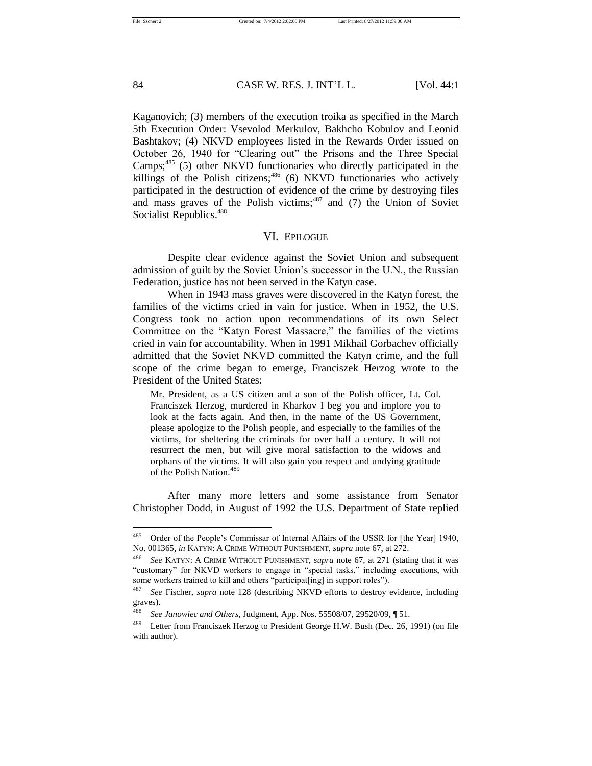Kaganovich; (3) members of the execution troika as specified in the March 5th Execution Order: Vsevolod Merkulov, Bakhcho Kobulov and Leonid Bashtakov; (4) NKVD employees listed in the Rewards Order issued on October 26, 1940 for "Clearing out" the Prisons and the Three Special Camps;[485] (5) other NKVD functionaries who directly participated in the killings of the Polish citizens;[486] (6) NKVD functionaries who actively participated in the destruction of evidence of the crime by destroying files and mass graves of the Polish victims;[487] and (7) the Union of Soviet Socialist Republics.[488]

## VI. EPILOGUE

Despite clear evidence against the Soviet Union and subsequent admission of guilt by the Soviet Union's successor in the U.N., the Russian Federation, justice has not been served in the Katyn case.

When in 1943 mass graves were discovered in the Katyn forest, the families of the victims cried in vain for justice. When in 1952, the U.S. Congress took no action upon recommendations of its own Select Committee on the "Katyn Forest Massacre," the families of the victims cried in vain for accountability. When in 1991 Mikhail Gorbachev officially admitted that the Soviet NKVD committed the Katyn crime, and the full scope of the crime began to emerge, Franciszek Herzog wrote to the President of the United States:

> Mr. President, as a US citizen and a son of the Polish officer, Lt. Col. Franciszek Herzog, murdered in Kharkov I beg you and implore you to look at the facts again. And then, in the name of the US Government, please apologize to the Polish people, and especially to the families of the victims, for sheltering the criminals for over half a century. It will not resurrect the men, but will give moral satisfaction to the widows and orphans of the victims. It will also gain you respect and undying gratitude of the Polish Nation.[489]

After many more letters and some assistance from Senator Christopher Dodd, in August of 1992 the U.S. Department of State replied

---

[485] Order of the People's Commissar of Internal Affairs of the USSR for [the Year] 1940, No. 001365, *in* KATYN: A CRIME WITHOUT PUNISHMENT, *supra* note 67, at 272.

[486] *See* KATYN: A CRIME WITHOUT PUNISHMENT, *supra* note 67, at 271 (stating that it was "customary" for NKVD workers to engage in "special tasks," including executions, with some workers trained to kill and others "participat[ing] in support roles").

[487] *See* Fischer, *supra* note 128 (describing NKVD efforts to destroy evidence, including graves).

[488] *See Janowiec and Others*, Judgment, App. Nos. 55508/07, 29520/09, ¶ 51.

[489] Letter from Franciszek Herzog to President George H.W. Bush (Dec. 26, 1991) (on file with author).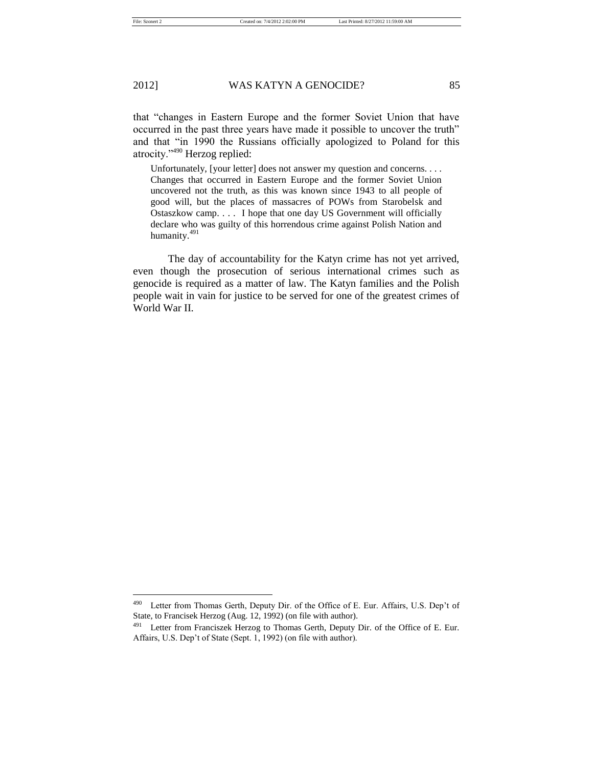that "changes in Eastern Europe and the former Soviet Union that have occurred in the past three years have made it possible to uncover the truth" and that "in 1990 the Russians officially apologized to Poland for this atrocity."[490] Herzog replied:

> Unfortunately, [your letter] does not answer my question and concerns. . . . Changes that occurred in Eastern Europe and the former Soviet Union uncovered not the truth, as this was known since 1943 to all people of good will, but the places of massacres of POWs from Starobelsk and Ostaszkow camp. . . . I hope that one day US Government will officially declare who was guilty of this horrendous crime against Polish Nation and humanity.[491]

The day of accountability for the Katyn crime has not yet arrived, even though the prosecution of serious international crimes such as genocide is required as a matter of law. The Katyn families and the Polish people wait in vain for justice to be served for one of the greatest crimes of World War II.

---

[490] Letter from Thomas Gerth, Deputy Dir. of the Office of E. Eur. Affairs, U.S. Dep't of State, to Francisek Herzog (Aug. 12, 1992) (on file with author).

[491] Letter from Franciszek Herzog to Thomas Gerth, Deputy Dir. of the Office of E. Eur. Affairs, U.S. Dep't of State (Sept. 1, 1992) (on file with author).